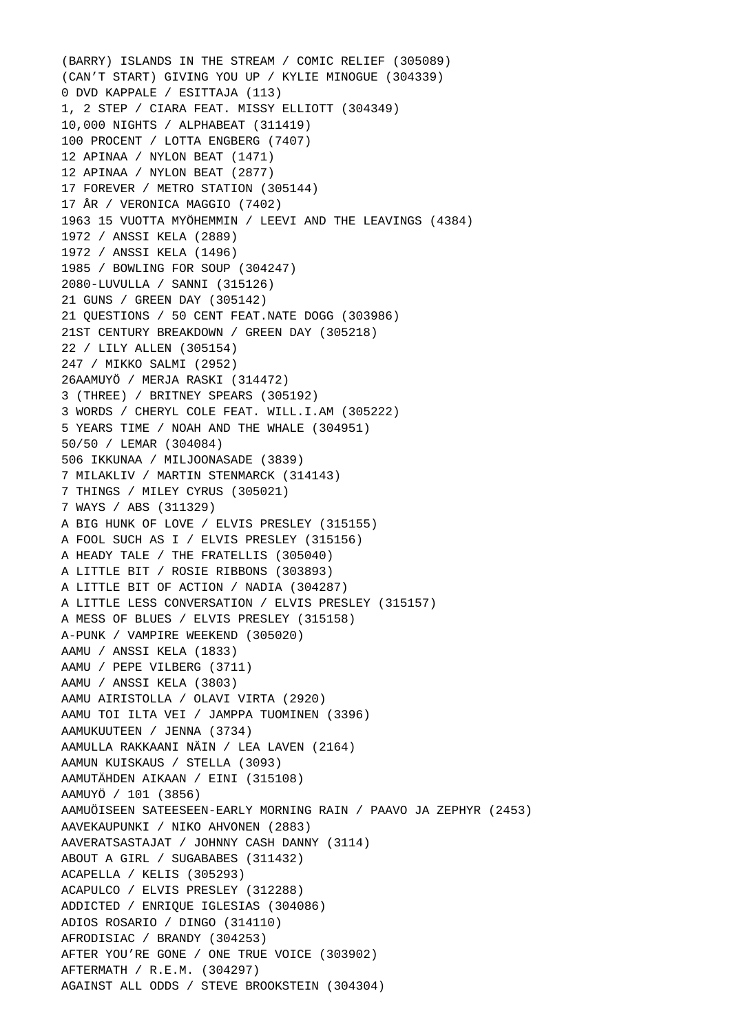(BARRY) ISLANDS IN THE STREAM / COMIC RELIEF (305089)
(CAN'T START) GIVING YOU UP / KYLIE MINOGUE (304339)
0 DVD KAPPALE / ESITTAJA (113)
1, 2 STEP / CIARA FEAT. MISSY ELLIOTT (304349)
10,000 NIGHTS / ALPHABEAT (311419)
100 PROCENT / LOTTA ENGBERG (7407)
12 APINAA / NYLON BEAT (1471)
12 APINAA / NYLON BEAT (2877)
17 FOREVER / METRO STATION (305144)
17 ÅR / VERONICA MAGGIO (7402)
1963 15 VUOTTA MYÖHEMMIN / LEEVI AND THE LEAVINGS (4384)
1972 / ANSSI KELA (2889)
1972 / ANSSI KELA (1496)
1985 / BOWLING FOR SOUP (304247)
2080-LUVULLA / SANNI (315126)
21 GUNS / GREEN DAY (305142)
21 QUESTIONS / 50 CENT FEAT.NATE DOGG (303986)
21ST CENTURY BREAKDOWN / GREEN DAY (305218)
22 / LILY ALLEN (305154)
247 / MIKKO SALMI (2952)
26AAMUYÖ / MERJA RASKI (314472)
3 (THREE) / BRITNEY SPEARS (305192)
3 WORDS / CHERYL COLE FEAT. WILL.I.AM (305222)
5 YEARS TIME / NOAH AND THE WHALE (304951)
50/50 / LEMAR (304084)
506 IKKUNAA / MILJOONASADE (3839)
7 MILAKLIV / MARTIN STENMARCK (314143)
7 THINGS / MILEY CYRUS (305021)
7 WAYS / ABS (311329)
A BIG HUNK OF LOVE / ELVIS PRESLEY (315155)
A FOOL SUCH AS I / ELVIS PRESLEY (315156)
A HEADY TALE / THE FRATELLIS (305040)
A LITTLE BIT / ROSIE RIBBONS (303893)
A LITTLE BIT OF ACTION / NADIA (304287)
A LITTLE LESS CONVERSATION / ELVIS PRESLEY (315157)
A MESS OF BLUES / ELVIS PRESLEY (315158)
A-PUNK / VAMPIRE WEEKEND (305020)
AAMU / ANSSI KELA (1833)
AAMU / PEPE VILBERG (3711)
AAMU / ANSSI KELA (3803)
AAMU AIRISTOLLA / OLAVI VIRTA (2920)
AAMU TOI ILTA VEI / JAMPPA TUOMINEN (3396)
AAMUKUUTEEN / JENNA (3734)
AAMULLA RAKKAANI NÄIN / LEA LAVEN (2164)
AAMUN KUISKAUS / STELLA (3093)
AAMUTÄHDEN AIKAAN / EINI (315108)
AAMUYÖ / 101 (3856)
AAMUÖISEEN SATEESEEN-EARLY MORNING RAIN / PAAVO JA ZEPHYR (2453)
AAVEKAUPUNKI / NIKO AHVONEN (2883)
AAVERATSASTAJAT / JOHNNY CASH DANNY (3114)
ABOUT A GIRL / SUGABABES (311432)
ACAPELLA / KELIS (305293)
ACAPULCO / ELVIS PRESLEY (312288)
ADDICTED / ENRIQUE IGLESIAS (304086)
ADIOS ROSARIO / DINGO (314110)
AFRODISIAC / BRANDY (304253)
AFTER YOU'RE GONE / ONE TRUE VOICE (303902)
AFTERMATH / R.E.M. (304297)
AGAINST ALL ODDS / STEVE BROOKSTEIN (304304)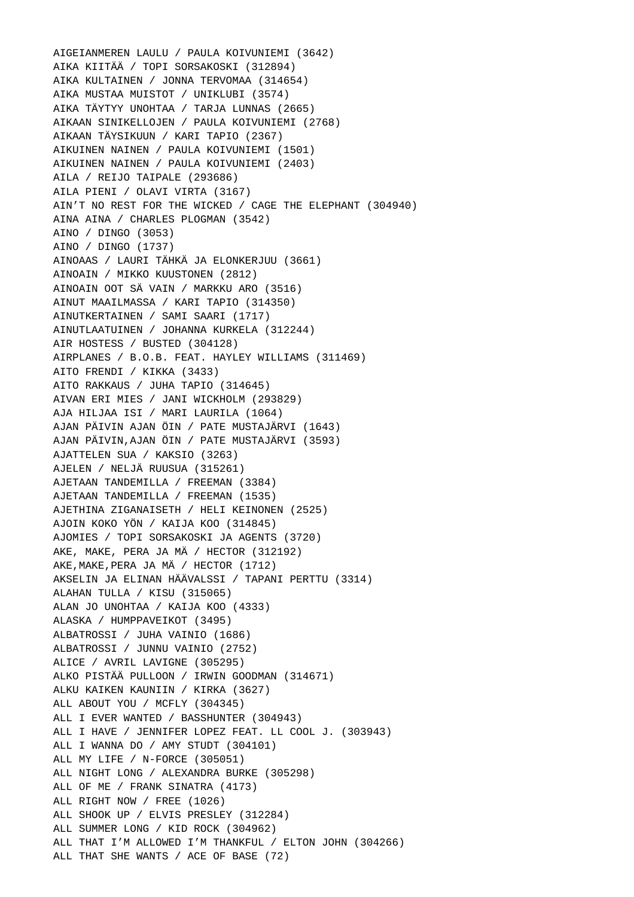AIGEIANMEREN LAULU / PAULA KOIVUNIEMI (3642)
AIKA KIITÄÄ / TOPI SORSAKOSKI (312894)
AIKA KULTAINEN / JONNA TERVOMAA (314654)
AIKA MUSTAA MUISTOT / UNIKLUBI (3574)
AIKA TÄYTYY UNOHTAA / TARJA LUNNAS (2665)
AIKAAN SINIKELLOJEN / PAULA KOIVUNIEMI (2768)
AIKAAN TÄYSIKUUN / KARI TAPIO (2367)
AIKUINEN NAINEN / PAULA KOIVUNIEMI (1501)
AIKUINEN NAINEN / PAULA KOIVUNIEMI (2403)
AILA / REIJO TAIPALE (293686)
AILA PIENI / OLAVI VIRTA (3167)
AIN'T NO REST FOR THE WICKED / CAGE THE ELEPHANT (304940)
AINA AINA / CHARLES PLOGMAN (3542)
AINO / DINGO (3053)
AINO / DINGO (1737)
AINOAAS / LAURI TÄHKÄ JA ELONKERJUU (3661)
AINOAIN / MIKKO KUUSTONEN (2812)
AINOAIN OOT SÄ VAIN / MARKKU ARO (3516)
AINUT MAAILMASSA / KARI TAPIO (314350)
AINUTKERTAINEN / SAMI SAARI (1717)
AINUTLAATUINEN / JOHANNA KURKELA (312244)
AIR HOSTESS / BUSTED (304128)
AIRPLANES / B.O.B. FEAT. HAYLEY WILLIAMS (311469)
AITO FRENDI / KIKKA (3433)
AITO RAKKAUS / JUHA TAPIO (314645)
AIVAN ERI MIES / JANI WICKHOLM (293829)
AJA HILJAA ISI / MARI LAURILA (1064)
AJAN PÄIVIN AJAN ÖIN / PATE MUSTAJÄRVI (1643)
AJAN PÄIVIN,AJAN ÖIN / PATE MUSTAJÄRVI (3593)
AJATTELEN SUA / KAKSIO (3263)
AJELEN / NELJÄ RUUSUA (315261)
AJETAAN TANDEMILLA / FREEMAN (3384)
AJETAAN TANDEMILLA / FREEMAN (1535)
AJETHINA ZIGANAISETH / HELI KEINONEN (2525)
AJOIN KOKO YÖN / KAIJA KOO (314845)
AJOMIES / TOPI SORSAKOSKI JA AGENTS (3720)
AKE, MAKE, PERA JA MÄ / HECTOR (312192)
AKE,MAKE,PERA JA MÄ / HECTOR (1712)
AKSELIN JA ELINAN HÄÄVALSSI / TAPANI PERTTU (3314)
ALAHAN TULLA / KISU (315065)
ALAN JO UNOHTAA / KAIJA KOO (4333)
ALASKA / HUMPPAVEIKOT (3495)
ALBATROSSI / JUHA VAINIO (1686)
ALBATROSSI / JUNNU VAINIO (2752)
ALICE / AVRIL LAVIGNE (305295)
ALKO PISTÄÄ PULLOON / IRWIN GOODMAN (314671)
ALKU KAIKEN KAUNIIN / KIRKA (3627)
ALL ABOUT YOU / MCFLY (304345)
ALL I EVER WANTED / BASSHUNTER (304943)
ALL I HAVE / JENNIFER LOPEZ FEAT. LL COOL J. (303943)
ALL I WANNA DO / AMY STUDT (304101)
ALL MY LIFE / N-FORCE (305051)
ALL NIGHT LONG / ALEXANDRA BURKE (305298)
ALL OF ME / FRANK SINATRA (4173)
ALL RIGHT NOW / FREE (1026)
ALL SHOOK UP / ELVIS PRESLEY (312284)
ALL SUMMER LONG / KID ROCK (304962)
ALL THAT I'M ALLOWED I'M THANKFUL / ELTON JOHN (304266)
ALL THAT SHE WANTS / ACE OF BASE (72)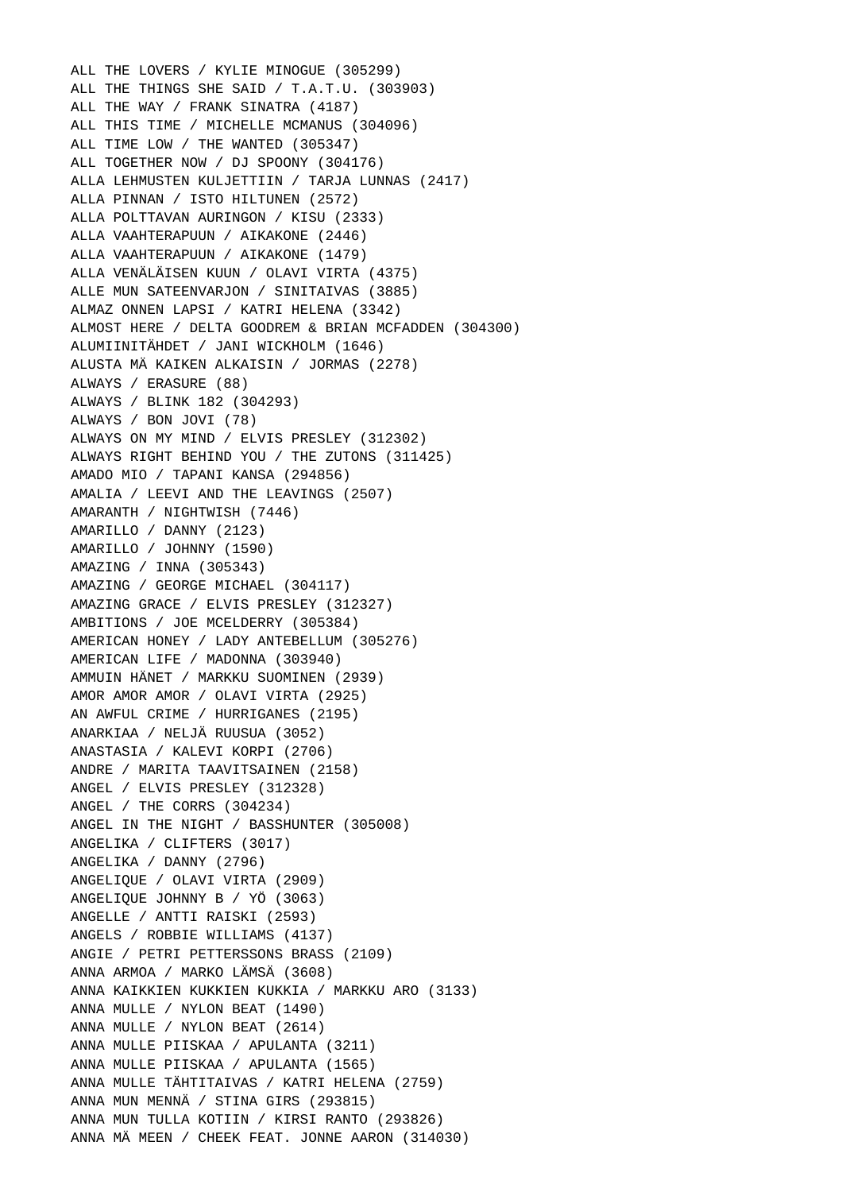ALL THE LOVERS / KYLIE MINOGUE (305299)
ALL THE THINGS SHE SAID / T.A.T.U. (303903)
ALL THE WAY / FRANK SINATRA (4187)
ALL THIS TIME / MICHELLE MCMANUS (304096)
ALL TIME LOW / THE WANTED (305347)
ALL TOGETHER NOW / DJ SPOONY (304176)
ALLA LEHMUSTEN KULJETTIIN / TARJA LUNNAS (2417)
ALLA PINNAN / ISTO HILTUNEN (2572)
ALLA POLTTAVAN AURINGON / KISU (2333)
ALLA VAAHTERAPUUN / AIKAKONE (2446)
ALLA VAAHTERAPUUN / AIKAKONE (1479)
ALLA VENÄLÄISEN KUUN / OLAVI VIRTA (4375)
ALLE MUN SATEENVARJON / SINITAIVAS (3885)
ALMAZ ONNEN LAPSI / KATRI HELENA (3342)
ALMOST HERE / DELTA GOODREM & BRIAN MCFADDEN (304300)
ALUMIINITÄHDET / JANI WICKHOLM (1646)
ALUSTA MÄ KAIKEN ALKAISIN / JORMAS (2278)
ALWAYS / ERASURE (88)
ALWAYS / BLINK 182 (304293)
ALWAYS / BON JOVI (78)
ALWAYS ON MY MIND / ELVIS PRESLEY (312302)
ALWAYS RIGHT BEHIND YOU / THE ZUTONS (311425)
AMADO MIO / TAPANI KANSA (294856)
AMALIA / LEEVI AND THE LEAVINGS (2507)
AMARANTH / NIGHTWISH (7446)
AMARILLO / DANNY (2123)
AMARILLO / JOHNNY (1590)
AMAZING / INNA (305343)
AMAZING / GEORGE MICHAEL (304117)
AMAZING GRACE / ELVIS PRESLEY (312327)
AMBITIONS / JOE MCELDERRY (305384)
AMERICAN HONEY / LADY ANTEBELLUM (305276)
AMERICAN LIFE / MADONNA (303940)
AMMUIN HÄNET / MARKKU SUOMINEN (2939)
AMOR AMOR AMOR / OLAVI VIRTA (2925)
AN AWFUL CRIME / HURRIGANES (2195)
ANARKIAA / NELJÄ RUUSUA (3052)
ANASTASIA / KALEVI KORPI (2706)
ANDRE / MARITA TAAVITSAINEN (2158)
ANGEL / ELVIS PRESLEY (312328)
ANGEL / THE CORRS (304234)
ANGEL IN THE NIGHT / BASSHUNTER (305008)
ANGELIKA / CLIFTERS (3017)
ANGELIKA / DANNY (2796)
ANGELIQUE / OLAVI VIRTA (2909)
ANGELIQUE JOHNNY B / YÖ (3063)
ANGELLE / ANTTI RAISKI (2593)
ANGELS / ROBBIE WILLIAMS (4137)
ANGIE / PETRI PETTERSSONS BRASS (2109)
ANNA ARMOA / MARKO LÄMSÄ (3608)
ANNA KAIKKIEN KUKKIEN KUKKIA / MARKKU ARO (3133)
ANNA MULLE / NYLON BEAT (1490)
ANNA MULLE / NYLON BEAT (2614)
ANNA MULLE PIISKAA / APULANTA (3211)
ANNA MULLE PIISKAA / APULANTA (1565)
ANNA MULLE TÄHTITAIVAS / KATRI HELENA (2759)
ANNA MUN MENNÄ / STINA GIRS (293815)
ANNA MUN TULLA KOTIIN / KIRSI RANTO (293826)
ANNA MÄ MEEN / CHEEK FEAT. JONNE AARON (314030)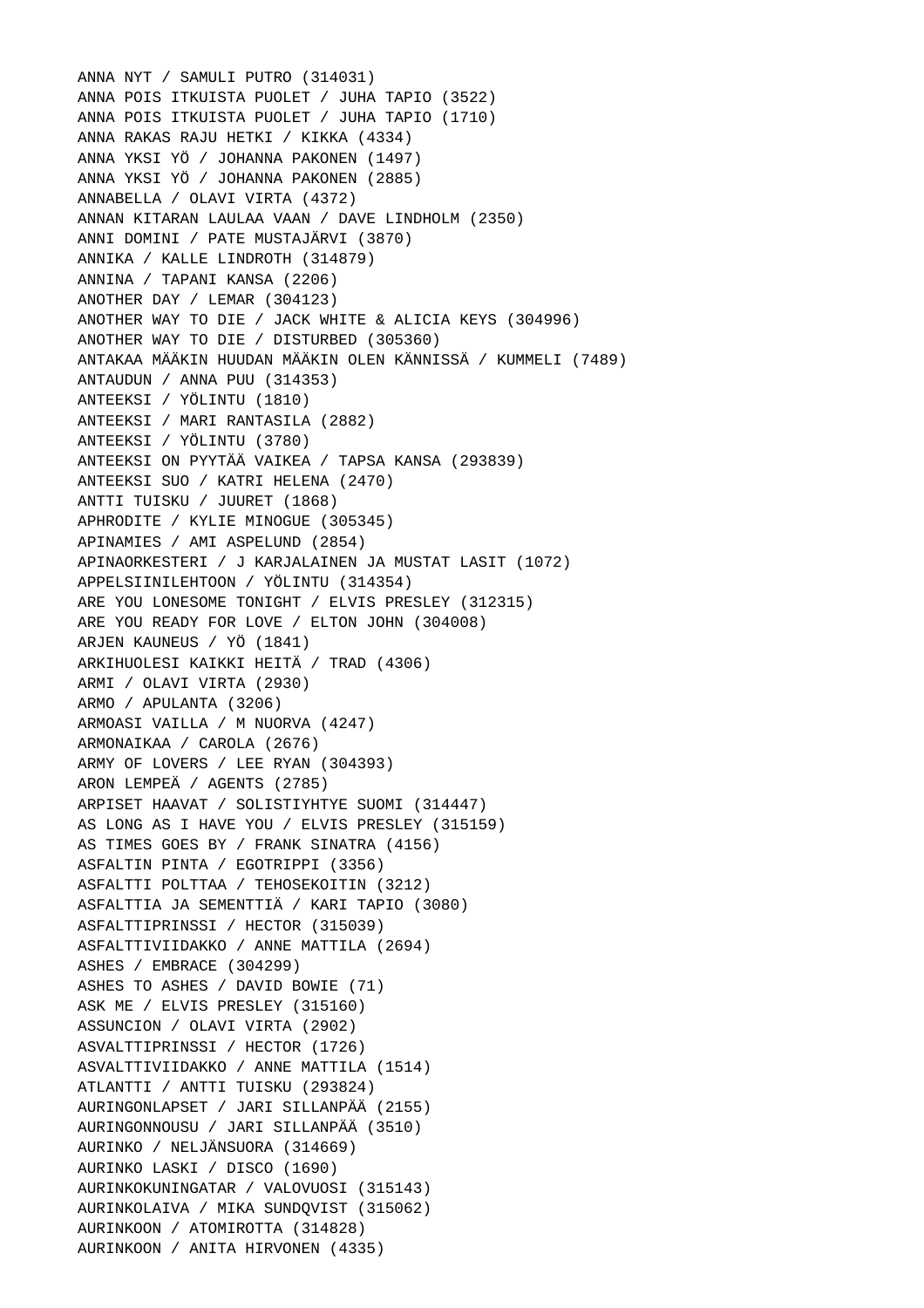ANNA NYT / SAMULI PUTRO (314031)
ANNA POIS ITKUISTA PUOLET / JUHA TAPIO (3522)
ANNA POIS ITKUISTA PUOLET / JUHA TAPIO (1710)
ANNA RAKAS RAJU HETKI / KIKKA (4334)
ANNA YKSI YÖ / JOHANNA PAKONEN (1497)
ANNA YKSI YÖ / JOHANNA PAKONEN (2885)
ANNABELLA / OLAVI VIRTA (4372)
ANNAN KITARAN LAULAA VAAN / DAVE LINDHOLM (2350)
ANNI DOMINI / PATE MUSTAJÄRVI (3870)
ANNIKA / KALLE LINDROTH (314879)
ANNINA / TAPANI KANSA (2206)
ANOTHER DAY / LEMAR (304123)
ANOTHER WAY TO DIE / JACK WHITE & ALICIA KEYS (304996)
ANOTHER WAY TO DIE / DISTURBED (305360)
ANTAKAA MÄÄKIN HUUDAN MÄÄKIN OLEN KÄNNISSÄ / KUMMELI (7489)
ANTAUDUN / ANNA PUU (314353)
ANTEEKSI / YÖLINTU (1810)
ANTEEKSI / MARI RANTASILA (2882)
ANTEEKSI / YÖLINTU (3780)
ANTEEKSI ON PYYTÄÄ VAIKEA / TAPSA KANSA (293839)
ANTEEKSI SUO / KATRI HELENA (2470)
ANTTI TUISKU / JUURET (1868)
APHRODITE / KYLIE MINOGUE (305345)
APINAMIES / AMI ASPELUND (2854)
APINAORKESTERI / J KARJALAINEN JA MUSTAT LASIT (1072)
APPELSIINILEHTOON / YÖLINTU (314354)
ARE YOU LONESOME TONIGHT / ELVIS PRESLEY (312315)
ARE YOU READY FOR LOVE / ELTON JOHN (304008)
ARJEN KAUNEUS / YÖ (1841)
ARKIHUOLESI KAIKKI HEITÄ / TRAD (4306)
ARMI / OLAVI VIRTA (2930)
ARMO / APULANTA (3206)
ARMOASI VAILLA / M NUORVA (4247)
ARMONAIKAA / CAROLA (2676)
ARMY OF LOVERS / LEE RYAN (304393)
ARON LEMPEÄ / AGENTS (2785)
ARPISET HAAVAT / SOLISTIYHTYE SUOMI (314447)
AS LONG AS I HAVE YOU / ELVIS PRESLEY (315159)
AS TIMES GOES BY / FRANK SINATRA (4156)
ASFALTIN PINTA / EGOTRIPPI (3356)
ASFALTTI POLTTAA / TEHOSEKOITIN (3212)
ASFALTTIA JA SEMENTTIÄ / KARI TAPIO (3080)
ASFALTTIPRINSSI / HECTOR (315039)
ASFALTTIVIIDAKKO / ANNE MATTILA (2694)
ASHES / EMBRACE (304299)
ASHES TO ASHES / DAVID BOWIE (71)
ASK ME / ELVIS PRESLEY (315160)
ASSUNCION / OLAVI VIRTA (2902)
ASVALTTIPRINSSI / HECTOR (1726)
ASVALTTIVIIDAKKO / ANNE MATTILA (1514)
ATLANTTI / ANTTI TUISKU (293824)
AURINGONLAPSET / JARI SILLANPÄÄ (2155)
AURINGONNOUSU / JARI SILLANPÄÄ (3510)
AURINKO / NELJÄNSUORA (314669)
AURINKO LASKI / DISCO (1690)
AURINKOKUNINGATAR / VALOVUOSI (315143)
AURINKOLAIVA / MIKA SUNDQVIST (315062)
AURINKOON / ATOMIROTTA (314828)
AURINKOON / ANITA HIRVONEN (4335)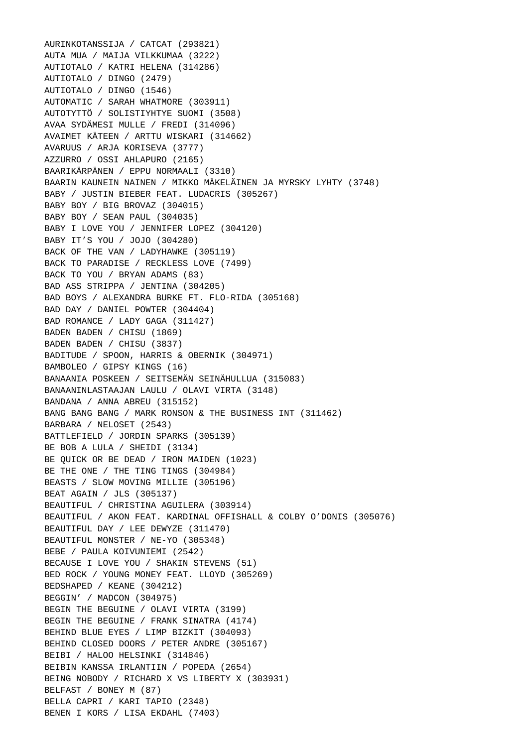AURINKOTANSSIJA / CATCAT (293821)
AUTA MUA / MAIJA VILKKUMAA (3222)
AUTIOTALO / KATRI HELENA (314286)
AUTIOTALO / DINGO (2479)
AUTIOTALO / DINGO (1546)
AUTOMATIC / SARAH WHATMORE (303911)
AUTOTYTTÖ / SOLISTIYHTYE SUOMI (3508)
AVAA SYDÄMESI MULLE / FREDI (314096)
AVAIMET KÄTEEN / ARTTU WISKARI (314662)
AVARUUS / ARJA KORISEVA (3777)
AZZURRO / OSSI AHLAPURO (2165)
BAARIKÄRPÄNEN / EPPU NORMAALI (3310)
BAARIN KAUNEIN NAINEN / MIKKO MÄKELÄINEN JA MYRSKY LYHTY (3748)
BABY / JUSTIN BIEBER FEAT. LUDACRIS (305267)
BABY BOY / BIG BROVAZ (304015)
BABY BOY / SEAN PAUL (304035)
BABY I LOVE YOU / JENNIFER LOPEZ (304120)
BABY IT’S YOU / JOJO (304280)
BACK OF THE VAN / LADYHAWKE (305119)
BACK TO PARADISE / RECKLESS LOVE (7499)
BACK TO YOU / BRYAN ADAMS (83)
BAD ASS STRIPPA / JENTINA (304205)
BAD BOYS / ALEXANDRA BURKE FT. FLO-RIDA (305168)
BAD DAY / DANIEL POWTER (304404)
BAD ROMANCE / LADY GAGA (311427)
BADEN BADEN / CHISU (1869)
BADEN BADEN / CHISU (3837)
BADITUDE / SPOON, HARRIS & OBERNIK (304971)
BAMBOLEO / GIPSY KINGS (16)
BANAANIA POSKEEN / SEITSEMÄN SEINÄHULLUA (315083)
BANAANINLASTAAJAN LAULU / OLAVI VIRTA (3148)
BANDANA / ANNA ABREU (315152)
BANG BANG BANG / MARK RONSON & THE BUSINESS INT (311462)
BARBARA / NELOSET (2543)
BATTLEFIELD / JORDIN SPARKS (305139)
BE BOB A LULA / SHEIDI (3134)
BE QUICK OR BE DEAD / IRON MAIDEN (1023)
BE THE ONE / THE TING TINGS (304984)
BEASTS / SLOW MOVING MILLIE (305196)
BEAT AGAIN / JLS (305137)
BEAUTIFUL / CHRISTINA AGUILERA (303914)
BEAUTIFUL / AKON FEAT. KARDINAL OFFISHALL & COLBY O’DONIS (305076)
BEAUTIFUL DAY / LEE DEWYZE (311470)
BEAUTIFUL MONSTER / NE-YO (305348)
BEBE / PAULA KOIVUNIEMI (2542)
BECAUSE I LOVE YOU / SHAKIN STEVENS (51)
BED ROCK / YOUNG MONEY FEAT. LLOYD (305269)
BEDSHAPED / KEANE (304212)
BEGGIN’ / MADCON (304975)
BEGIN THE BEGUINE / OLAVI VIRTA (3199)
BEGIN THE BEGUINE / FRANK SINATRA (4174)
BEHIND BLUE EYES / LIMP BIZKIT (304093)
BEHIND CLOSED DOORS / PETER ANDRE (305167)
BEIBI / HALOO HELSINKI (314846)
BEIBIN KANSSA IRLANTIIN / POPEDA (2654)
BEING NOBODY / RICHARD X VS LIBERTY X (303931)
BELFAST / BONEY M (87)
BELLA CAPRI / KARI TAPIO (2348)
BENEN I KORS / LISA EKDAHL (7403)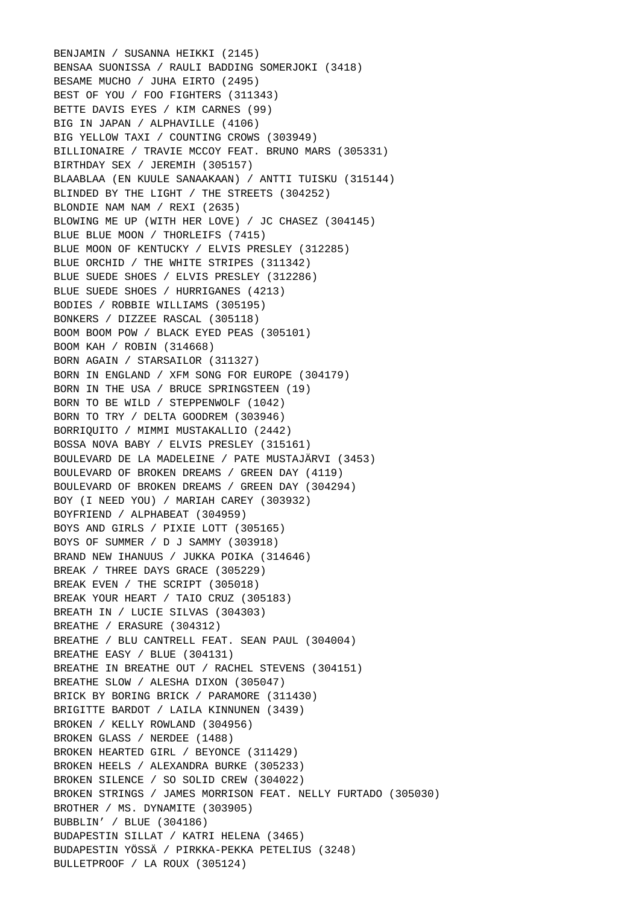BENJAMIN / SUSANNA HEIKKI (2145)
BENSAA SUONISSA / RAULI BADDING SOMERJOKI (3418)
BESAME MUCHO / JUHA EIRTO (2495)
BEST OF YOU / FOO FIGHTERS (311343)
BETTE DAVIS EYES / KIM CARNES (99)
BIG IN JAPAN / ALPHAVILLE (4106)
BIG YELLOW TAXI / COUNTING CROWS (303949)
BILLIONAIRE / TRAVIE MCCOY FEAT. BRUNO MARS (305331)
BIRTHDAY SEX / JEREMIH (305157)
BLAABLAA (EN KUULE SANAAKAAN) / ANTTI TUISKU (315144)
BLINDED BY THE LIGHT / THE STREETS (304252)
BLONDIE NAM NAM / REXI (2635)
BLOWING ME UP (WITH HER LOVE) / JC CHASEZ (304145)
BLUE BLUE MOON / THORLEIFS (7415)
BLUE MOON OF KENTUCKY / ELVIS PRESLEY (312285)
BLUE ORCHID / THE WHITE STRIPES (311342)
BLUE SUEDE SHOES / ELVIS PRESLEY (312286)
BLUE SUEDE SHOES / HURRIGANES (4213)
BODIES / ROBBIE WILLIAMS (305195)
BONKERS / DIZZEE RASCAL (305118)
BOOM BOOM POW / BLACK EYED PEAS (305101)
BOOM KAH / ROBIN (314668)
BORN AGAIN / STARSAILOR (311327)
BORN IN ENGLAND / XFM SONG FOR EUROPE (304179)
BORN IN THE USA / BRUCE SPRINGSTEEN (19)
BORN TO BE WILD / STEPPENWOLF (1042)
BORN TO TRY / DELTA GOODREM (303946)
BORRIQUITO / MIMMI MUSTAKALLIO (2442)
BOSSA NOVA BABY / ELVIS PRESLEY (315161)
BOULEVARD DE LA MADELEINE / PATE MUSTAJÄRVI (3453)
BOULEVARD OF BROKEN DREAMS / GREEN DAY (4119)
BOULEVARD OF BROKEN DREAMS / GREEN DAY (304294)
BOY (I NEED YOU) / MARIAH CAREY (303932)
BOYFRIEND / ALPHABEAT (304959)
BOYS AND GIRLS / PIXIE LOTT (305165)
BOYS OF SUMMER / D J SAMMY (303918)
BRAND NEW IHANUUS / JUKKA POIKA (314646)
BREAK / THREE DAYS GRACE (305229)
BREAK EVEN / THE SCRIPT (305018)
BREAK YOUR HEART / TAIO CRUZ (305183)
BREATH IN / LUCIE SILVAS (304303)
BREATHE / ERASURE (304312)
BREATHE / BLU CANTRELL FEAT. SEAN PAUL (304004)
BREATHE EASY / BLUE (304131)
BREATHE IN BREATHE OUT / RACHEL STEVENS (304151)
BREATHE SLOW / ALESHA DIXON (305047)
BRICK BY BORING BRICK / PARAMORE (311430)
BRIGITTE BARDOT / LAILA KINNUNEN (3439)
BROKEN / KELLY ROWLAND (304956)
BROKEN GLASS / NERDEE (1488)
BROKEN HEARTED GIRL / BEYONCE (311429)
BROKEN HEELS / ALEXANDRA BURKE (305233)
BROKEN SILENCE / SO SOLID CREW (304022)
BROKEN STRINGS / JAMES MORRISON FEAT. NELLY FURTADO (305030)
BROTHER / MS. DYNAMITE (303905)
BUBBLIN' / BLUE (304186)
BUDAPESTIN SILLAT / KATRI HELENA (3465)
BUDAPESTIN YÖSSÄ / PIRKKA-PEKKA PETELIUS (3248)
BULLETPROOF / LA ROUX (305124)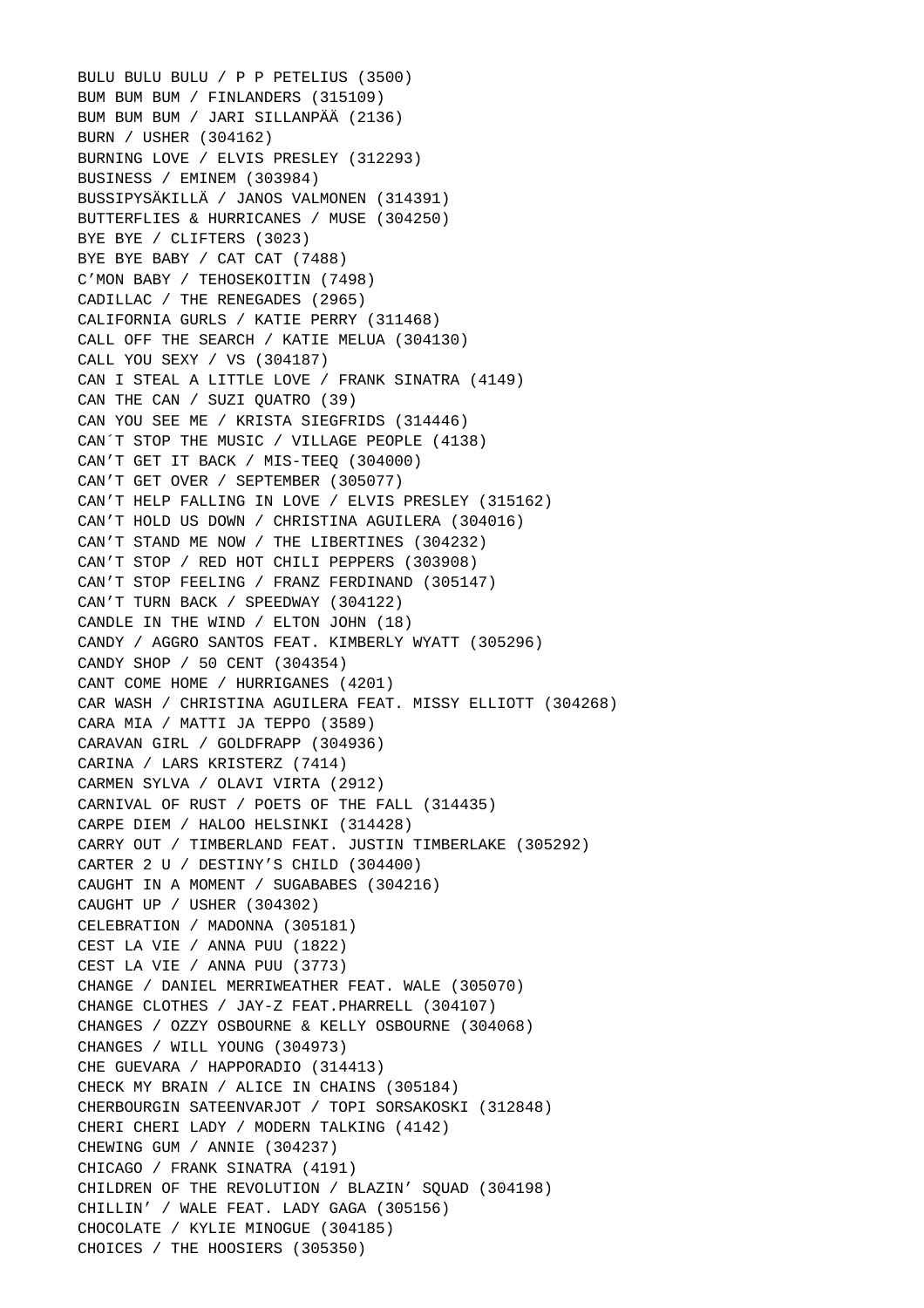BULU BULU BULU / P P PETELIUS (3500)
BUM BUM BUM / FINLANDERS (315109)
BUM BUM BUM / JARI SILLANPÄÄ (2136)
BURN / USHER (304162)
BURNING LOVE / ELVIS PRESLEY (312293)
BUSINESS / EMINEM (303984)
BUSSIPYSÄKILLÄ / JANOS VALMONEN (314391)
BUTTERFLIES & HURRICANES / MUSE (304250)
BYE BYE / CLIFTERS (3023)
BYE BYE BABY / CAT CAT (7488)
C’MON BABY / TEHOSEKOITIN (7498)
CADILLAC / THE RENEGADES (2965)
CALIFORNIA GURLS / KATIE PERRY (311468)
CALL OFF THE SEARCH / KATIE MELUA (304130)
CALL YOU SEXY / VS (304187)
CAN I STEAL A LITTLE LOVE / FRANK SINATRA (4149)
CAN THE CAN / SUZI QUATRO (39)
CAN YOU SEE ME / KRISTA SIEGFRIDS (314446)
CAN´T STOP THE MUSIC / VILLAGE PEOPLE (4138)
CAN’T GET IT BACK / MIS-TEEQ (304000)
CAN’T GET OVER / SEPTEMBER (305077)
CAN’T HELP FALLING IN LOVE / ELVIS PRESLEY (315162)
CAN’T HOLD US DOWN / CHRISTINA AGUILERA (304016)
CAN’T STAND ME NOW / THE LIBERTINES (304232)
CAN’T STOP / RED HOT CHILI PEPPERS (303908)
CAN’T STOP FEELING / FRANZ FERDINAND (305147)
CAN’T TURN BACK / SPEEDWAY (304122)
CANDLE IN THE WIND / ELTON JOHN (18)
CANDY / AGGRO SANTOS FEAT. KIMBERLY WYATT (305296)
CANDY SHOP / 50 CENT (304354)
CANT COME HOME / HURRIGANES (4201)
CAR WASH / CHRISTINA AGUILERA FEAT. MISSY ELLIOTT (304268)
CARA MIA / MATTI JA TEPPO (3589)
CARAVAN GIRL / GOLDFRAPP (304936)
CARINA / LARS KRISTERZ (7414)
CARMEN SYLVA / OLAVI VIRTA (2912)
CARNIVAL OF RUST / POETS OF THE FALL (314435)
CARPE DIEM / HALOO HELSINKI (314428)
CARRY OUT / TIMBERLAND FEAT. JUSTIN TIMBERLAKE (305292)
CARTER 2 U / DESTINY’S CHILD (304400)
CAUGHT IN A MOMENT / SUGABABES (304216)
CAUGHT UP / USHER (304302)
CELEBRATION / MADONNA (305181)
CEST LA VIE / ANNA PUU (1822)
CEST LA VIE / ANNA PUU (3773)
CHANGE / DANIEL MERRIWEATHER FEAT. WALE (305070)
CHANGE CLOTHES / JAY-Z FEAT.PHARRELL (304107)
CHANGES / OZZY OSBOURNE & KELLY OSBOURNE (304068)
CHANGES / WILL YOUNG (304973)
CHE GUEVARA / HAPPORADIO (314413)
CHECK MY BRAIN / ALICE IN CHAINS (305184)
CHERBOURGIN SATEENVARJOT / TOPI SORSAKOSKI (312848)
CHERI CHERI LADY / MODERN TALKING (4142)
CHEWING GUM / ANNIE (304237)
CHICAGO / FRANK SINATRA (4191)
CHILDREN OF THE REVOLUTION / BLAZIN’ SQUAD (304198)
CHILLIN’ / WALE FEAT. LADY GAGA (305156)
CHOCOLATE / KYLIE MINOGUE (304185)
CHOICES / THE HOOSIERS (305350)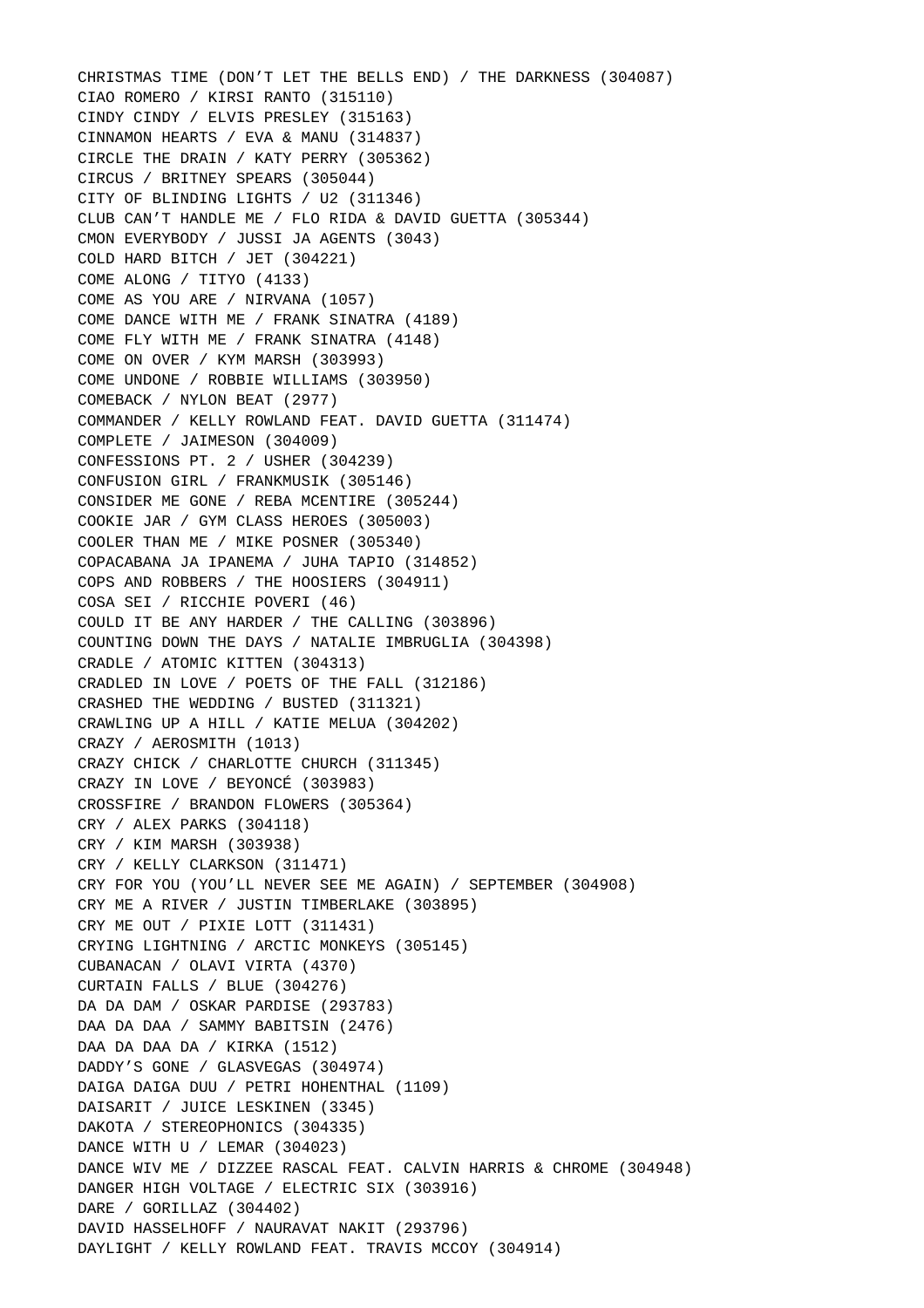CHRISTMAS TIME (DON’T LET THE BELLS END) / THE DARKNESS (304087)
CIAO ROMERO / KIRSI RANTO (315110)
CINDY CINDY / ELVIS PRESLEY (315163)
CINNAMON HEARTS / EVA & MANU (314837)
CIRCLE THE DRAIN / KATY PERRY (305362)
CIRCUS / BRITNEY SPEARS (305044)
CITY OF BLINDING LIGHTS / U2 (311346)
CLUB CAN’T HANDLE ME / FLO RIDA & DAVID GUETTA (305344)
CMON EVERYBODY / JUSSI JA AGENTS (3043)
COLD HARD BITCH / JET (304221)
COME ALONG / TITYO (4133)
COME AS YOU ARE / NIRVANA (1057)
COME DANCE WITH ME / FRANK SINATRA (4189)
COME FLY WITH ME / FRANK SINATRA (4148)
COME ON OVER / KYM MARSH (303993)
COME UNDONE / ROBBIE WILLIAMS (303950)
COMEBACK / NYLON BEAT (2977)
COMMANDER / KELLY ROWLAND FEAT. DAVID GUETTA (311474)
COMPLETE / JAIMESON (304009)
CONFESSIONS PT. 2 / USHER (304239)
CONFUSION GIRL / FRANKMUSIK (305146)
CONSIDER ME GONE / REBA MCENTIRE (305244)
COOKIE JAR / GYM CLASS HEROES (305003)
COOLER THAN ME / MIKE POSNER (305340)
COPACABANA JA IPANEMA / JUHA TAPIO (314852)
COPS AND ROBBERS / THE HOOSIERS (304911)
COSA SEI / RICCHIE POVERI (46)
COULD IT BE ANY HARDER / THE CALLING (303896)
COUNTING DOWN THE DAYS / NATALIE IMBRUGLIA (304398)
CRADLE / ATOMIC KITTEN (304313)
CRADLED IN LOVE / POETS OF THE FALL (312186)
CRASHED THE WEDDING / BUSTED (311321)
CRAWLING UP A HILL / KATIE MELUA (304202)
CRAZY / AEROSMITH (1013)
CRAZY CHICK / CHARLOTTE CHURCH (311345)
CRAZY IN LOVE / BEYONCÉ (303983)
CROSSFIRE / BRANDON FLOWERS (305364)
CRY / ALEX PARKS (304118)
CRY / KIM MARSH (303938)
CRY / KELLY CLARKSON (311471)
CRY FOR YOU (YOU’LL NEVER SEE ME AGAIN) / SEPTEMBER (304908)
CRY ME A RIVER / JUSTIN TIMBERLAKE (303895)
CRY ME OUT / PIXIE LOTT (311431)
CRYING LIGHTNING / ARCTIC MONKEYS (305145)
CUBANACAN / OLAVI VIRTA (4370)
CURTAIN FALLS / BLUE (304276)
DA DA DAM / OSKAR PARDISE (293783)
DAA DA DAA / SAMMY BABITSIN (2476)
DAA DA DAA DA / KIRKA (1512)
DADDY’S GONE / GLASVEGAS (304974)
DAIGA DAIGA DUU / PETRI HOHENTHAL (1109)
DAISARIT / JUICE LESKINEN (3345)
DAKOTA / STEREOPHONICS (304335)
DANCE WITH U / LEMAR (304023)
DANCE WIV ME / DIZZEE RASCAL FEAT. CALVIN HARRIS & CHROME (304948)
DANGER HIGH VOLTAGE / ELECTRIC SIX (303916)
DARE / GORILLAZ (304402)
DAVID HASSELHOFF / NAURAVAT NAKIT (293796)
DAYLIGHT / KELLY ROWLAND FEAT. TRAVIS MCCOY (304914)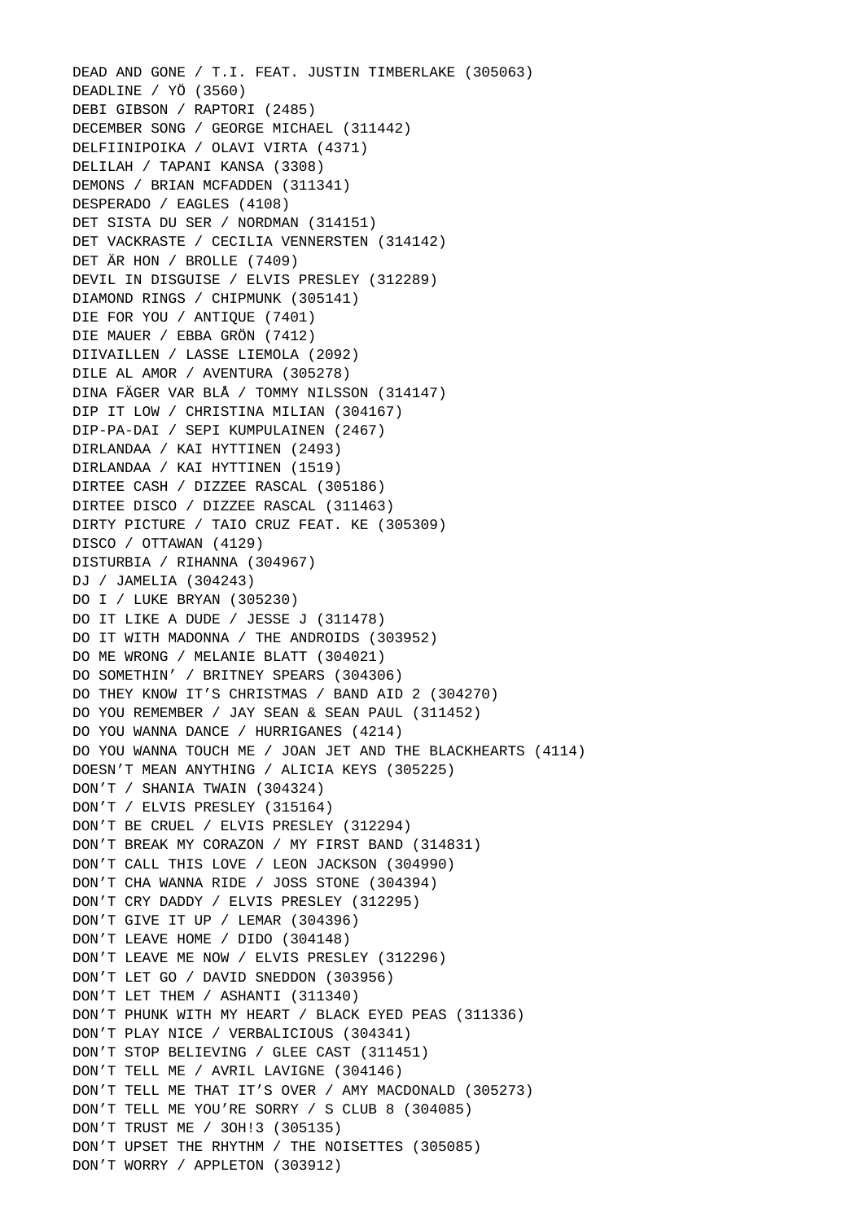DEAD AND GONE / T.I. FEAT. JUSTIN TIMBERLAKE (305063)
DEADLINE / YÖ (3560)
DEBI GIBSON / RAPTORI (2485)
DECEMBER SONG / GEORGE MICHAEL (311442)
DELFIINIPOIKA / OLAVI VIRTA (4371)
DELILAH / TAPANI KANSA (3308)
DEMONS / BRIAN MCFADDEN (311341)
DESPERADO / EAGLES (4108)
DET SISTA DU SER / NORDMAN (314151)
DET VACKRASTE / CECILIA VENNERSTEN (314142)
DET ÄR HON / BROLLE (7409)
DEVIL IN DISGUISE / ELVIS PRESLEY (312289)
DIAMOND RINGS / CHIPMUNK (305141)
DIE FOR YOU / ANTIQUE (7401)
DIE MAUER / EBBA GRÖN (7412)
DIIVAILLEN / LASSE LIEMOLA (2092)
DILE AL AMOR / AVENTURA (305278)
DINA FÄGER VAR BLÅ / TOMMY NILSSON (314147)
DIP IT LOW / CHRISTINA MILIAN (304167)
DIP-PA-DAI / SEPI KUMPULAINEN (2467)
DIRLANDAA / KAI HYTTINEN (2493)
DIRLANDAA / KAI HYTTINEN (1519)
DIRTEE CASH / DIZZEE RASCAL (305186)
DIRTEE DISCO / DIZZEE RASCAL (311463)
DIRTY PICTURE / TAIO CRUZ FEAT. KE (305309)
DISCO / OTTAWAN (4129)
DISTURBIA / RIHANNA (304967)
DJ / JAMELIA (304243)
DO I / LUKE BRYAN (305230)
DO IT LIKE A DUDE / JESSE J (311478)
DO IT WITH MADONNA / THE ANDROIDS (303952)
DO ME WRONG / MELANIE BLATT (304021)
DO SOMETHIN’ / BRITNEY SPEARS (304306)
DO THEY KNOW IT’S CHRISTMAS / BAND AID 2 (304270)
DO YOU REMEMBER / JAY SEAN & SEAN PAUL (311452)
DO YOU WANNA DANCE / HURRIGANES (4214)
DO YOU WANNA TOUCH ME / JOAN JET AND THE BLACKHEARTS (4114)
DOESN’T MEAN ANYTHING / ALICIA KEYS (305225)
DON’T / SHANIA TWAIN (304324)
DON’T / ELVIS PRESLEY (315164)
DON’T BE CRUEL / ELVIS PRESLEY (312294)
DON’T BREAK MY CORAZON / MY FIRST BAND (314831)
DON’T CALL THIS LOVE / LEON JACKSON (304990)
DON’T CHA WANNA RIDE / JOSS STONE (304394)
DON’T CRY DADDY / ELVIS PRESLEY (312295)
DON’T GIVE IT UP / LEMAR (304396)
DON’T LEAVE HOME / DIDO (304148)
DON’T LEAVE ME NOW / ELVIS PRESLEY (312296)
DON’T LET GO / DAVID SNEDDON (303956)
DON’T LET THEM / ASHANTI (311340)
DON’T PHUNK WITH MY HEART / BLACK EYED PEAS (311336)
DON’T PLAY NICE / VERBALICIOUS (304341)
DON’T STOP BELIEVING / GLEE CAST (311451)
DON’T TELL ME / AVRIL LAVIGNE (304146)
DON’T TELL ME THAT IT’S OVER / AMY MACDONALD (305273)
DON’T TELL ME YOU’RE SORRY / S CLUB 8 (304085)
DON’T TRUST ME / 3OH!3 (305135)
DON’T UPSET THE RHYTHM / THE NOISETTES (305085)
DON’T WORRY / APPLETON (303912)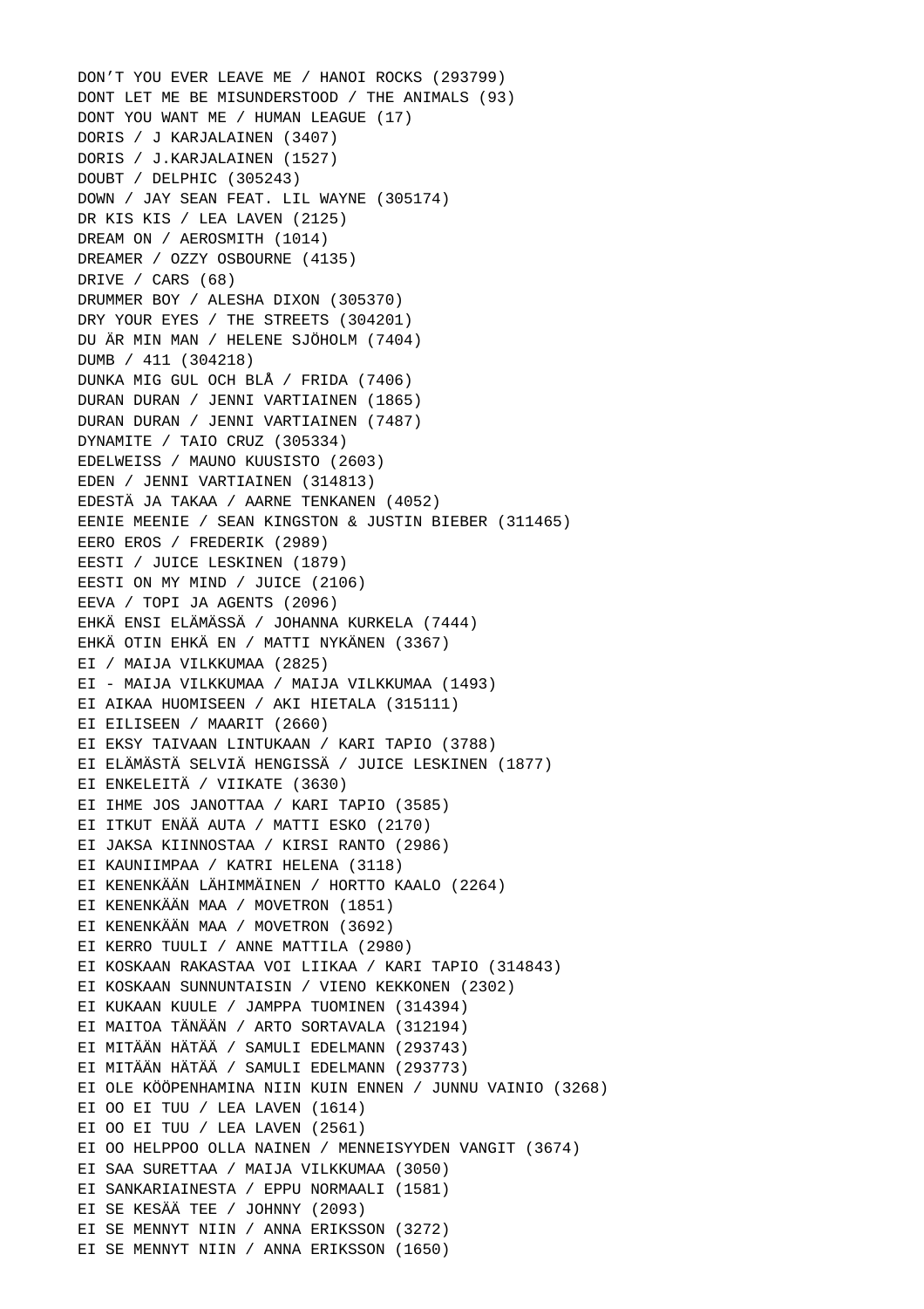DON’T YOU EVER LEAVE ME / HANOI ROCKS (293799)
DONT LET ME BE MISUNDERSTOOD / THE ANIMALS (93)
DONT YOU WANT ME / HUMAN LEAGUE (17)
DORIS / J KARJALAINEN (3407)
DORIS / J.KARJALAINEN (1527)
DOUBT / DELPHIC (305243)
DOWN / JAY SEAN FEAT. LIL WAYNE (305174)
DR KIS KIS / LEA LAVEN (2125)
DREAM ON / AEROSMITH (1014)
DREAMER / OZZY OSBOURNE (4135)
DRIVE / CARS (68)
DRUMMER BOY / ALESHA DIXON (305370)
DRY YOUR EYES / THE STREETS (304201)
DU ÄR MIN MAN / HELENE SJÖHOLM (7404)
DUMB / 411 (304218)
DUNKA MIG GUL OCH BLÅ / FRIDA (7406)
DURAN DURAN / JENNI VARTIAINEN (1865)
DURAN DURAN / JENNI VARTIAINEN (7487)
DYNAMITE / TAIO CRUZ (305334)
EDELWEISS / MAUNO KUUSISTO (2603)
EDEN / JENNI VARTIAINEN (314813)
EDESTÄ JA TAKAA / AARNE TENKANEN (4052)
EENIE MEENIE / SEAN KINGSTON & JUSTIN BIEBER (311465)
EERO EROS / FREDERIK (2989)
EESTI / JUICE LESKINEN (1879)
EESTI ON MY MIND / JUICE (2106)
EEVA / TOPI JA AGENTS (2096)
EHKÄ ENSI ELÄMÄSSÄ / JOHANNA KURKELA (7444)
EHKÄ OTIN EHKÄ EN / MATTI NYKÄNEN (3367)
EI / MAIJA VILKKUMAA (2825)
EI - MAIJA VILKKUMAA / MAIJA VILKKUMAA (1493)
EI AIKAA HUOMISEEN / AKI HIETALA (315111)
EI EILISEEN / MAARIT (2660)
EI EKSY TAIVAAN LINTUKAAN / KARI TAPIO (3788)
EI ELÄMÄSTÄ SELVIÄ HENGISSÄ / JUICE LESKINEN (1877)
EI ENKELEITÄ / VIIKATE (3630)
EI IHME JOS JANOTTAA / KARI TAPIO (3585)
EI ITKUT ENÄÄ AUTA / MATTI ESKO (2170)
EI JAKSA KIINNOSTAA / KIRSI RANTO (2986)
EI KAUNIIMPAA / KATRI HELENA (3118)
EI KENENKÄÄN LÄHIMMÄINEN / HORTTO KAALO (2264)
EI KENENKÄÄN MAA / MOVETRON (1851)
EI KENENKÄÄN MAA / MOVETRON (3692)
EI KERRO TUULI / ANNE MATTILA (2980)
EI KOSKAAN RAKASTAA VOI LIIKAA / KARI TAPIO (314843)
EI KOSKAAN SUNNUNTAISIN / VIENO KEKKONEN (2302)
EI KUKAAN KUULE / JAMPPA TUOMINEN (314394)
EI MAITOA TÄNÄÄN / ARTO SORTAVALA (312194)
EI MITÄÄN HÄTÄÄ / SAMULI EDELMANN (293743)
EI MITÄÄN HÄTÄÄ / SAMULI EDELMANN (293773)
EI OLE KÖÖPENHAMINA NIIN KUIN ENNEN / JUNNU VAINIO (3268)
EI OO EI TUU / LEA LAVEN (1614)
EI OO EI TUU / LEA LAVEN (2561)
EI OO HELPPOO OLLA NAINEN / MENNEISYYDEN VANGIT (3674)
EI SAA SURETTAA / MAIJA VILKKUMAA (3050)
EI SANKARIAINESTA / EPPU NORMAALI (1581)
EI SE KESÄÄ TEE / JOHNNY (2093)
EI SE MENNYT NIIN / ANNA ERIKSSON (3272)
EI SE MENNYT NIIN / ANNA ERIKSSON (1650)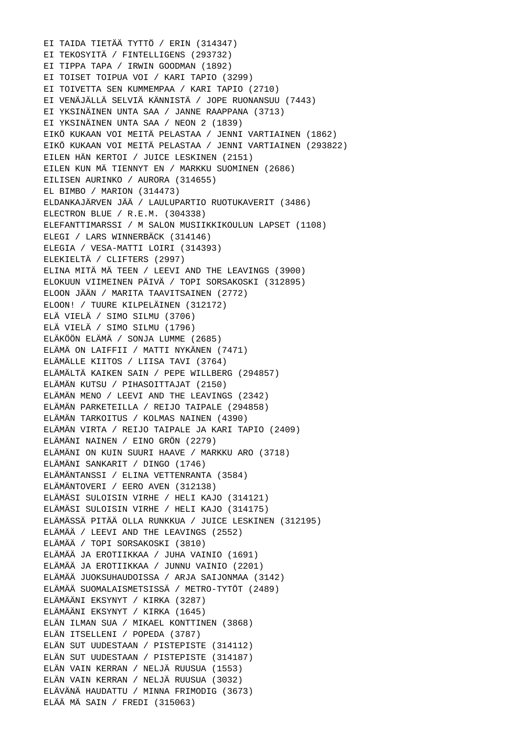EI TAIDA TIETÄÄ TYTTÖ / ERIN (314347)
EI TEKOSYITÄ / FINTELLIGENS (293732)
EI TIPPA TAPA / IRWIN GOODMAN (1892)
EI TOISET TOIPUA VOI / KARI TAPIO (3299)
EI TOIVETTA SEN KUMMEMPAA / KARI TAPIO (2710)
EI VENÄJÄLLÄ SELVIÄ KÄNNISTÄ / JOPE RUONANSUU (7443)
EI YKSINÄINEN UNTA SAA / JANNE RAAPPANA (3713)
EI YKSINÄINEN UNTA SAA / NEON 2 (1839)
EIKÖ KUKAAN VOI MEITÄ PELASTAA / JENNI VARTIAINEN (1862)
EIKÖ KUKAAN VOI MEITÄ PELASTAA / JENNI VARTIAINEN (293822)
EILEN HÄN KERTOI / JUICE LESKINEN (2151)
EILEN KUN MÄ TIENNYT EN / MARKKU SUOMINEN (2686)
EILISEN AURINKO / AURORA (314655)
EL BIMBO / MARION (314473)
ELDANKAJÄRVEN JÄÄ / LAULUPARTIO RUOTUKAVERIT (3486)
ELECTRON BLUE / R.E.M. (304338)
ELEFANTTIMARSSI / M SALON MUSIIKKIKOULUN LAPSET (1108)
ELEGI / LARS WINNERBÄCK (314146)
ELEGIA / VESA-MATTI LOIRI (314393)
ELEKIELTÄ / CLIFTERS (2997)
ELINA MITÄ MÄ TEEN / LEEVI AND THE LEAVINGS (3900)
ELOKUUN VIIMEINEN PÄIVÄ / TOPI SORSAKOSKI (312895)
ELOON JÄÄN / MARITA TAAVITSAINEN (2772)
ELOON! / TUURE KILPELÄINEN (312172)
ELÄ VIELÄ / SIMO SILMU (3706)
ELÄ VIELÄ / SIMO SILMU (1796)
ELÄKÖÖN ELÄMÄ / SONJA LUMME (2685)
ELÄMÄ ON LAIFFII / MATTI NYKÄNEN (7471)
ELÄMÄLLE KIITOS / LIISA TAVI (3764)
ELÄMÄLTÄ KAIKEN SAIN / PEPE WILLBERG (294857)
ELÄMÄN KUTSU / PIHASOITTAJAT (2150)
ELÄMÄN MENO / LEEVI AND THE LEAVINGS (2342)
ELÄMÄN PARKETEILLA / REIJO TAIPALE (294858)
ELÄMÄN TARKOITUS / KOLMAS NAINEN (4390)
ELÄMÄN VIRTA / REIJO TAIPALE JA KARI TAPIO (2409)
ELÄMÄNI NAINEN / EINO GRÖN (2279)
ELÄMÄNI ON KUIN SUURI HAAVE / MARKKU ARO (3718)
ELÄMÄNI SANKARIT / DINGO (1746)
ELÄMÄNTANSSI / ELINA VETTENRANTA (3584)
ELÄMÄNTOVERI / EERO AVEN (312138)
ELÄMÄSI SULOISIN VIRHE / HELI KAJO (314121)
ELÄMÄSI SULOISIN VIRHE / HELI KAJO (314175)
ELÄMÄSSÄ PITÄÄ OLLA RUNKKUA / JUICE LESKINEN (312195)
ELÄMÄÄ / LEEVI AND THE LEAVINGS (2552)
ELÄMÄÄ / TOPI SORSAKOSKI (3810)
ELÄMÄÄ JA EROTIIKKAA / JUHA VAINIO (1691)
ELÄMÄÄ JA EROTIIKKAA / JUNNU VAINIO (2201)
ELÄMÄÄ JUOKSUHAUDOISSA / ARJA SAIJONMAA (3142)
ELÄMÄÄ SUOMALAISMETSISSÄ / METRO-TYTÖT (2489)
ELÄMÄÄNI EKSYNYT / KIRKA (3287)
ELÄMÄÄNI EKSYNYT / KIRKA (1645)
ELÄN ILMAN SUA / MIKAEL KONTTINEN (3868)
ELÄN ITSELLENI / POPEDA (3787)
ELÄN SUT UUDESTAAN / PISTEPISTE (314112)
ELÄN SUT UUDESTAAN / PISTEPISTE (314187)
ELÄN VAIN KERRAN / NELJÄ RUUSUA (1553)
ELÄN VAIN KERRAN / NELJÄ RUUSUA (3032)
ELÄVÄNÄ HAUDATTU / MINNA FRIMODIG (3673)
ELÄÄ MÄ SAIN / FREDI (315063)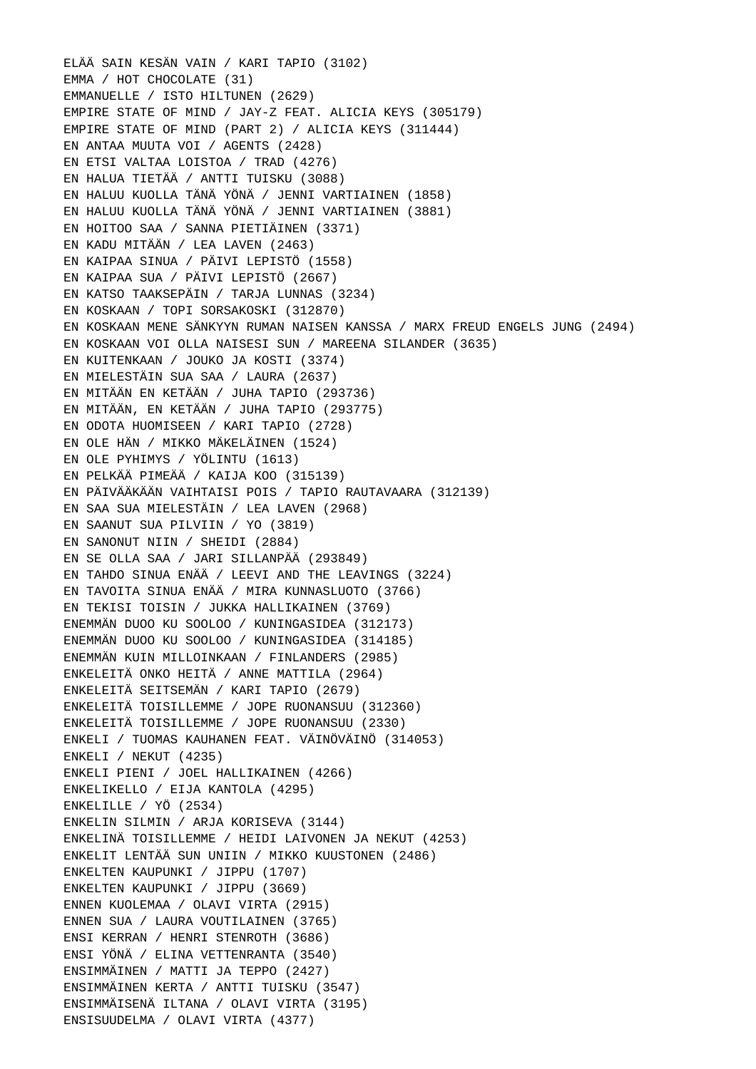ELÄÄ SAIN KESÄN VAIN / KARI TAPIO (3102)
EMMA / HOT CHOCOLATE (31)
EMMANUELLE / ISTO HILTUNEN (2629)
EMPIRE STATE OF MIND / JAY-Z FEAT. ALICIA KEYS (305179)
EMPIRE STATE OF MIND (PART 2) / ALICIA KEYS (311444)
EN ANTAA MUUTA VOI / AGENTS (2428)
EN ETSI VALTAA LOISTOA / TRAD (4276)
EN HALUA TIETÄÄ / ANTTI TUISKU (3088)
EN HALUU KUOLLA TÄNÄ YÖNÄ / JENNI VARTIAINEN (1858)
EN HALUU KUOLLA TÄNÄ YÖNÄ / JENNI VARTIAINEN (3881)
EN HOITOO SAA / SANNA PIETIÄINEN (3371)
EN KADU MITÄÄN / LEA LAVEN (2463)
EN KAIPAA SINUA / PÄIVI LEPISTÖ (1558)
EN KAIPAA SUA / PÄIVI LEPISTÖ (2667)
EN KATSO TAAKSEPÄIN / TARJA LUNNAS (3234)
EN KOSKAAN / TOPI SORSAKOSKI (312870)
EN KOSKAAN MENE SÄNKYYN RUMAN NAISEN KANSSA / MARX FREUD ENGELS JUNG (2494)
EN KOSKAAN VOI OLLA NAISESI SUN / MAREENA SILANDER (3635)
EN KUITENKAAN / JOUKO JA KOSTI (3374)
EN MIELESTÄIN SUA SAA / LAURA (2637)
EN MITÄÄN EN KETÄÄN / JUHA TAPIO (293736)
EN MITÄÄN, EN KETÄÄN / JUHA TAPIO (293775)
EN ODOTA HUOMISEEN / KARI TAPIO (2728)
EN OLE HÄN / MIKKO MÄKELÄINEN (1524)
EN OLE PYHIMYS / YÖLINTU (1613)
EN PELKÄÄ PIMEÄÄ / KAIJA KOO (315139)
EN PÄIVÄÄKÄÄN VAIHTAISI POIS / TAPIO RAUTAVAARA (312139)
EN SAA SUA MIELESTÄIN / LEA LAVEN (2968)
EN SAANUT SUA PILVIIN / YO (3819)
EN SANONUT NIIN / SHEIDI (2884)
EN SE OLLA SAA / JARI SILLANPÄÄ (293849)
EN TAHDO SINUA ENÄÄ / LEEVI AND THE LEAVINGS (3224)
EN TAVOITA SINUA ENÄÄ / MIRA KUNNASLUOTO (3766)
EN TEKISI TOISIN / JUKKA HALLIKAINEN (3769)
ENEMMÄN DUOO KU SOOLOO / KUNINGASIDEA (312173)
ENEMMÄN DUOO KU SOOLOO / KUNINGASIDEA (314185)
ENEMMÄN KUIN MILLOINKAAN / FINLANDERS (2985)
ENKELEITÄ ONKO HEITÄ / ANNE MATTILA (2964)
ENKELEITÄ SEITSEMÄN / KARI TAPIO (2679)
ENKELEITÄ TOISILLEMME / JOPE RUONANSUU (312360)
ENKELEITÄ TOISILLEMME / JOPE RUONANSUU (2330)
ENKELI / TUOMAS KAUHANEN FEAT. VÄINÖVÄINÖ (314053)
ENKELI / NEKUT (4235)
ENKELI PIENI / JOEL HALLIKAINEN (4266)
ENKELIKELLO / EIJA KANTOLA (4295)
ENKELILLE / YÖ (2534)
ENKELIN SILMIN / ARJA KORISEVA (3144)
ENKELINÄ TOISILLEMME / HEIDI LAIVONEN JA NEKUT (4253)
ENKELIT LENTÄÄ SUN UNIIN / MIKKO KUUSTONEN (2486)
ENKELTEN KAUPUNKI / JIPPU (1707)
ENKELTEN KAUPUNKI / JIPPU (3669)
ENNEN KUOLEMAA / OLAVI VIRTA (2915)
ENNEN SUA / LAURA VOUTILAINEN (3765)
ENSI KERRAN / HENRI STENROTH (3686)
ENSI YÖNÄ / ELINA VETTENRANTA (3540)
ENSIMMÄINEN / MATTI JA TEPPO (2427)
ENSIMMÄINEN KERTA / ANTTI TUISKU (3547)
ENSIMMÄISENÄ ILTANA / OLAVI VIRTA (3195)
ENSISUUDELMA / OLAVI VIRTA (4377)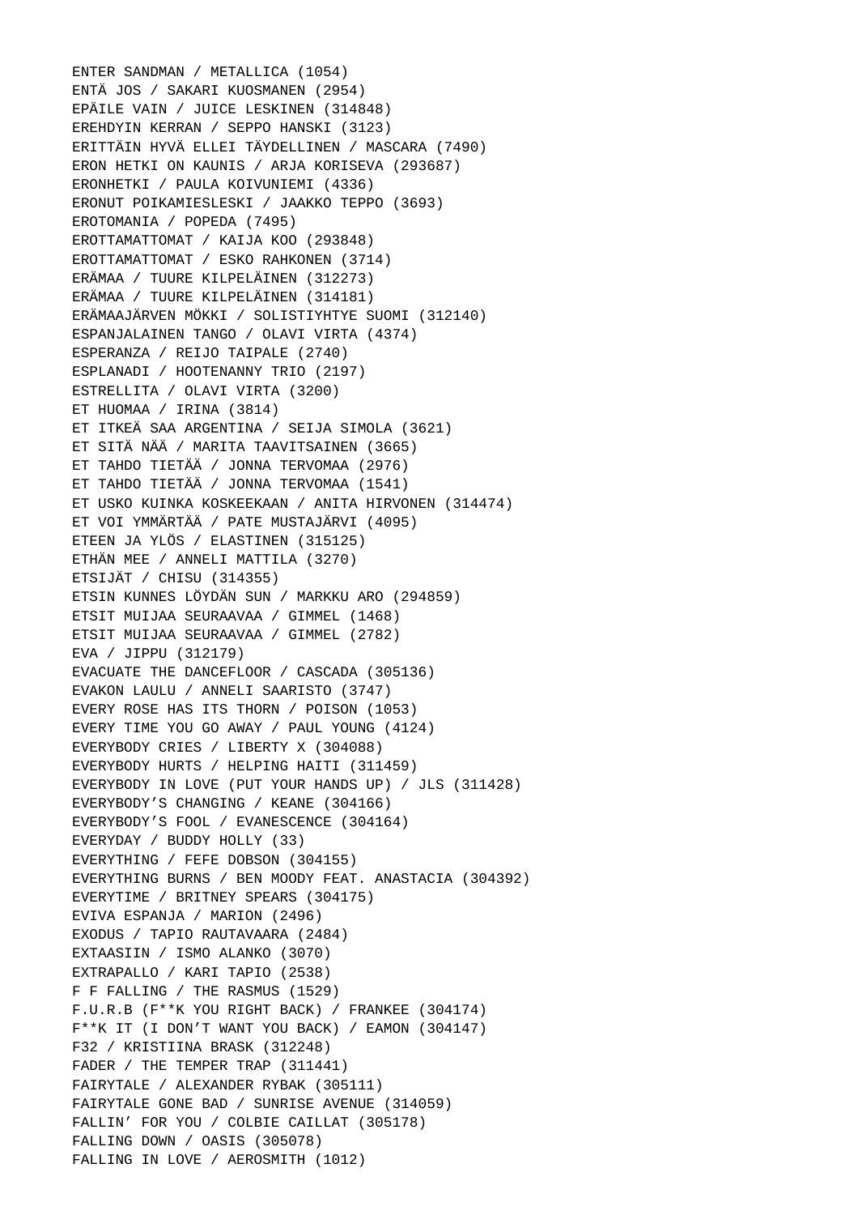ENTER SANDMAN / METALLICA (1054)
ENTÄ JOS / SAKARI KUOSMANEN (2954)
EPÄILE VAIN / JUICE LESKINEN (314848)
EREHDYIN KERRAN / SEPPO HANSKI (3123)
ERITTÄIN HYVÄ ELLEI TÄYDELLINEN / MASCARA (7490)
ERON HETKI ON KAUNIS / ARJA KORISEVA (293687)
ERONHETKI / PAULA KOIVUNIEMI (4336)
ERONUT POIKAMIESLESKI / JAAKKO TEPPO (3693)
EROTOMANIA / POPEDA (7495)
EROTTAMATTOMAT / KAIJA KOO (293848)
EROTTAMATTOMAT / ESKO RAHKONEN (3714)
ERÄMAA / TUURE KILPELÄINEN (312273)
ERÄMAA / TUURE KILPELÄINEN (314181)
ERÄMAAJÄRVEN MÖKKI / SOLISTIYHTYE SUOMI (312140)
ESPANJALAINEN TANGO / OLAVI VIRTA (4374)
ESPERANZA / REIJO TAIPALE (2740)
ESPLANADI / HOOTENANNY TRIO (2197)
ESTRELLITA / OLAVI VIRTA (3200)
ET HUOMAA / IRINA (3814)
ET ITKEÄ SAA ARGENTINA / SEIJA SIMOLA (3621)
ET SITÄ NÄÄ / MARITA TAAVITSAINEN (3665)
ET TAHDO TIETÄÄ / JONNA TERVOMAA (2976)
ET TAHDO TIETÄÄ / JONNA TERVOMAA (1541)
ET USKO KUINKA KOSKEEKAAN / ANITA HIRVONEN (314474)
ET VOI YMMÄRTÄÄ / PATE MUSTAJÄRVI (4095)
ETEEN JA YLÖS / ELASTINEN (315125)
ETHÄN MEE / ANNELI MATTILA (3270)
ETSIJÄT / CHISU (314355)
ETSIN KUNNES LÖYDÄN SUN / MARKKU ARO (294859)
ETSIT MUIJAA SEURAAVAA / GIMMEL (1468)
ETSIT MUIJAA SEURAAVAA / GIMMEL (2782)
EVA / JIPPU (312179)
EVACUATE THE DANCEFLOOR / CASCADA (305136)
EVAKON LAULU / ANNELI SAARISTO (3747)
EVERY ROSE HAS ITS THORN / POISON (1053)
EVERY TIME YOU GO AWAY / PAUL YOUNG (4124)
EVERYBODY CRIES / LIBERTY X (304088)
EVERYBODY HURTS / HELPING HAITI (311459)
EVERYBODY IN LOVE (PUT YOUR HANDS UP) / JLS (311428)
EVERYBODY’S CHANGING / KEANE (304166)
EVERYBODY’S FOOL / EVANESCENCE (304164)
EVERYDAY / BUDDY HOLLY (33)
EVERYTHING / FEFE DOBSON (304155)
EVERYTHING BURNS / BEN MOODY FEAT. ANASTACIA (304392)
EVERYTIME / BRITNEY SPEARS (304175)
EVIVA ESPANJA / MARION (2496)
EXODUS / TAPIO RAUTAVAARA (2484)
EXTAASIIN / ISMO ALANKO (3070)
EXTRAPALLO / KARI TAPIO (2538)
F F FALLING / THE RASMUS (1529)
F.U.R.B (F**K YOU RIGHT BACK) / FRANKEE (304174)
F**K IT (I DON’T WANT YOU BACK) / EAMON (304147)
F32 / KRISTIINA BRASK (312248)
FADER / THE TEMPER TRAP (311441)
FAIRYTALE / ALEXANDER RYBAK (305111)
FAIRYTALE GONE BAD / SUNRISE AVENUE (314059)
FALLIN’ FOR YOU / COLBIE CAILLAT (305178)
FALLING DOWN / OASIS (305078)
FALLING IN LOVE / AEROSMITH (1012)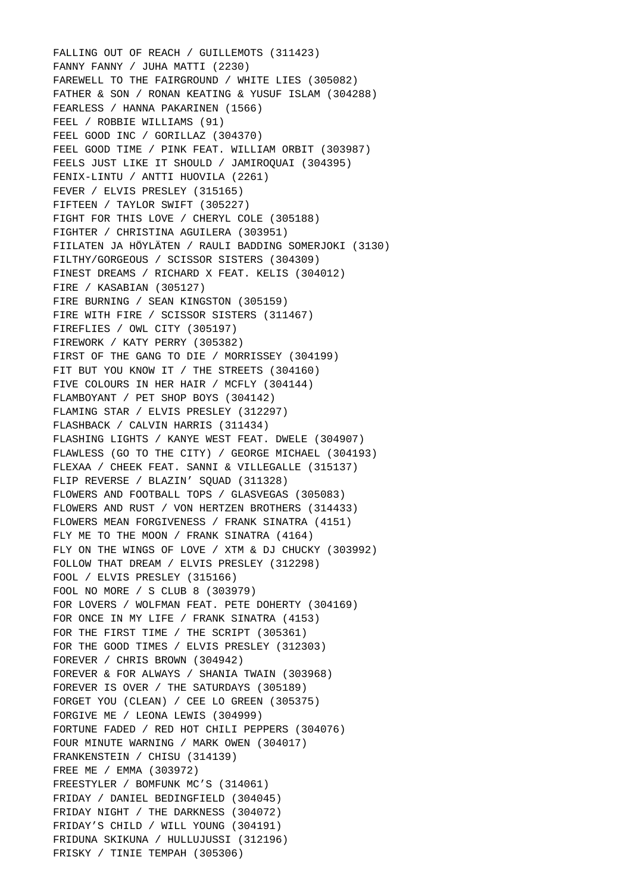FALLING OUT OF REACH / GUILLEMOTS (311423)
FANNY FANNY / JUHA MATTI (2230)
FAREWELL TO THE FAIRGROUND / WHITE LIES (305082)
FATHER & SON / RONAN KEATING & YUSUF ISLAM (304288)
FEARLESS / HANNA PAKARINEN (1566)
FEEL / ROBBIE WILLIAMS (91)
FEEL GOOD INC / GORILLAZ (304370)
FEEL GOOD TIME / PINK FEAT. WILLIAM ORBIT (303987)
FEELS JUST LIKE IT SHOULD / JAMIROQUAI (304395)
FENIX-LINTU / ANTTI HUOVILA (2261)
FEVER / ELVIS PRESLEY (315165)
FIFTEEN / TAYLOR SWIFT (305227)
FIGHT FOR THIS LOVE / CHERYL COLE (305188)
FIGHTER / CHRISTINA AGUILERA (303951)
FIILATEN JA HÖYLÄTEN / RAULI BADDING SOMERJOKI (3130)
FILTHY/GORGEOUS / SCISSOR SISTERS (304309)
FINEST DREAMS / RICHARD X FEAT. KELIS (304012)
FIRE / KASABIAN (305127)
FIRE BURNING / SEAN KINGSTON (305159)
FIRE WITH FIRE / SCISSOR SISTERS (311467)
FIREFLIES / OWL CITY (305197)
FIREWORK / KATY PERRY (305382)
FIRST OF THE GANG TO DIE / MORRISSEY (304199)
FIT BUT YOU KNOW IT / THE STREETS (304160)
FIVE COLOURS IN HER HAIR / MCFLY (304144)
FLAMBOYANT / PET SHOP BOYS (304142)
FLAMING STAR / ELVIS PRESLEY (312297)
FLASHBACK / CALVIN HARRIS (311434)
FLASHING LIGHTS / KANYE WEST FEAT. DWELE (304907)
FLAWLESS (GO TO THE CITY) / GEORGE MICHAEL (304193)
FLEXAA / CHEEK FEAT. SANNI & VILLEGALLE (315137)
FLIP REVERSE / BLAZIN’ SQUAD (311328)
FLOWERS AND FOOTBALL TOPS / GLASVEGAS (305083)
FLOWERS AND RUST / VON HERTZEN BROTHERS (314433)
FLOWERS MEAN FORGIVENESS / FRANK SINATRA (4151)
FLY ME TO THE MOON / FRANK SINATRA (4164)
FLY ON THE WINGS OF LOVE / XTM & DJ CHUCKY (303992)
FOLLOW THAT DREAM / ELVIS PRESLEY (312298)
FOOL / ELVIS PRESLEY (315166)
FOOL NO MORE / S CLUB 8 (303979)
FOR LOVERS / WOLFMAN FEAT. PETE DOHERTY (304169)
FOR ONCE IN MY LIFE / FRANK SINATRA (4153)
FOR THE FIRST TIME / THE SCRIPT (305361)
FOR THE GOOD TIMES / ELVIS PRESLEY (312303)
FOREVER / CHRIS BROWN (304942)
FOREVER & FOR ALWAYS / SHANIA TWAIN (303968)
FOREVER IS OVER / THE SATURDAYS (305189)
FORGET YOU (CLEAN) / CEE LO GREEN (305375)
FORGIVE ME / LEONA LEWIS (304999)
FORTUNE FADED / RED HOT CHILI PEPPERS (304076)
FOUR MINUTE WARNING / MARK OWEN (304017)
FRANKENSTEIN / CHISU (314139)
FREE ME / EMMA (303972)
FREESTYLER / BOMFUNK MC’S (314061)
FRIDAY / DANIEL BEDINGFIELD (304045)
FRIDAY NIGHT / THE DARKNESS (304072)
FRIDAY’S CHILD / WILL YOUNG (304191)
FRIDUNA SKIKUNA / HULLUJUSSI (312196)
FRISKY / TINIE TEMPAH (305306)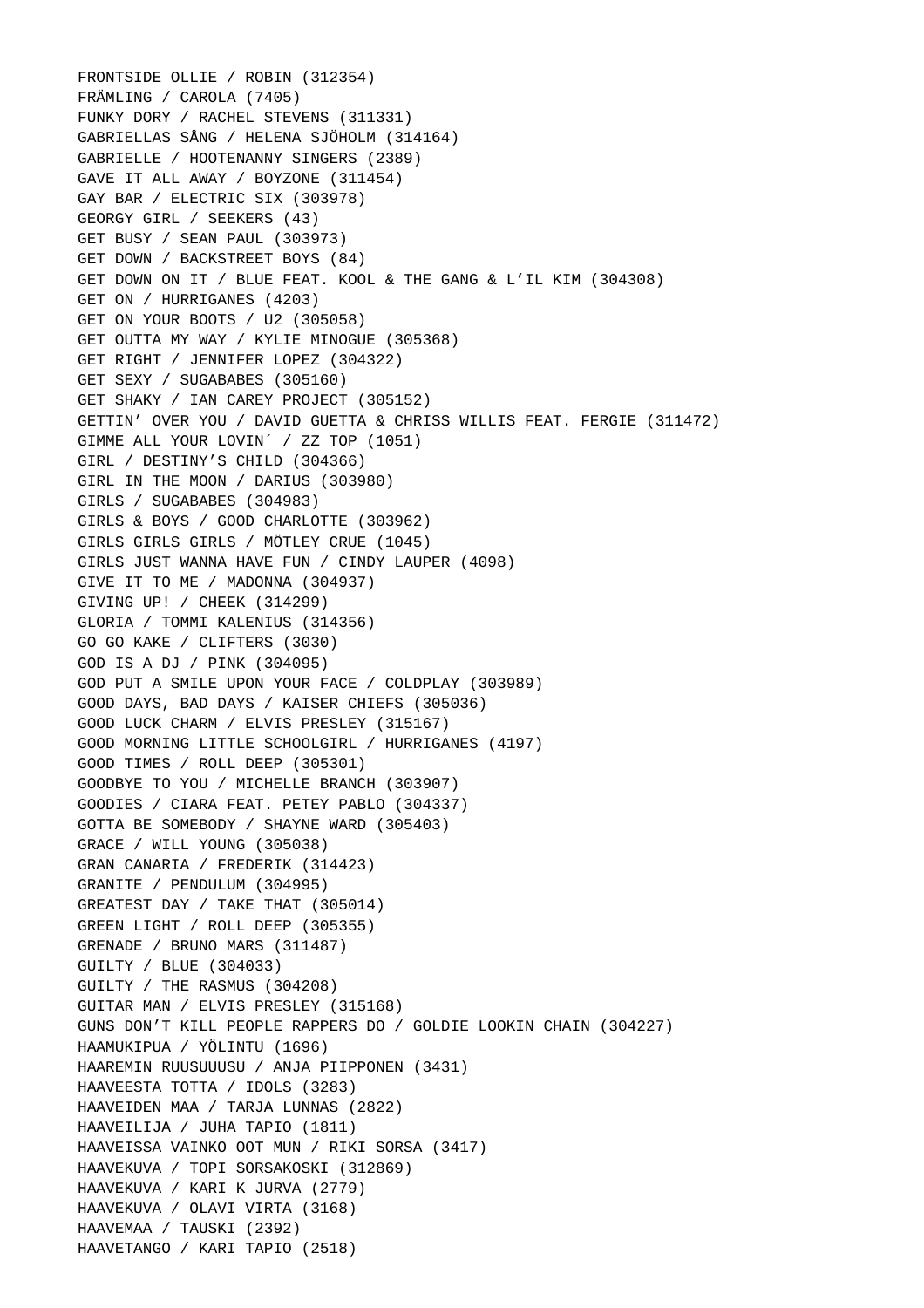FRONTSIDE OLLIE / ROBIN (312354)
FRÄMLING / CAROLA (7405)
FUNKY DORY / RACHEL STEVENS (311331)
GABRIELLAS SÅNG / HELENA SJÖHOLM (314164)
GABRIELLE / HOOTENANNY SINGERS (2389)
GAVE IT ALL AWAY / BOYZONE (311454)
GAY BAR / ELECTRIC SIX (303978)
GEORGY GIRL / SEEKERS (43)
GET BUSY / SEAN PAUL (303973)
GET DOWN / BACKSTREET BOYS (84)
GET DOWN ON IT / BLUE FEAT. KOOL & THE GANG & L’IL KIM (304308)
GET ON / HURRIGANES (4203)
GET ON YOUR BOOTS / U2 (305058)
GET OUTTA MY WAY / KYLIE MINOGUE (305368)
GET RIGHT / JENNIFER LOPEZ (304322)
GET SEXY / SUGABABES (305160)
GET SHAKY / IAN CAREY PROJECT (305152)
GETTIN’ OVER YOU / DAVID GUETTA & CHRISS WILLIS FEAT. FERGIE (311472)
GIMME ALL YOUR LOVIN´ / ZZ TOP (1051)
GIRL / DESTINY’S CHILD (304366)
GIRL IN THE MOON / DARIUS (303980)
GIRLS / SUGABABES (304983)
GIRLS & BOYS / GOOD CHARLOTTE (303962)
GIRLS GIRLS GIRLS / MÖTLEY CRUE (1045)
GIRLS JUST WANNA HAVE FUN / CINDY LAUPER (4098)
GIVE IT TO ME / MADONNA (304937)
GIVING UP! / CHEEK (314299)
GLORIA / TOMMI KALENIUS (314356)
GO GO KAKE / CLIFTERS (3030)
GOD IS A DJ / PINK (304095)
GOD PUT A SMILE UPON YOUR FACE / COLDPLAY (303989)
GOOD DAYS, BAD DAYS / KAISER CHIEFS (305036)
GOOD LUCK CHARM / ELVIS PRESLEY (315167)
GOOD MORNING LITTLE SCHOOLGIRL / HURRIGANES (4197)
GOOD TIMES / ROLL DEEP (305301)
GOODBYE TO YOU / MICHELLE BRANCH (303907)
GOODIES / CIARA FEAT. PETEY PABLO (304337)
GOTTA BE SOMEBODY / SHAYNE WARD (305403)
GRACE / WILL YOUNG (305038)
GRAN CANARIA / FREDERIK (314423)
GRANITE / PENDULUM (304995)
GREATEST DAY / TAKE THAT (305014)
GREEN LIGHT / ROLL DEEP (305355)
GRENADE / BRUNO MARS (311487)
GUILTY / BLUE (304033)
GUILTY / THE RASMUS (304208)
GUITAR MAN / ELVIS PRESLEY (315168)
GUNS DON’T KILL PEOPLE RAPPERS DO / GOLDIE LOOKIN CHAIN (304227)
HAAMUKIPUA / YÖLINTU (1696)
HAAREMIN RUUSUUUSU / ANJA PIIPPONEN (3431)
HAAVEESTA TOTTA / IDOLS (3283)
HAAVEIDEN MAA / TARJA LUNNAS (2822)
HAAVEILIJA / JUHA TAPIO (1811)
HAAVEISSA VAINKO OOT MUN / RIKI SORSA (3417)
HAAVEKUVA / TOPI SORSAKOSKI (312869)
HAAVEKUVA / KARI K JURVA (2779)
HAAVEKUVA / OLAVI VIRTA (3168)
HAAVEMAA / TAUSKI (2392)
HAAVETANGO / KARI TAPIO (2518)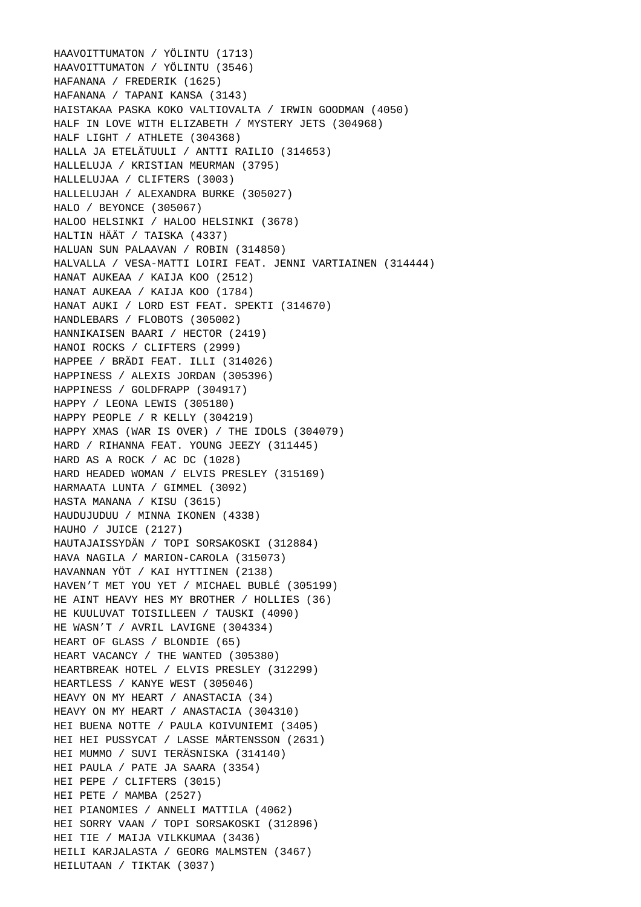HAAVOITTUMATON / YÖLINTU (1713)
HAAVOITTUMATON / YÖLINTU (3546)
HAFANANA / FREDERIK (1625)
HAFANANA / TAPANI KANSA (3143)
HAISTAKAA PASKA KOKO VALTIOVALTA / IRWIN GOODMAN (4050)
HALF IN LOVE WITH ELIZABETH / MYSTERY JETS (304968)
HALF LIGHT / ATHLETE (304368)
HALLA JA ETELÄTUULI / ANTTI RAILIO (314653)
HALLELUJA / KRISTIAN MEURMAN (3795)
HALLELUJAA / CLIFTERS (3003)
HALLELUJAH / ALEXANDRA BURKE (305027)
HALO / BEYONCE (305067)
HALOO HELSINKI / HALOO HELSINKI (3678)
HALTIN HÄÄT / TAISKA (4337)
HALUAN SUN PALAAVAN / ROBIN (314850)
HALVALLA / VESA-MATTI LOIRI FEAT. JENNI VARTIAINEN (314444)
HANAT AUKEAA / KAIJA KOO (2512)
HANAT AUKEAA / KAIJA KOO (1784)
HANAT AUKI / LORD EST FEAT. SPEKTI (314670)
HANDLEBARS / FLOBOTS (305002)
HANNIKAISEN BAARI / HECTOR (2419)
HANOI ROCKS / CLIFTERS (2999)
HAPPEE / BRÄDI FEAT. ILLI (314026)
HAPPINESS / ALEXIS JORDAN (305396)
HAPPINESS / GOLDFRAPP (304917)
HAPPY / LEONA LEWIS (305180)
HAPPY PEOPLE / R KELLY (304219)
HAPPY XMAS (WAR IS OVER) / THE IDOLS (304079)
HARD / RIHANNA FEAT. YOUNG JEEZY (311445)
HARD AS A ROCK / AC DC (1028)
HARD HEADED WOMAN / ELVIS PRESLEY (315169)
HARMAATA LUNTA / GIMMEL (3092)
HASTA MANANA / KISU (3615)
HAUDUJUDUU / MINNA IKONEN (4338)
HAUHO / JUICE (2127)
HAUTAJAISSYDÄN / TOPI SORSAKOSKI (312884)
HAVA NAGILA / MARION-CAROLA (315073)
HAVANNAN YÖT / KAI HYTTINEN (2138)
HAVEN'T MET YOU YET / MICHAEL BUBLÉ (305199)
HE AINT HEAVY HES MY BROTHER / HOLLIES (36)
HE KUULUVAT TOISILLEEN / TAUSKI (4090)
HE WASN'T / AVRIL LAVIGNE (304334)
HEART OF GLASS / BLONDIE (65)
HEART VACANCY / THE WANTED (305380)
HEARTBREAK HOTEL / ELVIS PRESLEY (312299)
HEARTLESS / KANYE WEST (305046)
HEAVY ON MY HEART / ANASTACIA (34)
HEAVY ON MY HEART / ANASTACIA (304310)
HEI BUENA NOTTE / PAULA KOIVUNIEMI (3405)
HEI HEI PUSSYCAT / LASSE MÅRTENSSON (2631)
HEI MUMMO / SUVI TERÄSNISKA (314140)
HEI PAULA / PATE JA SAARA (3354)
HEI PEPE / CLIFTERS (3015)
HEI PETE / MAMBA (2527)
HEI PIANOMIES / ANNELI MATTILA (4062)
HEI SORRY VAAN / TOPI SORSAKOSKI (312896)
HEI TIE / MAIJA VILKKUMAA (3436)
HEILI KARJALASTA / GEORG MALMSTEN (3467)
HEILUTAAN / TIKTAK (3037)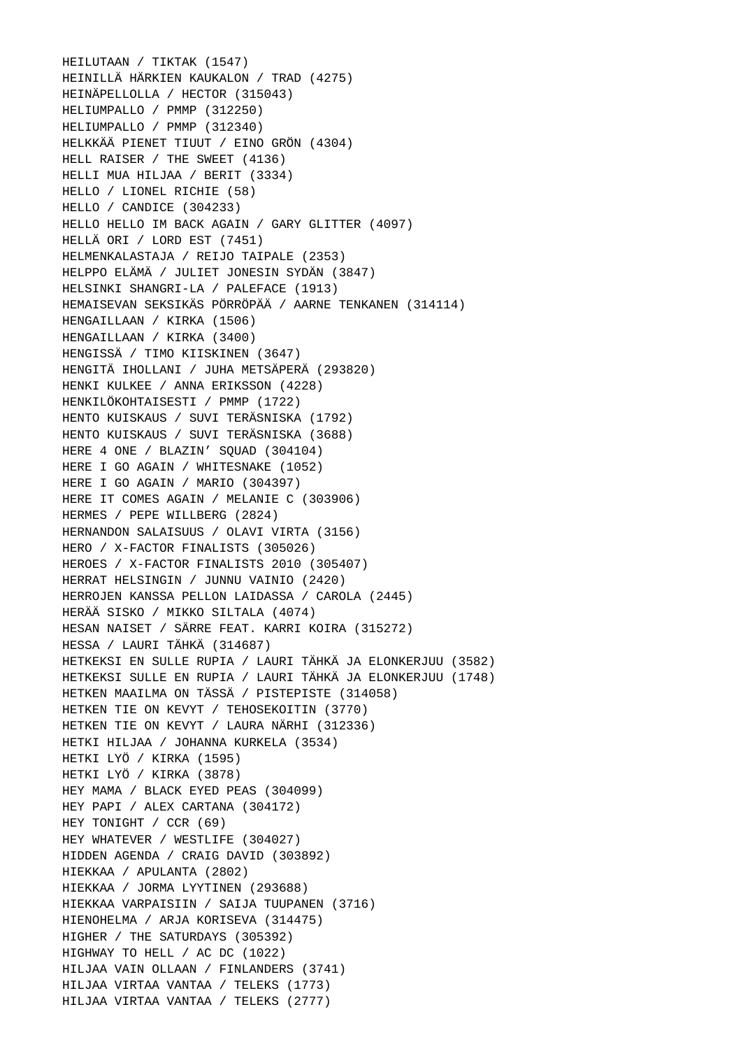HEILUTAAN / TIKTAK (1547)
HEINILLÄ HÄRKIEN KAUKALON / TRAD (4275)
HEINÄPELLOLLA / HECTOR (315043)
HELIUMPALLO / PMMP (312250)
HELIUMPALLO / PMMP (312340)
HELKKÄÄ PIENET TIUUT / EINO GRÖN (4304)
HELL RAISER / THE SWEET (4136)
HELLI MUA HILJAA / BERIT (3334)
HELLO / LIONEL RICHIE (58)
HELLO / CANDICE (304233)
HELLO HELLO IM BACK AGAIN / GARY GLITTER (4097)
HELLÄ ORI / LORD EST (7451)
HELMENKALASTAJA / REIJO TAIPALE (2353)
HELPPO ELÄMÄ / JULIET JONESIN SYDÄN (3847)
HELSINKI SHANGRI-LA / PALEFACE (1913)
HEMAISEVAN SEKSIKÄS PÖRRÖPÄÄ / AARNE TENKANEN (314114)
HENGAILLAAN / KIRKA (1506)
HENGAILLAAN / KIRKA (3400)
HENGISSÄ / TIMO KIISKINEN (3647)
HENGITÄ IHOLLANI / JUHA METSÄPERÄ (293820)
HENKI KULKEE / ANNA ERIKSSON (4228)
HENKILÖKOHTAISESTI / PMMP (1722)
HENTO KUISKAUS / SUVI TERÄSNISKA (1792)
HENTO KUISKAUS / SUVI TERÄSNISKA (3688)
HERE 4 ONE / BLAZIN’ SQUAD (304104)
HERE I GO AGAIN / WHITESNAKE (1052)
HERE I GO AGAIN / MARIO (304397)
HERE IT COMES AGAIN / MELANIE C (303906)
HERMES / PEPE WILLBERG (2824)
HERNANDON SALAISUUS / OLAVI VIRTA (3156)
HERO / X-FACTOR FINALISTS (305026)
HEROES / X-FACTOR FINALISTS 2010 (305407)
HERRAT HELSINGIN / JUNNU VAINIO (2420)
HERROJEN KANSSA PELLON LAIDASSA / CAROLA (2445)
HERÄÄ SISKO / MIKKO SILTALA (4074)
HESAN NAISET / SÄRRE FEAT. KARRI KOIRA (315272)
HESSA / LAURI TÄHKÄ (314687)
HETKEKSI EN SULLE RUPIA / LAURI TÄHKÄ JA ELONKERJUU (3582)
HETKEKSI SULLE EN RUPIA / LAURI TÄHKÄ JA ELONKERJUU (1748)
HETKEN MAAILMA ON TÄSSÄ / PISTEPISTE (314058)
HETKEN TIE ON KEVYT / TEHOSEKOITIN (3770)
HETKEN TIE ON KEVYT / LAURA NÄRHI (312336)
HETKI HILJAA / JOHANNA KURKELA (3534)
HETKI LYÖ / KIRKA (1595)
HETKI LYÖ / KIRKA (3878)
HEY MAMA / BLACK EYED PEAS (304099)
HEY PAPI / ALEX CARTANA (304172)
HEY TONIGHT / CCR (69)
HEY WHATEVER / WESTLIFE (304027)
HIDDEN AGENDA / CRAIG DAVID (303892)
HIEKKAA / APULANTA (2802)
HIEKKAA / JORMA LYYTINEN (293688)
HIEKKAA VARPAISIIN / SAIJA TUUPANEN (3716)
HIENOHELMA / ARJA KORISEVA (314475)
HIGHER / THE SATURDAYS (305392)
HIGHWAY TO HELL / AC DC (1022)
HILJAA VAIN OLLAAN / FINLANDERS (3741)
HILJAA VIRTAA VANTAA / TELEKS (1773)
HILJAA VIRTAA VANTAA / TELEKS (2777)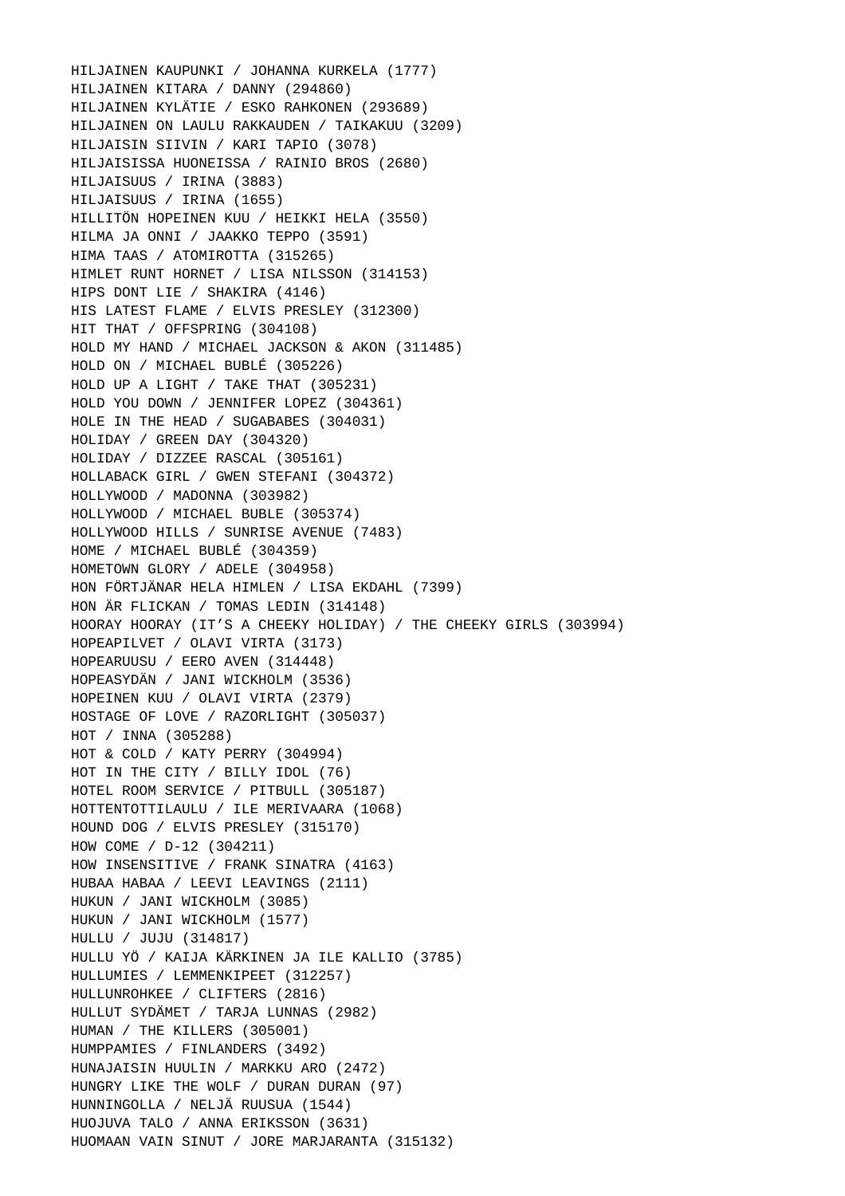HILJAINEN KAUPUNKI / JOHANNA KURKELA (1777)
HILJAINEN KITARA / DANNY (294860)
HILJAINEN KYLÄTIE / ESKO RAHKONEN (293689)
HILJAINEN ON LAULU RAKKAUDEN / TAIKAKUU (3209)
HILJAISIN SIIVIN / KARI TAPIO (3078)
HILJAISISSA HUONEISSA / RAINIO BROS (2680)
HILJAISUUS / IRINA (3883)
HILJAISUUS / IRINA (1655)
HILLITÖN HOPEINEN KUU / HEIKKI HELA (3550)
HILMA JA ONNI / JAAKKO TEPPO (3591)
HIMA TAAS / ATOMIROTTA (315265)
HIMLET RUNT HORNET / LISA NILSSON (314153)
HIPS DONT LIE / SHAKIRA (4146)
HIS LATEST FLAME / ELVIS PRESLEY (312300)
HIT THAT / OFFSPRING (304108)
HOLD MY HAND / MICHAEL JACKSON & AKON (311485)
HOLD ON / MICHAEL BUBLÉ (305226)
HOLD UP A LIGHT / TAKE THAT (305231)
HOLD YOU DOWN / JENNIFER LOPEZ (304361)
HOLE IN THE HEAD / SUGABABES (304031)
HOLIDAY / GREEN DAY (304320)
HOLIDAY / DIZZEE RASCAL (305161)
HOLLABACK GIRL / GWEN STEFANI (304372)
HOLLYWOOD / MADONNA (303982)
HOLLYWOOD / MICHAEL BUBLE (305374)
HOLLYWOOD HILLS / SUNRISE AVENUE (7483)
HOME / MICHAEL BUBLÉ (304359)
HOMETOWN GLORY / ADELE (304958)
HON FÖRTJÄNAR HELA HIMLEN / LISA EKDAHL (7399)
HON ÄR FLICKAN / TOMAS LEDIN (314148)
HOORAY HOORAY (IT’S A CHEEKY HOLIDAY) / THE CHEEKY GIRLS (303994)
HOPEAPILVET / OLAVI VIRTA (3173)
HOPEARUUSU / EERO AVEN (314448)
HOPEASYDÄN / JANI WICKHOLM (3536)
HOPEINEN KUU / OLAVI VIRTA (2379)
HOSTAGE OF LOVE / RAZORLIGHT (305037)
HOT / INNA (305288)
HOT & COLD / KATY PERRY (304994)
HOT IN THE CITY / BILLY IDOL (76)
HOTEL ROOM SERVICE / PITBULL (305187)
HOTTENTOTTILAULU / ILE MERIVAARA (1068)
HOUND DOG / ELVIS PRESLEY (315170)
HOW COME / D-12 (304211)
HOW INSENSITIVE / FRANK SINATRA (4163)
HUBAA HABAA / LEEVI LEAVINGS (2111)
HUKUN / JANI WICKHOLM (3085)
HUKUN / JANI WICKHOLM (1577)
HULLU / JUJU (314817)
HULLU YÖ / KAIJA KÄRKINEN JA ILE KALLIO (3785)
HULLUMIES / LEMMENKIPEET (312257)
HULLUNROHKEE / CLIFTERS (2816)
HULLUT SYDÄMET / TARJA LUNNAS (2982)
HUMAN / THE KILLERS (305001)
HUMPPAMIES / FINLANDERS (3492)
HUNAJAISIN HUULIN / MARKKU ARO (2472)
HUNGRY LIKE THE WOLF / DURAN DURAN (97)
HUNNINGOLLA / NELJÄ RUUSUA (1544)
HUOJUVA TALO / ANNA ERIKSSON (3631)
HUOMAAN VAIN SINUT / JORE MARJARANTA (315132)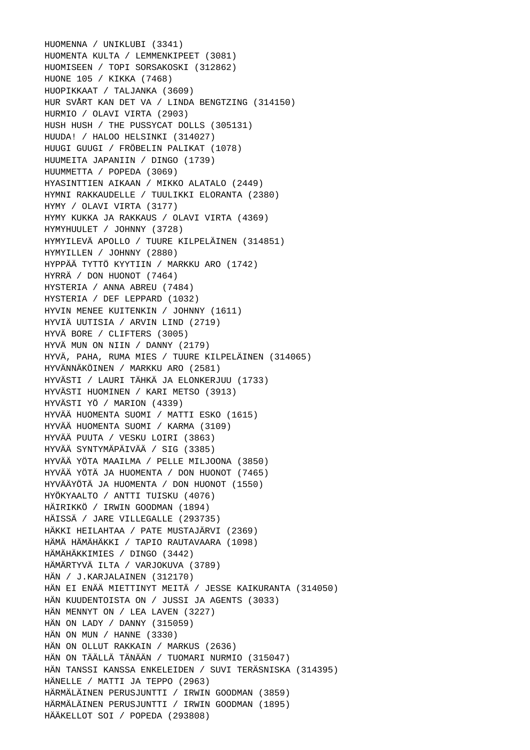HUOMENNA / UNIKLUBI (3341)
HUOMENTA KULTA / LEMMENKIPEET (3081)
HUOMISEEN / TOPI SORSAKOSKI (312862)
HUONE 105 / KIKKA (7468)
HUOPIKKAAT / TALJANKA (3609)
HUR SVÅRT KAN DET VA / LINDA BENGTZING (314150)
HURMIO / OLAVI VIRTA (2903)
HUSH HUSH / THE PUSSYCAT DOLLS (305131)
HUUDA! / HALOO HELSINKI (314027)
HUUGI GUUGI / FRÖBELIN PALIKAT (1078)
HUUMEITA JAPANIIN / DINGO (1739)
HUUMMETTA / POPEDA (3069)
HYASINTTIEN AIKAAN / MIKKO ALATALO (2449)
HYMNI RAKKAUDELLE / TUULIKKI ELORANTA (2380)
HYMY / OLAVI VIRTA (3177)
HYMY KUKKA JA RAKKAUS / OLAVI VIRTA (4369)
HYMYHUULET / JOHNNY (3728)
HYMYILEVÄ APOLLO / TUURE KILPELÄINEN (314851)
HYMYILLEN / JOHNNY (2880)
HYPPÄÄ TYTTÖ KYYTIIN / MARKKU ARO (1742)
HYRRÄ / DON HUONOT (7464)
HYSTERIA / ANNA ABREU (7484)
HYSTERIA / DEF LEPPARD (1032)
HYVIN MENEE KUITENKIN / JOHNNY (1611)
HYVIÄ UUTISIA / ARVIN LIND (2719)
HYVÄ BORE / CLIFTERS (3005)
HYVÄ MUN ON NIIN / DANNY (2179)
HYVÄ, PAHA, RUMA MIES / TUURE KILPELÄINEN (314065)
HYVÄNNÄKÖINEN / MARKKU ARO (2581)
HYVÄSTI / LAURI TÄHKÄ JA ELONKERJUU (1733)
HYVÄSTI HUOMINEN / KARI METSO (3913)
HYVÄSTI YÖ / MARION (4339)
HYVÄÄ HUOMENTA SUOMI / MATTI ESKO (1615)
HYVÄÄ HUOMENTA SUOMI / KARMA (3109)
HYVÄÄ PUUTA / VESKU LOIRI (3863)
HYVÄÄ SYNTYMÄPÄIVÄÄ / SIG (3385)
HYVÄÄ YÖTA MAAILMA / PELLE MILJOONA (3850)
HYVÄÄ YÖTÄ JA HUOMENTA / DON HUONOT (7465)
HYVÄÄYÖTÄ JA HUOMENTA / DON HUONOT (1550)
HYÖKYAALTO / ANTTI TUISKU (4076)
HÄIRIKKÖ / IRWIN GOODMAN (1894)
HÄISSÄ / JARE VILLEGALLE (293735)
HÄKKI HEILAHTAA / PATE MUSTAJÄRVI (2369)
HÄMÄ HÄMÄHÄKKI / TAPIO RAUTAVAARA (1098)
HÄMÄHÄKKIMIES / DINGO (3442)
HÄMÄRTYVÄ ILTA / VARJOKUVA (3789)
HÄN / J.KARJALAINEN (312170)
HÄN EI ENÄÄ MIETTINYT MEITÄ / JESSE KAIKURANTA (314050)
HÄN KUUDENTOISTA ON / JUSSI JA AGENTS (3033)
HÄN MENNYT ON / LEA LAVEN (3227)
HÄN ON LADY / DANNY (315059)
HÄN ON MUN / HANNE (3330)
HÄN ON OLLUT RAKKAIN / MARKUS (2636)
HÄN ON TÄÄLLÄ TÄNÄÄN / TUOMARI NURMIO (315047)
HÄN TANSSI KANSSA ENKELEIDEN / SUVI TERÄSNISKA (314395)
HÄNELLE / MATTI JA TEPPO (2963)
HÄRMÄLÄINEN PERUSJUNTTI / IRWIN GOODMAN (3859)
HÄRMÄLÄINEN PERUSJUNTTI / IRWIN GOODMAN (1895)
HÄÄKELLOT SOI / POPEDA (293808)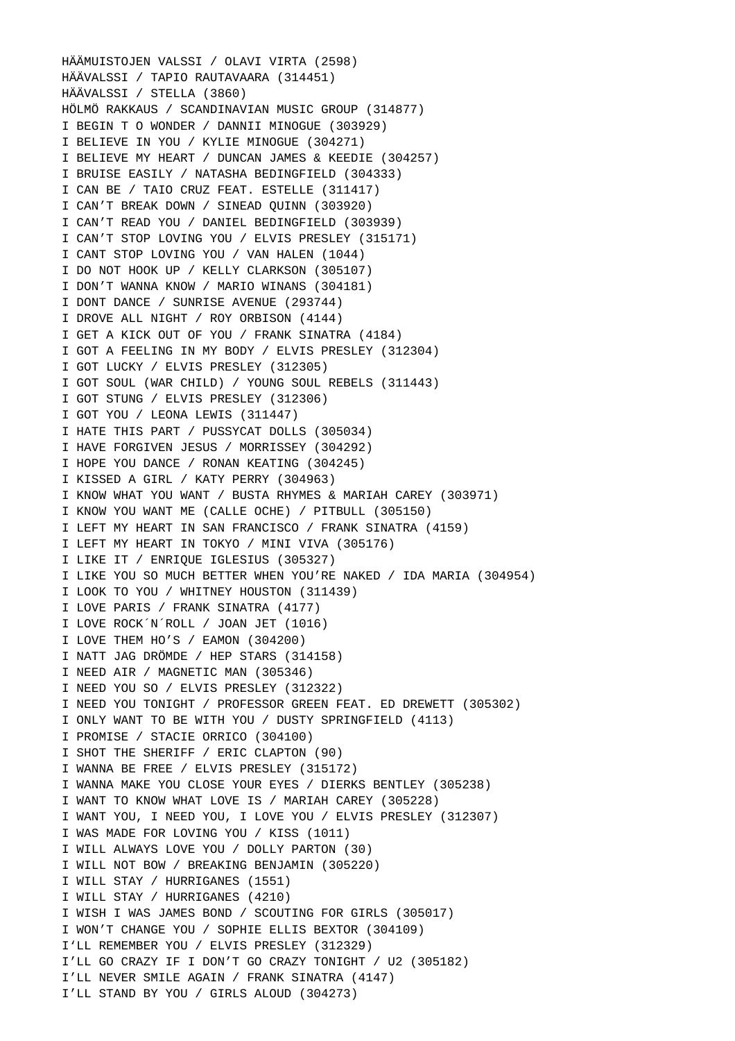HÄÄMUISTOJEN VALSSI / OLAVI VIRTA (2598)
HÄÄVALSSI / TAPIO RAUTAVAARA (314451)
HÄÄVALSSI / STELLA (3860)
HÖLMÖ RAKKAUS / SCANDINAVIAN MUSIC GROUP (314877)
I BEGIN T O WONDER / DANNII MINOGUE (303929)
I BELIEVE IN YOU / KYLIE MINOGUE (304271)
I BELIEVE MY HEART / DUNCAN JAMES & KEEDIE (304257)
I BRUISE EASILY / NATASHA BEDINGFIELD (304333)
I CAN BE / TAIO CRUZ FEAT. ESTELLE (311417)
I CAN’T BREAK DOWN / SINEAD QUINN (303920)
I CAN’T READ YOU / DANIEL BEDINGFIELD (303939)
I CAN’T STOP LOVING YOU / ELVIS PRESLEY (315171)
I CANT STOP LOVING YOU / VAN HALEN (1044)
I DO NOT HOOK UP / KELLY CLARKSON (305107)
I DON’T WANNA KNOW / MARIO WINANS (304181)
I DONT DANCE / SUNRISE AVENUE (293744)
I DROVE ALL NIGHT / ROY ORBISON (4144)
I GET A KICK OUT OF YOU / FRANK SINATRA (4184)
I GOT A FEELING IN MY BODY / ELVIS PRESLEY (312304)
I GOT LUCKY / ELVIS PRESLEY (312305)
I GOT SOUL (WAR CHILD) / YOUNG SOUL REBELS (311443)
I GOT STUNG / ELVIS PRESLEY (312306)
I GOT YOU / LEONA LEWIS (311447)
I HATE THIS PART / PUSSYCAT DOLLS (305034)
I HAVE FORGIVEN JESUS / MORRISSEY (304292)
I HOPE YOU DANCE / RONAN KEATING (304245)
I KISSED A GIRL / KATY PERRY (304963)
I KNOW WHAT YOU WANT / BUSTA RHYMES & MARIAH CAREY (303971)
I KNOW YOU WANT ME (CALLE OCHE) / PITBULL (305150)
I LEFT MY HEART IN SAN FRANCISCO / FRANK SINATRA (4159)
I LEFT MY HEART IN TOKYO / MINI VIVA (305176)
I LIKE IT / ENRIQUE IGLESIUS (305327)
I LIKE YOU SO MUCH BETTER WHEN YOU’RE NAKED / IDA MARIA (304954)
I LOOK TO YOU / WHITNEY HOUSTON (311439)
I LOVE PARIS / FRANK SINATRA (4177)
I LOVE ROCK´N´ROLL / JOAN JET (1016)
I LOVE THEM HO’S / EAMON (304200)
I NATT JAG DRÖMDE / HEP STARS (314158)
I NEED AIR / MAGNETIC MAN (305346)
I NEED YOU SO / ELVIS PRESLEY (312322)
I NEED YOU TONIGHT / PROFESSOR GREEN FEAT. ED DREWETT (305302)
I ONLY WANT TO BE WITH YOU / DUSTY SPRINGFIELD (4113)
I PROMISE / STACIE ORRICO (304100)
I SHOT THE SHERIFF / ERIC CLAPTON (90)
I WANNA BE FREE / ELVIS PRESLEY (315172)
I WANNA MAKE YOU CLOSE YOUR EYES / DIERKS BENTLEY (305238)
I WANT TO KNOW WHAT LOVE IS / MARIAH CAREY (305228)
I WANT YOU, I NEED YOU, I LOVE YOU / ELVIS PRESLEY (312307)
I WAS MADE FOR LOVING YOU / KISS (1011)
I WILL ALWAYS LOVE YOU / DOLLY PARTON (30)
I WILL NOT BOW / BREAKING BENJAMIN (305220)
I WILL STAY / HURRIGANES (1551)
I WILL STAY / HURRIGANES (4210)
I WISH I WAS JAMES BOND / SCOUTING FOR GIRLS (305017)
I WON’T CHANGE YOU / SOPHIE ELLIS BEXTOR (304109)
I‘LL REMEMBER YOU / ELVIS PRESLEY (312329)
I’LL GO CRAZY IF I DON’T GO CRAZY TONIGHT / U2 (305182)
I’LL NEVER SMILE AGAIN / FRANK SINATRA (4147)
I’LL STAND BY YOU / GIRLS ALOUD (304273)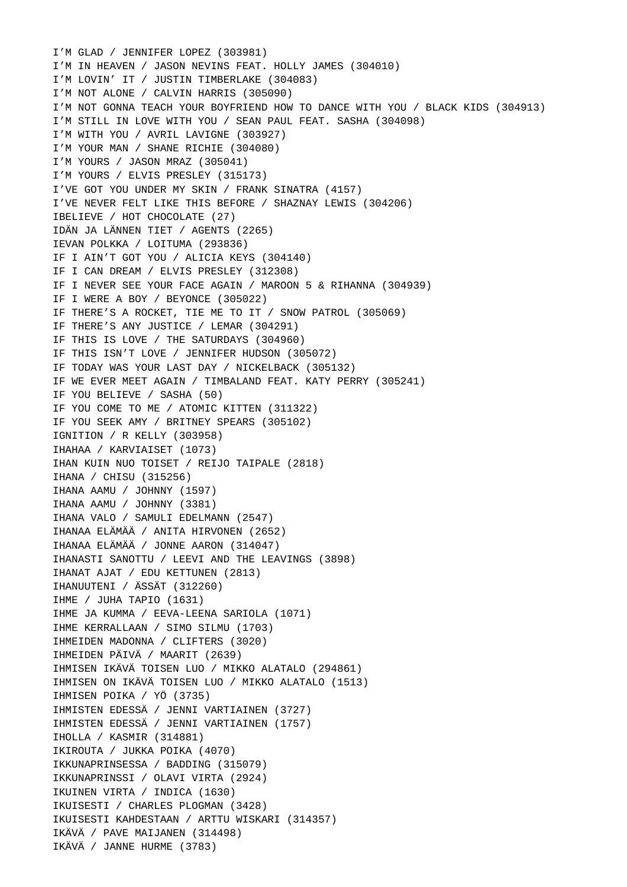I’M GLAD / JENNIFER LOPEZ (303981)
I’M IN HEAVEN / JASON NEVINS FEAT. HOLLY JAMES (304010)
I’M LOVIN’ IT / JUSTIN TIMBERLAKE (304083)
I’M NOT ALONE / CALVIN HARRIS (305090)
I’M NOT GONNA TEACH YOUR BOYFRIEND HOW TO DANCE WITH YOU / BLACK KIDS (304913)
I’M STILL IN LOVE WITH YOU / SEAN PAUL FEAT. SASHA (304098)
I’M WITH YOU / AVRIL LAVIGNE (303927)
I’M YOUR MAN / SHANE RICHIE (304080)
I’M YOURS / JASON MRAZ (305041)
I’M YOURS / ELVIS PRESLEY (315173)
I’VE GOT YOU UNDER MY SKIN / FRANK SINATRA (4157)
I’VE NEVER FELT LIKE THIS BEFORE / SHAZNAY LEWIS (304206)
IBELIEVE / HOT CHOCOLATE (27)
IDÄN JA LÄNNEN TIET / AGENTS (2265)
IEVAN POLKKA / LOITUMA (293836)
IF I AIN’T GOT YOU / ALICIA KEYS (304140)
IF I CAN DREAM / ELVIS PRESLEY (312308)
IF I NEVER SEE YOUR FACE AGAIN / MAROON 5 & RIHANNA (304939)
IF I WERE A BOY / BEYONCE (305022)
IF THERE’S A ROCKET, TIE ME TO IT / SNOW PATROL (305069)
IF THERE’S ANY JUSTICE / LEMAR (304291)
IF THIS IS LOVE / THE SATURDAYS (304960)
IF THIS ISN’T LOVE / JENNIFER HUDSON (305072)
IF TODAY WAS YOUR LAST DAY / NICKELBACK (305132)
IF WE EVER MEET AGAIN / TIMBALAND FEAT. KATY PERRY (305241)
IF YOU BELIEVE / SASHA (50)
IF YOU COME TO ME / ATOMIC KITTEN (311322)
IF YOU SEEK AMY / BRITNEY SPEARS (305102)
IGNITION / R KELLY (303958)
IHAHAA / KARVIAISET (1073)
IHAN KUIN NUO TOISET / REIJO TAIPALE (2818)
IHANA / CHISU (315256)
IHANA AAMU / JOHNNY (1597)
IHANA AAMU / JOHNNY (3381)
IHANA VALO / SAMULI EDELMANN (2547)
IHANAA ELÄMÄÄ / ANITA HIRVONEN (2652)
IHANAA ELÄMÄÄ / JONNE AARON (314047)
IHANASTI SANOTTU / LEEVI AND THE LEAVINGS (3898)
IHANAT AJAT / EDU KETTUNEN (2813)
IHANUUTENI / ÄSSÄT (312260)
IHME / JUHA TAPIO (1631)
IHME JA KUMMA / EEVA-LEENA SARIOLA (1071)
IHME KERRALLAAN / SIMO SILMU (1703)
IHMEIDEN MADONNA / CLIFTERS (3020)
IHMEIDEN PÄIVÄ / MAARIT (2639)
IHMISEN IKÄVÄ TOISEN LUO / MIKKO ALATALO (294861)
IHMISEN ON IKÄVÄ TOISEN LUO / MIKKO ALATALO (1513)
IHMISEN POIKA / YÖ (3735)
IHMISTEN EDESSÄ / JENNI VARTIAINEN (3727)
IHMISTEN EDESSÄ / JENNI VARTIAINEN (1757)
IHOLLA / KASMIR (314881)
IKIROUTA / JUKKA POIKA (4070)
IKKUNAPRINSESSA / BADDING (315079)
IKKUNAPRINSSI / OLAVI VIRTA (2924)
IKUINEN VIRTA / INDICA (1630)
IKUISESTI / CHARLES PLOGMAN (3428)
IKUISESTI KAHDESTAAN / ARTTU WISKARI (314357)
IKÄVÄ / PAVE MAIJANEN (314498)
IKÄVÄ / JANNE HURME (3783)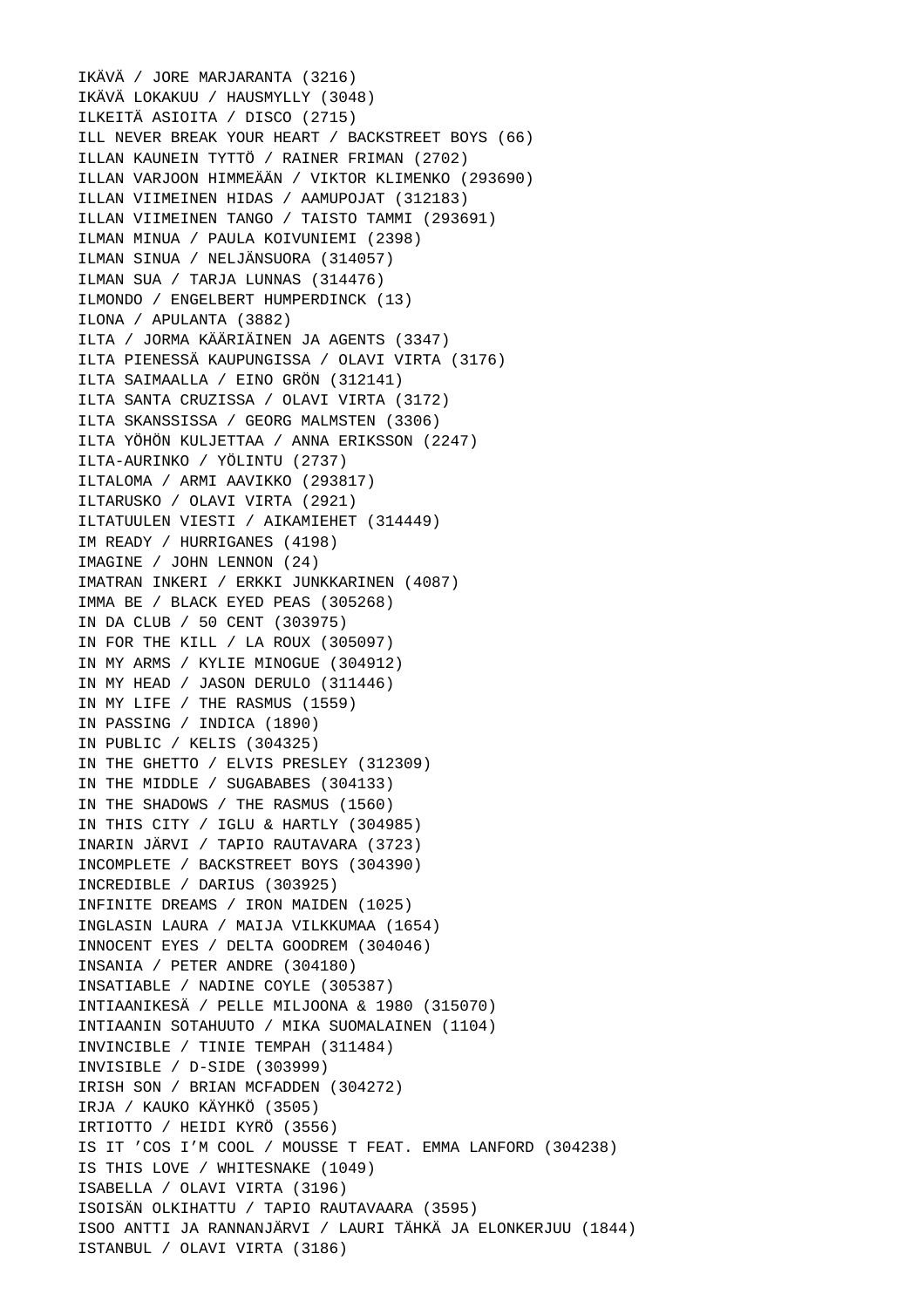IKÄVÄ / JORE MARJARANTA (3216)
IKÄVÄ LOKAKUU / HAUSMYLLY (3048)
ILKEITÄ ASIOITA / DISCO (2715)
ILL NEVER BREAK YOUR HEART / BACKSTREET BOYS (66)
ILLAN KAUNEIN TYTTÖ / RAINER FRIMAN (2702)
ILLAN VARJOON HIMMEÄÄN / VIKTOR KLIMENKO (293690)
ILLAN VIIMEINEN HIDAS / AAMUPOJAT (312183)
ILLAN VIIMEINEN TANGO / TAISTO TAMMI (293691)
ILMAN MINUA / PAULA KOIVUNIEMI (2398)
ILMAN SINUA / NELJÄNSUORA (314057)
ILMAN SUA / TARJA LUNNAS (314476)
ILMONDO / ENGELBERT HUMPERDINCK (13)
ILONA / APULANTA (3882)
ILTA / JORMA KÄÄRIÄINEN JA AGENTS (3347)
ILTA PIENESSÄ KAUPUNGISSA / OLAVI VIRTA (3176)
ILTA SAIMAALLA / EINO GRÖN (312141)
ILTA SANTA CRUZISSA / OLAVI VIRTA (3172)
ILTA SKANSSISSA / GEORG MALMSTEN (3306)
ILTA YÖHÖN KULJETTAA / ANNA ERIKSSON (2247)
ILTA-AURINKO / YÖLINTU (2737)
ILTALOMA / ARMI AAVIKKO (293817)
ILTARUSKO / OLAVI VIRTA (2921)
ILTATUULEN VIESTI / AIKAMIEHET (314449)
IM READY / HURRIGANES (4198)
IMAGINE / JOHN LENNON (24)
IMATRAN INKERI / ERKKI JUNKKARINEN (4087)
IMMA BE / BLACK EYED PEAS (305268)
IN DA CLUB / 50 CENT (303975)
IN FOR THE KILL / LA ROUX (305097)
IN MY ARMS / KYLIE MINOGUE (304912)
IN MY HEAD / JASON DERULO (311446)
IN MY LIFE / THE RASMUS (1559)
IN PASSING / INDICA (1890)
IN PUBLIC / KELIS (304325)
IN THE GHETTO / ELVIS PRESLEY (312309)
IN THE MIDDLE / SUGABABES (304133)
IN THE SHADOWS / THE RASMUS (1560)
IN THIS CITY / IGLU & HARTLY (304985)
INARIN JÄRVI / TAPIO RAUTAVARA (3723)
INCOMPLETE / BACKSTREET BOYS (304390)
INCREDIBLE / DARIUS (303925)
INFINITE DREAMS / IRON MAIDEN (1025)
INGLASIN LAURA / MAIJA VILKKUMAA (1654)
INNOCENT EYES / DELTA GOODREM (304046)
INSANIA / PETER ANDRE (304180)
INSATIABLE / NADINE COYLE (305387)
INTIAANIKESÄ / PELLE MILJOONA & 1980 (315070)
INTIAANIN SOTAHUUTO / MIKA SUOMALAINEN (1104)
INVINCIBLE / TINIE TEMPAH (311484)
INVISIBLE / D-SIDE (303999)
IRISH SON / BRIAN MCFADDEN (304272)
IRJA / KAUKO KÄYHKÖ (3505)
IRTIOTTO / HEIDI KYRÖ (3556)
IS IT ’COS I’M COOL / MOUSSE T FEAT. EMMA LANFORD (304238)
IS THIS LOVE / WHITESNAKE (1049)
ISABELLA / OLAVI VIRTA (3196)
ISOISÄN OLKIHATTU / TAPIO RAUTAVAARA (3595)
ISOO ANTTI JA RANNANJÄRVI / LAURI TÄHKÄ JA ELONKERJUU (1844)
ISTANBUL / OLAVI VIRTA (3186)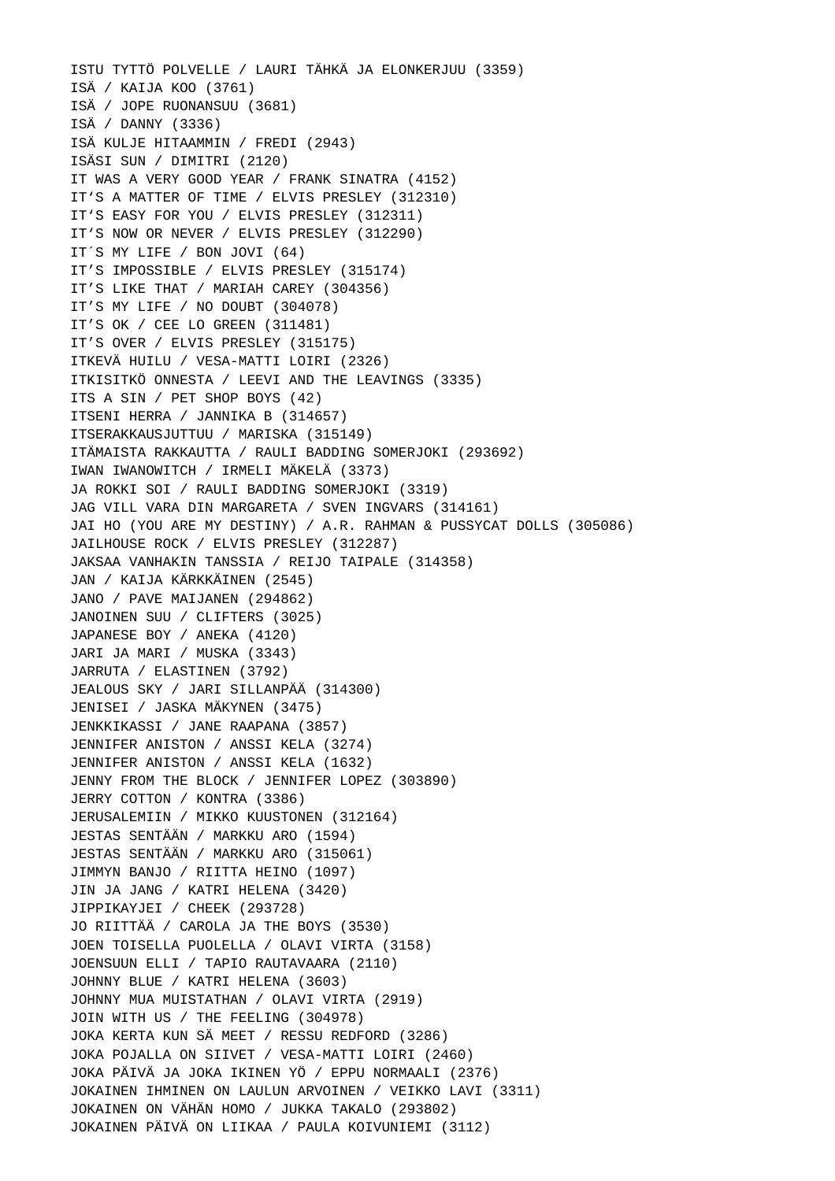ISTU TYTTÖ POLVELLE / LAURI TÄHKÄ JA ELONKERJUU (3359)
ISÄ / KAIJA KOO (3761)
ISÄ / JOPE RUONANSUU (3681)
ISÄ / DANNY (3336)
ISÄ KULJE HITAAMMIN / FREDI (2943)
ISÄSI SUN / DIMITRI (2120)
IT WAS A VERY GOOD YEAR / FRANK SINATRA (4152)
IT‘S A MATTER OF TIME / ELVIS PRESLEY (312310)
IT‘S EASY FOR YOU / ELVIS PRESLEY (312311)
IT‘S NOW OR NEVER / ELVIS PRESLEY (312290)
IT´S MY LIFE / BON JOVI (64)
IT’S IMPOSSIBLE / ELVIS PRESLEY (315174)
IT’S LIKE THAT / MARIAH CAREY (304356)
IT’S MY LIFE / NO DOUBT (304078)
IT’S OK / CEE LO GREEN (311481)
IT’S OVER / ELVIS PRESLEY (315175)
ITKEVÄ HUILU / VESA-MATTI LOIRI (2326)
ITKISITKÖ ONNESTA / LEEVI AND THE LEAVINGS (3335)
ITS A SIN / PET SHOP BOYS (42)
ITSENI HERRA / JANNIKA B (314657)
ITSERAKKAUSJUTTUU / MARISKA (315149)
ITÄMAISTA RAKKAUTTA / RAULI BADDING SOMERJOKI (293692)
IWAN IWANOWITCH / IRMELI MÄKELÄ (3373)
JA ROKKI SOI / RAULI BADDING SOMERJOKI (3319)
JAG VILL VARA DIN MARGARETA / SVEN INGVARS (314161)
JAI HO (YOU ARE MY DESTINY) / A.R. RAHMAN & PUSSYCAT DOLLS (305086)
JAILHOUSE ROCK / ELVIS PRESLEY (312287)
JAKSAA VANHAKIN TANSSIA / REIJO TAIPALE (314358)
JAN / KAIJA KÄRKKÄINEN (2545)
JANO / PAVE MAIJANEN (294862)
JANOINEN SUU / CLIFTERS (3025)
JAPANESE BOY / ANEKA (4120)
JARI JA MARI / MUSKA (3343)
JARRUTA / ELASTINEN (3792)
JEALOUS SKY / JARI SILLANPÄÄ (314300)
JENISEI / JASKA MÄKYNEN (3475)
JENKKIKASSI / JANE RAAPANA (3857)
JENNIFER ANISTON / ANSSI KELA (3274)
JENNIFER ANISTON / ANSSI KELA (1632)
JENNY FROM THE BLOCK / JENNIFER LOPEZ (303890)
JERRY COTTON / KONTRA (3386)
JERUSALEMIIN / MIKKO KUUSTONEN (312164)
JESTAS SENTÄÄN / MARKKU ARO (1594)
JESTAS SENTÄÄN / MARKKU ARO (315061)
JIMMYN BANJO / RIITTA HEINO (1097)
JIN JA JANG / KATRI HELENA (3420)
JIPPIKAYJEI / CHEEK (293728)
JO RIITTÄÄ / CAROLA JA THE BOYS (3530)
JOEN TOISELLA PUOLELLA / OLAVI VIRTA (3158)
JOENSUUN ELLI / TAPIO RAUTAVAARA (2110)
JOHNNY BLUE / KATRI HELENA (3603)
JOHNNY MUA MUISTATHAN / OLAVI VIRTA (2919)
JOIN WITH US / THE FEELING (304978)
JOKA KERTA KUN SÄ MEET / RESSU REDFORD (3286)
JOKA POJALLA ON SIIVET / VESA-MATTI LOIRI (2460)
JOKA PÄIVÄ JA JOKA IKINEN YÖ / EPPU NORMAALI (2376)
JOKAINEN IHMINEN ON LAULUN ARVOINEN / VEIKKO LAVI (3311)
JOKAINEN ON VÄHÄN HOMO / JUKKA TAKALO (293802)
JOKAINEN PÄIVÄ ON LIIKAA / PAULA KOIVUNIEMI (3112)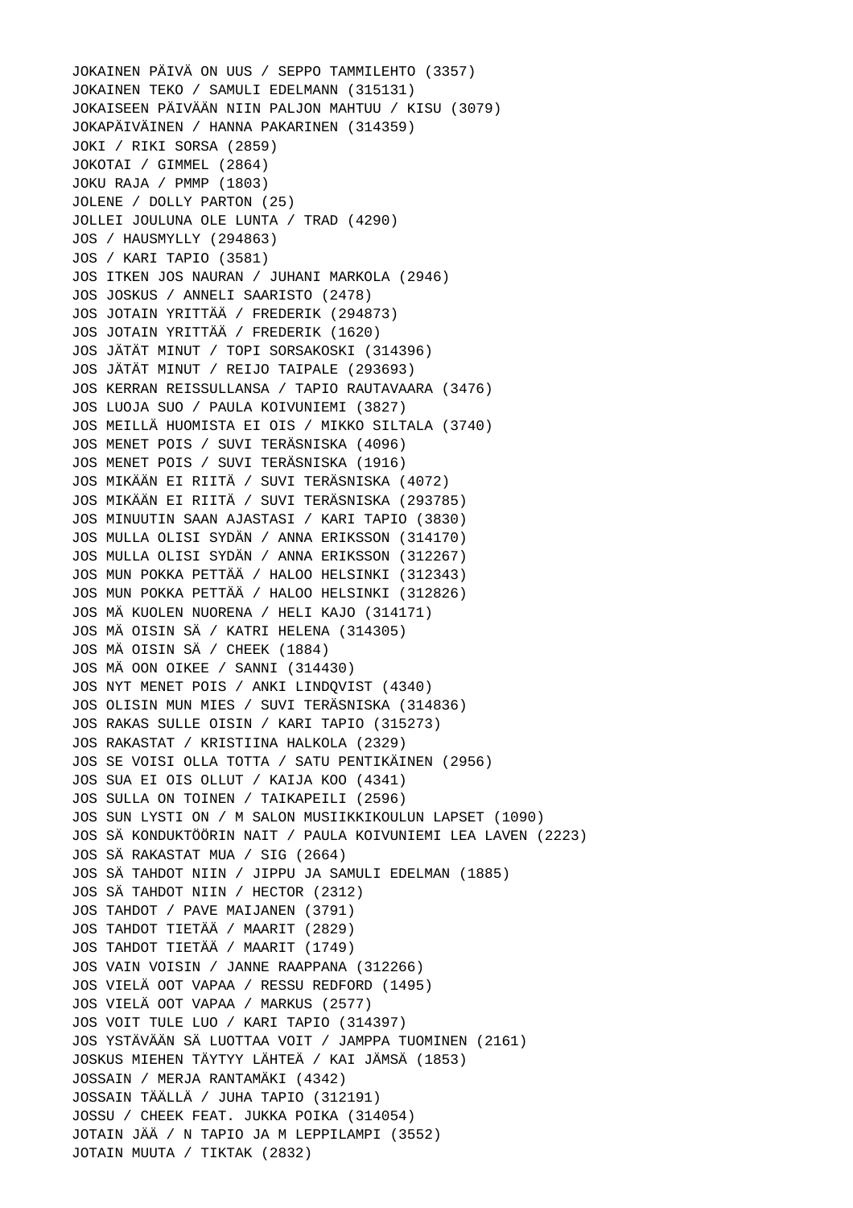JOKAINEN PÄIVÄ ON UUS / SEPPO TAMMILEHTO (3357)
JOKAINEN TEKO / SAMULI EDELMANN (315131)
JOKAISEEN PÄIVÄÄN NIIN PALJON MAHTUU / KISU (3079)
JOKAPÄIVÄINEN / HANNA PAKARINEN (314359)
JOKI / RIKI SORSA (2859)
JOKOTAI / GIMMEL (2864)
JOKU RAJA / PMMP (1803)
JOLENE / DOLLY PARTON (25)
JOLLEI JOULUNA OLE LUNTA / TRAD (4290)
JOS / HAUSMYLLY (294863)
JOS / KARI TAPIO (3581)
JOS ITKEN JOS NAURAN / JUHANI MARKOLA (2946)
JOS JOSKUS / ANNELI SAARISTO (2478)
JOS JOTAIN YRITTÄÄ / FREDERIK (294873)
JOS JOTAIN YRITTÄÄ / FREDERIK (1620)
JOS JÄTÄT MINUT / TOPI SORSAKOSKI (314396)
JOS JÄTÄT MINUT / REIJO TAIPALE (293693)
JOS KERRAN REISSULLANSA / TAPIO RAUTAVAARA (3476)
JOS LUOJA SUO / PAULA KOIVUNIEMI (3827)
JOS MEILLÄ HUOMISTA EI OIS / MIKKO SILTALA (3740)
JOS MENET POIS / SUVI TERÄSNISKA (4096)
JOS MENET POIS / SUVI TERÄSNISKA (1916)
JOS MIKÄÄN EI RIITÄ / SUVI TERÄSNISKA (4072)
JOS MIKÄÄN EI RIITÄ / SUVI TERÄSNISKA (293785)
JOS MINUUTIN SAAN AJASTASI / KARI TAPIO (3830)
JOS MULLA OLISI SYDÄN / ANNA ERIKSSON (314170)
JOS MULLA OLISI SYDÄN / ANNA ERIKSSON (312267)
JOS MUN POKKA PETTÄÄ / HALOO HELSINKI (312343)
JOS MUN POKKA PETTÄÄ / HALOO HELSINKI (312826)
JOS MÄ KUOLEN NUORENA / HELI KAJO (314171)
JOS MÄ OISIN SÄ / KATRI HELENA (314305)
JOS MÄ OISIN SÄ / CHEEK (1884)
JOS MÄ OON OIKEE / SANNI (314430)
JOS NYT MENET POIS / ANKI LINDQVIST (4340)
JOS OLISIN MUN MIES / SUVI TERÄSNISKA (314836)
JOS RAKAS SULLE OISIN / KARI TAPIO (315273)
JOS RAKASTAT / KRISTIINA HALKOLA (2329)
JOS SE VOISI OLLA TOTTA / SATU PENTIKÄINEN (2956)
JOS SUA EI OIS OLLUT / KAIJA KOO (4341)
JOS SULLA ON TOINEN / TAIKAPEILI (2596)
JOS SUN LYSTI ON / M SALON MUSIIKKIKOULUN LAPSET (1090)
JOS SÄ KONDUKTÖÖRIN NAIT / PAULA KOIVUNIEMI LEA LAVEN (2223)
JOS SÄ RAKASTAT MUA / SIG (2664)
JOS SÄ TAHDOT NIIN / JIPPU JA SAMULI EDELMAN (1885)
JOS SÄ TAHDOT NIIN / HECTOR (2312)
JOS TAHDOT / PAVE MAIJANEN (3791)
JOS TAHDOT TIETÄÄ / MAARIT (2829)
JOS TAHDOT TIETÄÄ / MAARIT (1749)
JOS VAIN VOISIN / JANNE RAAPPANA (312266)
JOS VIELÄ OOT VAPAA / RESSU REDFORD (1495)
JOS VIELÄ OOT VAPAA / MARKUS (2577)
JOS VOIT TULE LUO / KARI TAPIO (314397)
JOS YSTÄVÄÄN SÄ LUOTTAA VOIT / JAMPPA TUOMINEN (2161)
JOSKUS MIEHEN TÄYTYY LÄHTEÄ / KAI JÄMSÄ (1853)
JOSSAIN / MERJA RANTAMÄKI (4342)
JOSSAIN TÄÄLLÄ / JUHA TAPIO (312191)
JOSSU / CHEEK FEAT. JUKKA POIKA (314054)
JOTAIN JÄÄ / N TAPIO JA M LEPPILAMPI (3552)
JOTAIN MUUTA / TIKTAK (2832)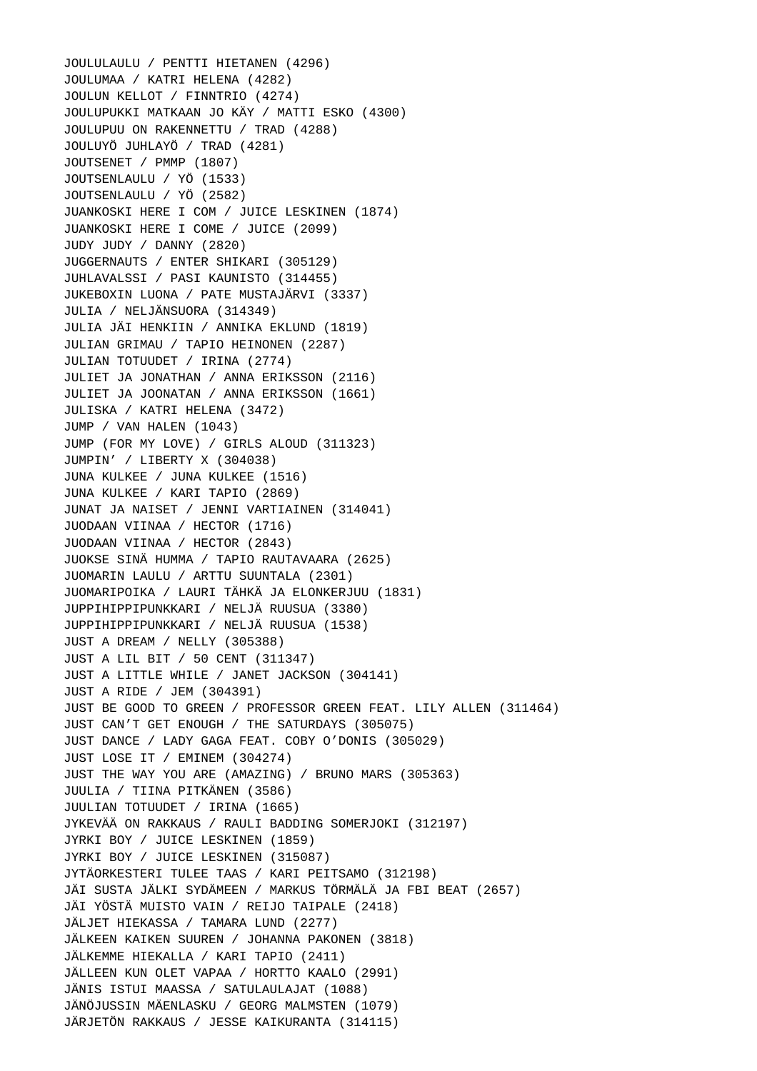JOULULAULU / PENTTI HIETANEN (4296)
JOULUMAA / KATRI HELENA (4282)
JOULUN KELLOT / FINNTRIO (4274)
JOULUPUKKI MATKAAN JO KÄY / MATTI ESKO (4300)
JOULUPUU ON RAKENNETTU / TRAD (4288)
JOULUYÖ JUHLAYÖ / TRAD (4281)
JOUTSENET / PMMP (1807)
JOUTSENLAULU / YÖ (1533)
JOUTSENLAULU / YÖ (2582)
JUANKOSKI HERE I COM / JUICE LESKINEN (1874)
JUANKOSKI HERE I COME / JUICE (2099)
JUDY JUDY / DANNY (2820)
JUGGERNAUTS / ENTER SHIKARI (305129)
JUHLAVALSSI / PASI KAUNISTO (314455)
JUKEBOXIN LUONA / PATE MUSTAJÄRVI (3337)
JULIA / NELJÄNSUORA (314349)
JULIA JÄI HENKIIN / ANNIKA EKLUND (1819)
JULIAN GRIMAU / TAPIO HEINONEN (2287)
JULIAN TOTUUDET / IRINA (2774)
JULIET JA JONATHAN / ANNA ERIKSSON (2116)
JULIET JA JOONATAN / ANNA ERIKSSON (1661)
JULISKA / KATRI HELENA (3472)
JUMP / VAN HALEN (1043)
JUMP (FOR MY LOVE) / GIRLS ALOUD (311323)
JUMPIN’ / LIBERTY X (304038)
JUNA KULKEE / JUNA KULKEE (1516)
JUNA KULKEE / KARI TAPIO (2869)
JUNAT JA NAISET / JENNI VARTIAINEN (314041)
JUODAAN VIINAA / HECTOR (1716)
JUODAAN VIINAA / HECTOR (2843)
JUOKSE SINÄ HUMMA / TAPIO RAUTAVAARA (2625)
JUOMARIN LAULU / ARTTU SUUNTALA (2301)
JUOMARIPOIKA / LAURI TÄHKÄ JA ELONKERJUU (1831)
JUPPIHIPPIPUNKKARI / NELJÄ RUUSUA (3380)
JUPPIHIPPIPUNKKARI / NELJÄ RUUSUA (1538)
JUST A DREAM / NELLY (305388)
JUST A LIL BIT / 50 CENT (311347)
JUST A LITTLE WHILE / JANET JACKSON (304141)
JUST A RIDE / JEM (304391)
JUST BE GOOD TO GREEN / PROFESSOR GREEN FEAT. LILY ALLEN (311464)
JUST CAN’T GET ENOUGH / THE SATURDAYS (305075)
JUST DANCE / LADY GAGA FEAT. COBY O’DONIS (305029)
JUST LOSE IT / EMINEM (304274)
JUST THE WAY YOU ARE (AMAZING) / BRUNO MARS (305363)
JUULIA / TIINA PITKÄNEN (3586)
JUULIAN TOTUUDET / IRINA (1665)
JYKEVÄÄ ON RAKKAUS / RAULI BADDING SOMERJOKI (312197)
JYRKI BOY / JUICE LESKINEN (1859)
JYRKI BOY / JUICE LESKINEN (315087)
JYTÄORKESTERI TULEE TAAS / KARI PEITSAMO (312198)
JÄI SUSTA JÄLKI SYDÄMEEN / MARKUS TÖRMÄLÄ JA FBI BEAT (2657)
JÄI YÖSTÄ MUISTO VAIN / REIJO TAIPALE (2418)
JÄLJET HIEKASSA / TAMARA LUND (2277)
JÄLKEEN KAIKEN SUUREN / JOHANNA PAKONEN (3818)
JÄLKEMME HIEKALLA / KARI TAPIO (2411)
JÄLLEEN KUN OLET VAPAA / HORTTO KAALO (2991)
JÄNIS ISTUI MAASSA / SATULAULAJAT (1088)
JÄNÖJUSSIN MÄENLASKU / GEORG MALMSTEN (1079)
JÄRJETÖN RAKKAUS / JESSE KAIKURANTA (314115)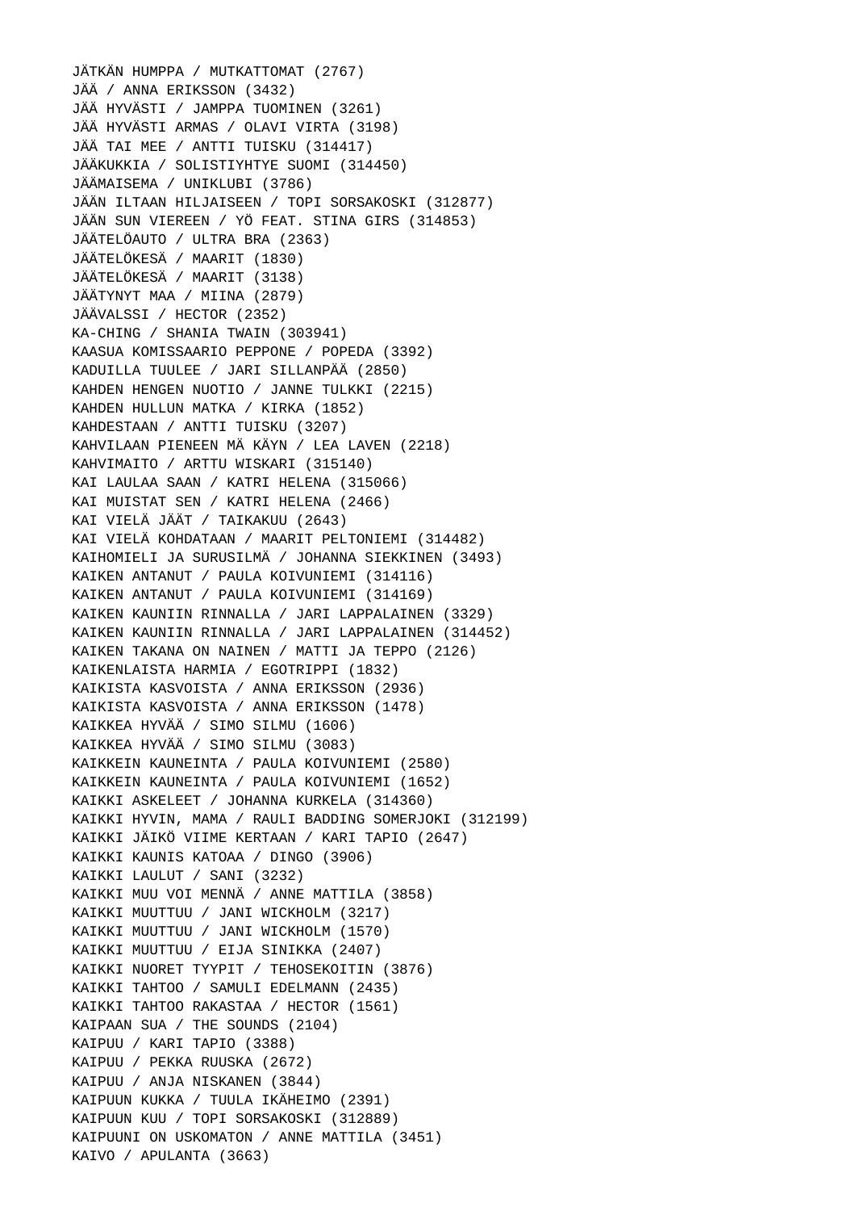JÄTKÄN HUMPPA / MUTKATTOMAT (2767)
JÄÄ / ANNA ERIKSSON (3432)
JÄÄ HYVÄSTI / JAMPPA TUOMINEN (3261)
JÄÄ HYVÄSTI ARMAS / OLAVI VIRTA (3198)
JÄÄ TAI MEE / ANTTI TUISKU (314417)
JÄÄKUKKIA / SOLISTIYHTYE SUOMI (314450)
JÄÄMAISEMA / UNIKLUBI (3786)
JÄÄN ILTAAN HILJAISEEN / TOPI SORSAKOSKI (312877)
JÄÄN SUN VIEREEN / YÖ FEAT. STINA GIRS (314853)
JÄÄTELÖAUTO / ULTRA BRA (2363)
JÄÄTELÖKESÄ / MAARIT (1830)
JÄÄTELÖKESÄ / MAARIT (3138)
JÄÄTYNYT MAA / MIINA (2879)
JÄÄVALSSI / HECTOR (2352)
KA-CHING / SHANIA TWAIN (303941)
KAASUA KOMISSAARIO PEPPONE / POPEDA (3392)
KADUILLA TUULEE / JARI SILLANPÄÄ (2850)
KAHDEN HENGEN NUOTIO / JANNE TULKKI (2215)
KAHDEN HULLUN MATKA / KIRKA (1852)
KAHDESTAAN / ANTTI TUISKU (3207)
KAHVILAAN PIENEEN MÄ KÄYN / LEA LAVEN (2218)
KAHVIMAITO / ARTTU WISKARI (315140)
KAI LAULAA SAAN / KATRI HELENA (315066)
KAI MUISTAT SEN / KATRI HELENA (2466)
KAI VIELÄ JÄÄT / TAIKAKUU (2643)
KAI VIELÄ KOHDATAAN / MAARIT PELTONIEMI (314482)
KAIHOMIELI JA SURUSILMÄ / JOHANNA SIEKKINEN (3493)
KAIKEN ANTANUT / PAULA KOIVUNIEMI (314116)
KAIKEN ANTANUT / PAULA KOIVUNIEMI (314169)
KAIKEN KAUNIIN RINNALLA / JARI LAPPALAINEN (3329)
KAIKEN KAUNIIN RINNALLA / JARI LAPPALAINEN (314452)
KAIKEN TAKANA ON NAINEN / MATTI JA TEPPO (2126)
KAIKENLAISTA HARMIA / EGOTRIPPI (1832)
KAIKISTA KASVOISTA / ANNA ERIKSSON (2936)
KAIKISTA KASVOISTA / ANNA ERIKSSON (1478)
KAIKKEA HYVÄÄ / SIMO SILMU (1606)
KAIKKEA HYVÄÄ / SIMO SILMU (3083)
KAIKKEIN KAUNEINTA / PAULA KOIVUNIEMI (2580)
KAIKKEIN KAUNEINTA / PAULA KOIVUNIEMI (1652)
KAIKKI ASKELEET / JOHANNA KURKELA (314360)
KAIKKI HYVIN, MAMA / RAULI BADDING SOMERJOKI (312199)
KAIKKI JÄIKÖ VIIME KERTAAN / KARI TAPIO (2647)
KAIKKI KAUNIS KATOAA / DINGO (3906)
KAIKKI LAULUT / SANI (3232)
KAIKKI MUU VOI MENNÄ / ANNE MATTILA (3858)
KAIKKI MUUTTUU / JANI WICKHOLM (3217)
KAIKKI MUUTTUU / JANI WICKHOLM (1570)
KAIKKI MUUTTUU / EIJA SINIKKA (2407)
KAIKKI NUORET TYYPIT / TEHOSEKOITIN (3876)
KAIKKI TAHTOO / SAMULI EDELMANN (2435)
KAIKKI TAHTOO RAKASTAA / HECTOR (1561)
KAIPAAN SUA / THE SOUNDS (2104)
KAIPUU / KARI TAPIO (3388)
KAIPUU / PEKKA RUUSKA (2672)
KAIPUU / ANJA NISKANEN (3844)
KAIPUUN KUKKA / TUULA IKÄHEIMO (2391)
KAIPUUN KUU / TOPI SORSAKOSKI (312889)
KAIPUUNI ON USKOMATON / ANNE MATTILA (3451)
KAIVO / APULANTA (3663)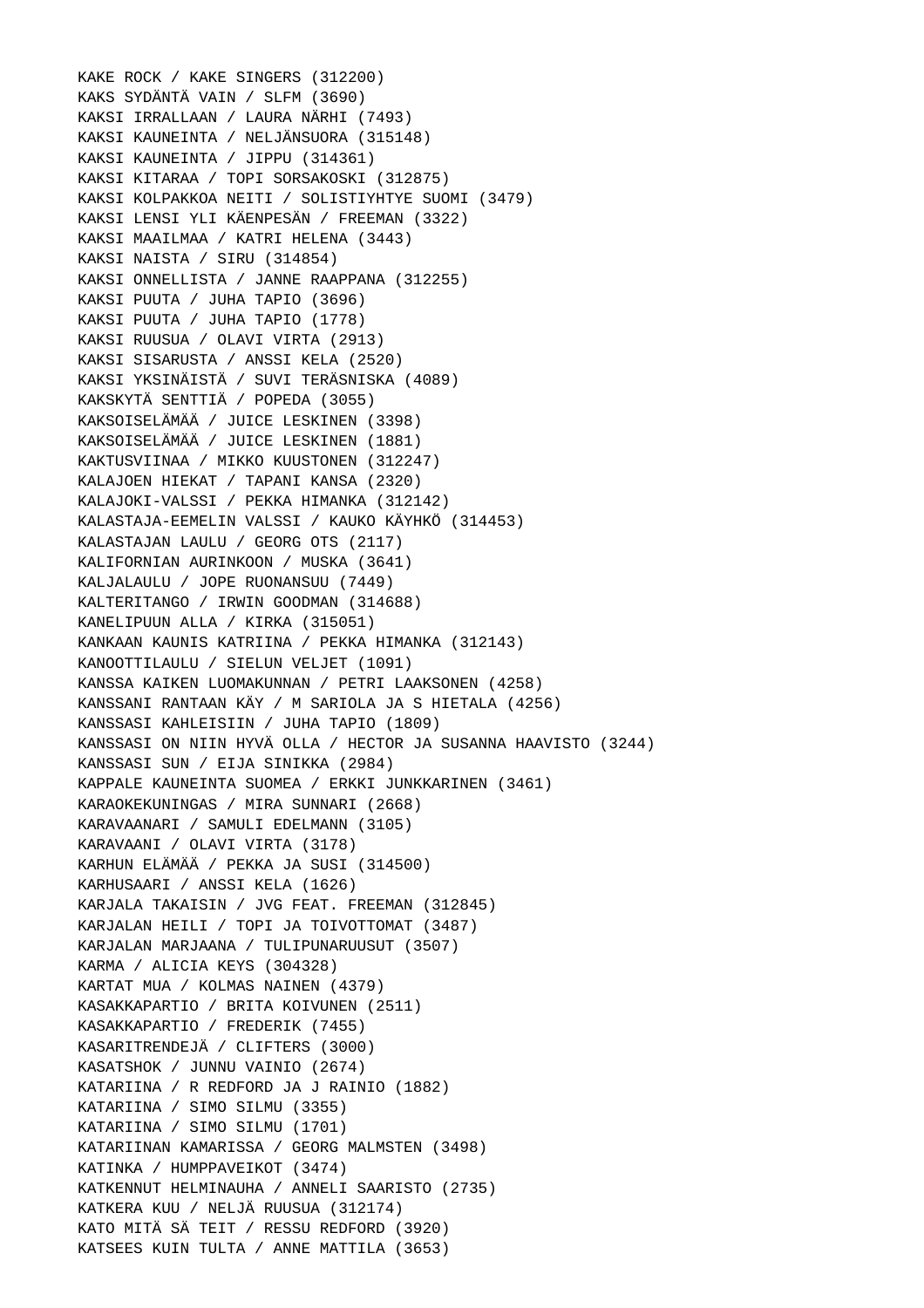KAKE ROCK / KAKE SINGERS (312200)
KAKS SYDÄNTÄ VAIN / SLFM (3690)
KAKSI IRRALLAAN / LAURA NÄRHI (7493)
KAKSI KAUNEINTA / NELJÄNSUORA (315148)
KAKSI KAUNEINTA / JIPPU (314361)
KAKSI KITARAA / TOPI SORSAKOSKI (312875)
KAKSI KOLPAKKOA NEITI / SOLISTIYHTYE SUOMI (3479)
KAKSI LENSI YLI KÄENPESÄN / FREEMAN (3322)
KAKSI MAAILMAA / KATRI HELENA (3443)
KAKSI NAISTA / SIRU (314854)
KAKSI ONNELLISTA / JANNE RAAPPANA (312255)
KAKSI PUUTA / JUHA TAPIO (3696)
KAKSI PUUTA / JUHA TAPIO (1778)
KAKSI RUUSUA / OLAVI VIRTA (2913)
KAKSI SISARUSTA / ANSSI KELA (2520)
KAKSI YKSINÄISTÄ / SUVI TERÄSNISKA (4089)
KAKSKYTÄ SENTTIÄ / POPEDA (3055)
KAKSOISELÄMÄÄ / JUICE LESKINEN (3398)
KAKSOISELÄMÄÄ / JUICE LESKINEN (1881)
KAKTUSVIINAA / MIKKO KUUSTONEN (312247)
KALAJOEN HIEKAT / TAPANI KANSA (2320)
KALAJOKI-VALSSI / PEKKA HIMANKA (312142)
KALASTAJA-EEMELIN VALSSI / KAUKO KÄYHKÖ (314453)
KALASTAJAN LAULU / GEORG OTS (2117)
KALIFORNIAN AURINKOON / MUSKA (3641)
KALJALAULU / JOPE RUONANSUU (7449)
KALTERITANGO / IRWIN GOODMAN (314688)
KANELIPUUN ALLA / KIRKA (315051)
KANKAAN KAUNIS KATRIINA / PEKKA HIMANKA (312143)
KANOOTTILAULU / SIELUN VELJET (1091)
KANSSA KAIKEN LUOMAKUNNAN / PETRI LAAKSONEN (4258)
KANSSANI RANTAAN KÄY / M SARIOLA JA S HIETALA (4256)
KANSSASI KAHLEISIIN / JUHA TAPIO (1809)
KANSSASI ON NIIN HYVÄ OLLA / HECTOR JA SUSANNA HAAVISTO (3244)
KANSSASI SUN / EIJA SINIKKA (2984)
KAPPALE KAUNEINTA SUOMEA / ERKKI JUNKKARINEN (3461)
KARAOKEKUNINGAS / MIRA SUNNARI (2668)
KARAVAANARI / SAMULI EDELMANN (3105)
KARAVAANI / OLAVI VIRTA (3178)
KARHUN ELÄMÄÄ / PEKKA JA SUSI (314500)
KARHUSAARI / ANSSI KELA (1626)
KARJALA TAKAISIN / JVG FEAT. FREEMAN (312845)
KARJALAN HEILI / TOPI JA TOIVOTTOMAT (3487)
KARJALAN MARJAANA / TULIPUNARUUSUT (3507)
KARMA / ALICIA KEYS (304328)
KARTAT MUA / KOLMAS NAINEN (4379)
KASAKKAPARTIO / BRITA KOIVUNEN (2511)
KASAKKAPARTIO / FREDERIK (7455)
KASARITRENDEJÄ / CLIFTERS (3000)
KASATSHOK / JUNNU VAINIO (2674)
KATARIINA / R REDFORD JA J RAINIO (1882)
KATARIINA / SIMO SILMU (3355)
KATARIINA / SIMO SILMU (1701)
KATARIINAN KAMARISSA / GEORG MALMSTEN (3498)
KATINKA / HUMPPAVEIKOT (3474)
KATKENNUT HELMINAUHA / ANNELI SAARISTO (2735)
KATKERA KUU / NELJÄ RUUSUA (312174)
KATO MITÄ SÄ TEIT / RESSU REDFORD (3920)
KATSEES KUIN TULTA / ANNE MATTILA (3653)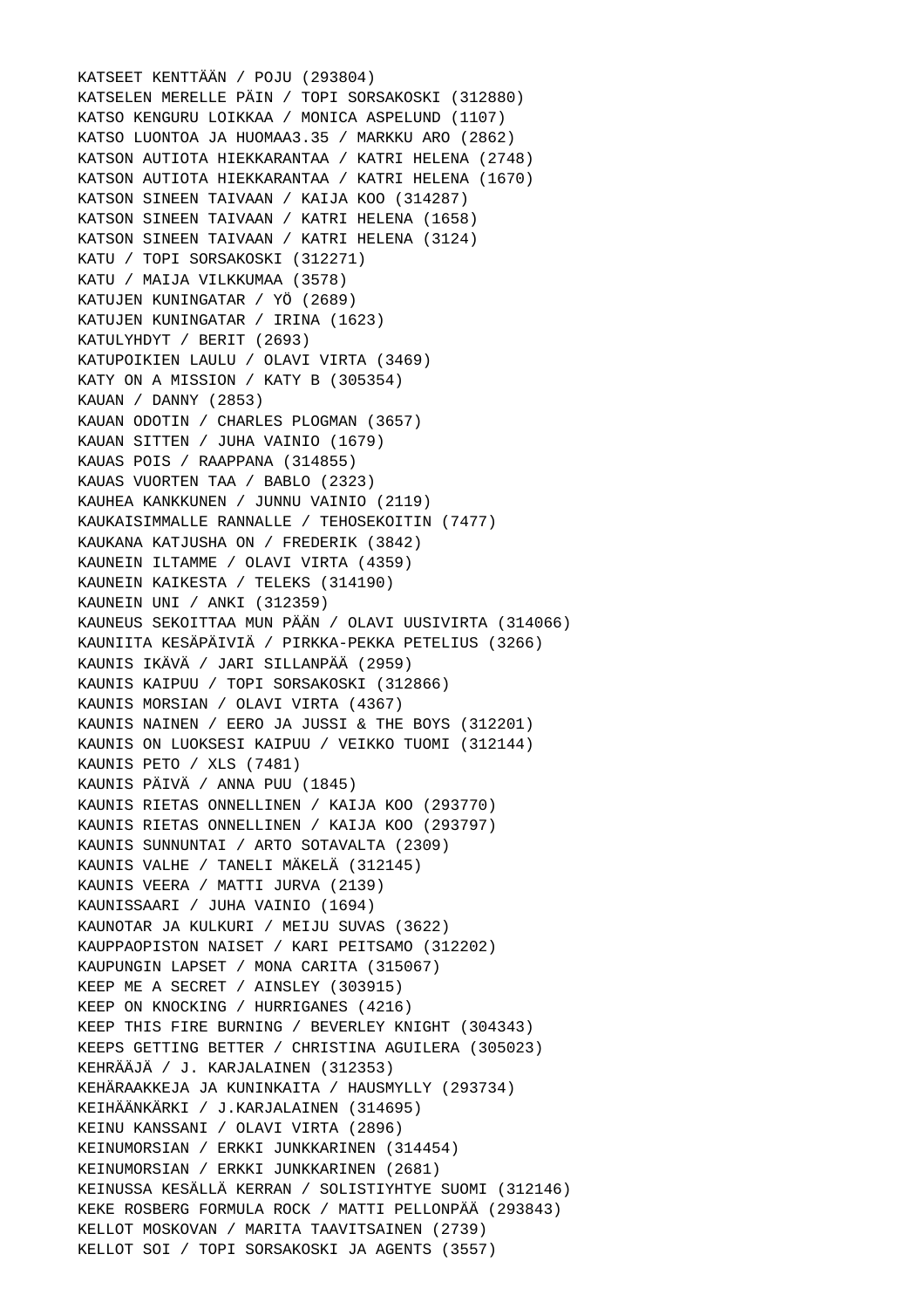KATSEET KENTTÄÄN / POJU (293804)
KATSELEN MERELLE PÄIN / TOPI SORSAKOSKI (312880)
KATSO KENGURU LOIKKAA / MONICA ASPELUND (1107)
KATSO LUONTOA JA HUOMAA3.35 / MARKKU ARO (2862)
KATSON AUTIOTA HIEKKARANTAA / KATRI HELENA (2748)
KATSON AUTIOTA HIEKKARANTAA / KATRI HELENA (1670)
KATSON SINEEN TAIVAAN / KAIJA KOO (314287)
KATSON SINEEN TAIVAAN / KATRI HELENA (1658)
KATSON SINEEN TAIVAAN / KATRI HELENA (3124)
KATU / TOPI SORSAKOSKI (312271)
KATU / MAIJA VILKKUMAA (3578)
KATUJEN KUNINGATAR / YÖ (2689)
KATUJEN KUNINGATAR / IRINA (1623)
KATULYHDYT / BERIT (2693)
KATUPOIKIEN LAULU / OLAVI VIRTA (3469)
KATY ON A MISSION / KATY B (305354)
KAUAN / DANNY (2853)
KAUAN ODOTIN / CHARLES PLOGMAN (3657)
KAUAN SITTEN / JUHA VAINIO (1679)
KAUAS POIS / RAAPPANA (314855)
KAUAS VUORTEN TAA / BABLO (2323)
KAUHEA KANKKUNEN / JUNNU VAINIO (2119)
KAUKAISIMMALLE RANNALLE / TEHOSEKOITIN (7477)
KAUKANA KATJUSHA ON / FREDERIK (3842)
KAUNEIN ILTAMME / OLAVI VIRTA (4359)
KAUNEIN KAIKESTA / TELEKS (314190)
KAUNEIN UNI / ANKI (312359)
KAUNEUS SEKOITTAA MUN PÄÄN / OLAVI UUSIVIRTA (314066)
KAUNIITA KESÄPÄIVIÄ / PIRKKA-PEKKA PETELIUS (3266)
KAUNIS IKÄVÄ / JARI SILLANPÄÄ (2959)
KAUNIS KAIPUU / TOPI SORSAKOSKI (312866)
KAUNIS MORSIAN / OLAVI VIRTA (4367)
KAUNIS NAINEN / EERO JA JUSSI & THE BOYS (312201)
KAUNIS ON LUOKSESI KAIPUU / VEIKKO TUOMI (312144)
KAUNIS PETO / XLS (7481)
KAUNIS PÄIVÄ / ANNA PUU (1845)
KAUNIS RIETAS ONNELLINEN / KAIJA KOO (293770)
KAUNIS RIETAS ONNELLINEN / KAIJA KOO (293797)
KAUNIS SUNNUNTAI / ARTO SOTAVALTA (2309)
KAUNIS VALHE / TANELI MÄKELÄ (312145)
KAUNIS VEERA / MATTI JURVA (2139)
KAUNISSAARI / JUHA VAINIO (1694)
KAUNOTAR JA KULKURI / MEIJU SUVAS (3622)
KAUPPAOPISTON NAISET / KARI PEITSAMO (312202)
KAUPUNGIN LAPSET / MONA CARITA (315067)
KEEP ME A SECRET / AINSLEY (303915)
KEEP ON KNOCKING / HURRIGANES (4216)
KEEP THIS FIRE BURNING / BEVERLEY KNIGHT (304343)
KEEPS GETTING BETTER / CHRISTINA AGUILERA (305023)
KEHRÄÄJÄ / J. KARJALAINEN (312353)
KEHÄRAAKKEJA JA KUNINKAITA / HAUSMYLLY (293734)
KEIHÄÄNKÄRKI / J.KARJALAINEN (314695)
KEINU KANSSANI / OLAVI VIRTA (2896)
KEINUMORSIAN / ERKKI JUNKKARINEN (314454)
KEINUMORSIAN / ERKKI JUNKKARINEN (2681)
KEINUSSA KESÄLLÄ KERRAN / SOLISTIYHTYE SUOMI (312146)
KEKE ROSBERG FORMULA ROCK / MATTI PELLONPÄÄ (293843)
KELLOT MOSKOVAN / MARITA TAAVITSAINEN (2739)
KELLOT SOI / TOPI SORSAKOSKI JA AGENTS (3557)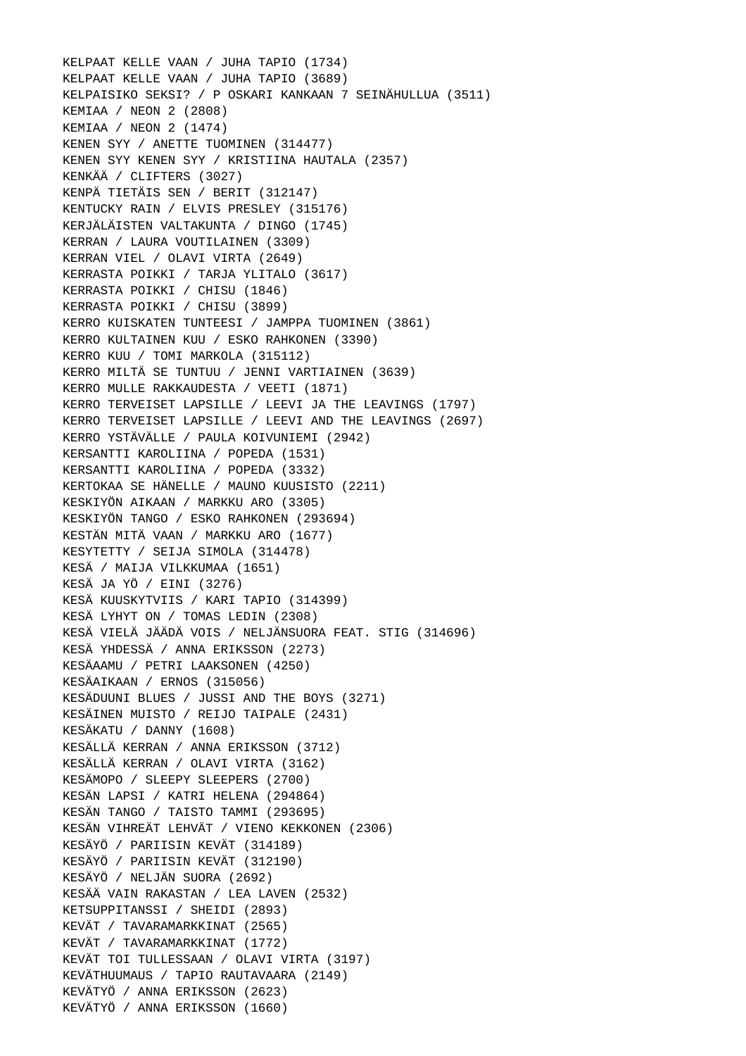KELPAAT KELLE VAAN / JUHA TAPIO (1734)
KELPAAT KELLE VAAN / JUHA TAPIO (3689)
KELPAISIKO SEKSI? / P OSKARI KANKAAN 7 SEINÄHULLUA (3511)
KEMIAA / NEON 2 (2808)
KEMIAA / NEON 2 (1474)
KENEN SYY / ANETTE TUOMINEN (314477)
KENEN SYY KENEN SYY / KRISTIINA HAUTALA (2357)
KENKÄÄ / CLIFTERS (3027)
KENPÄ TIETÄIS SEN / BERIT (312147)
KENTUCKY RAIN / ELVIS PRESLEY (315176)
KERJÄLÄISTEN VALTAKUNTA / DINGO (1745)
KERRAN / LAURA VOUTILAINEN (3309)
KERRAN VIEL / OLAVI VIRTA (2649)
KERRASTA POIKKI / TARJA YLITALO (3617)
KERRASTA POIKKI / CHISU (1846)
KERRASTA POIKKI / CHISU (3899)
KERRO KUISKATEN TUNTEESI / JAMPPA TUOMINEN (3861)
KERRO KULTAINEN KUU / ESKO RAHKONEN (3390)
KERRO KUU / TOMI MARKOLA (315112)
KERRO MILTÄ SE TUNTUU / JENNI VARTIAINEN (3639)
KERRO MULLE RAKKAUDESTA / VEETI (1871)
KERRO TERVEISET LAPSILLE / LEEVI JA THE LEAVINGS (1797)
KERRO TERVEISET LAPSILLE / LEEVI AND THE LEAVINGS (2697)
KERRO YSTÄVÄLLE / PAULA KOIVUNIEMI (2942)
KERSANTTI KAROLIINA / POPEDA (1531)
KERSANTTI KAROLIINA / POPEDA (3332)
KERTOKAA SE HÄNELLE / MAUNO KUUSISTO (2211)
KESKIYÖN AIKAAN / MARKKU ARO (3305)
KESKIYÖN TANGO / ESKO RAHKONEN (293694)
KESTÄN MITÄ VAAN / MARKKU ARO (1677)
KESYTETTY / SEIJA SIMOLA (314478)
KESÄ / MAIJA VILKKUMAA (1651)
KESÄ JA YÖ / EINI (3276)
KESÄ KUUSKYTVIIS / KARI TAPIO (314399)
KESÄ LYHYT ON / TOMAS LEDIN (2308)
KESÄ VIELÄ JÄÄDÄ VOIS / NELJÄNSUORA FEAT. STIG (314696)
KESÄ YHDESSÄ / ANNA ERIKSSON (2273)
KESÄAAMU / PETRI LAAKSONEN (4250)
KESÄAIKAAN / ERNOS (315056)
KESÄDUUNI BLUES / JUSSI AND THE BOYS (3271)
KESÄINEN MUISTO / REIJO TAIPALE (2431)
KESÄKATU / DANNY (1608)
KESÄLLÄ KERRAN / ANNA ERIKSSON (3712)
KESÄLLÄ KERRAN / OLAVI VIRTA (3162)
KESÄMOPO / SLEEPY SLEEPERS (2700)
KESÄN LAPSI / KATRI HELENA (294864)
KESÄN TANGO / TAISTO TAMMI (293695)
KESÄN VIHREÄT LEHVÄT / VIENO KEKKONEN (2306)
KESÄYÖ / PARIISIN KEVÄT (314189)
KESÄYÖ / PARIISIN KEVÄT (312190)
KESÄYÖ / NELJÄN SUORA (2692)
KESÄÄ VAIN RAKASTAN / LEA LAVEN (2532)
KETSUPPITANSSI / SHEIDI (2893)
KEVÄT / TAVARAMARKKINAT (2565)
KEVÄT / TAVARAMARKKINAT (1772)
KEVÄT TOI TULLESSAAN / OLAVI VIRTA (3197)
KEVÄTHUUMAUS / TAPIO RAUTAVAARA (2149)
KEVÄTYÖ / ANNA ERIKSSON (2623)
KEVÄTYÖ / ANNA ERIKSSON (1660)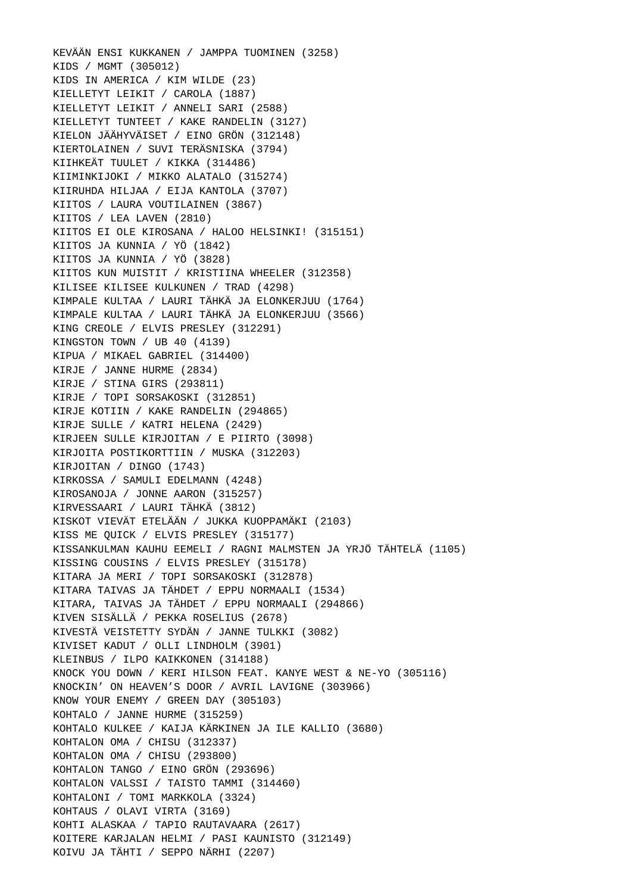KEVÄÄN ENSI KUKKANEN / JAMPPA TUOMINEN (3258)
KIDS / MGMT (305012)
KIDS IN AMERICA / KIM WILDE (23)
KIELLETYT LEIKIT / CAROLA (1887)
KIELLETYT LEIKIT / ANNELI SARI (2588)
KIELLETYT TUNTEET / KAKE RANDELIN (3127)
KIELON JÄÄHYVÄISET / EINO GRÖN (312148)
KIERTOLAINEN / SUVI TERÄSNISKA (3794)
KIIHKEÄT TUULET / KIKKA (314486)
KIIMINKIJOKI / MIKKO ALATALO (315274)
KIIRUHDA HILJAA / EIJA KANTOLA (3707)
KIITOS / LAURA VOUTILAINEN (3867)
KIITOS / LEA LAVEN (2810)
KIITOS EI OLE KIROSANA / HALOO HELSINKI! (315151)
KIITOS JA KUNNIA / YÖ (1842)
KIITOS JA KUNNIA / YÖ (3828)
KIITOS KUN MUISTIT / KRISTIINA WHEELER (312358)
KILISEE KILISEE KULKUNEN / TRAD (4298)
KIMPALE KULTAA / LAURI TÄHKÄ JA ELONKERJUU (1764)
KIMPALE KULTAA / LAURI TÄHKÄ JA ELONKERJUU (3566)
KING CREOLE / ELVIS PRESLEY (312291)
KINGSTON TOWN / UB 40 (4139)
KIPUA / MIKAEL GABRIEL (314400)
KIRJE / JANNE HURME (2834)
KIRJE / STINA GIRS (293811)
KIRJE / TOPI SORSAKOSKI (312851)
KIRJE KOTIIN / KAKE RANDELIN (294865)
KIRJE SULLE / KATRI HELENA (2429)
KIRJEEN SULLE KIRJOITAN / E PIIRTO (3098)
KIRJOITA POSTIKORTTIIN / MUSKA (312203)
KIRJOITAN / DINGO (1743)
KIRKOSSA / SAMULI EDELMANN (4248)
KIROSANOJA / JONNE AARON (315257)
KIRVESSAARI / LAURI TÄHKÄ (3812)
KISKOT VIEVÄT ETELÄÄN / JUKKA KUOPPAMÄKI (2103)
KISS ME QUICK / ELVIS PRESLEY (315177)
KISSANKULMAN KAUHU EEMELI / RAGNI MALMSTEN JA YRJÖ TÄHTELÄ (1105)
KISSING COUSINS / ELVIS PRESLEY (315178)
KITARA JA MERI / TOPI SORSAKOSKI (312878)
KITARA TAIVAS JA TÄHDET / EPPU NORMAALI (1534)
KITARA, TAIVAS JA TÄHDET / EPPU NORMAALI (294866)
KIVEN SISÄLLÄ / PEKKA ROSELIUS (2678)
KIVESTÄ VEISTETTY SYDÄN / JANNE TULKKI (3082)
KIVISET KADUT / OLLI LINDHOLM (3901)
KLEINBUS / ILPO KAIKKONEN (314188)
KNOCK YOU DOWN / KERI HILSON FEAT. KANYE WEST & NE-YO (305116)
KNOCKIN’ ON HEAVEN’S DOOR / AVRIL LAVIGNE (303966)
KNOW YOUR ENEMY / GREEN DAY (305103)
KOHTALO / JANNE HURME (315259)
KOHTALO KULKEE / KAIJA KÄRKINEN JA ILE KALLIO (3680)
KOHTALON OMA / CHISU (312337)
KOHTALON OMA / CHISU (293800)
KOHTALON TANGO / EINO GRÖN (293696)
KOHTALON VALSSI / TAISTO TAMMI (314460)
KOHTALONI / TOMI MARKKOLA (3324)
KOHTAUS / OLAVI VIRTA (3169)
KOHTI ALASKAA / TAPIO RAUTAVAARA (2617)
KOITERE KARJALAN HELMI / PASI KAUNISTO (312149)
KOIVU JA TÄHTI / SEPPO NÄRHI (2207)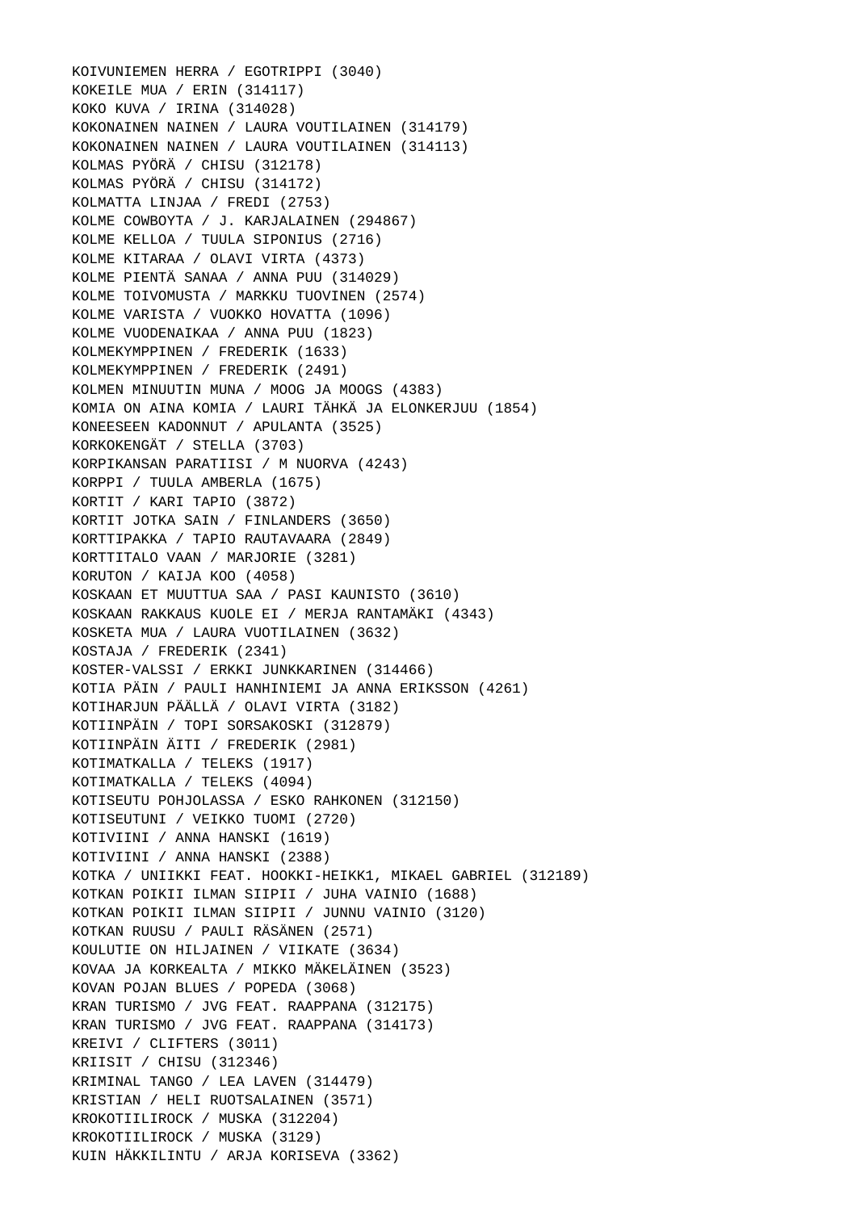KOIVUNIEMEN HERRA / EGOTRIPPI (3040)
KOKEILE MUA / ERIN (314117)
KOKO KUVA / IRINA (314028)
KOKONAINEN NAINEN / LAURA VOUTILAINEN (314179)
KOKONAINEN NAINEN / LAURA VOUTILAINEN (314113)
KOLMAS PYÖRÄ / CHISU (312178)
KOLMAS PYÖRÄ / CHISU (314172)
KOLMATTA LINJAA / FREDI (2753)
KOLME COWBOYTA / J. KARJALAINEN (294867)
KOLME KELLOA / TUULA SIPONIUS (2716)
KOLME KITARAA / OLAVI VIRTA (4373)
KOLME PIENTÄ SANAA / ANNA PUU (314029)
KOLME TOIVOMUSTA / MARKKU TUOVINEN (2574)
KOLME VARISTA / VUOKKO HOVATTA (1096)
KOLME VUODENAIKAA / ANNA PUU (1823)
KOLMEKYMPPINEN / FREDERIK (1633)
KOLMEKYMPPINEN / FREDERIK (2491)
KOLMEN MINUUTIN MUNA / MOOG JA MOOGS (4383)
KOMIA ON AINA KOMIA / LAURI TÄHKÄ JA ELONKERJUU (1854)
KONEESEEN KADONNUT / APULANTA (3525)
KORKOKENGÄT / STELLA (3703)
KORPIKANSAN PARATIISI / M NUORVA (4243)
KORPPI / TUULA AMBERLA (1675)
KORTIT / KARI TAPIO (3872)
KORTIT JOTKA SAIN / FINLANDERS (3650)
KORTTIPAKKA / TAPIO RAUTAVAARA (2849)
KORTTITALO VAAN / MARJORIE (3281)
KORUTON / KAIJA KOO (4058)
KOSKAAN ET MUUTTUA SAA / PASI KAUNISTO (3610)
KOSKAAN RAKKAUS KUOLE EI / MERJA RANTAMÄKI (4343)
KOSKETA MUA / LAURA VUOTILAINEN (3632)
KOSTAJA / FREDERIK (2341)
KOSTER-VALSSI / ERKKI JUNKKARINEN (314466)
KOTIA PÄIN / PAULI HANHINIEMI JA ANNA ERIKSSON (4261)
KOTIHARJUN PÄÄLLÄ / OLAVI VIRTA (3182)
KOTIINPÄIN / TOPI SORSAKOSKI (312879)
KOTIINPÄIN ÄITI / FREDERIK (2981)
KOTIMATKALLA / TELEKS (1917)
KOTIMATKALLA / TELEKS (4094)
KOTISEUTU POHJOLASSA / ESKO RAHKONEN (312150)
KOTISEUTUNI / VEIKKO TUOMI (2720)
KOTIVIINI / ANNA HANSKI (1619)
KOTIVIINI / ANNA HANSKI (2388)
KOTKA / UNIIKKI FEAT. HOOKKI-HEIKK1, MIKAEL GABRIEL (312189)
KOTKAN POIKII ILMAN SIIPII / JUHA VAINIO (1688)
KOTKAN POIKII ILMAN SIIPII / JUNNU VAINIO (3120)
KOTKAN RUUSU / PAULI RÄSÄNEN (2571)
KOULUTIE ON HILJAINEN / VIIKATE (3634)
KOVAA JA KORKEALTA / MIKKO MÄKELÄINEN (3523)
KOVAN POJAN BLUES / POPEDA (3068)
KRAN TURISMO / JVG FEAT. RAAPPANA (312175)
KRAN TURISMO / JVG FEAT. RAAPPANA (314173)
KREIVI / CLIFTERS (3011)
KRIISIT / CHISU (312346)
KRIMINAL TANGO / LEA LAVEN (314479)
KRISTIAN / HELI RUOTSALAINEN (3571)
KROKOTIILIROCK / MUSKA (312204)
KROKOTIILIROCK / MUSKA (3129)
KUIN HÄKKILINTU / ARJA KORISEVA (3362)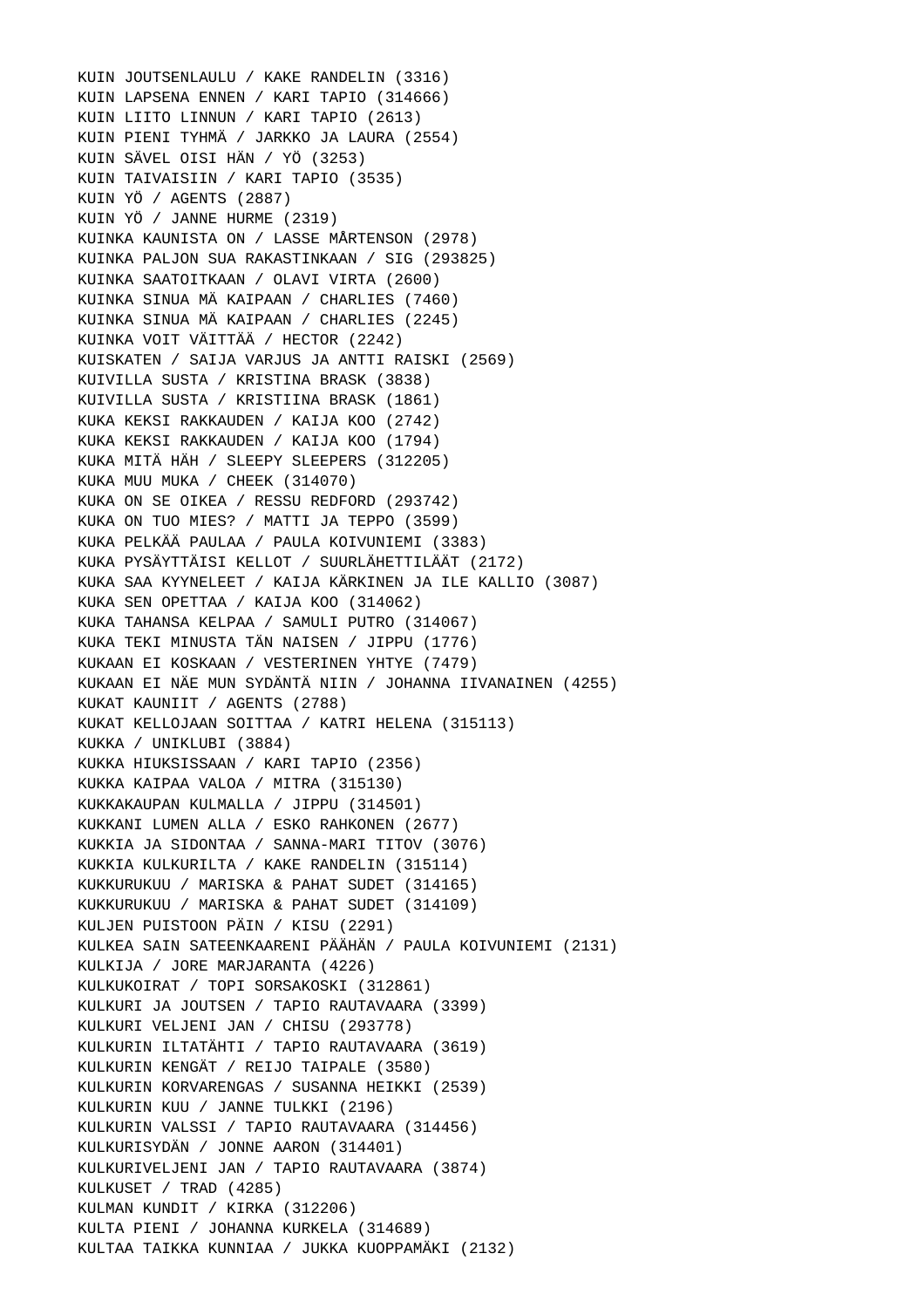KUIN JOUTSENLAULU / KAKE RANDELIN (3316)
KUIN LAPSENA ENNEN / KARI TAPIO (314666)
KUIN LIITO LINNUN / KARI TAPIO (2613)
KUIN PIENI TYHMÄ / JARKKO JA LAURA (2554)
KUIN SÄVEL OISI HÄN / YÖ (3253)
KUIN TAIVAISIIN / KARI TAPIO (3535)
KUIN YÖ / AGENTS (2887)
KUIN YÖ / JANNE HURME (2319)
KUINKA KAUNISTA ON / LASSE MÅRTENSON (2978)
KUINKA PALJON SUA RAKASTINKAAN / SIG (293825)
KUINKA SAATOITKAAN / OLAVI VIRTA (2600)
KUINKA SINUA MÄ KAIPAAN / CHARLIES (7460)
KUINKA SINUA MÄ KAIPAAN / CHARLIES (2245)
KUINKA VOIT VÄITTÄÄ / HECTOR (2242)
KUISKATEN / SAIJA VARJUS JA ANTTI RAISKI (2569)
KUIVILLA SUSTA / KRISTINA BRASK (3838)
KUIVILLA SUSTA / KRISTIINA BRASK (1861)
KUKA KEKSI RAKKAUDEN / KAIJA KOO (2742)
KUKA KEKSI RAKKAUDEN / KAIJA KOO (1794)
KUKA MITÄ HÄH / SLEEPY SLEEPERS (312205)
KUKA MUU MUKA / CHEEK (314070)
KUKA ON SE OIKEA / RESSU REDFORD (293742)
KUKA ON TUO MIES? / MATTI JA TEPPO (3599)
KUKA PELKÄÄ PAULAA / PAULA KOIVUNIEMI (3383)
KUKA PYSÄYTTÄISI KELLOT / SUURLÄHETTILÄÄT (2172)
KUKA SAA KYYNELEET / KAIJA KÄRKINEN JA ILE KALLIO (3087)
KUKA SEN OPETTAA / KAIJA KOO (314062)
KUKA TAHANSA KELPAA / SAMULI PUTRO (314067)
KUKA TEKI MINUSTA TÄN NAISEN / JIPPU (1776)
KUKAAN EI KOSKAAN / VESTERINEN YHTYE (7479)
KUKAAN EI NÄE MUN SYDÄNTÄ NIIN / JOHANNA IIVANAINEN (4255)
KUKAT KAUNIIT / AGENTS (2788)
KUKAT KELLOJAAN SOITTAA / KATRI HELENA (315113)
KUKKA / UNIKLUBI (3884)
KUKKA HIUKSISSAAN / KARI TAPIO (2356)
KUKKA KAIPAA VALOA / MITRA (315130)
KUKKAKAUPAN KULMALLA / JIPPU (314501)
KUKKANI LUMEN ALLA / ESKO RAHKONEN (2677)
KUKKIA JA SIDONTAA / SANNA-MARI TITOV (3076)
KUKKIA KULKURILTA / KAKE RANDELIN (315114)
KUKKURUKUU / MARISKA & PAHAT SUDET (314165)
KUKKURUKUU / MARISKA & PAHAT SUDET (314109)
KULJEN PUISTOON PÄIN / KISU (2291)
KULKEA SAIN SATEENKAARENI PÄÄHÄN / PAULA KOIVUNIEMI (2131)
KULKIJA / JORE MARJARANTA (4226)
KULKUKOIRAT / TOPI SORSAKOSKI (312861)
KULKURI JA JOUTSEN / TAPIO RAUTAVAARA (3399)
KULKURI VELJENI JAN / CHISU (293778)
KULKURIN ILTATÄHTI / TAPIO RAUTAVAARA (3619)
KULKURIN KENGÄT / REIJO TAIPALE (3580)
KULKURIN KORVARENGAS / SUSANNA HEIKKI (2539)
KULKURIN KUU / JANNE TULKKI (2196)
KULKURIN VALSSI / TAPIO RAUTAVAARA (314456)
KULKURISYDÄN / JONNE AARON (314401)
KULKURIVELJENI JAN / TAPIO RAUTAVAARA (3874)
KULKUSET / TRAD (4285)
KULMAN KUNDIT / KIRKA (312206)
KULTA PIENI / JOHANNA KURKELA (314689)
KULTAA TAIKKA KUNNIAA / JUKKA KUOPPAMÄKI (2132)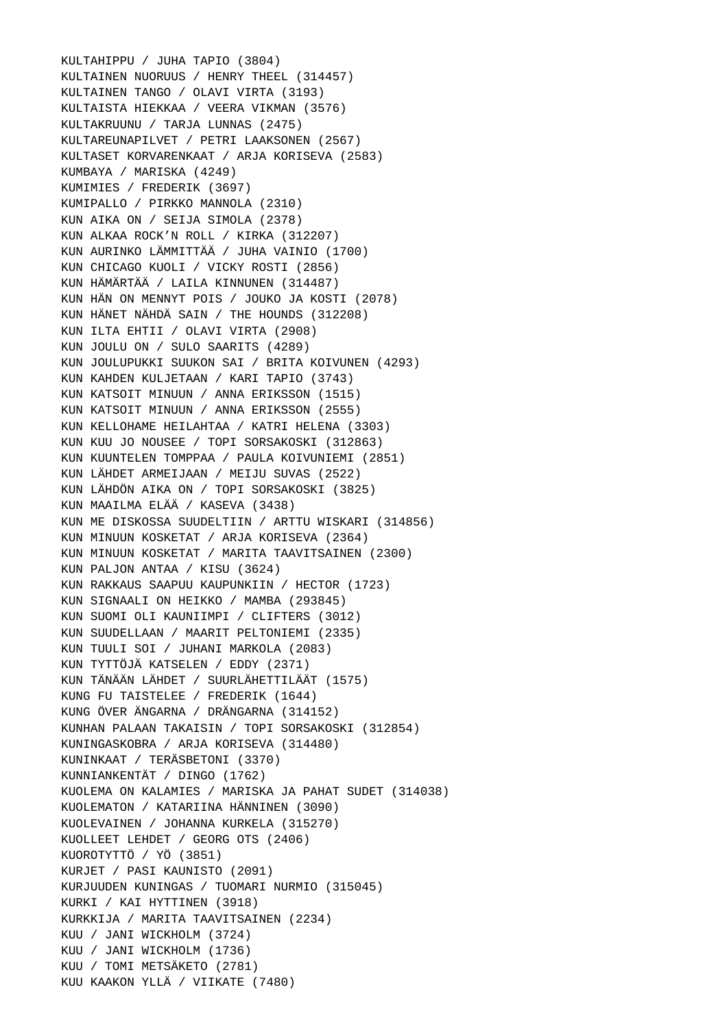KULTAHIPPU / JUHA TAPIO (3804)
KULTAINEN NUORUUS / HENRY THEEL (314457)
KULTAINEN TANGO / OLAVI VIRTA (3193)
KULTAISTA HIEKKAA / VEERA VIKMAN (3576)
KULTAKRUUNU / TARJA LUNNAS (2475)
KULTAREUNAPILVET / PETRI LAAKSONEN (2567)
KULTASET KORVARENKAAT / ARJA KORISEVA (2583)
KUMBAYA / MARISKA (4249)
KUMIMIES / FREDERIK (3697)
KUMIPALLO / PIRKKO MANNOLA (2310)
KUN AIKA ON / SEIJA SIMOLA (2378)
KUN ALKAA ROCK’N ROLL / KIRKA (312207)
KUN AURINKO LÄMMITTÄÄ / JUHA VAINIO (1700)
KUN CHICAGO KUOLI / VICKY ROSTI (2856)
KUN HÄMÄRTÄÄ / LAILA KINNUNEN (314487)
KUN HÄN ON MENNYT POIS / JOUKO JA KOSTI (2078)
KUN HÄNET NÄHDÄ SAIN / THE HOUNDS (312208)
KUN ILTA EHTII / OLAVI VIRTA (2908)
KUN JOULU ON / SULO SAARITS (4289)
KUN JOULUPUKKI SUUKON SAI / BRITA KOIVUNEN (4293)
KUN KAHDEN KULJETAAN / KARI TAPIO (3743)
KUN KATSOIT MINUUN / ANNA ERIKSSON (1515)
KUN KATSOIT MINUUN / ANNA ERIKSSON (2555)
KUN KELLOHAME HEILAHTAA / KATRI HELENA (3303)
KUN KUU JO NOUSEE / TOPI SORSAKOSKI (312863)
KUN KUUNTELEN TOMPPAA / PAULA KOIVUNIEMI (2851)
KUN LÄHDET ARMEIJAAN / MEIJU SUVAS (2522)
KUN LÄHDÖN AIKA ON / TOPI SORSAKOSKI (3825)
KUN MAAILMA ELÄÄ / KASEVA (3438)
KUN ME DISKOSSA SUUDELTIIN / ARTTU WISKARI (314856)
KUN MINUUN KOSKETAT / ARJA KORISEVA (2364)
KUN MINUUN KOSKETAT / MARITA TAAVITSAINEN (2300)
KUN PALJON ANTAA / KISU (3624)
KUN RAKKAUS SAAPUU KAUPUNKIIN / HECTOR (1723)
KUN SIGNAALI ON HEIKKO / MAMBA (293845)
KUN SUOMI OLI KAUNIIMPI / CLIFTERS (3012)
KUN SUUDELLAAN / MAARIT PELTONIEMI (2335)
KUN TUULI SOI / JUHANI MARKOLA (2083)
KUN TYTTÖJÄ KATSELEN / EDDY (2371)
KUN TÄNÄÄN LÄHDET / SUURLÄHETTILÄÄT (1575)
KUNG FU TAISTELEE / FREDERIK (1644)
KUNG ÖVER ÄNGARNA / DRÄNGARNA (314152)
KUNHAN PALAAN TAKAISIN / TOPI SORSAKOSKI (312854)
KUNINGASKOBRA / ARJA KORISEVA (314480)
KUNINKAAT / TERÄSBETONI (3370)
KUNNIANKENTÄT / DINGO (1762)
KUOLEMA ON KALAMIES / MARISKA JA PAHAT SUDET (314038)
KUOLEMATON / KATARIINA HÄNNINEN (3090)
KUOLEVAINEN / JOHANNA KURKELA (315270)
KUOLLEET LEHDET / GEORG OTS (2406)
KUOROTYTTÖ / YÖ (3851)
KURJET / PASI KAUNISTO (2091)
KURJUUDEN KUNINGAS / TUOMARI NURMIO (315045)
KURKI / KAI HYTTINEN (3918)
KURKKIJA / MARITA TAAVITSAINEN (2234)
KUU / JANI WICKHOLM (3724)
KUU / JANI WICKHOLM (1736)
KUU / TOMI METSÄKETO (2781)
KUU KAAKON YLLÄ / VIIKATE (7480)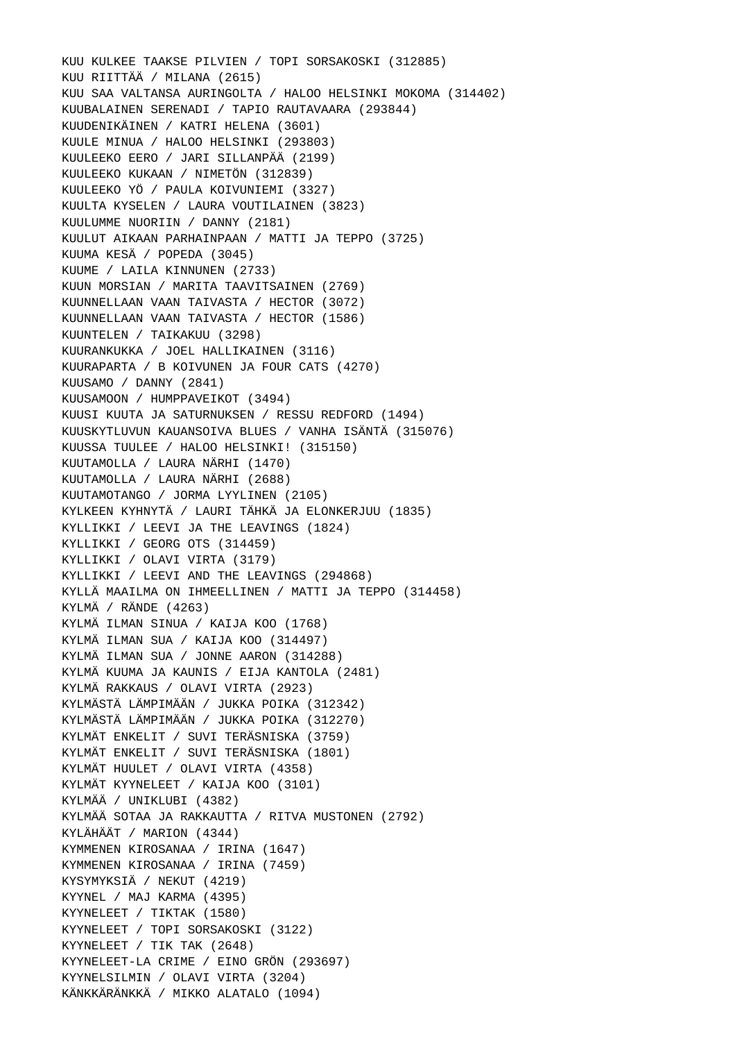KUU KULKEE TAAKSE PILVIEN / TOPI SORSAKOSKI (312885)
KUU RIITTÄÄ / MILANA (2615)
KUU SAA VALTANSA AURINGOLTA / HALOO HELSINKI MOKOMA (314402)
KUUBALAINEN SERENADI / TAPIO RAUTAVAARA (293844)
KUUDENIKÄINEN / KATRI HELENA (3601)
KUULE MINUA / HALOO HELSINKI (293803)
KUULEEKO EERO / JARI SILLANPÄÄ (2199)
KUULEEKO KUKAAN / NIMETÖN (312839)
KUULEEKO YÖ / PAULA KOIVUNIEMI (3327)
KUULTA KYSELEN / LAURA VOUTILAINEN (3823)
KUULUMME NUORIIN / DANNY (2181)
KUULUT AIKAAN PARHAINPAAN / MATTI JA TEPPO (3725)
KUUMA KESÄ / POPEDA (3045)
KUUME / LAILA KINNUNEN (2733)
KUUN MORSIAN / MARITA TAAVITSAINEN (2769)
KUUNNELLAAN VAAN TAIVASTA / HECTOR (3072)
KUUNNELLAAN VAAN TAIVASTA / HECTOR (1586)
KUUNTELEN / TAIKAKUU (3298)
KUURANKUKKA / JOEL HALLIKAINEN (3116)
KUURAPARTA / B KOIVUNEN JA FOUR CATS (4270)
KUUSAMO / DANNY (2841)
KUUSAMOON / HUMPPAVEIKOT (3494)
KUUSI KUUTA JA SATURNUKSEN / RESSU REDFORD (1494)
KUUSKYTLUVUN KAUANSOIVA BLUES / VANHA ISÄNTÄ (315076)
KUUSSA TUULEE / HALOO HELSINKI! (315150)
KUUTAMOLLA / LAURA NÄRHI (1470)
KUUTAMOLLA / LAURA NÄRHI (2688)
KUUTAMOTANGO / JORMA LYYLINEN (2105)
KYLKEEN KYHNYTÄ / LAURI TÄHKÄ JA ELONKERJUU (1835)
KYLLIKKI / LEEVI JA THE LEAVINGS (1824)
KYLLIKKI / GEORG OTS (314459)
KYLLIKKI / OLAVI VIRTA (3179)
KYLLIKKI / LEEVI AND THE LEAVINGS (294868)
KYLLÄ MAAILMA ON IHMEELLINEN / MATTI JA TEPPO (314458)
KYLMÄ / RÄNDE (4263)
KYLMÄ ILMAN SINUA / KAIJA KOO (1768)
KYLMÄ ILMAN SUA / KAIJA KOO (314497)
KYLMÄ ILMAN SUA / JONNE AARON (314288)
KYLMÄ KUUMA JA KAUNIS / EIJA KANTOLA (2481)
KYLMÄ RAKKAUS / OLAVI VIRTA (2923)
KYLMÄSTÄ LÄMPIMÄÄN / JUKKA POIKA (312342)
KYLMÄSTÄ LÄMPIMÄÄN / JUKKA POIKA (312270)
KYLMÄT ENKELIT / SUVI TERÄSNISKA (3759)
KYLMÄT ENKELIT / SUVI TERÄSNISKA (1801)
KYLMÄT HUULET / OLAVI VIRTA (4358)
KYLMÄT KYYNELEET / KAIJA KOO (3101)
KYLMÄÄ / UNIKLUBI (4382)
KYLMÄÄ SOTAA JA RAKKAUTTA / RITVA MUSTONEN (2792)
KYLÄHÄÄT / MARION (4344)
KYMMENEN KIROSANAA / IRINA (1647)
KYMMENEN KIROSANAA / IRINA (7459)
KYSYMYKSIÄ / NEKUT (4219)
KYYNEL / MAJ KARMA (4395)
KYYNELEET / TIKTAK (1580)
KYYNELEET / TOPI SORSAKOSKI (3122)
KYYNELEET / TIK TAK (2648)
KYYNELEET-LA CRIME / EINO GRÖN (293697)
KYYNELSILMIN / OLAVI VIRTA (3204)
KÄNKKÄRÄNKKÄ / MIKKO ALATALO (1094)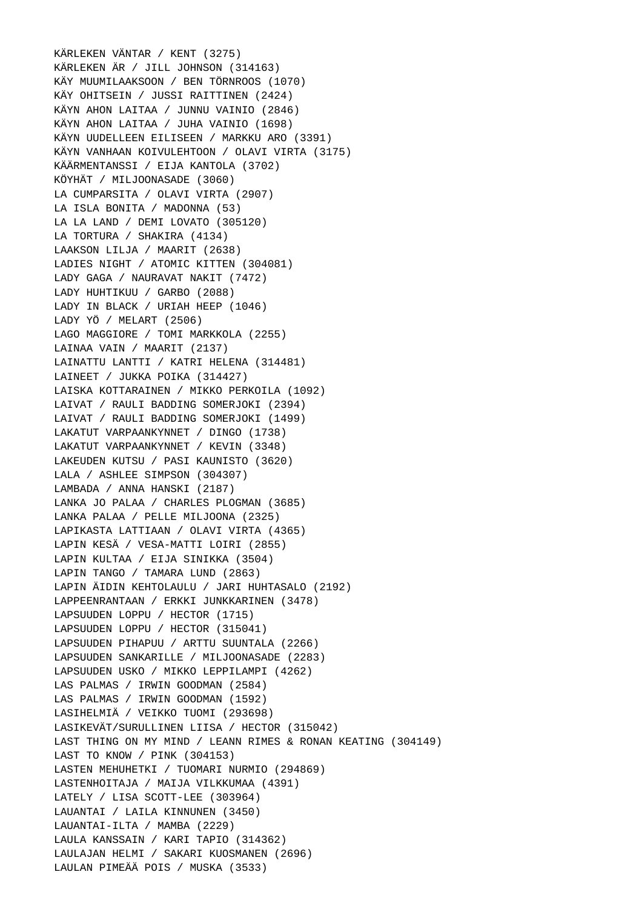KÄRLEKEN VÄNTAR / KENT (3275)
KÄRLEKEN ÄR / JILL JOHNSON (314163)
KÄY MUUMILAAKSOON / BEN TÖRNROOS (1070)
KÄY OHITSEIN / JUSSI RAITTINEN (2424)
KÄYN AHON LAITAA / JUNNU VAINIO (2846)
KÄYN AHON LAITAA / JUHA VAINIO (1698)
KÄYN UUDELLEEN EILISEEN / MARKKU ARO (3391)
KÄYN VANHAAN KOIVULEHTOON / OLAVI VIRTA (3175)
KÄÄRMENTANSSI / EIJA KANTOLA (3702)
KÖYHÄT / MILJOONASADE (3060)
LA CUMPARSITA / OLAVI VIRTA (2907)
LA ISLA BONITA / MADONNA (53)
LA LA LAND / DEMI LOVATO (305120)
LA TORTURA / SHAKIRA (4134)
LAAKSON LILJA / MAARIT (2638)
LADIES NIGHT / ATOMIC KITTEN (304081)
LADY GAGA / NAURAVAT NAKIT (7472)
LADY HUHTIKUU / GARBO (2088)
LADY IN BLACK / URIAH HEEP (1046)
LADY YÖ / MELART (2506)
LAGO MAGGIORE / TOMI MARKKOLA (2255)
LAINAA VAIN / MAARIT (2137)
LAINATTU LANTTI / KATRI HELENA (314481)
LAINEET / JUKKA POIKA (314427)
LAISKA KOTTARAINEN / MIKKO PERKOILA (1092)
LAIVAT / RAULI BADDING SOMERJOKI (2394)
LAIVAT / RAULI BADDING SOMERJOKI (1499)
LAKATUT VARPAANKYNNET / DINGO (1738)
LAKATUT VARPAANKYNNET / KEVIN (3348)
LAKEUDEN KUTSU / PASI KAUNISTO (3620)
LALA / ASHLEE SIMPSON (304307)
LAMBADA / ANNA HANSKI (2187)
LANKA JO PALAA / CHARLES PLOGMAN (3685)
LANKA PALAA / PELLE MILJOONA (2325)
LAPIKASTA LATTIAAN / OLAVI VIRTA (4365)
LAPIN KESÄ / VESA-MATTI LOIRI (2855)
LAPIN KULTAA / EIJA SINIKKA (3504)
LAPIN TANGO / TAMARA LUND (2863)
LAPIN ÄIDIN KEHTOLAULU / JARI HUHTASALO (2192)
LAPPEENRANTAAN / ERKKI JUNKKARINEN (3478)
LAPSUUDEN LOPPU / HECTOR (1715)
LAPSUUDEN LOPPU / HECTOR (315041)
LAPSUUDEN PIHAPUU / ARTTU SUUNTALA (2266)
LAPSUUDEN SANKARILLE / MILJOONASADE (2283)
LAPSUUDEN USKO / MIKKO LEPPILAMPI (4262)
LAS PALMAS / IRWIN GOODMAN (2584)
LAS PALMAS / IRWIN GOODMAN (1592)
LASIHELMIÄ / VEIKKO TUOMI (293698)
LASIKEVÄT/SURULLINEN LIISA / HECTOR (315042)
LAST THING ON MY MIND / LEANN RIMES & RONAN KEATING (304149)
LAST TO KNOW / PINK (304153)
LASTEN MEHUHETKI / TUOMARI NURMIO (294869)
LASTENHOITAJA / MAIJA VILKKUMAA (4391)
LATELY / LISA SCOTT-LEE (303964)
LAUANTAI / LAILA KINNUNEN (3450)
LAUANTAI-ILTA / MAMBA (2229)
LAULA KANSSAIN / KARI TAPIO (314362)
LAULAJAN HELMI / SAKARI KUOSMANEN (2696)
LAULAN PIMEÄÄ POIS / MUSKA (3533)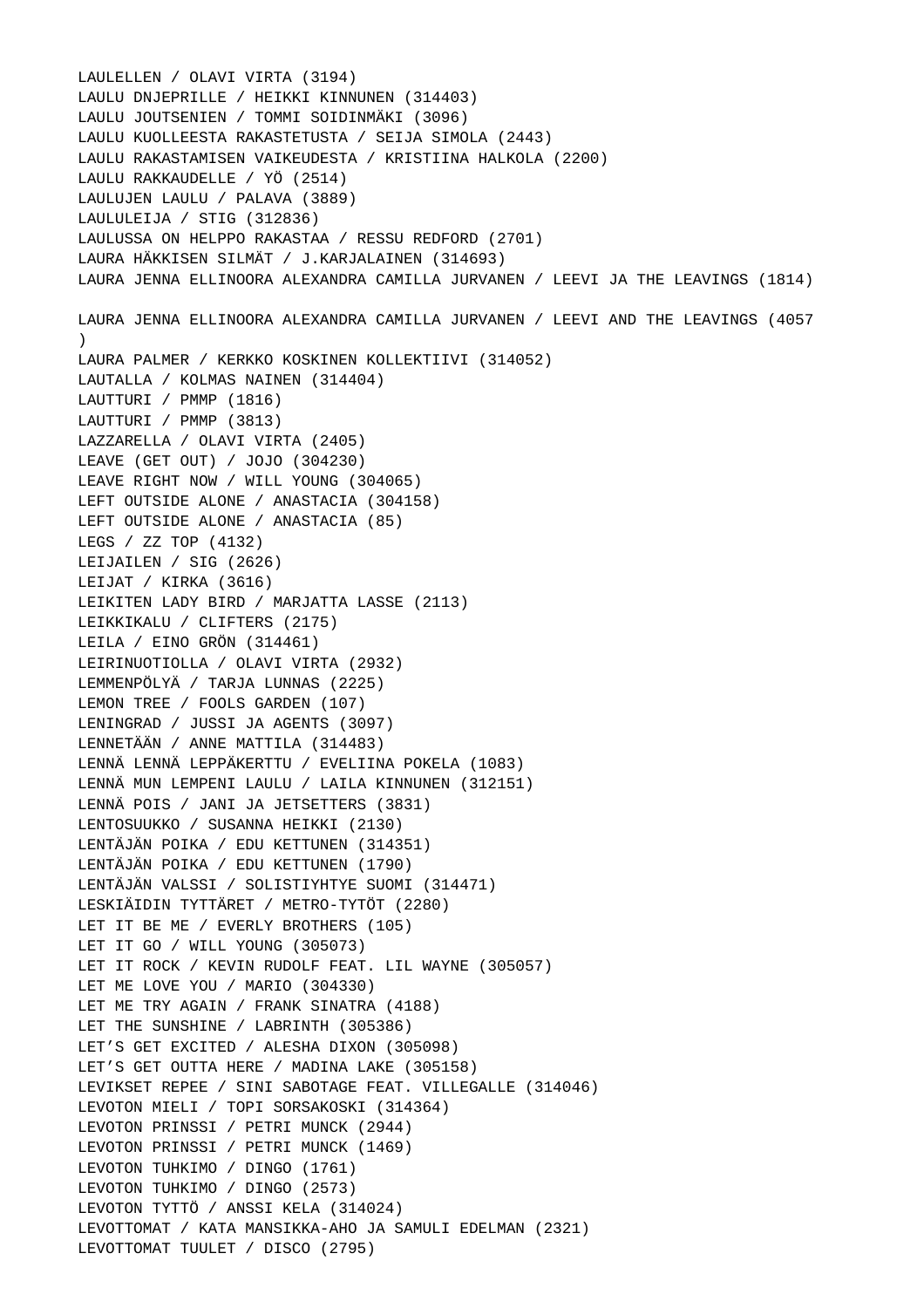LAULELLEN / OLAVI VIRTA (3194)
LAULU DNJEPRILLE / HEIKKI KINNUNEN (314403)
LAULU JOUTSENIEN / TOMMI SOIDINMÄKI (3096)
LAULU KUOLLEESTA RAKASTETUSTA / SEIJA SIMOLA (2443)
LAULU RAKASTAMISEN VAIKEUDESTA / KRISTIINA HALKOLA (2200)
LAULU RAKKAUDELLE / YÖ (2514)
LAULUJEN LAULU / PALAVA (3889)
LAULULEIJA / STIG (312836)
LAULUSSA ON HELPPO RAKASTAA / RESSU REDFORD (2701)
LAURA HÄKKISEN SILMÄT / J.KARJALAINEN (314693)
LAURA JENNA ELLINOORA ALEXANDRA CAMILLA JURVANEN / LEEVI JA THE LEAVINGS (1814)

LAURA JENNA ELLINOORA ALEXANDRA CAMILLA JURVANEN / LEEVI AND THE LEAVINGS (4057
)
LAURA PALMER / KERKKO KOSKINEN KOLLEKTIIVI (314052)
LAUTALLA / KOLMAS NAINEN (314404)
LAUTTURI / PMMP (1816)
LAUTTURI / PMMP (3813)
LAZZARELLA / OLAVI VIRTA (2405)
LEAVE (GET OUT) / JOJO (304230)
LEAVE RIGHT NOW / WILL YOUNG (304065)
LEFT OUTSIDE ALONE / ANASTACIA (304158)
LEFT OUTSIDE ALONE / ANASTACIA (85)
LEGS / ZZ TOP (4132)
LEIJAILEN / SIG (2626)
LEIJAT / KIRKA (3616)
LEIKITEN LADY BIRD / MARJATTA LASSE (2113)
LEIKKIKALU / CLIFTERS (2175)
LEILA / EINO GRÖN (314461)
LEIRINUOTIOLLA / OLAVI VIRTA (2932)
LEMMENPÖLYÄ / TARJA LUNNAS (2225)
LEMON TREE / FOOLS GARDEN (107)
LENINGRAD / JUSSI JA AGENTS (3097)
LENNETÄÄN / ANNE MATTILA (314483)
LENNÄ LENNÄ LEPPÄKERTTU / EVELIINA POKELA (1083)
LENNÄ MUN LEMPENI LAULU / LAILA KINNUNEN (312151)
LENNÄ POIS / JANI JA JETSETTERS (3831)
LENTOSUUKKO / SUSANNA HEIKKI (2130)
LENTÄJÄN POIKA / EDU KETTUNEN (314351)
LENTÄJÄN POIKA / EDU KETTUNEN (1790)
LENTÄJÄN VALSSI / SOLISTIYHTYE SUOMI (314471)
LESKIÄIDIN TYTTÄRET / METRO-TYTÖT (2280)
LET IT BE ME / EVERLY BROTHERS (105)
LET IT GO / WILL YOUNG (305073)
LET IT ROCK / KEVIN RUDOLF FEAT. LIL WAYNE (305057)
LET ME LOVE YOU / MARIO (304330)
LET ME TRY AGAIN / FRANK SINATRA (4188)
LET THE SUNSHINE / LABRINTH (305386)
LET'S GET EXCITED / ALESHA DIXON (305098)
LET'S GET OUTTA HERE / MADINA LAKE (305158)
LEVIKSET REPEE / SINI SABOTAGE FEAT. VILLEGALLE (314046)
LEVOTON MIELI / TOPI SORSAKOSKI (314364)
LEVOTON PRINSSI / PETRI MUNCK (2944)
LEVOTON PRINSSI / PETRI MUNCK (1469)
LEVOTON TUHKIMO / DINGO (1761)
LEVOTON TUHKIMO / DINGO (2573)
LEVOTON TYTTÖ / ANSSI KELA (314024)
LEVOTTOMAT / KATA MANSIKKA-AHO JA SAMULI EDELMAN (2321)
LEVOTTOMAT TUULET / DISCO (2795)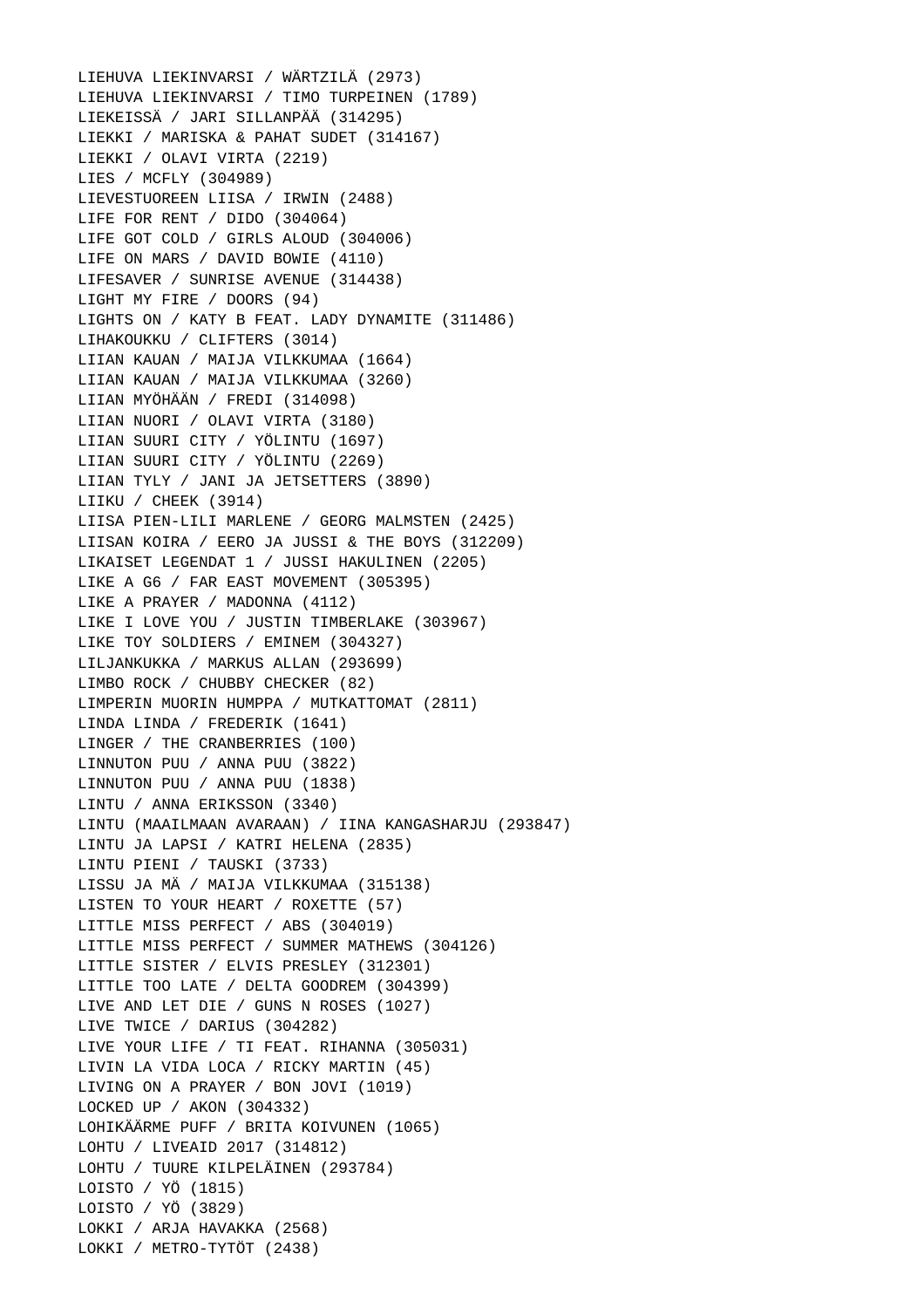LIEHUVA LIEKINVARSI / WÄRTZILÄ (2973)
LIEHUVA LIEKINVARSI / TIMO TURPEINEN (1789)
LIEKEISSÄ / JARI SILLANPÄÄ (314295)
LIEKKI / MARISKA & PAHAT SUDET (314167)
LIEKKI / OLAVI VIRTA (2219)
LIES / MCFLY (304989)
LIEVESTUOREEN LIISA / IRWIN (2488)
LIFE FOR RENT / DIDO (304064)
LIFE GOT COLD / GIRLS ALOUD (304006)
LIFE ON MARS / DAVID BOWIE (4110)
LIFESAVER / SUNRISE AVENUE (314438)
LIGHT MY FIRE / DOORS (94)
LIGHTS ON / KATY B FEAT. LADY DYNAMITE (311486)
LIHAKOUKKU / CLIFTERS (3014)
LIIAN KAUAN / MAIJA VILKKUMAA (1664)
LIIAN KAUAN / MAIJA VILKKUMAA (3260)
LIIAN MYÖHÄÄN / FREDI (314098)
LIIAN NUORI / OLAVI VIRTA (3180)
LIIAN SUURI CITY / YÖLINTU (1697)
LIIAN SUURI CITY / YÖLINTU (2269)
LIIAN TYLY / JANI JA JETSETTERS (3890)
LIIKU / CHEEK (3914)
LIISA PIEN-LILI MARLENE / GEORG MALMSTEN (2425)
LIISAN KOIRA / EERO JA JUSSI & THE BOYS (312209)
LIKAISET LEGENDAT 1 / JUSSI HAKULINEN (2205)
LIKE A G6 / FAR EAST MOVEMENT (305395)
LIKE A PRAYER / MADONNA (4112)
LIKE I LOVE YOU / JUSTIN TIMBERLAKE (303967)
LIKE TOY SOLDIERS / EMINEM (304327)
LILJANKUKKA / MARKUS ALLAN (293699)
LIMBO ROCK / CHUBBY CHECKER (82)
LIMPERIN MUORIN HUMPPA / MUTKATTOMAT (2811)
LINDA LINDA / FREDERIK (1641)
LINGER / THE CRANBERRIES (100)
LINNUTON PUU / ANNA PUU (3822)
LINNUTON PUU / ANNA PUU (1838)
LINTU / ANNA ERIKSSON (3340)
LINTU (MAAILMAAN AVARAAN) / IINA KANGASHARJU (293847)
LINTU JA LAPSI / KATRI HELENA (2835)
LINTU PIENI / TAUSKI (3733)
LISSU JA MÄ / MAIJA VILKKUMAA (315138)
LISTEN TO YOUR HEART / ROXETTE (57)
LITTLE MISS PERFECT / ABS (304019)
LITTLE MISS PERFECT / SUMMER MATHEWS (304126)
LITTLE SISTER / ELVIS PRESLEY (312301)
LITTLE TOO LATE / DELTA GOODREM (304399)
LIVE AND LET DIE / GUNS N ROSES (1027)
LIVE TWICE / DARIUS (304282)
LIVE YOUR LIFE / TI FEAT. RIHANNA (305031)
LIVIN LA VIDA LOCA / RICKY MARTIN (45)
LIVING ON A PRAYER / BON JOVI (1019)
LOCKED UP / AKON (304332)
LOHIKÄÄRME PUFF / BRITA KOIVUNEN (1065)
LOHTU / LIVEAID 2017 (314812)
LOHTU / TUURE KILPELÄINEN (293784)
LOISTO / YÖ (1815)
LOISTO / YÖ (3829)
LOKKI / ARJA HAVAKKA (2568)
LOKKI / METRO-TYTÖT (2438)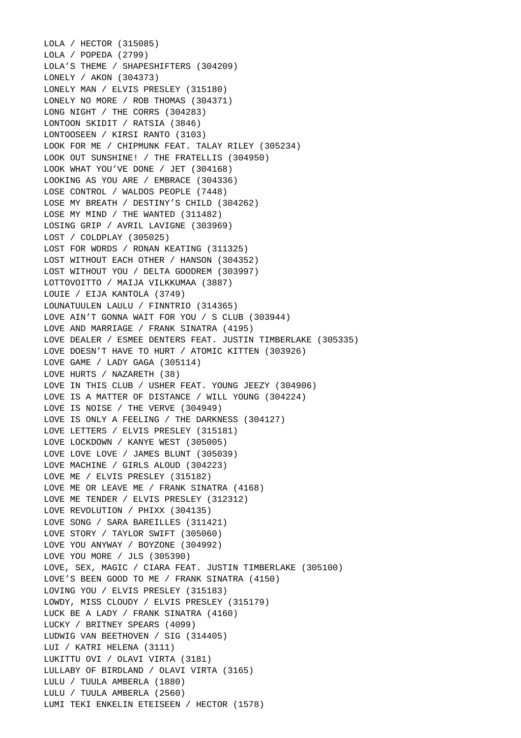LOLA / HECTOR (315085)
LOLA / POPEDA (2799)
LOLA’S THEME / SHAPESHIFTERS (304209)
LONELY / AKON (304373)
LONELY MAN / ELVIS PRESLEY (315180)
LONELY NO MORE / ROB THOMAS (304371)
LONG NIGHT / THE CORRS (304283)
LONTOON SKIDIT / RATSIA (3846)
LONTOOSEEN / KIRSI RANTO (3103)
LOOK FOR ME / CHIPMUNK FEAT. TALAY RILEY (305234)
LOOK OUT SUNSHINE! / THE FRATELLIS (304950)
LOOK WHAT YOU’VE DONE / JET (304168)
LOOKING AS YOU ARE / EMBRACE (304336)
LOSE CONTROL / WALDOS PEOPLE (7448)
LOSE MY BREATH / DESTINY’S CHILD (304262)
LOSE MY MIND / THE WANTED (311482)
LOSING GRIP / AVRIL LAVIGNE (303969)
LOST / COLDPLAY (305025)
LOST FOR WORDS / RONAN KEATING (311325)
LOST WITHOUT EACH OTHER / HANSON (304352)
LOST WITHOUT YOU / DELTA GOODREM (303997)
LOTTOVOITTO / MAIJA VILKKUMAA (3887)
LOUIE / EIJA KANTOLA (3749)
LOUNATUULEN LAULU / FINNTRIO (314365)
LOVE AIN’T GONNA WAIT FOR YOU / S CLUB (303944)
LOVE AND MARRIAGE / FRANK SINATRA (4195)
LOVE DEALER / ESMEE DENTERS FEAT. JUSTIN TIMBERLAKE (305335)
LOVE DOESN’T HAVE TO HURT / ATOMIC KITTEN (303926)
LOVE GAME / LADY GAGA (305114)
LOVE HURTS / NAZARETH (38)
LOVE IN THIS CLUB / USHER FEAT. YOUNG JEEZY (304906)
LOVE IS A MATTER OF DISTANCE / WILL YOUNG (304224)
LOVE IS NOISE / THE VERVE (304949)
LOVE IS ONLY A FEELING / THE DARKNESS (304127)
LOVE LETTERS / ELVIS PRESLEY (315181)
LOVE LOCKDOWN / KANYE WEST (305005)
LOVE LOVE LOVE / JAMES BLUNT (305039)
LOVE MACHINE / GIRLS ALOUD (304223)
LOVE ME / ELVIS PRESLEY (315182)
LOVE ME OR LEAVE ME / FRANK SINATRA (4168)
LOVE ME TENDER / ELVIS PRESLEY (312312)
LOVE REVOLUTION / PHIXX (304135)
LOVE SONG / SARA BAREILLES (311421)
LOVE STORY / TAYLOR SWIFT (305060)
LOVE YOU ANYWAY / BOYZONE (304992)
LOVE YOU MORE / JLS (305390)
LOVE, SEX, MAGIC / CIARA FEAT. JUSTIN TIMBERLAKE (305100)
LOVE’S BEEN GOOD TO ME / FRANK SINATRA (4150)
LOVING YOU / ELVIS PRESLEY (315183)
LOWDY, MISS CLOUDY / ELVIS PRESLEY (315179)
LUCK BE A LADY / FRANK SINATRA (4160)
LUCKY / BRITNEY SPEARS (4099)
LUDWIG VAN BEETHOVEN / SIG (314405)
LUI / KATRI HELENA (3111)
LUKITTU OVI / OLAVI VIRTA (3181)
LULLABY OF BIRDLAND / OLAVI VIRTA (3165)
LULU / TUULA AMBERLA (1880)
LULU / TUULA AMBERLA (2560)
LUMI TEKI ENKELIN ETEISEEN / HECTOR (1578)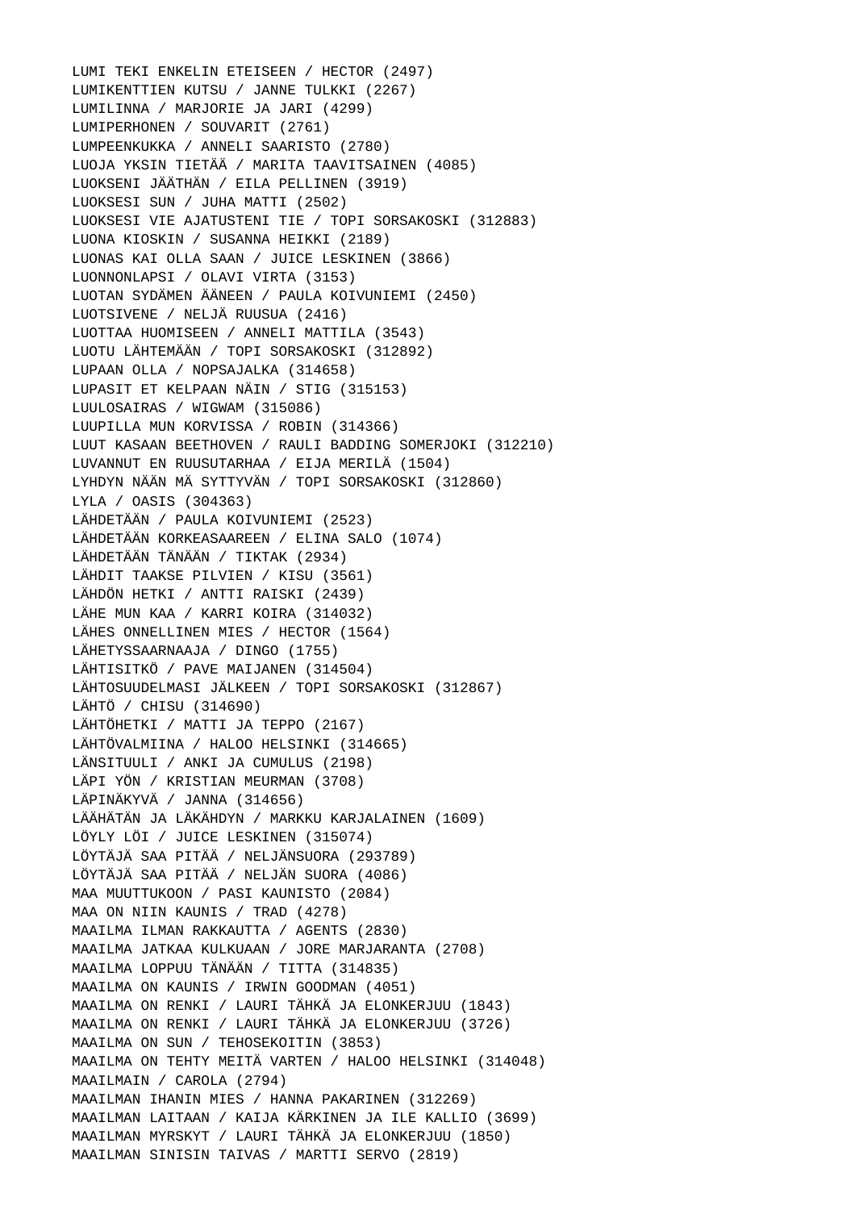LUMI TEKI ENKELIN ETEISEEN / HECTOR (2497)
LUMIKENTTIEN KUTSU / JANNE TULKKI (2267)
LUMILINNA / MARJORIE JA JARI (4299)
LUMIPERHONEN / SOUVARIT (2761)
LUMPEENKUKKA / ANNELI SAARISTO (2780)
LUOJA YKSIN TIETÄÄ / MARITA TAAVITSAINEN (4085)
LUOKSENI JÄÄTHÄN / EILA PELLINEN (3919)
LUOKSESI SUN / JUHA MATTI (2502)
LUOKSESI VIE AJATUSTENI TIE / TOPI SORSAKOSKI (312883)
LUONA KIOSKIN / SUSANNA HEIKKI (2189)
LUONAS KAI OLLA SAAN / JUICE LESKINEN (3866)
LUONNONLAPSI / OLAVI VIRTA (3153)
LUOTAN SYDÄMEN ÄÄNEEN / PAULA KOIVUNIEMI (2450)
LUOTSIVENE / NELJÄ RUUSUA (2416)
LUOTTAA HUOMISEEN / ANNELI MATTILA (3543)
LUOTU LÄHTEMÄÄN / TOPI SORSAKOSKI (312892)
LUPAAN OLLA / NOPSAJALKA (314658)
LUPASIT ET KELPAAN NÄIN / STIG (315153)
LUULOSAIRAS / WIGWAM (315086)
LUUPILLA MUN KORVISSA / ROBIN (314366)
LUUT KASAAN BEETHOVEN / RAULI BADDING SOMERJOKI (312210)
LUVANNUT EN RUUSUTARHAA / EIJA MERILÄ (1504)
LYHDYN NÄÄN MÄ SYTTYVÄN / TOPI SORSAKOSKI (312860)
LYLA / OASIS (304363)
LÄHDETÄÄN / PAULA KOIVUNIEMI (2523)
LÄHDETÄÄN KORKEASAAREEN / ELINA SALO (1074)
LÄHDETÄÄN TÄNÄÄN / TIKTAK (2934)
LÄHDIT TAAKSE PILVIEN / KISU (3561)
LÄHDÖN HETKI / ANTTI RAISKI (2439)
LÄHE MUN KAA / KARRI KOIRA (314032)
LÄHES ONNELLINEN MIES / HECTOR (1564)
LÄHETYSSAARNAAJA / DINGO (1755)
LÄHTISITKÖ / PAVE MAIJANEN (314504)
LÄHTOSUUDELMASI JÄLKEEN / TOPI SORSAKOSKI (312867)
LÄHTÖ / CHISU (314690)
LÄHTÖHETKI / MATTI JA TEPPO (2167)
LÄHTÖVALMIINA / HALOO HELSINKI (314665)
LÄNSITUULI / ANKI JA CUMULUS (2198)
LÄPI YÖN / KRISTIAN MEURMAN (3708)
LÄPINÄKYVÄ / JANNA (314656)
LÄÄHÄTÄN JA LÄKÄHDYN / MARKKU KARJALAINEN (1609)
LÖYLY LÖI / JUICE LESKINEN (315074)
LÖYTÄJÄ SAA PITÄÄ / NELJÄNSUORA (293789)
LÖYTÄJÄ SAA PITÄÄ / NELJÄN SUORA (4086)
MAA MUUTTUKOON / PASI KAUNISTO (2084)
MAA ON NIIN KAUNIS / TRAD (4278)
MAAILMA ILMAN RAKKAUTTA / AGENTS (2830)
MAAILMA JATKAA KULKUAAN / JORE MARJARANTA (2708)
MAAILMA LOPPUU TÄNÄÄN / TITTA (314835)
MAAILMA ON KAUNIS / IRWIN GOODMAN (4051)
MAAILMA ON RENKI / LAURI TÄHKÄ JA ELONKERJUU (1843)
MAAILMA ON RENKI / LAURI TÄHKÄ JA ELONKERJUU (3726)
MAAILMA ON SUN / TEHOSEKOITIN (3853)
MAAILMA ON TEHTY MEITÄ VARTEN / HALOO HELSINKI (314048)
MAAILMAIN / CAROLA (2794)
MAAILMAN IHANIN MIES / HANNA PAKARINEN (312269)
MAAILMAN LAITAAN / KAIJA KÄRKINEN JA ILE KALLIO (3699)
MAAILMAN MYRSKYT / LAURI TÄHKÄ JA ELONKERJUU (1850)
MAAILMAN SINISIN TAIVAS / MARTTI SERVO (2819)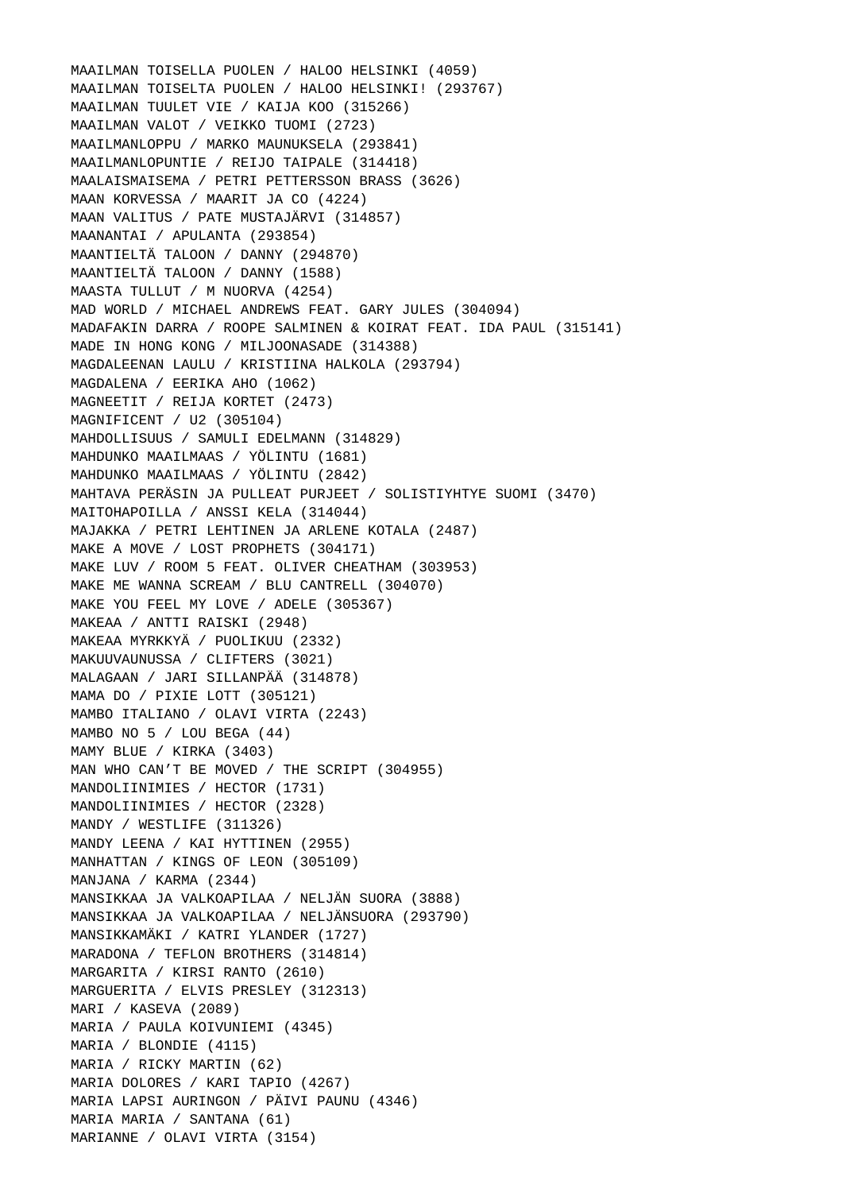MAAILMAN TOISELLA PUOLEN / HALOO HELSINKI (4059)
MAAILMAN TOISELTA PUOLEN / HALOO HELSINKI! (293767)
MAAILMAN TUULET VIE / KAIJA KOO (315266)
MAAILMAN VALOT / VEIKKO TUOMI (2723)
MAAILMANLOPPU / MARKO MAUNUKSELA (293841)
MAAILMANLOPUNTIE / REIJO TAIPALE (314418)
MAALAISMAISEMA / PETRI PETTERSSON BRASS (3626)
MAAN KORVESSA / MAARIT JA CO (4224)
MAAN VALITUS / PATE MUSTAJÄRVI (314857)
MAANANTAI / APULANTA (293854)
MAANTIELTÄ TALOON / DANNY (294870)
MAANTIELTÄ TALOON / DANNY (1588)
MAASTA TULLUT / M NUORVA (4254)
MAD WORLD / MICHAEL ANDREWS FEAT. GARY JULES (304094)
MADAFAKIN DARRA / ROOPE SALMINEN & KOIRAT FEAT. IDA PAUL (315141)
MADE IN HONG KONG / MILJOONASADE (314388)
MAGDALEENAN LAULU / KRISTIINA HALKOLA (293794)
MAGDALENA / EERIKA AHO (1062)
MAGNEETIT / REIJA KORTET (2473)
MAGNIFICENT / U2 (305104)
MAHDOLLISUUS / SAMULI EDELMANN (314829)
MAHDUNKO MAAILMAAS / YÖLINTU (1681)
MAHDUNKO MAAILMAAS / YÖLINTU (2842)
MAHTAVA PERÄSIN JA PULLEAT PURJEET / SOLISTIYHTYE SUOMI (3470)
MAITOHAPOILLA / ANSSI KELA (314044)
MAJAKKA / PETRI LEHTINEN JA ARLENE KOTALA (2487)
MAKE A MOVE / LOST PROPHETS (304171)
MAKE LUV / ROOM 5 FEAT. OLIVER CHEATHAM (303953)
MAKE ME WANNA SCREAM / BLU CANTRELL (304070)
MAKE YOU FEEL MY LOVE / ADELE (305367)
MAKEAA / ANTTI RAISKI (2948)
MAKEAA MYRKKYÄ / PUOLIKUU (2332)
MAKUUVAUNUSSA / CLIFTERS (3021)
MALAGAAN / JARI SILLANPÄÄ (314878)
MAMA DO / PIXIE LOTT (305121)
MAMBO ITALIANO / OLAVI VIRTA (2243)
MAMBO NO 5 / LOU BEGA (44)
MAMY BLUE / KIRKA (3403)
MAN WHO CAN’T BE MOVED / THE SCRIPT (304955)
MANDOLIINIMIES / HECTOR (1731)
MANDOLIINIMIES / HECTOR (2328)
MANDY / WESTLIFE (311326)
MANDY LEENA / KAI HYTTINEN (2955)
MANHATTAN / KINGS OF LEON (305109)
MANJANA / KARMA (2344)
MANSIKKAA JA VALKOAPILAA / NELJÄN SUORA (3888)
MANSIKKAA JA VALKOAPILAA / NELJÄNSUORA (293790)
MANSIKKAMÄKI / KATRI YLANDER (1727)
MARADONA / TEFLON BROTHERS (314814)
MARGARITA / KIRSI RANTO (2610)
MARGUERITA / ELVIS PRESLEY (312313)
MARI / KASEVA (2089)
MARIA / PAULA KOIVUNIEMI (4345)
MARIA / BLONDIE (4115)
MARIA / RICKY MARTIN (62)
MARIA DOLORES / KARI TAPIO (4267)
MARIA LAPSI AURINGON / PÄIVI PAUNU (4346)
MARIA MARIA / SANTANA (61)
MARIANNE / OLAVI VIRTA (3154)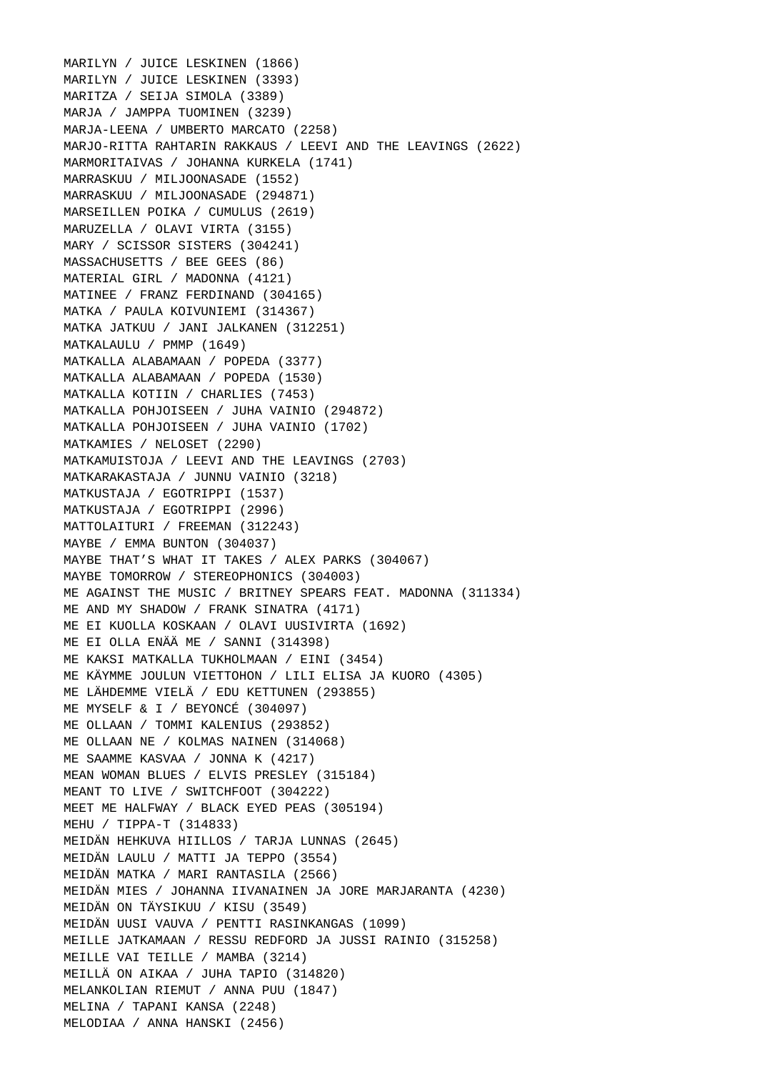MARILYN / JUICE LESKINEN (1866)
MARILYN / JUICE LESKINEN (3393)
MARITZA / SEIJA SIMOLA (3389)
MARJA / JAMPPA TUOMINEN (3239)
MARJA-LEENA / UMBERTO MARCATO (2258)
MARJO-RITTA RAHTARIN RAKKAUS / LEEVI AND THE LEAVINGS (2622)
MARMORITAIVAS / JOHANNA KURKELA (1741)
MARRASKUU / MILJOONASADE (1552)
MARRASKUU / MILJOONASADE (294871)
MARSEILLEN POIKA / CUMULUS (2619)
MARUZELLA / OLAVI VIRTA (3155)
MARY / SCISSOR SISTERS (304241)
MASSACHUSETTS / BEE GEES (86)
MATERIAL GIRL / MADONNA (4121)
MATINEE / FRANZ FERDINAND (304165)
MATKA / PAULA KOIVUNIEMI (314367)
MATKA JATKUU / JANI JALKANEN (312251)
MATKALAULU / PMMP (1649)
MATKALLA ALABAMAAN / POPEDA (3377)
MATKALLA ALABAMAAN / POPEDA (1530)
MATKALLA KOTIIN / CHARLIES (7453)
MATKALLA POHJOISEEN / JUHA VAINIO (294872)
MATKALLA POHJOISEEN / JUHA VAINIO (1702)
MATKAMIES / NELOSET (2290)
MATKAMUISTOJA / LEEVI AND THE LEAVINGS (2703)
MATKARAKASTAJA / JUNNU VAINIO (3218)
MATKUSTAJA / EGOTRIPPI (1537)
MATKUSTAJA / EGOTRIPPI (2996)
MATTOLAITURI / FREEMAN (312243)
MAYBE / EMMA BUNTON (304037)
MAYBE THAT’S WHAT IT TAKES / ALEX PARKS (304067)
MAYBE TOMORROW / STEREOPHONICS (304003)
ME AGAINST THE MUSIC / BRITNEY SPEARS FEAT. MADONNA (311334)
ME AND MY SHADOW / FRANK SINATRA (4171)
ME EI KUOLLA KOSKAAN / OLAVI UUSIVIRTA (1692)
ME EI OLLA ENÄÄ ME / SANNI (314398)
ME KAKSI MATKALLA TUKHOLMAAN / EINI (3454)
ME KÄYMME JOULUN VIETTOHON / LILI ELISA JA KUORO (4305)
ME LÄHDEMME VIELÄ / EDU KETTUNEN (293855)
ME MYSELF & I / BEYONCÉ (304097)
ME OLLAAN / TOMMI KALENIUS (293852)
ME OLLAAN NE / KOLMAS NAINEN (314068)
ME SAAMME KASVAA / JONNA K (4217)
MEAN WOMAN BLUES / ELVIS PRESLEY (315184)
MEANT TO LIVE / SWITCHFOOT (304222)
MEET ME HALFWAY / BLACK EYED PEAS (305194)
MEHU / TIPPA-T (314833)
MEIDÄN HEHKUVA HIILLOS / TARJA LUNNAS (2645)
MEIDÄN LAULU / MATTI JA TEPPO (3554)
MEIDÄN MATKA / MARI RANTASILA (2566)
MEIDÄN MIES / JOHANNA IIVANAINEN JA JORE MARJARANTA (4230)
MEIDÄN ON TÄYSIKUU / KISU (3549)
MEIDÄN UUSI VAUVA / PENTTI RASINKANGAS (1099)
MEILLE JATKAMAAN / RESSU REDFORD JA JUSSI RAINIO (315258)
MEILLE VAI TEILLE / MAMBA (3214)
MEILLÄ ON AIKAA / JUHA TAPIO (314820)
MELANKOLIAN RIEMUT / ANNA PUU (1847)
MELINA / TAPANI KANSA (2248)
MELODIAA / ANNA HANSKI (2456)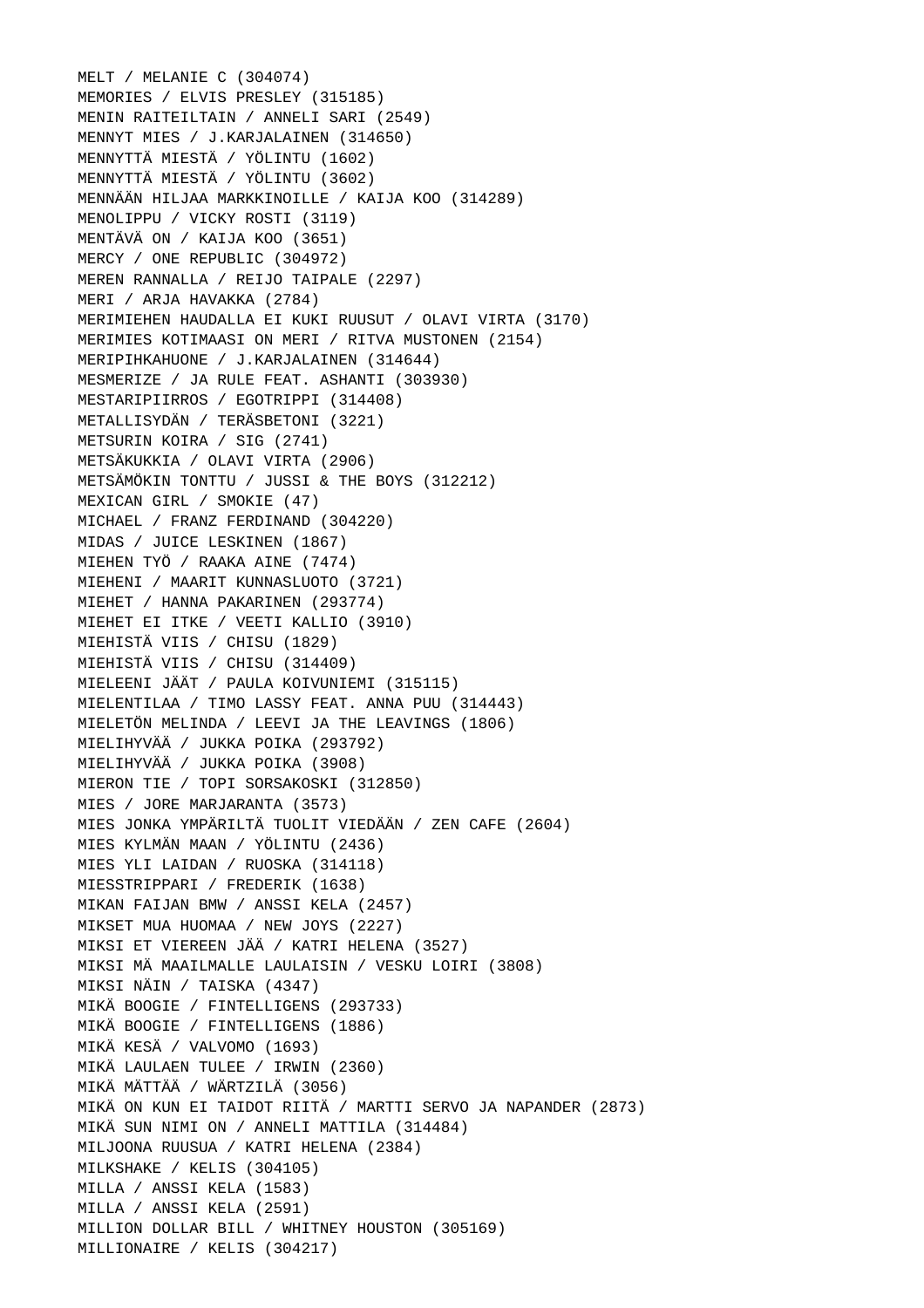MELT / MELANIE C (304074)
MEMORIES / ELVIS PRESLEY (315185)
MENIN RAITEILTAIN / ANNELI SARI (2549)
MENNYT MIES / J.KARJALAINEN (314650)
MENNYTTÄ MIESTÄ / YÖLINTU (1602)
MENNYTTÄ MIESTÄ / YÖLINTU (3602)
MENNÄÄN HILJAA MARKKINOILLE / KAIJA KOO (314289)
MENOLIPPU / VICKY ROSTI (3119)
MENTÄVÄ ON / KAIJA KOO (3651)
MERCY / ONE REPUBLIC (304972)
MEREN RANNALLA / REIJO TAIPALE (2297)
MERI / ARJA HAVAKKA (2784)
MERIMIEHEN HAUDALLA EI KUKI RUUSUT / OLAVI VIRTA (3170)
MERIMIES KOTIMAASI ON MERI / RITVA MUSTONEN (2154)
MERIPIHKAHUONE / J.KARJALAINEN (314644)
MESMERIZE / JA RULE FEAT. ASHANTI (303930)
MESTARIPIIRROS / EGOTRIPPI (314408)
METALLISYDÄN / TERÄSBETONI (3221)
METSURIN KOIRA / SIG (2741)
METSÄKUKKIA / OLAVI VIRTA (2906)
METSÄMÖKIN TONTTU / JUSSI & THE BOYS (312212)
MEXICAN GIRL / SMOKIE (47)
MICHAEL / FRANZ FERDINAND (304220)
MIDAS / JUICE LESKINEN (1867)
MIEHEN TYÖ / RAAKA AINE (7474)
MIEHENI / MAARIT KUNNASLUOTO (3721)
MIEHET / HANNA PAKARINEN (293774)
MIEHET EI ITKE / VEETI KALLIO (3910)
MIEHISTÄ VIIS / CHISU (1829)
MIEHISTÄ VIIS / CHISU (314409)
MIELEENI JÄÄT / PAULA KOIVUNIEMI (315115)
MIELENTILAA / TIMO LASSY FEAT. ANNA PUU (314443)
MIELETÖN MELINDA / LEEVI JA THE LEAVINGS (1806)
MIELIHYVÄÄ / JUKKA POIKA (293792)
MIELIHYVÄÄ / JUKKA POIKA (3908)
MIERON TIE / TOPI SORSAKOSKI (312850)
MIES / JORE MARJARANTA (3573)
MIES JONKA YMPÄRILTÄ TUOLIT VIEDÄÄN / ZEN CAFE (2604)
MIES KYLMÄN MAAN / YÖLINTU (2436)
MIES YLI LAIDAN / RUOSKA (314118)
MIESSTRIPPARI / FREDERIK (1638)
MIKAN FAIJAN BMW / ANSSI KELA (2457)
MIKSET MUA HUOMAA / NEW JOYS (2227)
MIKSI ET VIEREEN JÄÄ / KATRI HELENA (3527)
MIKSI MÄ MAAILMALLE LAULAISIN / VESKU LOIRI (3808)
MIKSI NÄIN / TAISKA (4347)
MIKÄ BOOGIE / FINTELLIGENS (293733)
MIKÄ BOOGIE / FINTELLIGENS (1886)
MIKÄ KESÄ / VALVOMO (1693)
MIKÄ LAULAEN TULEE / IRWIN (2360)
MIKÄ MÄTTÄÄ / WÄRTZILÄ (3056)
MIKÄ ON KUN EI TAIDOT RIITÄ / MARTTI SERVO JA NAPANDER (2873)
MIKÄ SUN NIMI ON / ANNELI MATTILA (314484)
MILJOONA RUUSUA / KATRI HELENA (2384)
MILKSHAKE / KELIS (304105)
MILLA / ANSSI KELA (1583)
MILLA / ANSSI KELA (2591)
MILLION DOLLAR BILL / WHITNEY HOUSTON (305169)
MILLIONAIRE / KELIS (304217)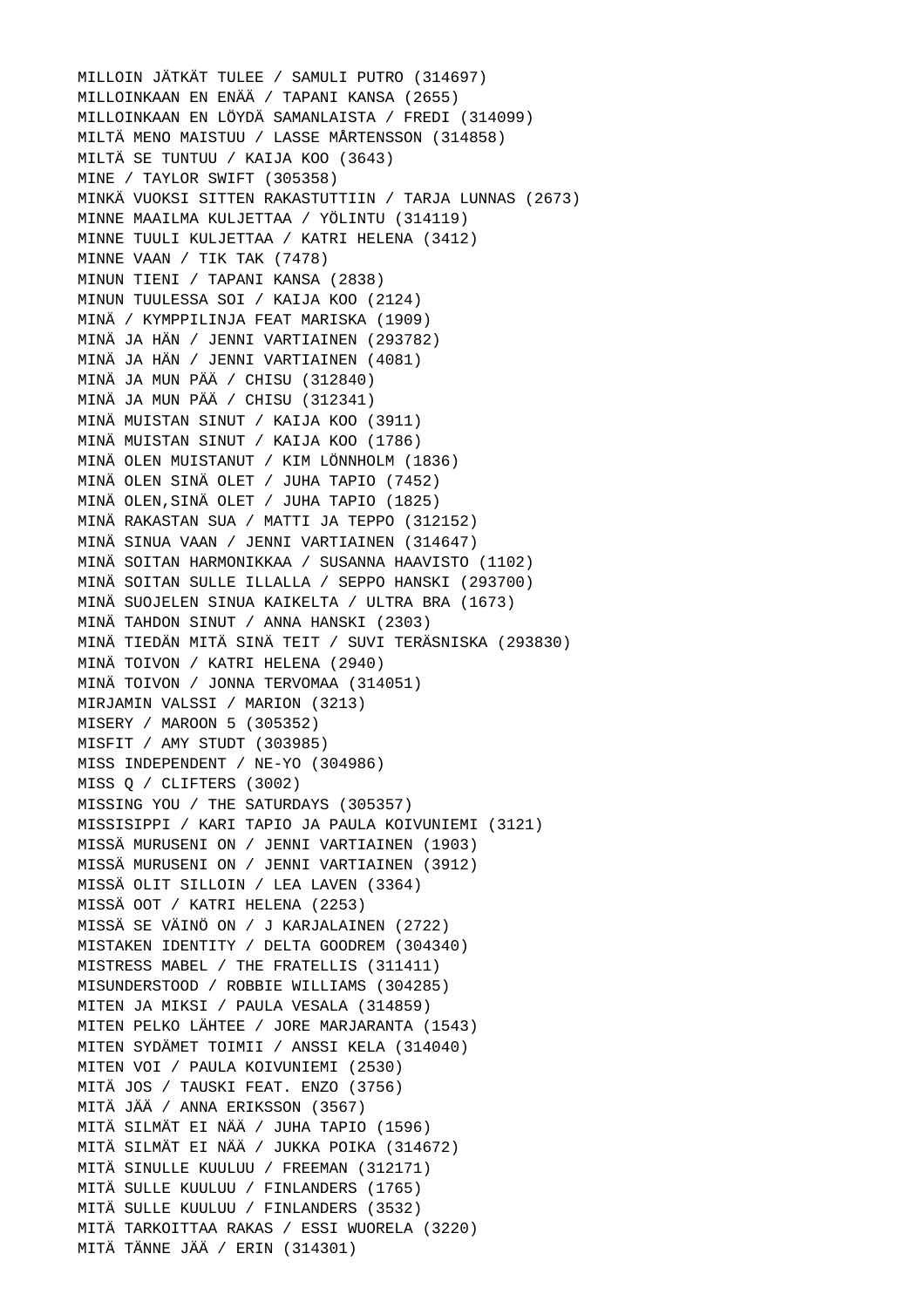MILLOIN JÄTKÄT TULEE / SAMULI PUTRO (314697)
MILLOINKAAN EN ENÄÄ / TAPANI KANSA (2655)
MILLOINKAAN EN LÖYDÄ SAMANLAISTA / FREDI (314099)
MILTÄ MENO MAISTUU / LASSE MÅRTENSSON (314858)
MILTÄ SE TUNTUU / KAIJA KOO (3643)
MINE / TAYLOR SWIFT (305358)
MINKÄ VUOKSI SITTEN RAKASTUTTIIN / TARJA LUNNAS (2673)
MINNE MAAILMA KULJETTAA / YÖLINTU (314119)
MINNE TUULI KULJETTAA / KATRI HELENA (3412)
MINNE VAAN / TIK TAK (7478)
MINUN TIENI / TAPANI KANSA (2838)
MINUN TUULESSA SOI / KAIJA KOO (2124)
MINÄ / KYMPPILINJA FEAT MARISKA (1909)
MINÄ JA HÄN / JENNI VARTIAINEN (293782)
MINÄ JA HÄN / JENNI VARTIAINEN (4081)
MINÄ JA MUN PÄÄ / CHISU (312840)
MINÄ JA MUN PÄÄ / CHISU (312341)
MINÄ MUISTAN SINUT / KAIJA KOO (3911)
MINÄ MUISTAN SINUT / KAIJA KOO (1786)
MINÄ OLEN MUISTANUT / KIM LÖNNHOLM (1836)
MINÄ OLEN SINÄ OLET / JUHA TAPIO (7452)
MINÄ OLEN,SINÄ OLET / JUHA TAPIO (1825)
MINÄ RAKASTAN SUA / MATTI JA TEPPO (312152)
MINÄ SINUA VAAN / JENNI VARTIAINEN (314647)
MINÄ SOITAN HARMONIKKAA / SUSANNA HAAVISTO (1102)
MINÄ SOITAN SULLE ILLALLA / SEPPO HANSKI (293700)
MINÄ SUOJELEN SINUA KAIKELTA / ULTRA BRA (1673)
MINÄ TAHDON SINUT / ANNA HANSKI (2303)
MINÄ TIEDÄN MITÄ SINÄ TEIT / SUVI TERÄSNISKA (293830)
MINÄ TOIVON / KATRI HELENA (2940)
MINÄ TOIVON / JONNA TERVOMAA (314051)
MIRJAMIN VALSSI / MARION (3213)
MISERY / MAROON 5 (305352)
MISFIT / AMY STUDT (303985)
MISS INDEPENDENT / NE-YO (304986)
MISS Q / CLIFTERS (3002)
MISSING YOU / THE SATURDAYS (305357)
MISSISIPPI / KARI TAPIO JA PAULA KOIVUNIEMI (3121)
MISSÄ MURUSENI ON / JENNI VARTIAINEN (1903)
MISSÄ MURUSENI ON / JENNI VARTIAINEN (3912)
MISSÄ OLIT SILLOIN / LEA LAVEN (3364)
MISSÄ OOT / KATRI HELENA (2253)
MISSÄ SE VÄINÖ ON / J KARJALAINEN (2722)
MISTAKEN IDENTITY / DELTA GOODREM (304340)
MISTRESS MABEL / THE FRATELLIS (311411)
MISUNDERSTOOD / ROBBIE WILLIAMS (304285)
MITEN JA MIKSI / PAULA VESALA (314859)
MITEN PELKO LÄHTEE / JORE MARJARANTA (1543)
MITEN SYDÄMET TOIMII / ANSSI KELA (314040)
MITEN VOI / PAULA KOIVUNIEMI (2530)
MITÄ JOS / TAUSKI FEAT. ENZO (3756)
MITÄ JÄÄ / ANNA ERIKSSON (3567)
MITÄ SILMÄT EI NÄÄ / JUHA TAPIO (1596)
MITÄ SILMÄT EI NÄÄ / JUKKA POIKA (314672)
MITÄ SINULLE KUULUU / FREEMAN (312171)
MITÄ SULLE KUULUU / FINLANDERS (1765)
MITÄ SULLE KUULUU / FINLANDERS (3532)
MITÄ TARKOITTAA RAKAS / ESSI WUORELA (3220)
MITÄ TÄNNE JÄÄ / ERIN (314301)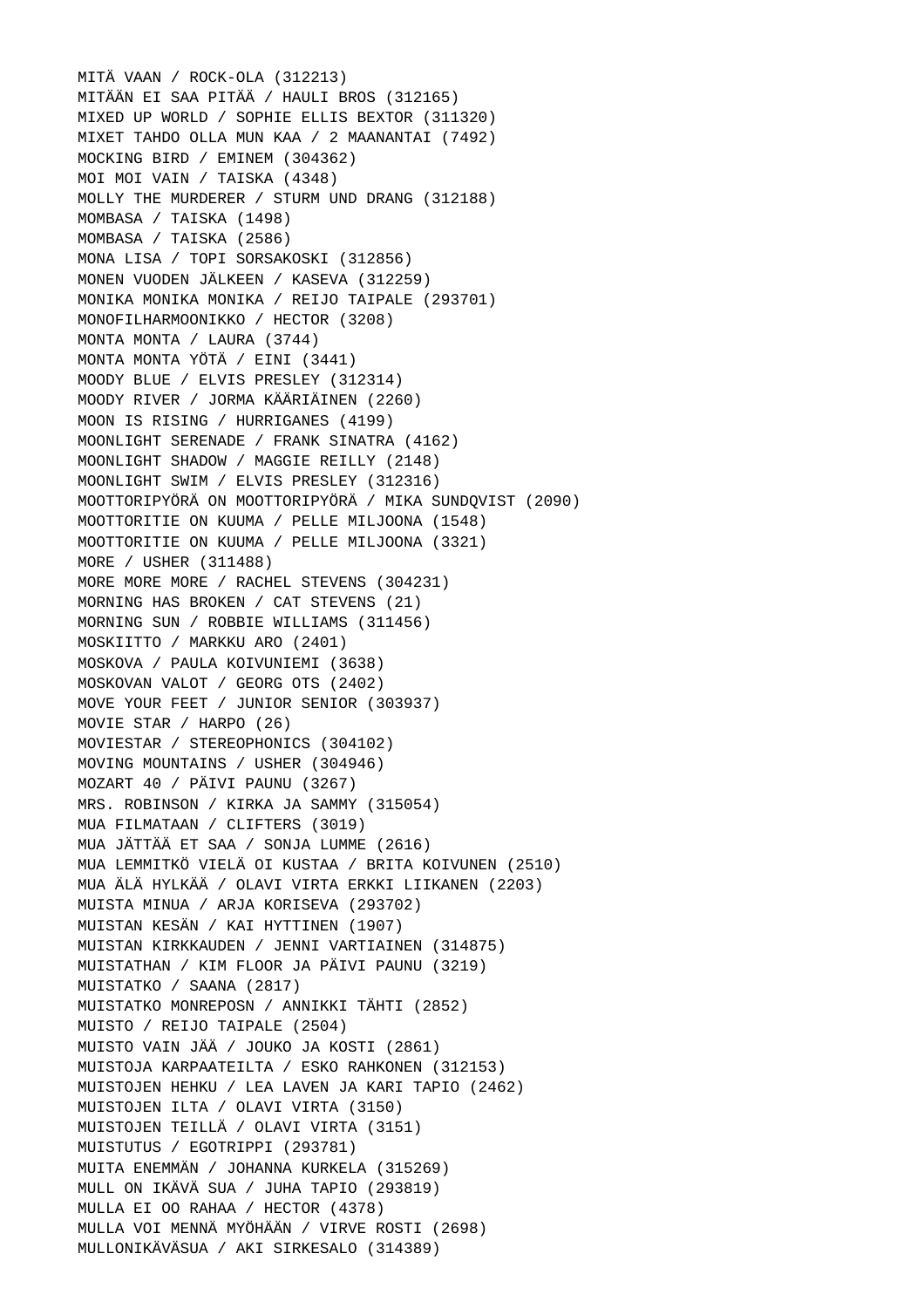MITÄ VAAN / ROCK-OLA (312213)
MITÄÄN EI SAA PITÄÄ / HAULI BROS (312165)
MIXED UP WORLD / SOPHIE ELLIS BEXTOR (311320)
MIXET TAHDO OLLA MUN KAA / 2 MAANANTAI (7492)
MOCKING BIRD / EMINEM (304362)
MOI MOI VAIN / TAISKA (4348)
MOLLY THE MURDERER / STURM UND DRANG (312188)
MOMBASA / TAISKA (1498)
MOMBASA / TAISKA (2586)
MONA LISA / TOPI SORSAKOSKI (312856)
MONEN VUODEN JÄLKEEN / KASEVA (312259)
MONIKA MONIKA MONIKA / REIJO TAIPALE (293701)
MONOFILHARMOONIKKO / HECTOR (3208)
MONTA MONTA / LAURA (3744)
MONTA MONTA YÖTÄ / EINI (3441)
MOODY BLUE / ELVIS PRESLEY (312314)
MOODY RIVER / JORMA KÄÄRIÄINEN (2260)
MOON IS RISING / HURRIGANES (4199)
MOONLIGHT SERENADE / FRANK SINATRA (4162)
MOONLIGHT SHADOW / MAGGIE REILLY (2148)
MOONLIGHT SWIM / ELVIS PRESLEY (312316)
MOOTTORIPYÖRÄ ON MOOTTORIPYÖRÄ / MIKA SUNDQVIST (2090)
MOOTTORITIE ON KUUMA / PELLE MILJOONA (1548)
MOOTTORITIE ON KUUMA / PELLE MILJOONA (3321)
MORE / USHER (311488)
MORE MORE MORE / RACHEL STEVENS (304231)
MORNING HAS BROKEN / CAT STEVENS (21)
MORNING SUN / ROBBIE WILLIAMS (311456)
MOSKIITTO / MARKKU ARO (2401)
MOSKOVA / PAULA KOIVUNIEMI (3638)
MOSKOVAN VALOT / GEORG OTS (2402)
MOVE YOUR FEET / JUNIOR SENIOR (303937)
MOVIE STAR / HARPO (26)
MOVIESTAR / STEREOPHONICS (304102)
MOVING MOUNTAINS / USHER (304946)
MOZART 40 / PÄIVI PAUNU (3267)
MRS. ROBINSON / KIRKA JA SAMMY (315054)
MUA FILMATAAN / CLIFTERS (3019)
MUA JÄTTÄÄ ET SAA / SONJA LUMME (2616)
MUA LEMMITKÖ VIELÄ OI KUSTAA / BRITA KOIVUNEN (2510)
MUA ÄLÄ HYLKÄÄ / OLAVI VIRTA ERKKI LIIKANEN (2203)
MUISTA MINUA / ARJA KORISEVA (293702)
MUISTAN KESÄN / KAI HYTTINEN (1907)
MUISTAN KIRKKAUDEN / JENNI VARTIAINEN (314875)
MUISTATHAN / KIM FLOOR JA PÄIVI PAUNU (3219)
MUISTATKO / SAANA (2817)
MUISTATKO MONREPOSN / ANNIKKI TÄHTI (2852)
MUISTO / REIJO TAIPALE (2504)
MUISTO VAIN JÄÄ / JOUKO JA KOSTI (2861)
MUISTOJA KARPAATEILTA / ESKO RAHKONEN (312153)
MUISTOJEN HEHKU / LEA LAVEN JA KARI TAPIO (2462)
MUISTOJEN ILTA / OLAVI VIRTA (3150)
MUISTOJEN TEILLÄ / OLAVI VIRTA (3151)
MUISTUTUS / EGOTRIPPI (293781)
MUITA ENEMMÄN / JOHANNA KURKELA (315269)
MULL ON IKÄVÄ SUA / JUHA TAPIO (293819)
MULLA EI OO RAHAA / HECTOR (4378)
MULLA VOI MENNÄ MYÖHÄÄN / VIRVE ROSTI (2698)
MULLONIKÄVÄSUA / AKI SIRKESALO (314389)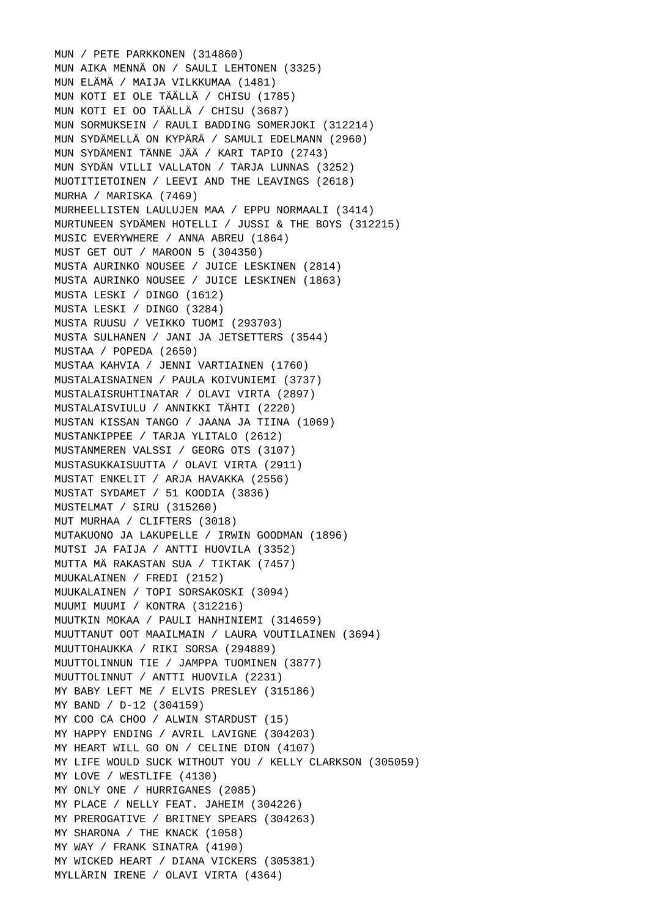MUN / PETE PARKKONEN (314860)
MUN AIKA MENNÄ ON / SAULI LEHTONEN (3325)
MUN ELÄMÄ / MAIJA VILKKUMAA (1481)
MUN KOTI EI OLE TÄÄLLÄ / CHISU (1785)
MUN KOTI EI OO TÄÄLLÄ / CHISU (3687)
MUN SORMUKSEIN / RAULI BADDING SOMERJOKI (312214)
MUN SYDÄMELLÄ ON KYPÄRÄ / SAMULI EDELMANN (2960)
MUN SYDÄMENI TÄNNE JÄÄ / KARI TAPIO (2743)
MUN SYDÄN VILLI VALLATON / TARJA LUNNAS (3252)
MUOTITIETOINEN / LEEVI AND THE LEAVINGS (2618)
MURHA / MARISKA (7469)
MURHEELLISTEN LAULUJEN MAA / EPPU NORMAALI (3414)
MURTUNEEN SYDÄMEN HOTELLI / JUSSI & THE BOYS (312215)
MUSIC EVERYWHERE / ANNA ABREU (1864)
MUST GET OUT / MAROON 5 (304350)
MUSTA AURINKO NOUSEE / JUICE LESKINEN (2814)
MUSTA AURINKO NOUSEE / JUICE LESKINEN (1863)
MUSTA LESKI / DINGO (1612)
MUSTA LESKI / DINGO (3284)
MUSTA RUUSU / VEIKKO TUOMI (293703)
MUSTA SULHANEN / JANI JA JETSETTERS (3544)
MUSTAA / POPEDA (2650)
MUSTAA KAHVIA / JENNI VARTIAINEN (1760)
MUSTALAISNAINEN / PAULA KOIVUNIEMI (3737)
MUSTALAISRUHTINATAR / OLAVI VIRTA (2897)
MUSTALAISVIULU / ANNIKKI TÄHTI (2220)
MUSTAN KISSAN TANGO / JAANA JA TIINA (1069)
MUSTANKIPPEE / TARJA YLITALO (2612)
MUSTANMEREN VALSSI / GEORG OTS (3107)
MUSTASUKKAISUUTTA / OLAVI VIRTA (2911)
MUSTAT ENKELIT / ARJA HAVAKKA (2556)
MUSTAT SYDAMET / 51 KOODIA (3836)
MUSTELMAT / SIRU (315260)
MUT MURHAA / CLIFTERS (3018)
MUTAKUONO JA LAKUPELLE / IRWIN GOODMAN (1896)
MUTSI JA FAIJA / ANTTI HUOVILA (3352)
MUTTA MÄ RAKASTAN SUA / TIKTAK (7457)
MUUKALAINEN / FREDI (2152)
MUUKALAINEN / TOPI SORSAKOSKI (3094)
MUUMI MUUMI / KONTRA (312216)
MUUTKIN MOKAA / PAULI HANHINIEMI (314659)
MUUTTANUT OOT MAAILMAIN / LAURA VOUTILAINEN (3694)
MUUTTOHAUKKA / RIKI SORSA (294889)
MUUTTOLINNUN TIE / JAMPPA TUOMINEN (3877)
MUUTTOLINNUT / ANTTI HUOVILA (2231)
MY BABY LEFT ME / ELVIS PRESLEY (315186)
MY BAND / D-12 (304159)
MY COO CA CHOO / ALWIN STARDUST (15)
MY HAPPY ENDING / AVRIL LAVIGNE (304203)
MY HEART WILL GO ON / CELINE DION (4107)
MY LIFE WOULD SUCK WITHOUT YOU / KELLY CLARKSON (305059)
MY LOVE / WESTLIFE (4130)
MY ONLY ONE / HURRIGANES (2085)
MY PLACE / NELLY FEAT. JAHEIM (304226)
MY PREROGATIVE / BRITNEY SPEARS (304263)
MY SHARONA / THE KNACK (1058)
MY WAY / FRANK SINATRA (4190)
MY WICKED HEART / DIANA VICKERS (305381)
MYLLÄRIN IRENE / OLAVI VIRTA (4364)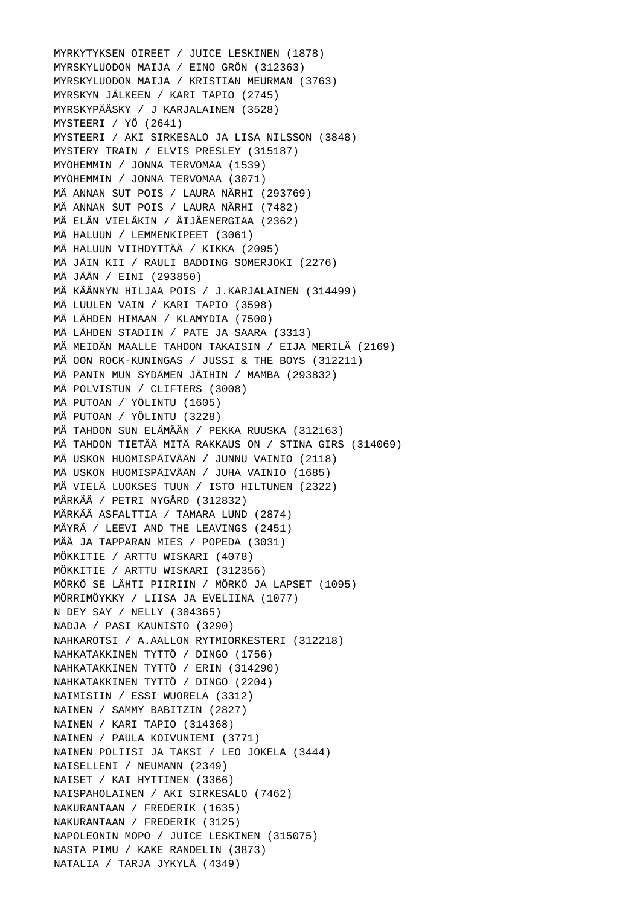MYRKYTYKSEN OIREET / JUICE LESKINEN (1878)
MYRSKYLUODON MAIJA / EINO GRÖN (312363)
MYRSKYLUODON MAIJA / KRISTIAN MEURMAN (3763)
MYRSKYN JÄLKEEN / KARI TAPIO (2745)
MYRSKYPÄÄSKY / J KARJALAINEN (3528)
MYSTEERI / YÖ (2641)
MYSTEERI / AKI SIRKESALO JA LISA NILSSON (3848)
MYSTERY TRAIN / ELVIS PRESLEY (315187)
MYÖHEMMIN / JONNA TERVOMAA (1539)
MYÖHEMMIN / JONNA TERVOMAA (3071)
MÄ ANNAN SUT POIS / LAURA NÄRHI (293769)
MÄ ANNAN SUT POIS / LAURA NÄRHI (7482)
MÄ ELÄN VIELÄKIN / ÄIJÄENERGIAA (2362)
MÄ HALUUN / LEMMENKIPEET (3061)
MÄ HALUUN VIIHDYTTÄÄ / KIKKA (2095)
MÄ JÄIN KII / RAULI BADDING SOMERJOKI (2276)
MÄ JÄÄN / EINI (293850)
MÄ KÄÄNNYN HILJAA POIS / J.KARJALAINEN (314499)
MÄ LUULEN VAIN / KARI TAPIO (3598)
MÄ LÄHDEN HIMAAN / KLAMYDIA (7500)
MÄ LÄHDEN STADIIN / PATE JA SAARA (3313)
MÄ MEIDÄN MAALLE TAHDON TAKAISIN / EIJA MERILÄ (2169)
MÄ OON ROCK-KUNINGAS / JUSSI & THE BOYS (312211)
MÄ PANIN MUN SYDÄMEN JÄIHIN / MAMBA (293832)
MÄ POLVISTUN / CLIFTERS (3008)
MÄ PUTOAN / YÖLINTU (1605)
MÄ PUTOAN / YÖLINTU (3228)
MÄ TAHDON SUN ELÄMÄÄN / PEKKA RUUSKA (312163)
MÄ TAHDON TIETÄÄ MITÄ RAKKAUS ON / STINA GIRS (314069)
MÄ USKON HUOMISPÄIVÄÄN / JUNNU VAINIO (2118)
MÄ USKON HUOMISPÄIVÄÄN / JUHA VAINIO (1685)
MÄ VIELÄ LUOKSES TUUN / ISTO HILTUNEN (2322)
MÄRKÄÄ / PETRI NYGÅRD (312832)
MÄRKÄÄ ASFALTTIA / TAMARA LUND (2874)
MÄYRÄ / LEEVI AND THE LEAVINGS (2451)
MÄÄ JA TAPPARAN MIES / POPEDA (3031)
MÖKKITIE / ARTTU WISKARI (4078)
MÖKKITIE / ARTTU WISKARI (312356)
MÖRKÖ SE LÄHTI PIIRIIN / MÖRKÖ JA LAPSET (1095)
MÖRRIMÖYKKY / LIISA JA EVELIINA (1077)
N DEY SAY / NELLY (304365)
NADJA / PASI KAUNISTO (3290)
NAHKAROTSI / A.AALLON RYTMIORKESTERI (312218)
NAHKATAKKINEN TYTTÖ / DINGO (1756)
NAHKATAKKINEN TYTTÖ / ERIN (314290)
NAHKATAKKINEN TYTTÖ / DINGO (2204)
NAIMISIIN / ESSI WUORELA (3312)
NAINEN / SAMMY BABITZIN (2827)
NAINEN / KARI TAPIO (314368)
NAINEN / PAULA KOIVUNIEMI (3771)
NAINEN POLIISI JA TAKSI / LEO JOKELA (3444)
NAISELLENI / NEUMANN (2349)
NAISET / KAI HYTTINEN (3366)
NAISPAHOLAINEN / AKI SIRKESALO (7462)
NAKURANTAAN / FREDERIK (1635)
NAKURANTAAN / FREDERIK (3125)
NAPOLEONIN MOPO / JUICE LESKINEN (315075)
NASTA PIMU / KAKE RANDELIN (3873)
NATALIA / TARJA JYKYLÄ (4349)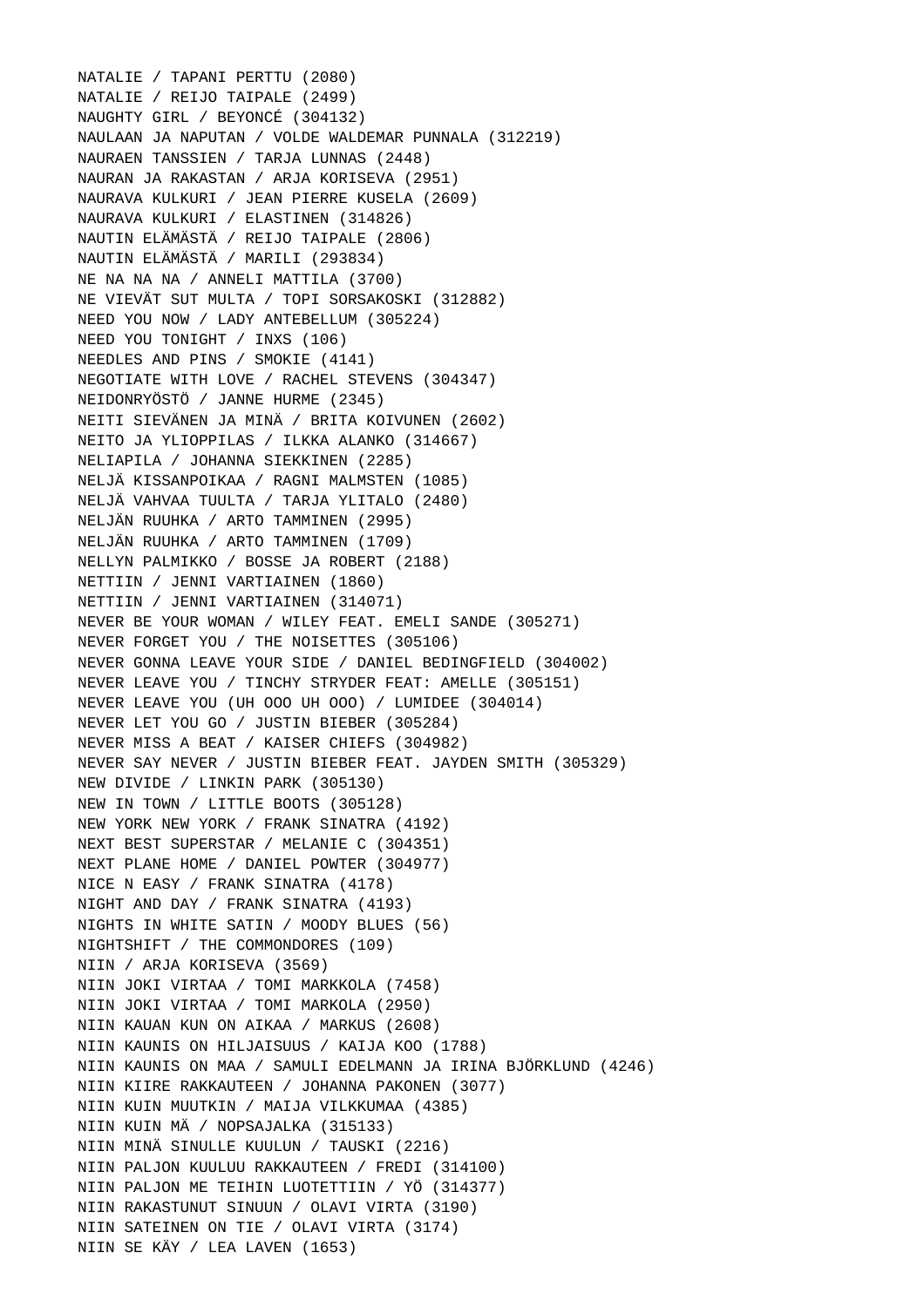NATALIE / TAPANI PERTTU (2080)
NATALIE / REIJO TAIPALE (2499)
NAUGHTY GIRL / BEYONCÉ (304132)
NAULAAN JA NAPUTAN / VOLDE WALDEMAR PUNNALA (312219)
NAURAEN TANSSIEN / TARJA LUNNAS (2448)
NAURAN JA RAKASTAN / ARJA KORISEVA (2951)
NAURAVA KULKURI / JEAN PIERRE KUSELA (2609)
NAURAVA KULKURI / ELASTINEN (314826)
NAUTIN ELÄMÄSTÄ / REIJO TAIPALE (2806)
NAUTIN ELÄMÄSTÄ / MARILI (293834)
NE NA NA NA / ANNELI MATTILA (3700)
NE VIEVÄT SUT MULTA / TOPI SORSAKOSKI (312882)
NEED YOU NOW / LADY ANTEBELLUM (305224)
NEED YOU TONIGHT / INXS (106)
NEEDLES AND PINS / SMOKIE (4141)
NEGOTIATE WITH LOVE / RACHEL STEVENS (304347)
NEIDONRYÖSTÖ / JANNE HURME (2345)
NEITI SIEVÄNEN JA MINÄ / BRITA KOIVUNEN (2602)
NEITO JA YLIOPPILAS / ILKKA ALANKO (314667)
NELIAPILA / JOHANNA SIEKKINEN (2285)
NELJÄ KISSANPOIKAA / RAGNI MALMSTEN (1085)
NELJÄ VAHVAA TUULTA / TARJA YLITALO (2480)
NELJÄN RUUHKA / ARTO TAMMINEN (2995)
NELJÄN RUUHKA / ARTO TAMMINEN (1709)
NELLYN PALMIKKO / BOSSE JA ROBERT (2188)
NETTIIN / JENNI VARTIAINEN (1860)
NETTIIN / JENNI VARTIAINEN (314071)
NEVER BE YOUR WOMAN / WILEY FEAT. EMELI SANDE (305271)
NEVER FORGET YOU / THE NOISETTES (305106)
NEVER GONNA LEAVE YOUR SIDE / DANIEL BEDINGFIELD (304002)
NEVER LEAVE YOU / TINCHY STRYDER FEAT: AMELLE (305151)
NEVER LEAVE YOU (UH OOO UH OOO) / LUMIDEE (304014)
NEVER LET YOU GO / JUSTIN BIEBER (305284)
NEVER MISS A BEAT / KAISER CHIEFS (304982)
NEVER SAY NEVER / JUSTIN BIEBER FEAT. JAYDEN SMITH (305329)
NEW DIVIDE / LINKIN PARK (305130)
NEW IN TOWN / LITTLE BOOTS (305128)
NEW YORK NEW YORK / FRANK SINATRA (4192)
NEXT BEST SUPERSTAR / MELANIE C (304351)
NEXT PLANE HOME / DANIEL POWTER (304977)
NICE N EASY / FRANK SINATRA (4178)
NIGHT AND DAY / FRANK SINATRA (4193)
NIGHTS IN WHITE SATIN / MOODY BLUES (56)
NIGHTSHIFT / THE COMMONDORES (109)
NIIN / ARJA KORISEVA (3569)
NIIN JOKI VIRTAA / TOMI MARKKOLA (7458)
NIIN JOKI VIRTAA / TOMI MARKOLA (2950)
NIIN KAUAN KUN ON AIKAA / MARKUS (2608)
NIIN KAUNIS ON HILJAISUUS / KAIJA KOO (1788)
NIIN KAUNIS ON MAA / SAMULI EDELMANN JA IRINA BJÖRKLUND (4246)
NIIN KIIRE RAKKAUTEEN / JOHANNA PAKONEN (3077)
NIIN KUIN MUUTKIN / MAIJA VILKKUMAA (4385)
NIIN KUIN MÄ / NOPSAJALKA (315133)
NIIN MINÄ SINULLE KUULUN / TAUSKI (2216)
NIIN PALJON KUULUU RAKKAUTEEN / FREDI (314100)
NIIN PALJON ME TEIHIN LUOTETTIIN / YÖ (314377)
NIIN RAKASTUNUT SINUUN / OLAVI VIRTA (3190)
NIIN SATEINEN ON TIE / OLAVI VIRTA (3174)
NIIN SE KÄY / LEA LAVEN (1653)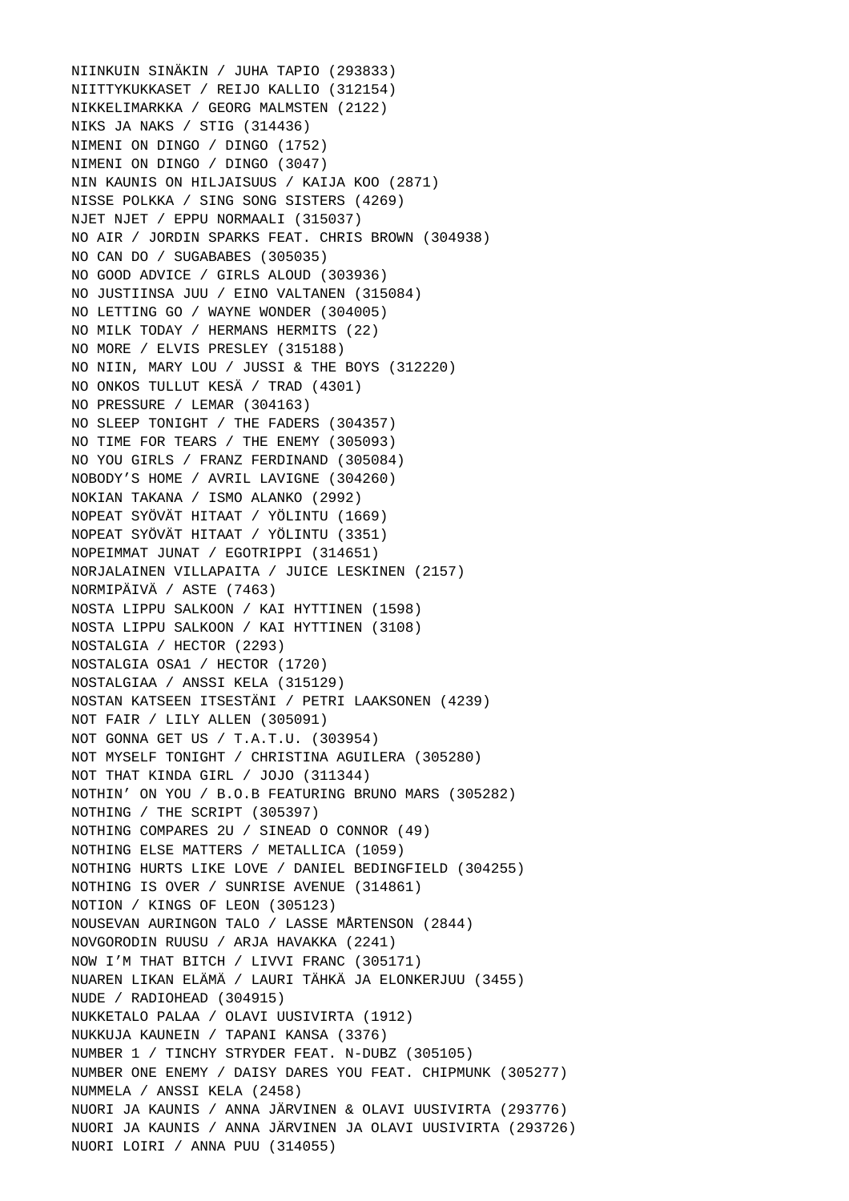NIINKUIN SINÄKIN / JUHA TAPIO (293833)
NIITTYKUKKASET / REIJO KALLIO (312154)
NIKKELIMARKKA / GEORG MALMSTEN (2122)
NIKS JA NAKS / STIG (314436)
NIMENI ON DINGO / DINGO (1752)
NIMENI ON DINGO / DINGO (3047)
NIN KAUNIS ON HILJAISUUS / KAIJA KOO (2871)
NISSE POLKKA / SING SONG SISTERS (4269)
NJET NJET / EPPU NORMAALI (315037)
NO AIR / JORDIN SPARKS FEAT. CHRIS BROWN (304938)
NO CAN DO / SUGABABES (305035)
NO GOOD ADVICE / GIRLS ALOUD (303936)
NO JUSTIINSA JUU / EINO VALTANEN (315084)
NO LETTING GO / WAYNE WONDER (304005)
NO MILK TODAY / HERMANS HERMITS (22)
NO MORE / ELVIS PRESLEY (315188)
NO NIIN, MARY LOU / JUSSI & THE BOYS (312220)
NO ONKOS TULLUT KESÄ / TRAD (4301)
NO PRESSURE / LEMAR (304163)
NO SLEEP TONIGHT / THE FADERS (304357)
NO TIME FOR TEARS / THE ENEMY (305093)
NO YOU GIRLS / FRANZ FERDINAND (305084)
NOBODY’S HOME / AVRIL LAVIGNE (304260)
NOKIAN TAKANA / ISMO ALANKO (2992)
NOPEAT SYÖVÄT HITAAT / YÖLINTU (1669)
NOPEAT SYÖVÄT HITAAT / YÖLINTU (3351)
NOPEIMMAT JUNAT / EGOTRIPPI (314651)
NORJALAINEN VILLAPAITA / JUICE LESKINEN (2157)
NORMIPÄIVÄ / ASTE (7463)
NOSTA LIPPU SALKOON / KAI HYTTINEN (1598)
NOSTA LIPPU SALKOON / KAI HYTTINEN (3108)
NOSTALGIA / HECTOR (2293)
NOSTALGIA OSA1 / HECTOR (1720)
NOSTALGIAA / ANSSI KELA (315129)
NOSTAN KATSEEN ITSESTÄNI / PETRI LAAKSONEN (4239)
NOT FAIR / LILY ALLEN (305091)
NOT GONNA GET US / T.A.T.U. (303954)
NOT MYSELF TONIGHT / CHRISTINA AGUILERA (305280)
NOT THAT KINDA GIRL / JOJO (311344)
NOTHIN’ ON YOU / B.O.B FEATURING BRUNO MARS (305282)
NOTHING / THE SCRIPT (305397)
NOTHING COMPARES 2U / SINEAD O CONNOR (49)
NOTHING ELSE MATTERS / METALLICA (1059)
NOTHING HURTS LIKE LOVE / DANIEL BEDINGFIELD (304255)
NOTHING IS OVER / SUNRISE AVENUE (314861)
NOTION / KINGS OF LEON (305123)
NOUSEVAN AURINGON TALO / LASSE MÅRTENSON (2844)
NOVGORODIN RUUSU / ARJA HAVAKKA (2241)
NOW I’M THAT BITCH / LIVVI FRANC (305171)
NUAREN LIKAN ELÄMÄ / LAURI TÄHKÄ JA ELONKERJUU (3455)
NUDE / RADIOHEAD (304915)
NUKKETALO PALAA / OLAVI UUSIVIRTA (1912)
NUKKUJA KAUNEIN / TAPANI KANSA (3376)
NUMBER 1 / TINCHY STRYDER FEAT. N-DUBZ (305105)
NUMBER ONE ENEMY / DAISY DARES YOU FEAT. CHIPMUNK (305277)
NUMMELA / ANSSI KELA (2458)
NUORI JA KAUNIS / ANNA JÄRVINEN & OLAVI UUSIVIRTA (293776)
NUORI JA KAUNIS / ANNA JÄRVINEN JA OLAVI UUSIVIRTA (293726)
NUORI LOIRI / ANNA PUU (314055)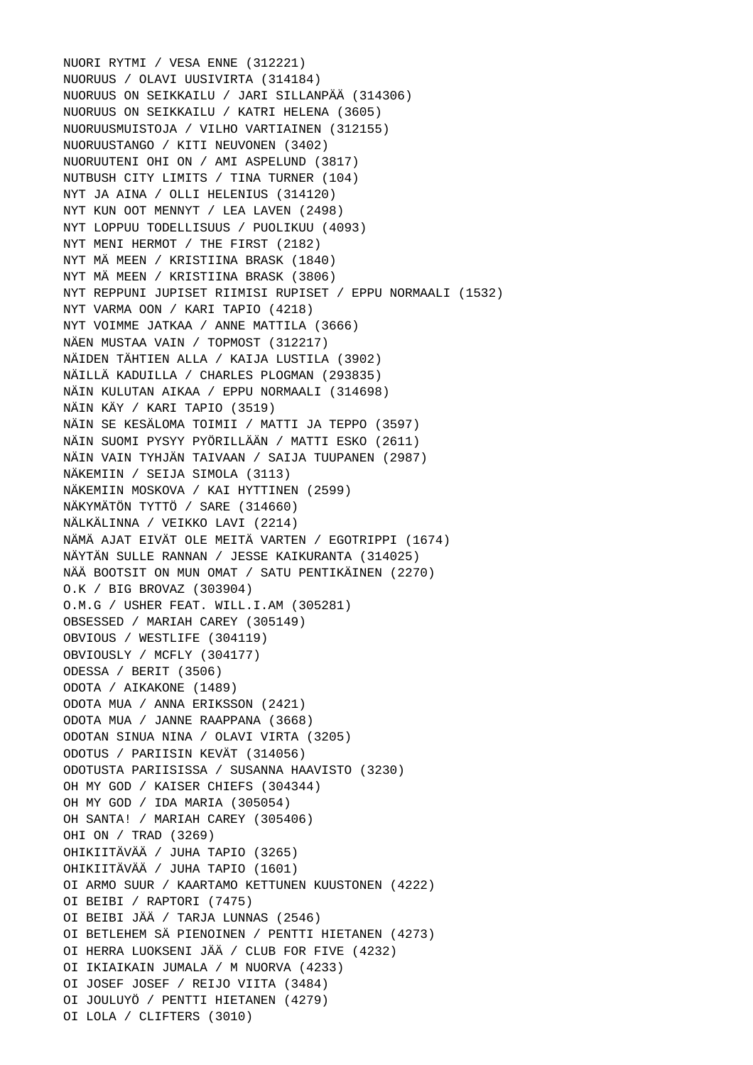NUORI RYTMI / VESA ENNE (312221)
NUORUUS / OLAVI UUSIVIRTA (314184)
NUORUUS ON SEIKKAILU / JARI SILLANPÄÄ (314306)
NUORUUS ON SEIKKAILU / KATRI HELENA (3605)
NUORUUSMUISTOJA / VILHO VARTIAINEN (312155)
NUORUUSTANGO / KITI NEUVONEN (3402)
NUORUUTENI OHI ON / AMI ASPELUND (3817)
NUTBUSH CITY LIMITS / TINA TURNER (104)
NYT JA AINA / OLLI HELENIUS (314120)
NYT KUN OOT MENNYT / LEA LAVEN (2498)
NYT LOPPUU TODELLISUUS / PUOLIKUU (4093)
NYT MENI HERMOT / THE FIRST (2182)
NYT MÄ MEEN / KRISTIINA BRASK (1840)
NYT MÄ MEEN / KRISTIINA BRASK (3806)
NYT REPPUNI JUPISET RIIMISI RUPISET / EPPU NORMAALI (1532)
NYT VARMA OON / KARI TAPIO (4218)
NYT VOIMME JATKAA / ANNE MATTILA (3666)
NÄEN MUSTAA VAIN / TOPMOST (312217)
NÄIDEN TÄHTIEN ALLA / KAIJA LUSTILA (3902)
NÄILLÄ KADUILLA / CHARLES PLOGMAN (293835)
NÄIN KULUTAN AIKAA / EPPU NORMAALI (314698)
NÄIN KÄY / KARI TAPIO (3519)
NÄIN SE KESÄLOMA TOIMII / MATTI JA TEPPO (3597)
NÄIN SUOMI PYSYY PYÖRILLÄÄN / MATTI ESKO (2611)
NÄIN VAIN TYHJÄN TAIVAAN / SAIJA TUUPANEN (2987)
NÄKEMIIN / SEIJA SIMOLA (3113)
NÄKEMIIN MOSKOVA / KAI HYTTINEN (2599)
NÄKYMÄTÖN TYTTÖ / SARE (314660)
NÄLKÄLINNA / VEIKKO LAVI (2214)
NÄMÄ AJAT EIVÄT OLE MEITÄ VARTEN / EGOTRIPPI (1674)
NÄYTÄN SULLE RANNAN / JESSE KAIKURANTA (314025)
NÄÄ BOOTSIT ON MUN OMAT / SATU PENTIKÄINEN (2270)
O.K / BIG BROVAZ (303904)
O.M.G / USHER FEAT. WILL.I.AM (305281)
OBSESSED / MARIAH CAREY (305149)
OBVIOUS / WESTLIFE (304119)
OBVIOUSLY / MCFLY (304177)
ODESSA / BERIT (3506)
ODOTA / AIKAKONE (1489)
ODOTA MUA / ANNA ERIKSSON (2421)
ODOTA MUA / JANNE RAAPPANA (3668)
ODOTAN SINUA NINA / OLAVI VIRTA (3205)
ODOTUS / PARIISIN KEVÄT (314056)
ODOTUSTA PARIISISSA / SUSANNA HAAVISTO (3230)
OH MY GOD / KAISER CHIEFS (304344)
OH MY GOD / IDA MARIA (305054)
OH SANTA! / MARIAH CAREY (305406)
OHI ON / TRAD (3269)
OHIKIITÄVÄÄ / JUHA TAPIO (3265)
OHIKIITÄVÄÄ / JUHA TAPIO (1601)
OI ARMO SUUR / KAARTAMO KETTUNEN KUUSTONEN (4222)
OI BEIBI / RAPTORI (7475)
OI BEIBI JÄÄ / TARJA LUNNAS (2546)
OI BETLEHEM SÄ PIENOINEN / PENTTI HIETANEN (4273)
OI HERRA LUOKSENI JÄÄ / CLUB FOR FIVE (4232)
OI IKIAIKAIN JUMALA / M NUORVA (4233)
OI JOSEF JOSEF / REIJO VIITA (3484)
OI JOULUYÖ / PENTTI HIETANEN (4279)
OI LOLA / CLIFTERS (3010)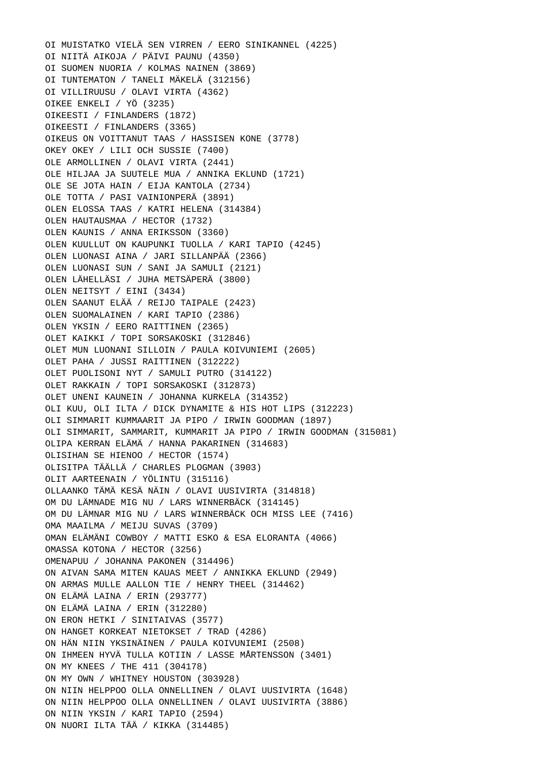OI MUISTATKO VIELÄ SEN VIRREN / EERO SINIKANNEL (4225)
OI NIITÄ AIKOJA / PÄIVI PAUNU (4350)
OI SUOMEN NUORIA / KOLMAS NAINEN (3869)
OI TUNTEMATON / TANELI MÄKELÄ (312156)
OI VILLIRUUSU / OLAVI VIRTA (4362)
OIKEE ENKELI / YÖ (3235)
OIKEESTI / FINLANDERS (1872)
OIKEESTI / FINLANDERS (3365)
OIKEUS ON VOITTANUT TAAS / HASSISEN KONE (3778)
OKEY OKEY / LILI OCH SUSSIE (7400)
OLE ARMOLLINEN / OLAVI VIRTA (2441)
OLE HILJAA JA SUUTELE MUA / ANNIKA EKLUND (1721)
OLE SE JOTA HAIN / EIJA KANTOLA (2734)
OLE TOTTA / PASI VAINIONPERÄ (3891)
OLEN ELOSSA TAAS / KATRI HELENA (314384)
OLEN HAUTAUSMAA / HECTOR (1732)
OLEN KAUNIS / ANNA ERIKSSON (3360)
OLEN KUULLUT ON KAUPUNKI TUOLLA / KARI TAPIO (4245)
OLEN LUONASI AINA / JARI SILLANPÄÄ (2366)
OLEN LUONASI SUN / SANI JA SAMULI (2121)
OLEN LÄHELLÄSI / JUHA METSÄPERÄ (3800)
OLEN NEITSYT / EINI (3434)
OLEN SAANUT ELÄÄ / REIJO TAIPALE (2423)
OLEN SUOMALAINEN / KARI TAPIO (2386)
OLEN YKSIN / EERO RAITTINEN (2365)
OLET KAIKKI / TOPI SORSAKOSKI (312846)
OLET MUN LUONANI SILLOIN / PAULA KOIVUNIEMI (2605)
OLET PAHA / JUSSI RAITTINEN (312222)
OLET PUOLISONI NYT / SAMULI PUTRO (314122)
OLET RAKKAIN / TOPI SORSAKOSKI (312873)
OLET UNENI KAUNEIN / JOHANNA KURKELA (314352)
OLI KUU, OLI ILTA / DICK DYNAMITE & HIS HOT LIPS (312223)
OLI SIMMARIT KUMMAARIT JA PIPO / IRWIN GOODMAN (1897)
OLI SIMMARIT, SAMMARIT, KUMMARIT JA PIPO / IRWIN GOODMAN (315081)
OLIPA KERRAN ELÄMÄ / HANNA PAKARINEN (314683)
OLISIHAN SE HIENOO / HECTOR (1574)
OLISITPA TÄÄLLÄ / CHARLES PLOGMAN (3903)
OLIT AARTEENAIN / YÖLINTU (315116)
OLLAANKO TÄMÄ KESÄ NÄIN / OLAVI UUSIVIRTA (314818)
OM DU LÄMNADE MIG NU / LARS WINNERBÄCK (314145)
OM DU LÄMNAR MIG NU / LARS WINNERBÄCK OCH MISS LEE (7416)
OMA MAAILMA / MEIJU SUVAS (3709)
OMAN ELÄMÄNI COWBOY / MATTI ESKO & ESA ELORANTA (4066)
OMASSA KOTONA / HECTOR (3256)
OMENAPUU / JOHANNA PAKONEN (314496)
ON AIVAN SAMA MITEN KAUAS MEET / ANNIKKA EKLUND (2949)
ON ARMAS MULLE AALLON TIE / HENRY THEEL (314462)
ON ELÄMÄ LAINA / ERIN (293777)
ON ELÄMÄ LAINA / ERIN (312280)
ON ERON HETKI / SINITAIVAS (3577)
ON HANGET KORKEAT NIETOKSET / TRAD (4286)
ON HÄN NIIN YKSINÄINEN / PAULA KOIVUNIEMI (2508)
ON IHMEEN HYVÄ TULLA KOTIIN / LASSE MÅRTENSSON (3401)
ON MY KNEES / THE 411 (304178)
ON MY OWN / WHITNEY HOUSTON (303928)
ON NIIN HELPPOO OLLA ONNELLINEN / OLAVI UUSIVIRTA (1648)
ON NIIN HELPPOO OLLA ONNELLINEN / OLAVI UUSIVIRTA (3886)
ON NIIN YKSIN / KARI TAPIO (2594)
ON NUORI ILTA TÄÄ / KIKKA (314485)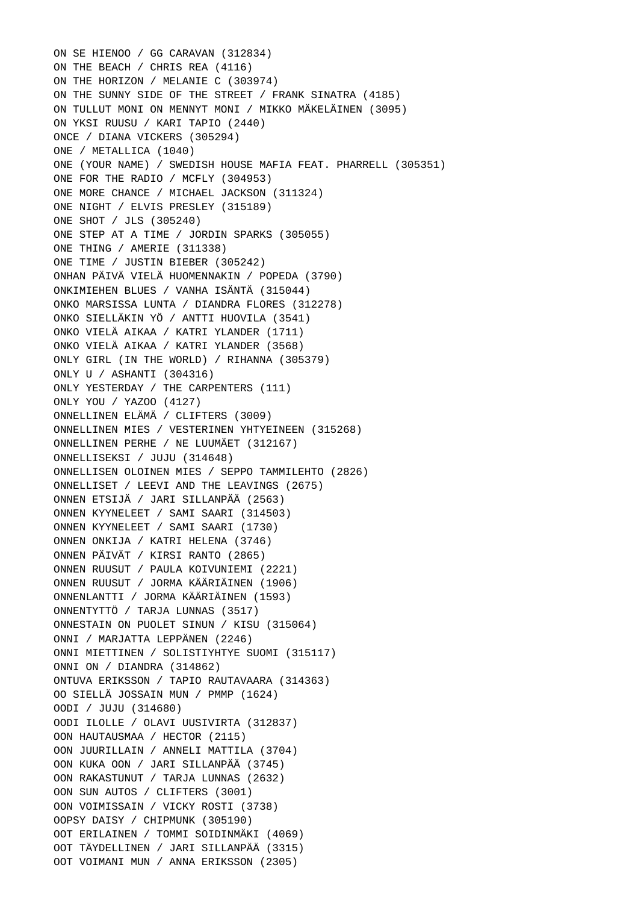ON SE HIENOO / GG CARAVAN (312834)
ON THE BEACH / CHRIS REA (4116)
ON THE HORIZON / MELANIE C (303974)
ON THE SUNNY SIDE OF THE STREET / FRANK SINATRA (4185)
ON TULLUT MONI ON MENNYT MONI / MIKKO MÄKELÄINEN (3095)
ON YKSI RUUSU / KARI TAPIO (2440)
ONCE / DIANA VICKERS (305294)
ONE / METALLICA (1040)
ONE (YOUR NAME) / SWEDISH HOUSE MAFIA FEAT. PHARRELL (305351)
ONE FOR THE RADIO / MCFLY (304953)
ONE MORE CHANCE / MICHAEL JACKSON (311324)
ONE NIGHT / ELVIS PRESLEY (315189)
ONE SHOT / JLS (305240)
ONE STEP AT A TIME / JORDIN SPARKS (305055)
ONE THING / AMERIE (311338)
ONE TIME / JUSTIN BIEBER (305242)
ONHAN PÄIVÄ VIELÄ HUOMENNAKIN / POPEDA (3790)
ONKIMIEHEN BLUES / VANHA ISÄNTÄ (315044)
ONKO MARSISSA LUNTA / DIANDRA FLORES (312278)
ONKO SIELLÄKIN YÖ / ANTTI HUOVILA (3541)
ONKO VIELÄ AIKAA / KATRI YLANDER (1711)
ONKO VIELÄ AIKAA / KATRI YLANDER (3568)
ONLY GIRL (IN THE WORLD) / RIHANNA (305379)
ONLY U / ASHANTI (304316)
ONLY YESTERDAY / THE CARPENTERS (111)
ONLY YOU / YAZOO (4127)
ONNELLINEN ELÄMÄ / CLIFTERS (3009)
ONNELLINEN MIES / VESTERINEN YHTYEINEEN (315268)
ONNELLINEN PERHE / NE LUUMÄET (312167)
ONNELLISEKSI / JUJU (314648)
ONNELLISEN OLOINEN MIES / SEPPO TAMMILEHTO (2826)
ONNELLISET / LEEVI AND THE LEAVINGS (2675)
ONNEN ETSIJÄ / JARI SILLANPÄÄ (2563)
ONNEN KYYNELEET / SAMI SAARI (314503)
ONNEN KYYNELEET / SAMI SAARI (1730)
ONNEN ONKIJA / KATRI HELENA (3746)
ONNEN PÄIVÄT / KIRSI RANTO (2865)
ONNEN RUUSUT / PAULA KOIVUNIEMI (2221)
ONNEN RUUSUT / JORMA KÄÄRIÄINEN (1906)
ONNENLANTTI / JORMA KÄÄRIÄINEN (1593)
ONNENTYTTÖ / TARJA LUNNAS (3517)
ONNESTAIN ON PUOLET SINUN / KISU (315064)
ONNI / MARJATTA LEPPÄNEN (2246)
ONNI MIETTINEN / SOLISTIYHTYE SUOMI (315117)
ONNI ON / DIANDRA (314862)
ONTUVA ERIKSSON / TAPIO RAUTAVAARA (314363)
OO SIELLÄ JOSSAIN MUN / PMMP (1624)
OODI / JUJU (314680)
OODI ILOLLE / OLAVI UUSIVIRTA (312837)
OON HAUTAUSMAA / HECTOR (2115)
OON JUURILLAIN / ANNELI MATTILA (3704)
OON KUKA OON / JARI SILLANPÄÄ (3745)
OON RAKASTUNUT / TARJA LUNNAS (2632)
OON SUN AUTOS / CLIFTERS (3001)
OON VOIMISSAIN / VICKY ROSTI (3738)
OOPSY DAISY / CHIPMUNK (305190)
OOT ERILAINEN / TOMMI SOIDINMÄKI (4069)
OOT TÄYDELLINEN / JARI SILLANPÄÄ (3315)
OOT VOIMANI MUN / ANNA ERIKSSON (2305)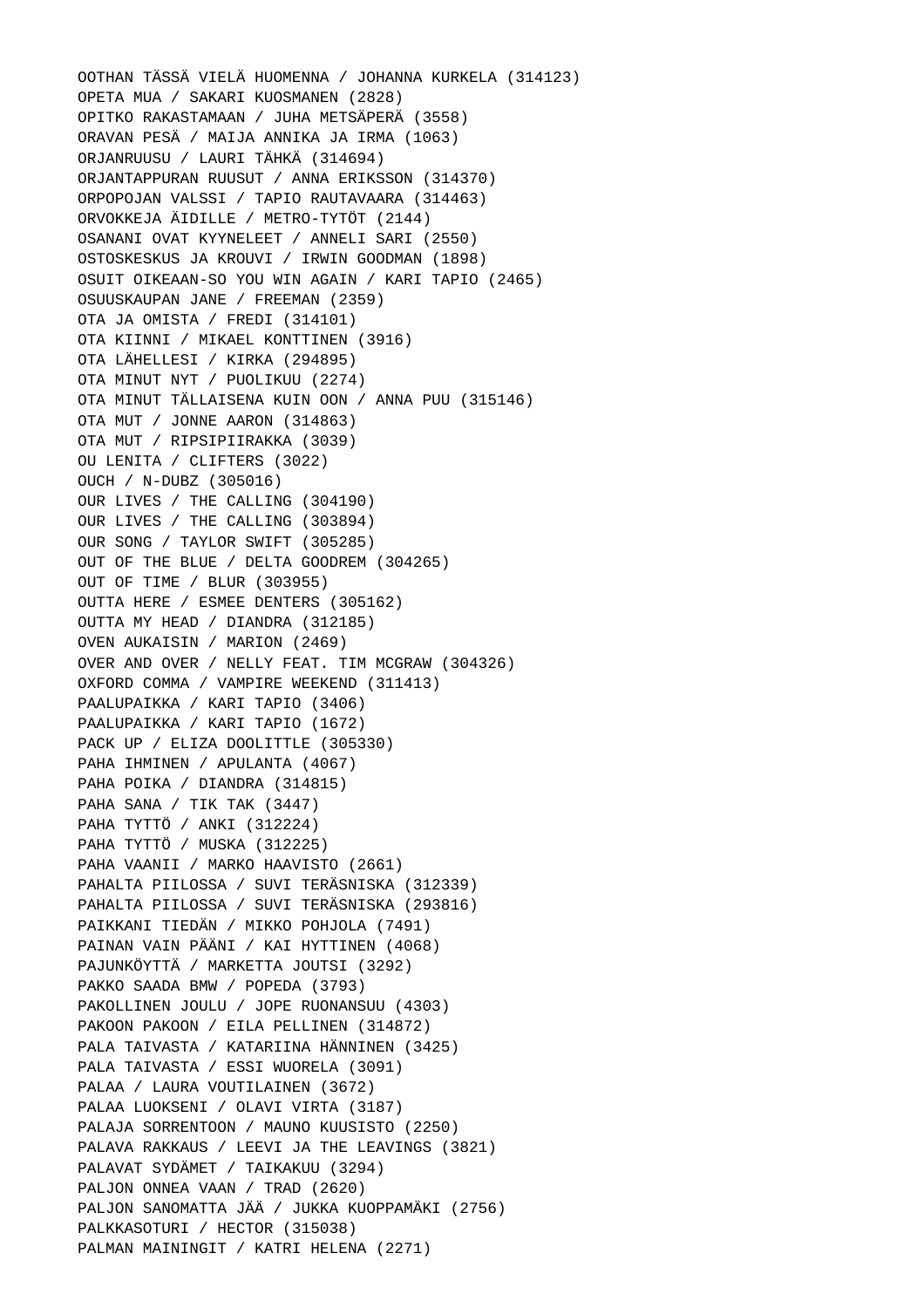OOTHAN TÄSSÄ VIELÄ HUOMENNA / JOHANNA KURKELA (314123)
OPETA MUA / SAKARI KUOSMANEN (2828)
OPITKO RAKASTAMAAN / JUHA METSÄPERÄ (3558)
ORAVAN PESÄ / MAIJA ANNIKA JA IRMA (1063)
ORJANRUUSU / LAURI TÄHKÄ (314694)
ORJANTAPPURAN RUUSUT / ANNA ERIKSSON (314370)
ORPOPOJAN VALSSI / TAPIO RAUTAVAARA (314463)
ORVOKKEJA ÄIDILLE / METRO-TYTÖT (2144)
OSANANI OVAT KYYNELEET / ANNELI SARI (2550)
OSTOSKESKUS JA KROUVI / IRWIN GOODMAN (1898)
OSUIT OIKEAAN-SO YOU WIN AGAIN / KARI TAPIO (2465)
OSUUSKAUPAN JANE / FREEMAN (2359)
OTA JA OMISTA / FREDI (314101)
OTA KIINNI / MIKAEL KONTTINEN (3916)
OTA LÄHELLESI / KIRKA (294895)
OTA MINUT NYT / PUOLIKUU (2274)
OTA MINUT TÄLLAISENA KUIN OON / ANNA PUU (315146)
OTA MUT / JONNE AARON (314863)
OTA MUT / RIPSIPIIRAKKA (3039)
OU LENITA / CLIFTERS (3022)
OUCH / N-DUBZ (305016)
OUR LIVES / THE CALLING (304190)
OUR LIVES / THE CALLING (303894)
OUR SONG / TAYLOR SWIFT (305285)
OUT OF THE BLUE / DELTA GOODREM (304265)
OUT OF TIME / BLUR (303955)
OUTTA HERE / ESMEE DENTERS (305162)
OUTTA MY HEAD / DIANDRA (312185)
OVEN AUKAISIN / MARION (2469)
OVER AND OVER / NELLY FEAT. TIM MCGRAW (304326)
OXFORD COMMA / VAMPIRE WEEKEND (311413)
PAALUPAIKKA / KARI TAPIO (3406)
PAALUPAIKKA / KARI TAPIO (1672)
PACK UP / ELIZA DOOLITTLE (305330)
PAHA IHMINEN / APULANTA (4067)
PAHA POIKA / DIANDRA (314815)
PAHA SANA / TIK TAK (3447)
PAHA TYTTÖ / ANKI (312224)
PAHA TYTTÖ / MUSKA (312225)
PAHA VAANII / MARKO HAAVISTO (2661)
PAHALTA PIILOSSA / SUVI TERÄSNISKA (312339)
PAHALTA PIILOSSA / SUVI TERÄSNISKA (293816)
PAIKKANI TIEDÄN / MIKKO POHJOLA (7491)
PAINAN VAIN PÄÄNI / KAI HYTTINEN (4068)
PAJUNKÖYTTÄ / MARKETTA JOUTSI (3292)
PAKKO SAADA BMW / POPEDA (3793)
PAKOLLINEN JOULU / JOPE RUONANSUU (4303)
PAKOON PAKOON / EILA PELLINEN (314872)
PALA TAIVASTA / KATARIINA HÄNNINEN (3425)
PALA TAIVASTA / ESSI WUORELA (3091)
PALAA / LAURA VOUTILAINEN (3672)
PALAA LUOKSENI / OLAVI VIRTA (3187)
PALAJA SORRENTOON / MAUNO KUUSISTO (2250)
PALAVA RAKKAUS / LEEVI JA THE LEAVINGS (3821)
PALAVAT SYDÄMET / TAIKAKUU (3294)
PALJON ONNEA VAAN / TRAD (2620)
PALJON SANOMATTA JÄÄ / JUKKA KUOPPAMÄKI (2756)
PALKKASOTURI / HECTOR (315038)
PALMAN MAININGIT / KATRI HELENA (2271)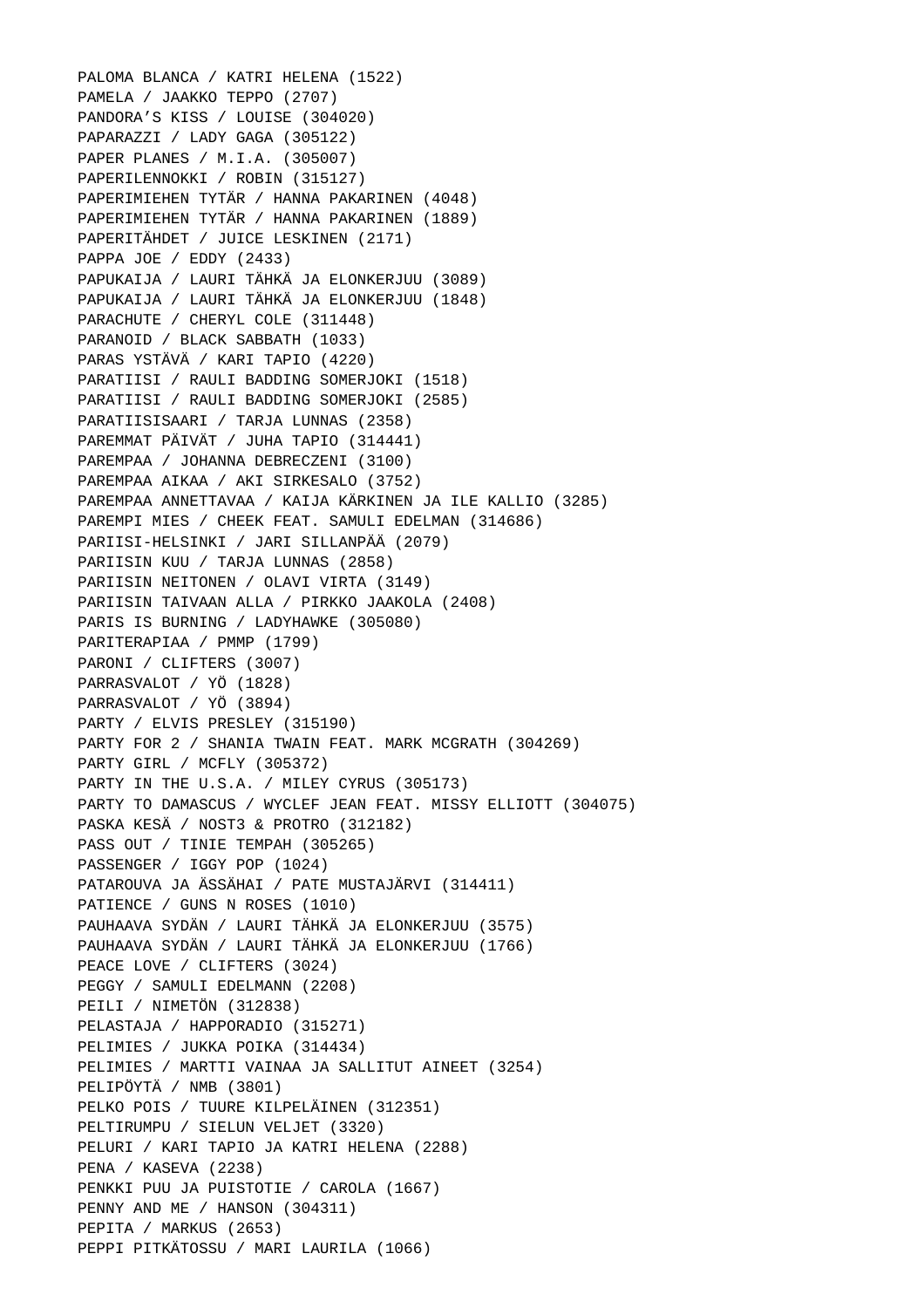PALOMA BLANCA / KATRI HELENA (1522)
PAMELA / JAAKKO TEPPO (2707)
PANDORA'S KISS / LOUISE (304020)
PAPARAZZI / LADY GAGA (305122)
PAPER PLANES / M.I.A. (305007)
PAPERILENNOKKI / ROBIN (315127)
PAPERIMIEHEN TYTÄR / HANNA PAKARINEN (4048)
PAPERIMIEHEN TYTÄR / HANNA PAKARINEN (1889)
PAPERITÄHDET / JUICE LESKINEN (2171)
PAPPA JOE / EDDY (2433)
PAPUKAIJA / LAURI TÄHKÄ JA ELONKERJUU (3089)
PAPUKAIJA / LAURI TÄHKÄ JA ELONKERJUU (1848)
PARACHUTE / CHERYL COLE (311448)
PARANOID / BLACK SABBATH (1033)
PARAS YSTÄVÄ / KARI TAPIO (4220)
PARATIISI / RAULI BADDING SOMERJOKI (1518)
PARATIISI / RAULI BADDING SOMERJOKI (2585)
PARATIISISAARI / TARJA LUNNAS (2358)
PAREMMAT PÄIVÄT / JUHA TAPIO (314441)
PAREMPAA / JOHANNA DEBRECZENI (3100)
PAREMPAA AIKAA / AKI SIRKESALO (3752)
PAREMPAA ANNETTAVAA / KAIJA KÄRKINEN JA ILE KALLIO (3285)
PAREMPI MIES / CHEEK FEAT. SAMULI EDELMAN (314686)
PARIISI-HELSINKI / JARI SILLANPÄÄ (2079)
PARIISIN KUU / TARJA LUNNAS (2858)
PARIISIN NEITONEN / OLAVI VIRTA (3149)
PARIISIN TAIVAAN ALLA / PIRKKO JAAKOLA (2408)
PARIS IS BURNING / LADYHAWKE (305080)
PARITERAPIAA / PMMP (1799)
PARONI / CLIFTERS (3007)
PARRASVALOT / YÖ (1828)
PARRASVALOT / YÖ (3894)
PARTY / ELVIS PRESLEY (315190)
PARTY FOR 2 / SHANIA TWAIN FEAT. MARK MCGRATH (304269)
PARTY GIRL / MCFLY (305372)
PARTY IN THE U.S.A. / MILEY CYRUS (305173)
PARTY TO DAMASCUS / WYCLEF JEAN FEAT. MISSY ELLIOTT (304075)
PASKA KESÄ / NOST3 & PROTRO (312182)
PASS OUT / TINIE TEMPAH (305265)
PASSENGER / IGGY POP (1024)
PATAROUVA JA ÄSSÄHAI / PATE MUSTAJÄRVI (314411)
PATIENCE / GUNS N ROSES (1010)
PAUHAAVA SYDÄN / LAURI TÄHKÄ JA ELONKERJUU (3575)
PAUHAAVA SYDÄN / LAURI TÄHKÄ JA ELONKERJUU (1766)
PEACE LOVE / CLIFTERS (3024)
PEGGY / SAMULI EDELMANN (2208)
PEILI / NIMETÖN (312838)
PELASTAJA / HAPPORADIO (315271)
PELIMIES / JUKKA POIKA (314434)
PELIMIES / MARTTI VAINAA JA SALLITUT AINEET (3254)
PELIPÖYTÄ / NMB (3801)
PELKO POIS / TUURE KILPELÄINEN (312351)
PELTIRUMPU / SIELUN VELJET (3320)
PELURI / KARI TAPIO JA KATRI HELENA (2288)
PENA / KASEVA (2238)
PENKKI PUU JA PUISTOTIE / CAROLA (1667)
PENNY AND ME / HANSON (304311)
PEPITA / MARKUS (2653)
PEPPI PITKÄTOSSU / MARI LAURILA (1066)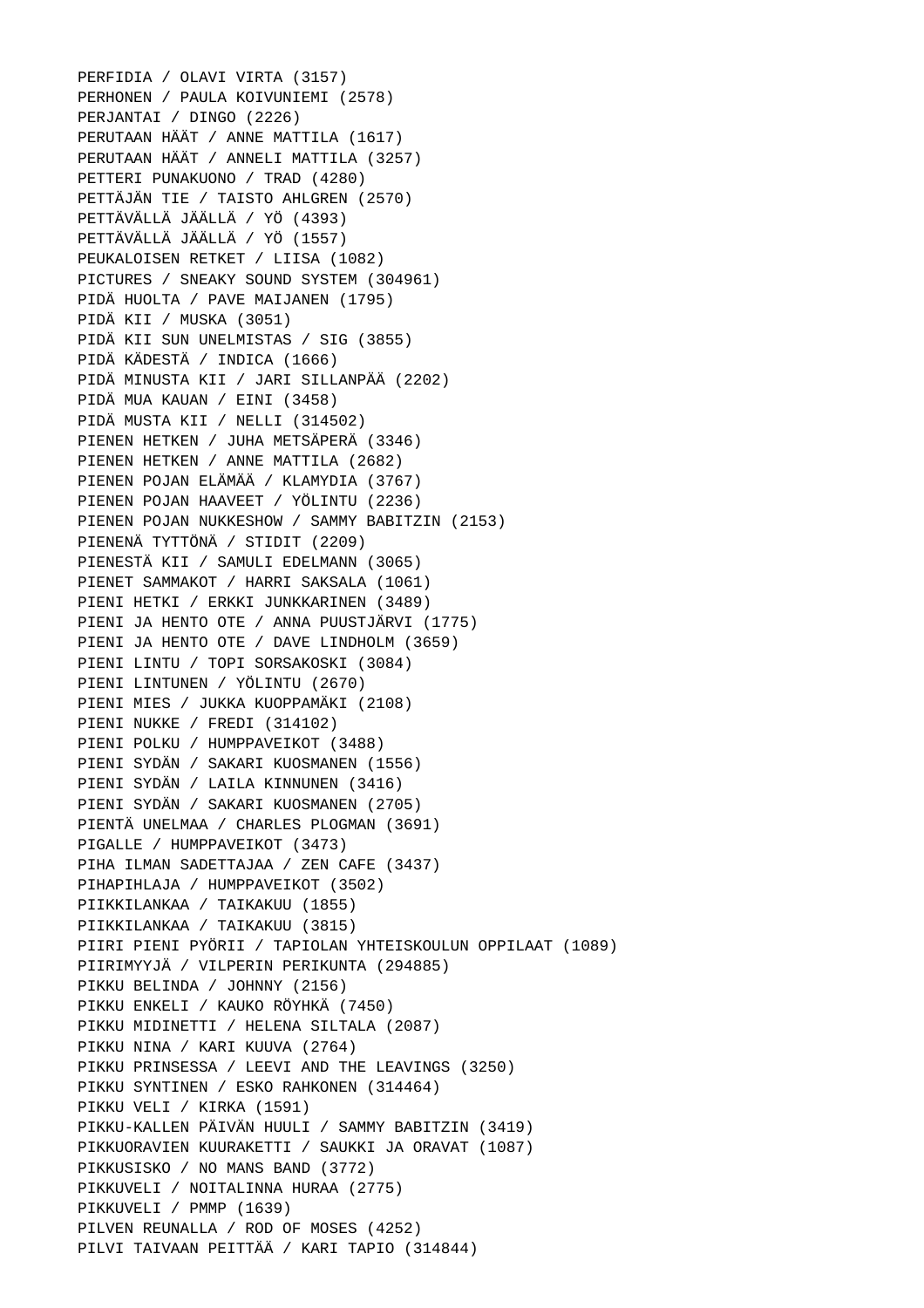PERFIDIA / OLAVI VIRTA (3157)
PERHONEN / PAULA KOIVUNIEMI (2578)
PERJANTAI / DINGO (2226)
PERUTAAN HÄÄT / ANNE MATTILA (1617)
PERUTAAN HÄÄT / ANNELI MATTILA (3257)
PETTERI PUNAKUONO / TRAD (4280)
PETTÄJÄN TIE / TAISTO AHLGREN (2570)
PETTÄVÄLLÄ JÄÄLLÄ / YÖ (4393)
PETTÄVÄLLÄ JÄÄLLÄ / YÖ (1557)
PEUKALOISEN RETKET / LIISA (1082)
PICTURES / SNEAKY SOUND SYSTEM (304961)
PIDÄ HUOLTA / PAVE MAIJANEN (1795)
PIDÄ KII / MUSKA (3051)
PIDÄ KII SUN UNELMISTAS / SIG (3855)
PIDÄ KÄDESTÄ / INDICA (1666)
PIDÄ MINUSTA KII / JARI SILLANPÄÄ (2202)
PIDÄ MUA KAUAN / EINI (3458)
PIDÄ MUSTA KII / NELLI (314502)
PIENEN HETKEN / JUHA METSÄPERÄ (3346)
PIENEN HETKEN / ANNE MATTILA (2682)
PIENEN POJAN ELÄMÄÄ / KLAMYDIA (3767)
PIENEN POJAN HAAVEET / YÖLINTU (2236)
PIENEN POJAN NUKKESHOW / SAMMY BABITZIN (2153)
PIENENÄ TYTTÖNÄ / STIDIT (2209)
PIENESTÄ KII / SAMULI EDELMANN (3065)
PIENET SAMMAKOT / HARRI SAKSALA (1061)
PIENI HETKI / ERKKI JUNKKARINEN (3489)
PIENI JA HENTO OTE / ANNA PUUSTJÄRVI (1775)
PIENI JA HENTO OTE / DAVE LINDHOLM (3659)
PIENI LINTU / TOPI SORSAKOSKI (3084)
PIENI LINTUNEN / YÖLINTU (2670)
PIENI MIES / JUKKA KUOPPAMÄKI (2108)
PIENI NUKKE / FREDI (314102)
PIENI POLKU / HUMPPAVEIKOT (3488)
PIENI SYDÄN / SAKARI KUOSMANEN (1556)
PIENI SYDÄN / LAILA KINNUNEN (3416)
PIENI SYDÄN / SAKARI KUOSMANEN (2705)
PIENTÄ UNELMAA / CHARLES PLOGMAN (3691)
PIGALLE / HUMPPAVEIKOT (3473)
PIHA ILMAN SADETTAJAA / ZEN CAFE (3437)
PIHAPIHLAJA / HUMPPAVEIKOT (3502)
PIIKKILANKAA / TAIKAKUU (1855)
PIIKKILANKAA / TAIKAKUU (3815)
PIIRI PIENI PYÖRII / TAPIOLAN YHTEISKOULUN OPPILAAT (1089)
PIIRIMYYJÄ / VILPERIN PERIKUNTA (294885)
PIKKU BELINDA / JOHNNY (2156)
PIKKU ENKELI / KAUKO RÖYHKÄ (7450)
PIKKU MIDINETTI / HELENA SILTALA (2087)
PIKKU NINA / KARI KUUVA (2764)
PIKKU PRINSESSA / LEEVI AND THE LEAVINGS (3250)
PIKKU SYNTINEN / ESKO RAHKONEN (314464)
PIKKU VELI / KIRKA (1591)
PIKKU-KALLEN PÄIVÄN HUULI / SAMMY BABITZIN (3419)
PIKKUORAVIEN KUURAKETTI / SAUKKI JA ORAVAT (1087)
PIKKUSISKO / NO MANS BAND (3772)
PIKKUVELI / NOITALINNA HURAA (2775)
PIKKUVELI / PMMP (1639)
PILVEN REUNALLA / ROD OF MOSES (4252)
PILVI TAIVAAN PEITTÄÄ / KARI TAPIO (314844)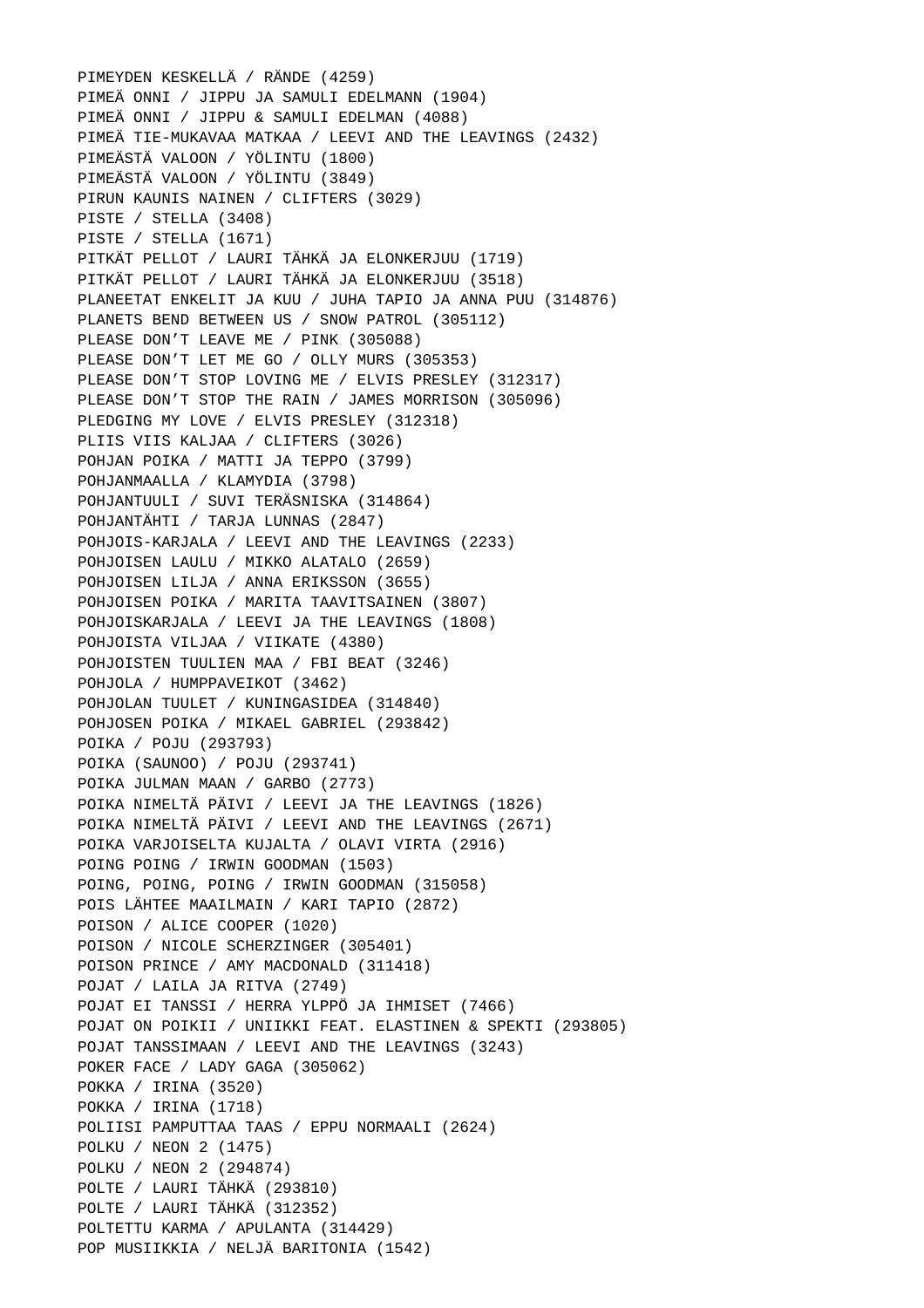PIMEYDEN KESKELLÄ / RÄNDE (4259)
PIMEÄ ONNI / JIPPU JA SAMULI EDELMANN (1904)
PIMEÄ ONNI / JIPPU & SAMULI EDELMAN (4088)
PIMEÄ TIE-MUKAVAA MATKAA / LEEVI AND THE LEAVINGS (2432)
PIMEÄSTÄ VALOON / YÖLINTU (1800)
PIMEÄSTÄ VALOON / YÖLINTU (3849)
PIRUN KAUNIS NAINEN / CLIFTERS (3029)
PISTE / STELLA (3408)
PISTE / STELLA (1671)
PITKÄT PELLOT / LAURI TÄHKÄ JA ELONKERJUU (1719)
PITKÄT PELLOT / LAURI TÄHKÄ JA ELONKERJUU (3518)
PLANEETAT ENKELIT JA KUU / JUHA TAPIO JA ANNA PUU (314876)
PLANETS BEND BETWEEN US / SNOW PATROL (305112)
PLEASE DON’T LEAVE ME / PINK (305088)
PLEASE DON’T LET ME GO / OLLY MURS (305353)
PLEASE DON’T STOP LOVING ME / ELVIS PRESLEY (312317)
PLEASE DON’T STOP THE RAIN / JAMES MORRISON (305096)
PLEDGING MY LOVE / ELVIS PRESLEY (312318)
PLIIS VIIS KALJAA / CLIFTERS (3026)
POHJAN POIKA / MATTI JA TEPPO (3799)
POHJANMAALLA / KLAMYDIA (3798)
POHJANTUULI / SUVI TERÄSNISKA (314864)
POHJANTÄHTI / TARJA LUNNAS (2847)
POHJOIS-KARJALA / LEEVI AND THE LEAVINGS (2233)
POHJOISEN LAULU / MIKKO ALATALO (2659)
POHJOISEN LILJA / ANNA ERIKSSON (3655)
POHJOISEN POIKA / MARITA TAAVITSAINEN (3807)
POHJOISKARJALA / LEEVI JA THE LEAVINGS (1808)
POHJOISTA VILJAA / VIIKATE (4380)
POHJOISTEN TUULIEN MAA / FBI BEAT (3246)
POHJOLA / HUMPPAVEIKOT (3462)
POHJOLAN TUULET / KUNINGASIDEA (314840)
POHJOSEN POIKA / MIKAEL GABRIEL (293842)
POIKA / POJU (293793)
POIKA (SAUNOO) / POJU (293741)
POIKA JULMAN MAAN / GARBO (2773)
POIKA NIMELTÄ PÄIVI / LEEVI JA THE LEAVINGS (1826)
POIKA NIMELTÄ PÄIVI / LEEVI AND THE LEAVINGS (2671)
POIKA VARJOISELTA KUJALTA / OLAVI VIRTA (2916)
POING POING / IRWIN GOODMAN (1503)
POING, POING, POING / IRWIN GOODMAN (315058)
POIS LÄHTEE MAAILMAIN / KARI TAPIO (2872)
POISON / ALICE COOPER (1020)
POISON / NICOLE SCHERZINGER (305401)
POISON PRINCE / AMY MACDONALD (311418)
POJAT / LAILA JA RITVA (2749)
POJAT EI TANSSI / HERRA YLPPÖ JA IHMISET (7466)
POJAT ON POIKII / UNIIKKI FEAT. ELASTINEN & SPEKTI (293805)
POJAT TANSSIMAAN / LEEVI AND THE LEAVINGS (3243)
POKER FACE / LADY GAGA (305062)
POKKA / IRINA (3520)
POKKA / IRINA (1718)
POLIISI PAMPUTTAA TAAS / EPPU NORMAALI (2624)
POLKU / NEON 2 (1475)
POLKU / NEON 2 (294874)
POLTE / LAURI TÄHKÄ (293810)
POLTE / LAURI TÄHKÄ (312352)
POLTETTU KARMA / APULANTA (314429)
POP MUSIIKKIA / NELJÄ BARITONIA (1542)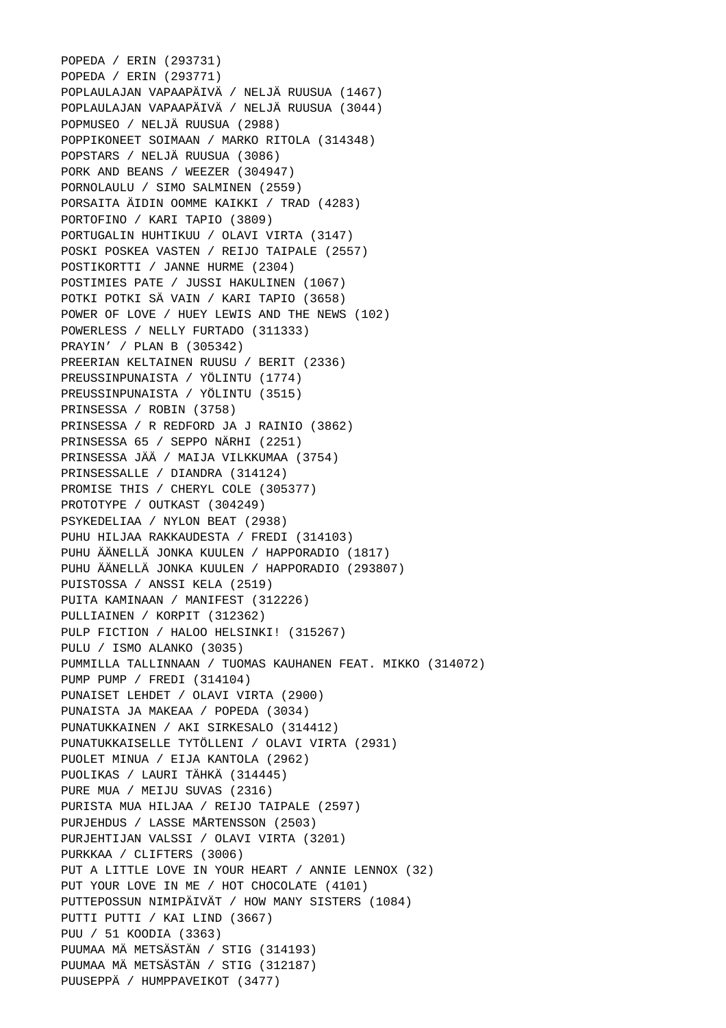POPEDA / ERIN (293731)
POPEDA / ERIN (293771)
POPLAULAJAN VAPAAPÄIVÄ / NELJÄ RUUSUA (1467)
POPLAULAJAN VAPAAPÄIVÄ / NELJÄ RUUSUA (3044)
POPMUSEO / NELJÄ RUUSUA (2988)
POPPIKONEET SOIMAAN / MARKO RITOLA (314348)
POPSTARS / NELJÄ RUUSUA (3086)
PORK AND BEANS / WEEZER (304947)
PORNOLAULU / SIMO SALMINEN (2559)
PORSAITA ÄIDIN OOMME KAIKKI / TRAD (4283)
PORTOFINO / KARI TAPIO (3809)
PORTUGALIN HUHTIKUU / OLAVI VIRTA (3147)
POSKI POSKEA VASTEN / REIJO TAIPALE (2557)
POSTIKORTTI / JANNE HURME (2304)
POSTIMIES PATE / JUSSI HAKULINEN (1067)
POTKI POTKI SÄ VAIN / KARI TAPIO (3658)
POWER OF LOVE / HUEY LEWIS AND THE NEWS (102)
POWERLESS / NELLY FURTADO (311333)
PRAYIN’ / PLAN B (305342)
PREERIAN KELTAINEN RUUSU / BERIT (2336)
PREUSSINPUNAISTA / YÖLINTU (1774)
PREUSSINPUNAISTA / YÖLINTU (3515)
PRINSESSA / ROBIN (3758)
PRINSESSA / R REDFORD JA J RAINIO (3862)
PRINSESSA 65 / SEPPO NÄRHI (2251)
PRINSESSA JÄÄ / MAIJA VILKKUMAA (3754)
PRINSESSALLE / DIANDRA (314124)
PROMISE THIS / CHERYL COLE (305377)
PROTOTYPE / OUTKAST (304249)
PSYKEDELIAA / NYLON BEAT (2938)
PUHU HILJAA RAKKAUDESTA / FREDI (314103)
PUHU ÄÄNELLÄ JONKA KUULEN / HAPPORADIO (1817)
PUHU ÄÄNELLÄ JONKA KUULEN / HAPPORADIO (293807)
PUISTOSSA / ANSSI KELA (2519)
PUITA KAMINAAN / MANIFEST (312226)
PULLIAINEN / KORPIT (312362)
PULP FICTION / HALOO HELSINKI! (315267)
PULU / ISMO ALANKO (3035)
PUMMILLA TALLINNAAN / TUOMAS KAUHANEN FEAT. MIKKO (314072)
PUMP PUMP / FREDI (314104)
PUNAISET LEHDET / OLAVI VIRTA (2900)
PUNAISTA JA MAKEAA / POPEDA (3034)
PUNATUKKAINEN / AKI SIRKESALO (314412)
PUNATUKKAISELLE TYTÖLLENI / OLAVI VIRTA (2931)
PUOLET MINUA / EIJA KANTOLA (2962)
PUOLIKAS / LAURI TÄHKÄ (314445)
PURE MUA / MEIJU SUVAS (2316)
PURISTA MUA HILJAA / REIJO TAIPALE (2597)
PURJEHDUS / LASSE MÅRTENSSON (2503)
PURJEHTIJAN VALSSI / OLAVI VIRTA (3201)
PURKKAA / CLIFTERS (3006)
PUT A LITTLE LOVE IN YOUR HEART / ANNIE LENNOX (32)
PUT YOUR LOVE IN ME / HOT CHOCOLATE (4101)
PUTTEPOSSUN NIMIPÄIVÄT / HOW MANY SISTERS (1084)
PUTTI PUTTI / KAI LIND (3667)
PUU / 51 KOODIA (3363)
PUUMAA MÄ METSÄSTÄN / STIG (314193)
PUUMAA MÄ METSÄSTÄN / STIG (312187)
PUUSEPPÄ / HUMPPAVEIKOT (3477)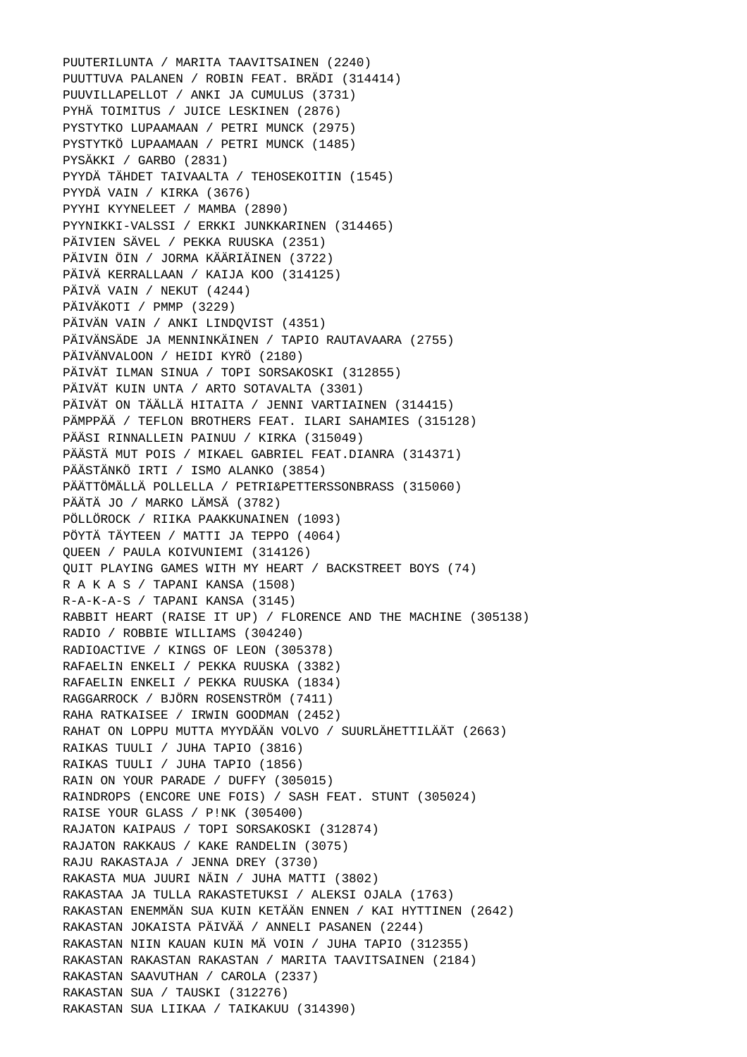PUUTERILUNTA / MARITA TAAVITSAINEN (2240)
PUUTTUVA PALANEN / ROBIN FEAT. BRÄDI (314414)
PUUVILLAPELLOT / ANKI JA CUMULUS (3731)
PYHÄ TOIMITUS / JUICE LESKINEN (2876)
PYSTYTKO LUPAAMAAN / PETRI MUNCK (2975)
PYSTYTKÖ LUPAAMAAN / PETRI MUNCK (1485)
PYSÄKKI / GARBO (2831)
PYYDÄ TÄHDET TAIVAALTA / TEHOSEKOITIN (1545)
PYYDÄ VAIN / KIRKA (3676)
PYYHI KYYNELEET / MAMBA (2890)
PYYNIKKI-VALSSI / ERKKI JUNKKARINEN (314465)
PÄIVIEN SÄVEL / PEKKA RUUSKA (2351)
PÄIVIN ÖIN / JORMA KÄÄRIÄINEN (3722)
PÄIVÄ KERRALLAAN / KAIJA KOO (314125)
PÄIVÄ VAIN / NEKUT (4244)
PÄIVÄKOTI / PMMP (3229)
PÄIVÄN VAIN / ANKI LINDQVIST (4351)
PÄIVÄNSÄDE JA MENNINKÄINEN / TAPIO RAUTAVAARA (2755)
PÄIVÄNVALOON / HEIDI KYRÖ (2180)
PÄIVÄT ILMAN SINUA / TOPI SORSAKOSKI (312855)
PÄIVÄT KUIN UNTA / ARTO SOTAVALTA (3301)
PÄIVÄT ON TÄÄLLÄ HITAITA / JENNI VARTIAINEN (314415)
PÄMPPÄÄ / TEFLON BROTHERS FEAT. ILARI SAHAMIES (315128)
PÄÄSI RINNALLEIN PAINUU / KIRKA (315049)
PÄÄSTÄ MUT POIS / MIKAEL GABRIEL FEAT.DIANRA (314371)
PÄÄSTÄNKÖ IRTI / ISMO ALANKO (3854)
PÄÄTTÖMÄLLÄ POLLELLA / PETRI&PETTERSSONBRASS (315060)
PÄÄTÄ JO / MARKO LÄMSÄ (3782)
PÖLLÖROCK / RIIKA PAAKKUNAINEN (1093)
PÖYTÄ TÄYTEEN / MATTI JA TEPPO (4064)
QUEEN / PAULA KOIVUNIEMI (314126)
QUIT PLAYING GAMES WITH MY HEART / BACKSTREET BOYS (74)
R A K A S / TAPANI KANSA (1508)
R-A-K-A-S / TAPANI KANSA (3145)
RABBIT HEART (RAISE IT UP) / FLORENCE AND THE MACHINE (305138)
RADIO / ROBBIE WILLIAMS (304240)
RADIOACTIVE / KINGS OF LEON (305378)
RAFAELIN ENKELI / PEKKA RUUSKA (3382)
RAFAELIN ENKELI / PEKKA RUUSKA (1834)
RAGGARROCK / BJÖRN ROSENSTRÖM (7411)
RAHA RATKAISEE / IRWIN GOODMAN (2452)
RAHAT ON LOPPU MUTTA MYYDÄÄN VOLVO / SUURLÄHETTILÄÄT (2663)
RAIKAS TUULI / JUHA TAPIO (3816)
RAIKAS TUULI / JUHA TAPIO (1856)
RAIN ON YOUR PARADE / DUFFY (305015)
RAINDROPS (ENCORE UNE FOIS) / SASH FEAT. STUNT (305024)
RAISE YOUR GLASS / P!NK (305400)
RAJATON KAIPAUS / TOPI SORSAKOSKI (312874)
RAJATON RAKKAUS / KAKE RANDELIN (3075)
RAJU RAKASTAJA / JENNA DREY (3730)
RAKASTA MUA JUURI NÄIN / JUHA MATTI (3802)
RAKASTAA JA TULLA RAKASTETUKSI / ALEKSI OJALA (1763)
RAKASTAN ENEMMÄN SUA KUIN KETÄÄN ENNEN / KAI HYTTINEN (2642)
RAKASTAN JOKAISTA PÄIVÄÄ / ANNELI PASANEN (2244)
RAKASTAN NIIN KAUAN KUIN MÄ VOIN / JUHA TAPIO (312355)
RAKASTAN RAKASTAN RAKASTAN / MARITA TAAVITSAINEN (2184)
RAKASTAN SAAVUTHAN / CAROLA (2337)
RAKASTAN SUA / TAUSKI (312276)
RAKASTAN SUA LIIKAA / TAIKAKUU (314390)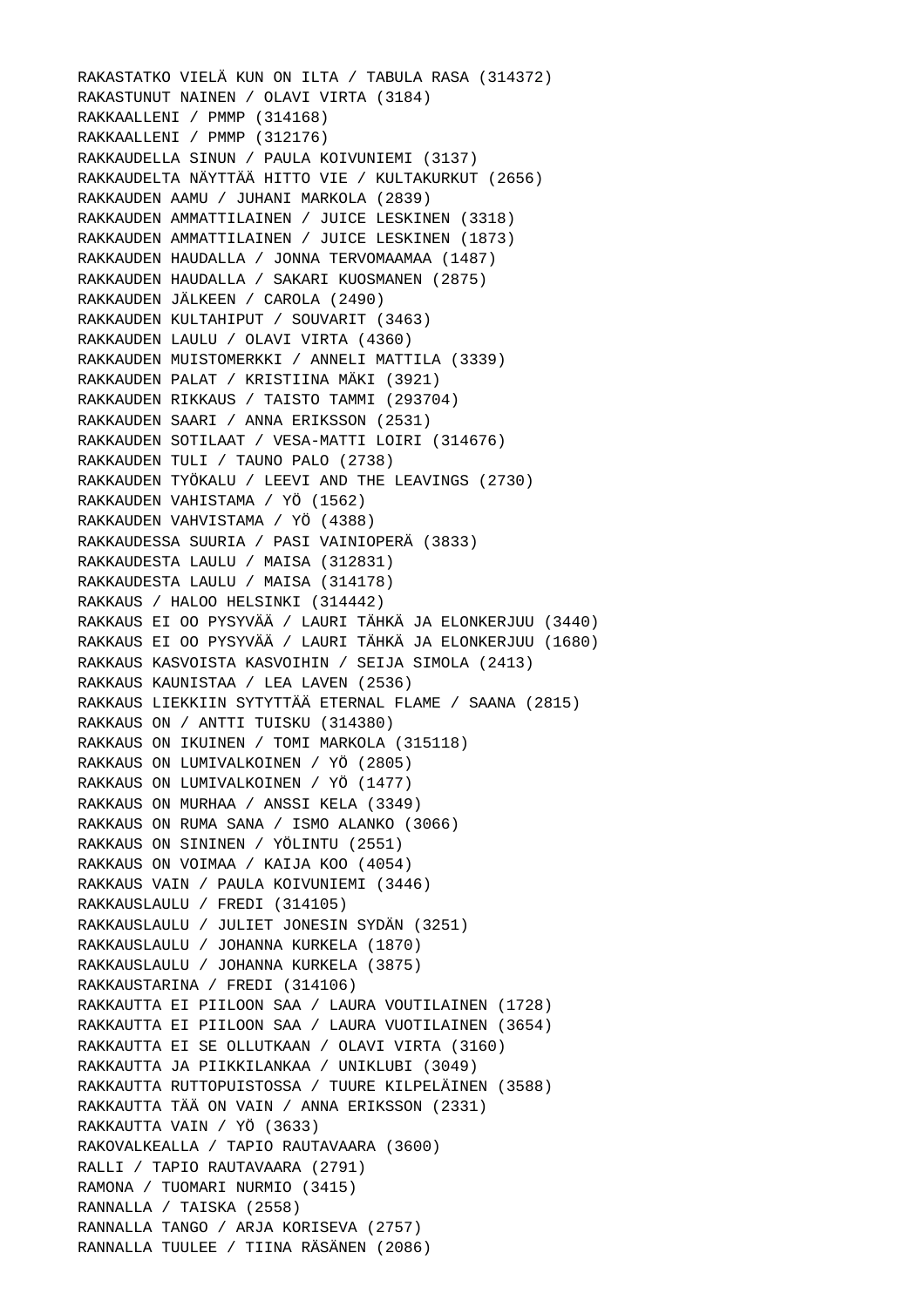RAKASTATKO VIELÄ KUN ON ILTA / TABULA RASA (314372)
RAKASTUNUT NAINEN / OLAVI VIRTA (3184)
RAKKAALLENI / PMMP (314168)
RAKKAALLENI / PMMP (312176)
RAKKAUDELLA SINUN / PAULA KOIVUNIEMI (3137)
RAKKAUDELTA NÄYTTÄÄ HITTO VIE / KULTAKURKUT (2656)
RAKKAUDEN AAMU / JUHANI MARKOLA (2839)
RAKKAUDEN AMMATTILAINEN / JUICE LESKINEN (3318)
RAKKAUDEN AMMATTILAINEN / JUICE LESKINEN (1873)
RAKKAUDEN HAUDALLA / JONNA TERVOMAAMAA (1487)
RAKKAUDEN HAUDALLA / SAKARI KUOSMANEN (2875)
RAKKAUDEN JÄLKEEN / CAROLA (2490)
RAKKAUDEN KULTAHIPUT / SOUVARIT (3463)
RAKKAUDEN LAULU / OLAVI VIRTA (4360)
RAKKAUDEN MUISTOMERKKI / ANNELI MATTILA (3339)
RAKKAUDEN PALAT / KRISTIINA MÄKI (3921)
RAKKAUDEN RIKKAUS / TAISTO TAMMI (293704)
RAKKAUDEN SAARI / ANNA ERIKSSON (2531)
RAKKAUDEN SOTILAAT / VESA-MATTI LOIRI (314676)
RAKKAUDEN TULI / TAUNO PALO (2738)
RAKKAUDEN TYÖKALU / LEEVI AND THE LEAVINGS (2730)
RAKKAUDEN VAHISTAMA / YÖ (1562)
RAKKAUDEN VAHVISTAMA / YÖ (4388)
RAKKAUDESSA SUURIA / PASI VAINIOPERÄ (3833)
RAKKAUDESTA LAULU / MAISA (312831)
RAKKAUDESTA LAULU / MAISA (314178)
RAKKAUS / HALOO HELSINKI (314442)
RAKKAUS EI OO PYSYVÄÄ / LAURI TÄHKÄ JA ELONKERJUU (3440)
RAKKAUS EI OO PYSYVÄÄ / LAURI TÄHKÄ JA ELONKERJUU (1680)
RAKKAUS KASVOISTA KASVOIHIN / SEIJA SIMOLA (2413)
RAKKAUS KAUNISTAA / LEA LAVEN (2536)
RAKKAUS LIEKKIIN SYTYTTÄÄ ETERNAL FLAME / SAANA (2815)
RAKKAUS ON / ANTTI TUISKU (314380)
RAKKAUS ON IKUINEN / TOMI MARKOLA (315118)
RAKKAUS ON LUMIVALKOINEN / YÖ (2805)
RAKKAUS ON LUMIVALKOINEN / YÖ (1477)
RAKKAUS ON MURHAA / ANSSI KELA (3349)
RAKKAUS ON RUMA SANA / ISMO ALANKO (3066)
RAKKAUS ON SININEN / YÖLINTU (2551)
RAKKAUS ON VOIMAA / KAIJA KOO (4054)
RAKKAUS VAIN / PAULA KOIVUNIEMI (3446)
RAKKAUSLAULU / FREDI (314105)
RAKKAUSLAULU / JULIET JONESIN SYDÄN (3251)
RAKKAUSLAULU / JOHANNA KURKELA (1870)
RAKKAUSLAULU / JOHANNA KURKELA (3875)
RAKKAUSTARINA / FREDI (314106)
RAKKAUTTA EI PIILOON SAA / LAURA VOUTILAINEN (1728)
RAKKAUTTA EI PIILOON SAA / LAURA VUOTILAINEN (3654)
RAKKAUTTA EI SE OLLUTKAAN / OLAVI VIRTA (3160)
RAKKAUTTA JA PIIKKILANKAA / UNIKLUBI (3049)
RAKKAUTTA RUTTOPUISTOSSA / TUURE KILPELÄINEN (3588)
RAKKAUTTA TÄÄ ON VAIN / ANNA ERIKSSON (2331)
RAKKAUTTA VAIN / YÖ (3633)
RAKOVALKEALLA / TAPIO RAUTAVAARA (3600)
RALLI / TAPIO RAUTAVAARA (2791)
RAMONA / TUOMARI NURMIO (3415)
RANNALLA / TAISKA (2558)
RANNALLA TANGO / ARJA KORISEVA (2757)
RANNALLA TUULEE / TIINA RÄSÄNEN (2086)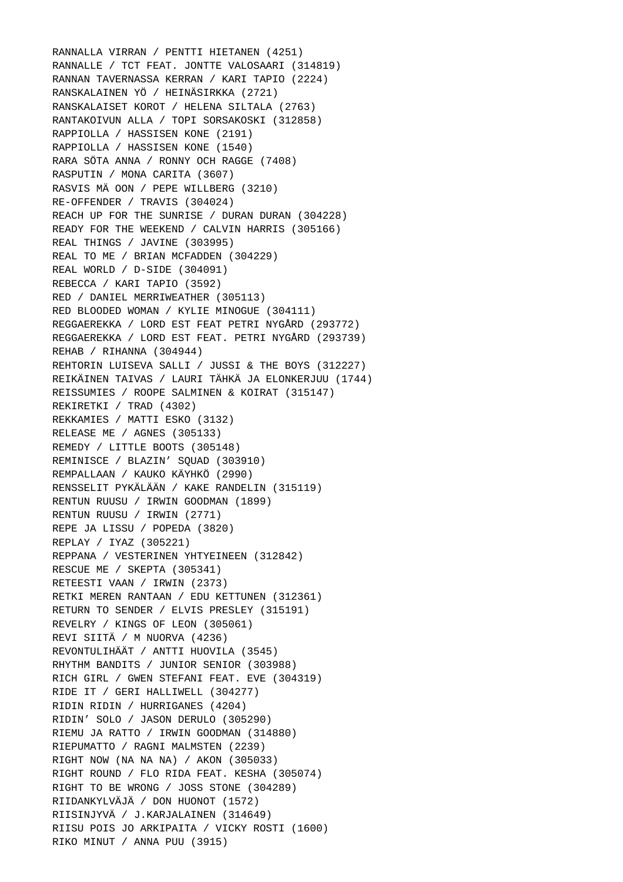RANNALLA VIRRAN / PENTTI HIETANEN (4251)
RANNALLE / TCT FEAT. JONTTE VALOSAARI (314819)
RANNAN TAVERNASSA KERRAN / KARI TAPIO (2224)
RANSKALAINEN YÖ / HEINÄSIRKKA (2721)
RANSKALAISET KOROT / HELENA SILTALA (2763)
RANTAKOIVUN ALLA / TOPI SORSAKOSKI (312858)
RAPPIOLLA / HASSISEN KONE (2191)
RAPPIOLLA / HASSISEN KONE (1540)
RARA SÖTA ANNA / RONNY OCH RAGGE (7408)
RASPUTIN / MONA CARITA (3607)
RASVIS MÄ OON / PEPE WILLBERG (3210)
RE-OFFENDER / TRAVIS (304024)
REACH UP FOR THE SUNRISE / DURAN DURAN (304228)
READY FOR THE WEEKEND / CALVIN HARRIS (305166)
REAL THINGS / JAVINE (303995)
REAL TO ME / BRIAN MCFADDEN (304229)
REAL WORLD / D-SIDE (304091)
REBECCA / KARI TAPIO (3592)
RED / DANIEL MERRIWEATHER (305113)
RED BLOODED WOMAN / KYLIE MINOGUE (304111)
REGGAEREKKA / LORD EST FEAT PETRI NYGÅRD (293772)
REGGAEREKKA / LORD EST FEAT. PETRI NYGÅRD (293739)
REHAB / RIHANNA (304944)
REHTORIN LUISEVA SALLI / JUSSI & THE BOYS (312227)
REIKÄINEN TAIVAS / LAURI TÄHKÄ JA ELONKERJUU (1744)
REISSUMIES / ROOPE SALMINEN & KOIRAT (315147)
REKIRETKI / TRAD (4302)
REKKAMIES / MATTI ESKO (3132)
RELEASE ME / AGNES (305133)
REMEDY / LITTLE BOOTS (305148)
REMINISCE / BLAZIN’ SQUAD (303910)
REMPALLAAN / KAUKO KÄYHKÖ (2990)
RENSSELIT PYKÄLÄÄN / KAKE RANDELIN (315119)
RENTUN RUUSU / IRWIN GOODMAN (1899)
RENTUN RUUSU / IRWIN (2771)
REPE JA LISSU / POPEDA (3820)
REPLAY / IYAZ (305221)
REPPANA / VESTERINEN YHTYEINEEN (312842)
RESCUE ME / SKEPTA (305341)
RETEESTI VAAN / IRWIN (2373)
RETKI MEREN RANTAAN / EDU KETTUNEN (312361)
RETURN TO SENDER / ELVIS PRESLEY (315191)
REVELRY / KINGS OF LEON (305061)
REVI SIITÄ / M NUORVA (4236)
REVONTULIHÄÄT / ANTTI HUOVILA (3545)
RHYTHM BANDITS / JUNIOR SENIOR (303988)
RICH GIRL / GWEN STEFANI FEAT. EVE (304319)
RIDE IT / GERI HALLIWELL (304277)
RIDIN RIDIN / HURRIGANES (4204)
RIDIN’ SOLO / JASON DERULO (305290)
RIEMU JA RATTO / IRWIN GOODMAN (314880)
RIEPUMATTO / RAGNI MALMSTEN (2239)
RIGHT NOW (NA NA NA) / AKON (305033)
RIGHT ROUND / FLO RIDA FEAT. KESHA (305074)
RIGHT TO BE WRONG / JOSS STONE (304289)
RIIDANKYLVÄJÄ / DON HUONOT (1572)
RIISINJYVÄ / J.KARJALAINEN (314649)
RIISU POIS JO ARKIPAITA / VICKY ROSTI (1600)
RIKO MINUT / ANNA PUU (3915)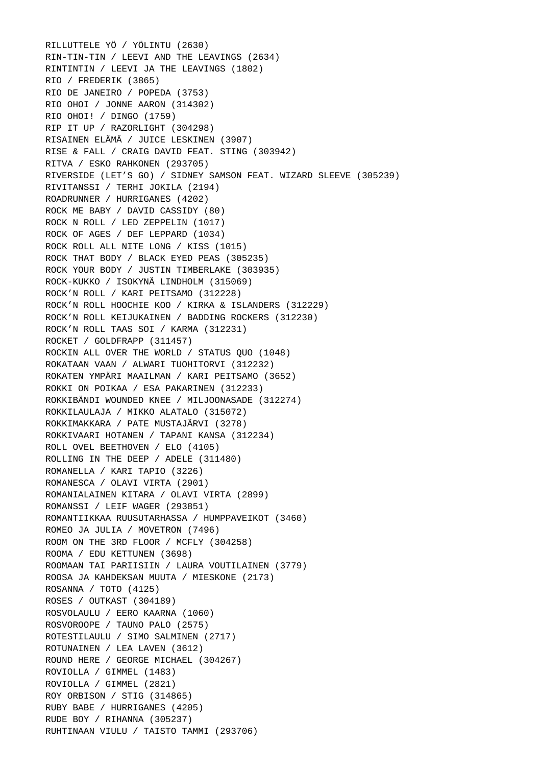RILLUTTELE YÖ / YÖLINTU (2630)
RIN-TIN-TIN / LEEVI AND THE LEAVINGS (2634)
RINTINTIN / LEEVI JA THE LEAVINGS (1802)
RIO / FREDERIK (3865)
RIO DE JANEIRO / POPEDA (3753)
RIO OHOI / JONNE AARON (314302)
RIO OHOI! / DINGO (1759)
RIP IT UP / RAZORLIGHT (304298)
RISAINEN ELÄMÄ / JUICE LESKINEN (3907)
RISE & FALL / CRAIG DAVID FEAT. STING (303942)
RITVA / ESKO RAHKONEN (293705)
RIVERSIDE (LET’S GO) / SIDNEY SAMSON FEAT. WIZARD SLEEVE (305239)
RIVITANSSI / TERHI JOKILA (2194)
ROADRUNNER / HURRIGANES (4202)
ROCK ME BABY / DAVID CASSIDY (80)
ROCK N ROLL / LED ZEPPELIN (1017)
ROCK OF AGES / DEF LEPPARD (1034)
ROCK ROLL ALL NITE LONG / KISS (1015)
ROCK THAT BODY / BLACK EYED PEAS (305235)
ROCK YOUR BODY / JUSTIN TIMBERLAKE (303935)
ROCK-KUKKO / ISOKYNÄ LINDHOLM (315069)
ROCK’N ROLL / KARI PEITSAMO (312228)
ROCK’N ROLL HOOCHIE KOO / KIRKA & ISLANDERS (312229)
ROCK’N ROLL KEIJUKAINEN / BADDING ROCKERS (312230)
ROCK’N ROLL TAAS SOI / KARMA (312231)
ROCKET / GOLDFRAPP (311457)
ROCKIN ALL OVER THE WORLD / STATUS QUO (1048)
ROKATAAN VAAN / ALWARI TUOHITORVI (312232)
ROKATEN YMPÄRI MAAILMAN / KARI PEITSAMO (3652)
ROKKI ON POIKAA / ESA PAKARINEN (312233)
ROKKIBÄNDI WOUNDED KNEE / MILJOONASADE (312274)
ROKKILAULAJA / MIKKO ALATALO (315072)
ROKKIMAKKARA / PATE MUSTAJÄRVI (3278)
ROKKIVAARI HOTANEN / TAPANI KANSA (312234)
ROLL OVEL BEETHOVEN / ELO (4105)
ROLLING IN THE DEEP / ADELE (311480)
ROMANELLA / KARI TAPIO (3226)
ROMANESCA / OLAVI VIRTA (2901)
ROMANIALAINEN KITARA / OLAVI VIRTA (2899)
ROMANSSI / LEIF WAGER (293851)
ROMANTIIKKAA RUUSUTARHASSA / HUMPPAVEIKOT (3460)
ROMEO JA JULIA / MOVETRON (7496)
ROOM ON THE 3RD FLOOR / MCFLY (304258)
ROOMA / EDU KETTUNEN (3698)
ROOMAAN TAI PARIISIIN / LAURA VOUTILAINEN (3779)
ROOSA JA KAHDEKSAN MUUTA / MIESKONE (2173)
ROSANNA / TOTO (4125)
ROSES / OUTKAST (304189)
ROSVOLAULU / EERO KAARNA (1060)
ROSVOROOPE / TAUNO PALO (2575)
ROTESTILAULU / SIMO SALMINEN (2717)
ROTUNAINEN / LEA LAVEN (3612)
ROUND HERE / GEORGE MICHAEL (304267)
ROVIOLLA / GIMMEL (1483)
ROVIOLLA / GIMMEL (2821)
ROY ORBISON / STIG (314865)
RUBY BABE / HURRIGANES (4205)
RUDE BOY / RIHANNA (305237)
RUHTINAAN VIULU / TAISTO TAMMI (293706)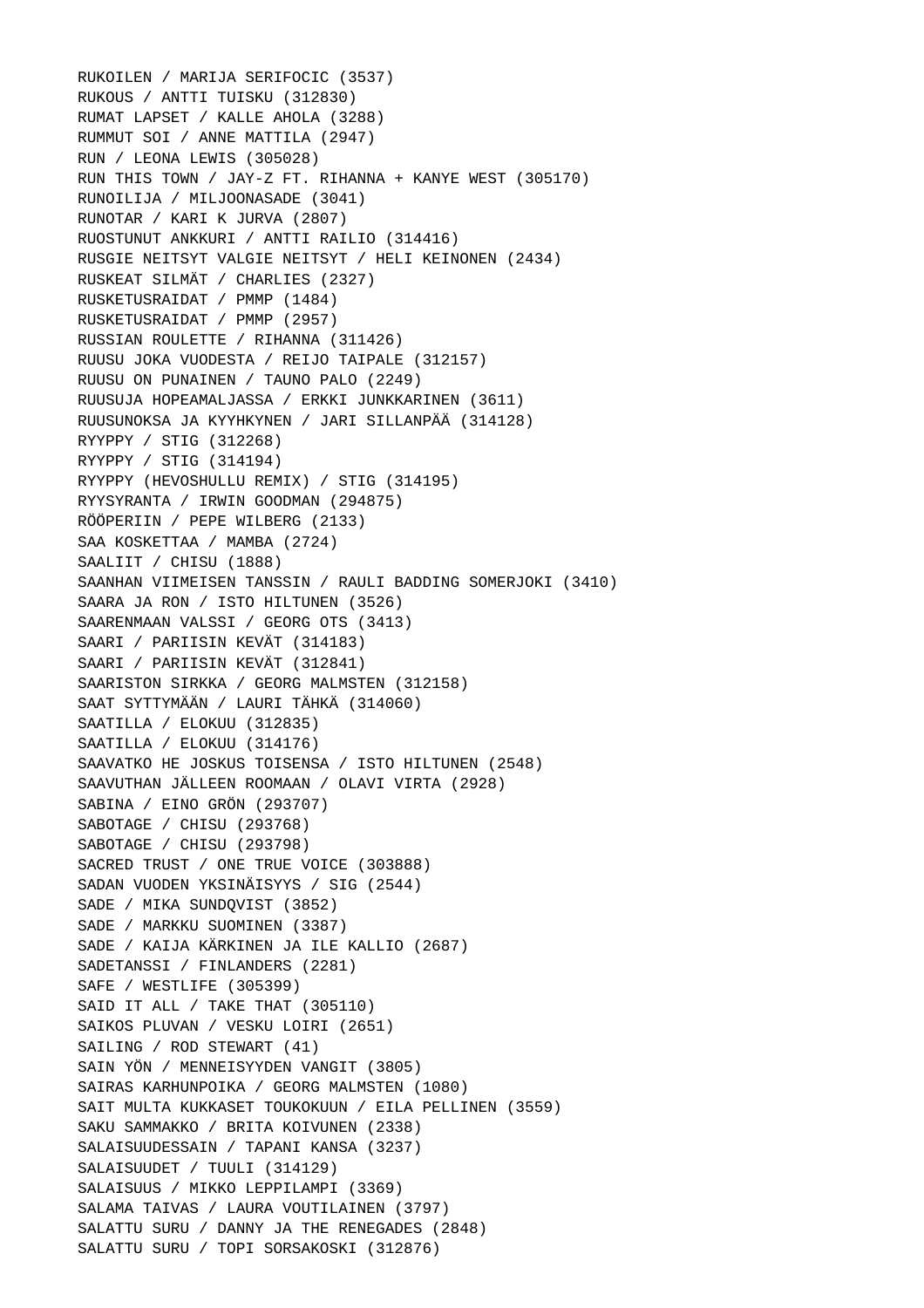RUKOILEN / MARIJA SERIFOCIC (3537)
RUKOUS / ANTTI TUISKU (312830)
RUMAT LAPSET / KALLE AHOLA (3288)
RUMMUT SOI / ANNE MATTILA (2947)
RUN / LEONA LEWIS (305028)
RUN THIS TOWN / JAY-Z FT. RIHANNA + KANYE WEST (305170)
RUNOILIJA / MILJOONASADE (3041)
RUNOTAR / KARI K JURVA (2807)
RUOSTUNUT ANKKURI / ANTTI RAILIO (314416)
RUSGIE NEITSYT VALGIE NEITSYT / HELI KEINONEN (2434)
RUSKEAT SILMÄT / CHARLIES (2327)
RUSKETUSRAIDAT / PMMP (1484)
RUSKETUSRAIDAT / PMMP (2957)
RUSSIAN ROULETTE / RIHANNA (311426)
RUUSU JOKA VUODESTA / REIJO TAIPALE (312157)
RUUSU ON PUNAINEN / TAUNO PALO (2249)
RUUSUJA HOPEAMALJASSA / ERKKI JUNKKARINEN (3611)
RUUSUNOKSA JA KYYHKYNEN / JARI SILLANPÄÄ (314128)
RYYPPY / STIG (312268)
RYYPPY / STIG (314194)
RYYPPY (HEVOSHULLU REMIX) / STIG (314195)
RYYSYRANTA / IRWIN GOODMAN (294875)
RÖÖPERIIN / PEPE WILBERG (2133)
SAA KOSKETTAA / MAMBA (2724)
SAALIIT / CHISU (1888)
SAANHAN VIIMEISEN TANSSIN / RAULI BADDING SOMERJOKI (3410)
SAARA JA RON / ISTO HILTUNEN (3526)
SAARENMAAN VALSSI / GEORG OTS (3413)
SAARI / PARIISIN KEVÄT (314183)
SAARI / PARIISIN KEVÄT (312841)
SAARISTON SIRKKA / GEORG MALMSTEN (312158)
SAAT SYTTYMÄÄN / LAURI TÄHKÄ (314060)
SAATILLA / ELOKUU (312835)
SAATILLA / ELOKUU (314176)
SAAVATKO HE JOSKUS TOISENSA / ISTO HILTUNEN (2548)
SAAVUTHAN JÄLLEEN ROOMAAN / OLAVI VIRTA (2928)
SABINA / EINO GRÖN (293707)
SABOTAGE / CHISU (293768)
SABOTAGE / CHISU (293798)
SACRED TRUST / ONE TRUE VOICE (303888)
SADAN VUODEN YKSINÄISYYS / SIG (2544)
SADE / MIKA SUNDQVIST (3852)
SADE / MARKKU SUOMINEN (3387)
SADE / KAIJA KÄRKINEN JA ILE KALLIO (2687)
SADETANSSI / FINLANDERS (2281)
SAFE / WESTLIFE (305399)
SAID IT ALL / TAKE THAT (305110)
SAIKOS PLUVAN / VESKU LOIRI (2651)
SAILING / ROD STEWART (41)
SAIN YÖN / MENNEISYYDEN VANGIT (3805)
SAIRAS KARHUNPOIKA / GEORG MALMSTEN (1080)
SAIT MULTA KUKKASET TOUKOKUUN / EILA PELLINEN (3559)
SAKU SAMMAKKO / BRITA KOIVUNEN (2338)
SALAISUUDESSAIN / TAPANI KANSA (3237)
SALAISUUDET / TUULI (314129)
SALAISUUS / MIKKO LEPPILAMPI (3369)
SALAMA TAIVAS / LAURA VOUTILAINEN (3797)
SALATTU SURU / DANNY JA THE RENEGADES (2848)
SALATTU SURU / TOPI SORSAKOSKI (312876)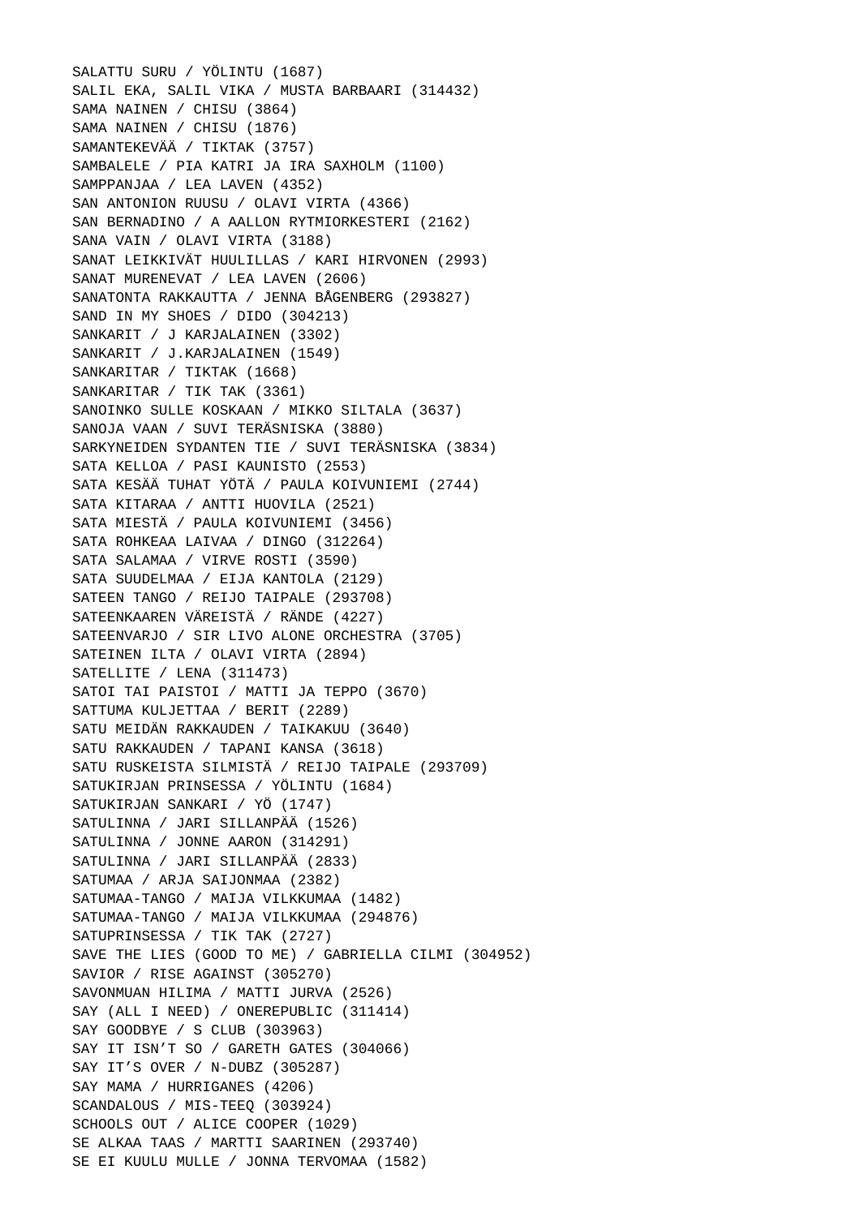SALATTU SURU / YÖLINTU (1687)
SALIL EKA, SALIL VIKA / MUSTA BARBAARI (314432)
SAMA NAINEN / CHISU (3864)
SAMA NAINEN / CHISU (1876)
SAMANTEKEVÄÄ / TIKTAK (3757)
SAMBALELE / PIA KATRI JA IRA SAXHOLM (1100)
SAMPPANJAA / LEA LAVEN (4352)
SAN ANTONION RUUSU / OLAVI VIRTA (4366)
SAN BERNADINO / A AALLON RYTMIORKESTERI (2162)
SANA VAIN / OLAVI VIRTA (3188)
SANAT LEIKKIVÄT HUULILLAS / KARI HIRVONEN (2993)
SANAT MURENEVAT / LEA LAVEN (2606)
SANATONTA RAKKAUTTA / JENNA BÅGENBERG (293827)
SAND IN MY SHOES / DIDO (304213)
SANKARIT / J KARJALAINEN (3302)
SANKARIT / J.KARJALAINEN (1549)
SANKARITAR / TIKTAK (1668)
SANKARITAR / TIK TAK (3361)
SANOINKO SULLE KOSKAAN / MIKKO SILTALA (3637)
SANOJA VAAN / SUVI TERÄSNISKA (3880)
SARKYNEIDEN SYDANTEN TIE / SUVI TERÄSNISKA (3834)
SATA KELLOA / PASI KAUNISTO (2553)
SATA KESÄÄ TUHAT YÖTÄ / PAULA KOIVUNIEMI (2744)
SATA KITARAA / ANTTI HUOVILA (2521)
SATA MIESTÄ / PAULA KOIVUNIEMI (3456)
SATA ROHKEAA LAIVAA / DINGO (312264)
SATA SALAMAA / VIRVE ROSTI (3590)
SATA SUUDELMAA / EIJA KANTOLA (2129)
SATEEN TANGO / REIJO TAIPALE (293708)
SATEENKAAREN VÄREISTÄ / RÄNDE (4227)
SATEENVARJO / SIR LIVO ALONE ORCHESTRA (3705)
SATEINEN ILTA / OLAVI VIRTA (2894)
SATELLITE / LENA (311473)
SATOI TAI PAISTOI / MATTI JA TEPPO (3670)
SATTUMA KULJETTAA / BERIT (2289)
SATU MEIDÄN RAKKAUDEN / TAIKAKUU (3640)
SATU RAKKAUDEN / TAPANI KANSA (3618)
SATU RUSKEISTA SILMISTÄ / REIJO TAIPALE (293709)
SATUKIRJAN PRINSESSA / YÖLINTU (1684)
SATUKIRJAN SANKARI / YÖ (1747)
SATULINNA / JARI SILLANPÄÄ (1526)
SATULINNA / JONNE AARON (314291)
SATULINNA / JARI SILLANPÄÄ (2833)
SATUMAA / ARJA SAIJONMAA (2382)
SATUMAA-TANGO / MAIJA VILKKUMAA (1482)
SATUMAA-TANGO / MAIJA VILKKUMAA (294876)
SATUPRINSESSA / TIK TAK (2727)
SAVE THE LIES (GOOD TO ME) / GABRIELLA CILMI (304952)
SAVIOR / RISE AGAINST (305270)
SAVONMUAN HILIMA / MATTI JURVA (2526)
SAY (ALL I NEED) / ONEREPUBLIC (311414)
SAY GOODBYE / S CLUB (303963)
SAY IT ISN'T SO / GARETH GATES (304066)
SAY IT'S OVER / N-DUBZ (305287)
SAY MAMA / HURRIGANES (4206)
SCANDALOUS / MIS-TEEQ (303924)
SCHOOLS OUT / ALICE COOPER (1029)
SE ALKAA TAAS / MARTTI SAARINEN (293740)
SE EI KUULU MULLE / JONNA TERVOMAA (1582)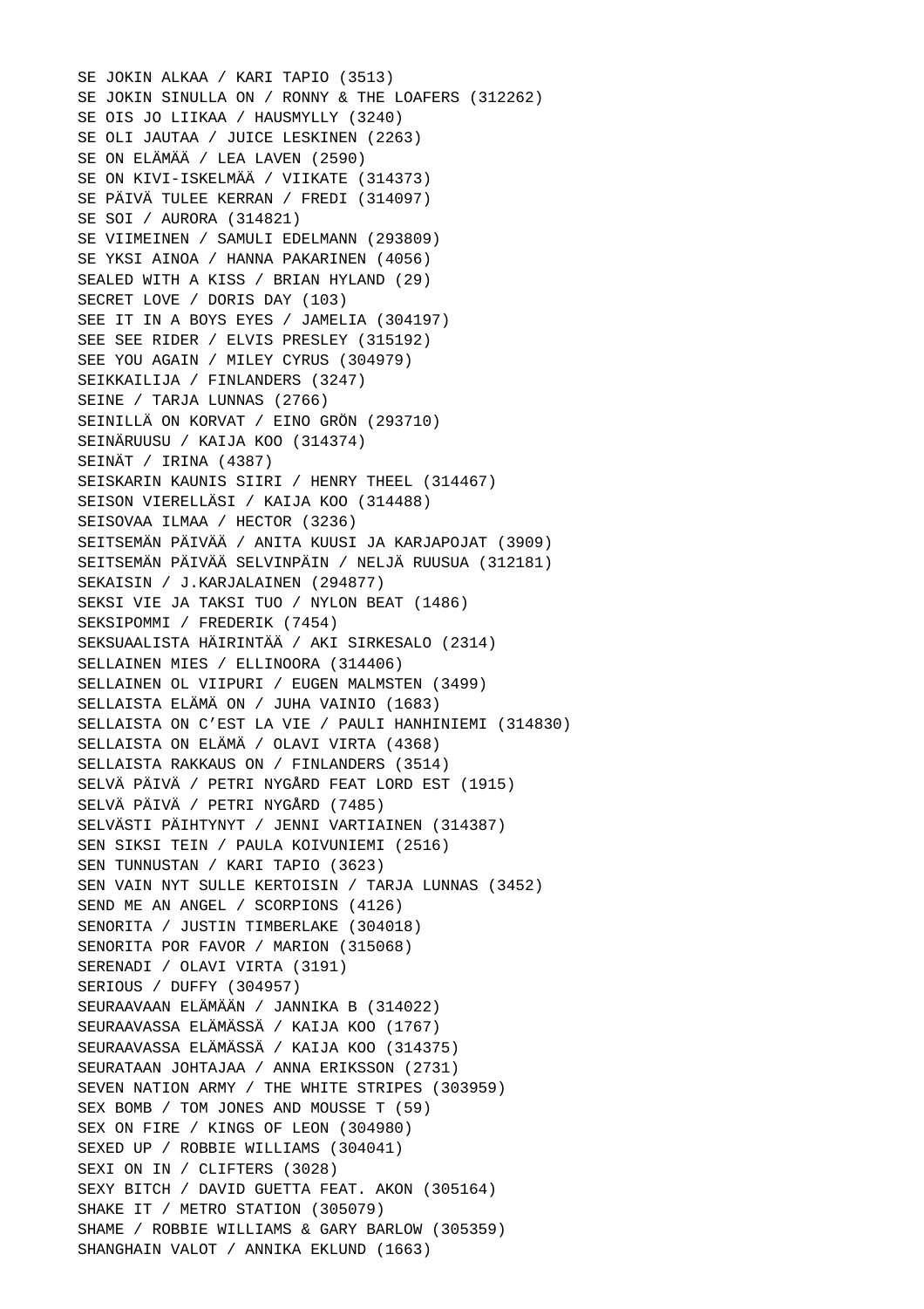SE JOKIN ALKAA / KARI TAPIO (3513)
SE JOKIN SINULLA ON / RONNY & THE LOAFERS (312262)
SE OIS JO LIIKAA / HAUSMYLLY (3240)
SE OLI JAUTAA / JUICE LESKINEN (2263)
SE ON ELÄMÄÄ / LEA LAVEN (2590)
SE ON KIVI-ISKELMÄÄ / VIIKATE (314373)
SE PÄIVÄ TULEE KERRAN / FREDI (314097)
SE SOI / AURORA (314821)
SE VIIMEINEN / SAMULI EDELMANN (293809)
SE YKSI AINOA / HANNA PAKARINEN (4056)
SEALED WITH A KISS / BRIAN HYLAND (29)
SECRET LOVE / DORIS DAY (103)
SEE IT IN A BOYS EYES / JAMELIA (304197)
SEE SEE RIDER / ELVIS PRESLEY (315192)
SEE YOU AGAIN / MILEY CYRUS (304979)
SEIKKAILIJA / FINLANDERS (3247)
SEINE / TARJA LUNNAS (2766)
SEINILLÄ ON KORVAT / EINO GRÖN (293710)
SEINÄRUUSU / KAIJA KOO (314374)
SEINÄT / IRINA (4387)
SEISKARIN KAUNIS SIIRI / HENRY THEEL (314467)
SEISON VIERELLÄSI / KAIJA KOO (314488)
SEISOVAA ILMAA / HECTOR (3236)
SEITSEMÄN PÄIVÄÄ / ANITA KUUSI JA KARJAPOJAT (3909)
SEITSEMÄN PÄIVÄÄ SELVINPÄIN / NELJÄ RUUSUA (312181)
SEKAISIN / J.KARJALAINEN (294877)
SEKSI VIE JA TAKSI TUO / NYLON BEAT (1486)
SEKSIPOMMI / FREDERIK (7454)
SEKSUAALISTA HÄIRINTÄÄ / AKI SIRKESALO (2314)
SELLAINEN MIES / ELLINOORA (314406)
SELLAINEN OL VIIPURI / EUGEN MALMSTEN (3499)
SELLAISTA ELÄMÄ ON / JUHA VAINIO (1683)
SELLAISTA ON C’EST LA VIE / PAULI HANHINIEMI (314830)
SELLAISTA ON ELÄMÄ / OLAVI VIRTA (4368)
SELLAISTA RAKKAUS ON / FINLANDERS (3514)
SELVÄ PÄIVÄ / PETRI NYGÅRD FEAT LORD EST (1915)
SELVÄ PÄIVÄ / PETRI NYGÅRD (7485)
SELVÄSTI PÄIHTYNYT / JENNI VARTIAINEN (314387)
SEN SIKSI TEIN / PAULA KOIVUNIEMI (2516)
SEN TUNNUSTAN / KARI TAPIO (3623)
SEN VAIN NYT SULLE KERTOISIN / TARJA LUNNAS (3452)
SEND ME AN ANGEL / SCORPIONS (4126)
SENORITA / JUSTIN TIMBERLAKE (304018)
SENORITA POR FAVOR / MARION (315068)
SERENADI / OLAVI VIRTA (3191)
SERIOUS / DUFFY (304957)
SEURAAVAAN ELÄMÄÄN / JANNIKA B (314022)
SEURAAVASSA ELÄMÄSSÄ / KAIJA KOO (1767)
SEURAAVASSA ELÄMÄSSÄ / KAIJA KOO (314375)
SEURATAAN JOHTAJAA / ANNA ERIKSSON (2731)
SEVEN NATION ARMY / THE WHITE STRIPES (303959)
SEX BOMB / TOM JONES AND MOUSSE T (59)
SEX ON FIRE / KINGS OF LEON (304980)
SEXED UP / ROBBIE WILLIAMS (304041)
SEXI ON IN / CLIFTERS (3028)
SEXY BITCH / DAVID GUETTA FEAT. AKON (305164)
SHAKE IT / METRO STATION (305079)
SHAME / ROBBIE WILLIAMS & GARY BARLOW (305359)
SHANGHAIN VALOT / ANNIKA EKLUND (1663)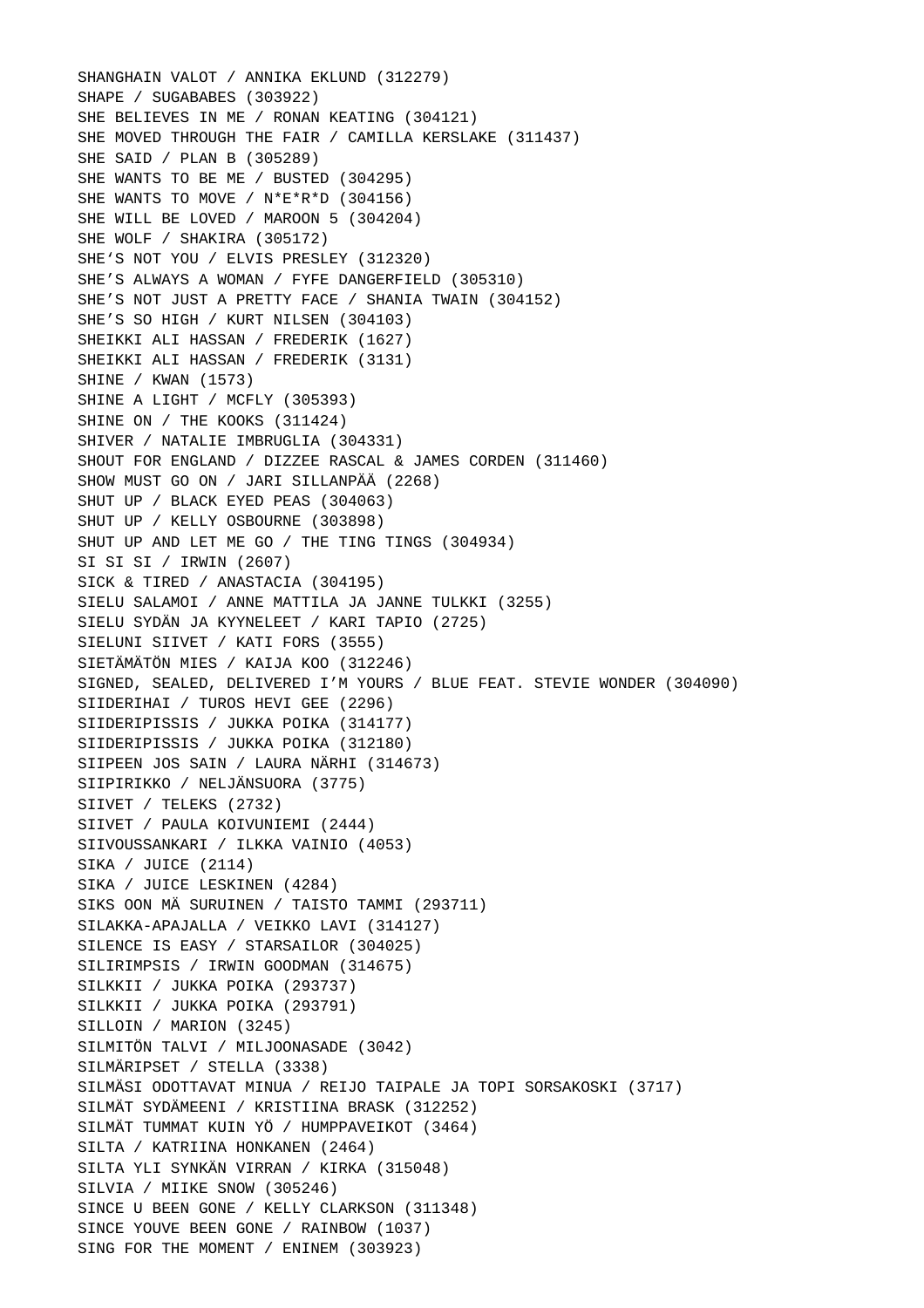SHANGHAIN VALOT / ANNIKA EKLUND (312279)
SHAPE / SUGABABES (303922)
SHE BELIEVES IN ME / RONAN KEATING (304121)
SHE MOVED THROUGH THE FAIR / CAMILLA KERSLAKE (311437)
SHE SAID / PLAN B (305289)
SHE WANTS TO BE ME / BUSTED (304295)
SHE WANTS TO MOVE / N*E*R*D (304156)
SHE WILL BE LOVED / MAROON 5 (304204)
SHE WOLF / SHAKIRA (305172)
SHE’S NOT YOU / ELVIS PRESLEY (312320)
SHE’S ALWAYS A WOMAN / FYFE DANGERFIELD (305310)
SHE’S NOT JUST A PRETTY FACE / SHANIA TWAIN (304152)
SHE’S SO HIGH / KURT NILSEN (304103)
SHEIKKI ALI HASSAN / FREDERIK (1627)
SHEIKKI ALI HASSAN / FREDERIK (3131)
SHINE / KWAN (1573)
SHINE A LIGHT / MCFLY (305393)
SHINE ON / THE KOOKS (311424)
SHIVER / NATALIE IMBRUGLIA (304331)
SHOUT FOR ENGLAND / DIZZEE RASCAL & JAMES CORDEN (311460)
SHOW MUST GO ON / JARI SILLANPÄÄ (2268)
SHUT UP / BLACK EYED PEAS (304063)
SHUT UP / KELLY OSBOURNE (303898)
SHUT UP AND LET ME GO / THE TING TINGS (304934)
SI SI SI / IRWIN (2607)
SICK & TIRED / ANASTACIA (304195)
SIELU SALAMOI / ANNE MATTILA JA JANNE TULKKI (3255)
SIELU SYDÄN JA KYYNELEET / KARI TAPIO (2725)
SIELUNI SIIVET / KATI FORS (3555)
SIETÄMÄTÖN MIES / KAIJA KOO (312246)
SIGNED, SEALED, DELIVERED I’M YOURS / BLUE FEAT. STEVIE WONDER (304090)
SIIDERIHAI / TUROS HEVI GEE (2296)
SIIDERIPISSIS / JUKKA POIKA (314177)
SIIDERIPISSIS / JUKKA POIKA (312180)
SIIPEEN JOS SAIN / LAURA NÄRHI (314673)
SIIPIRIKKO / NELJÄNSUORA (3775)
SIIVET / TELEKS (2732)
SIIVET / PAULA KOIVUNIEMI (2444)
SIIVOUSSANKARI / ILKKA VAINIO (4053)
SIKA / JUICE (2114)
SIKA / JUICE LESKINEN (4284)
SIKS OON MÄ SURUINEN / TAISTO TAMMI (293711)
SILAKKA-APAJALLA / VEIKKO LAVI (314127)
SILENCE IS EASY / STARSAILOR (304025)
SILIRIMPSIS / IRWIN GOODMAN (314675)
SILKKII / JUKKA POIKA (293737)
SILKKII / JUKKA POIKA (293791)
SILLOIN / MARION (3245)
SILMITÖN TALVI / MILJOONASADE (3042)
SILMÄRIPSET / STELLA (3338)
SILMÄSI ODOTTAVAT MINUA / REIJO TAIPALE JA TOPI SORSAKOSKI (3717)
SILMÄT SYDÄMEENI / KRISTIINA BRASK (312252)
SILMÄT TUMMAT KUIN YÖ / HUMPPAVEIKOT (3464)
SILTA / KATRIINA HONKANEN (2464)
SILTA YLI SYNKÄN VIRRAN / KIRKA (315048)
SILVIA / MIIKE SNOW (305246)
SINCE U BEEN GONE / KELLY CLARKSON (311348)
SINCE YOUVE BEEN GONE / RAINBOW (1037)
SING FOR THE MOMENT / ENINEM (303923)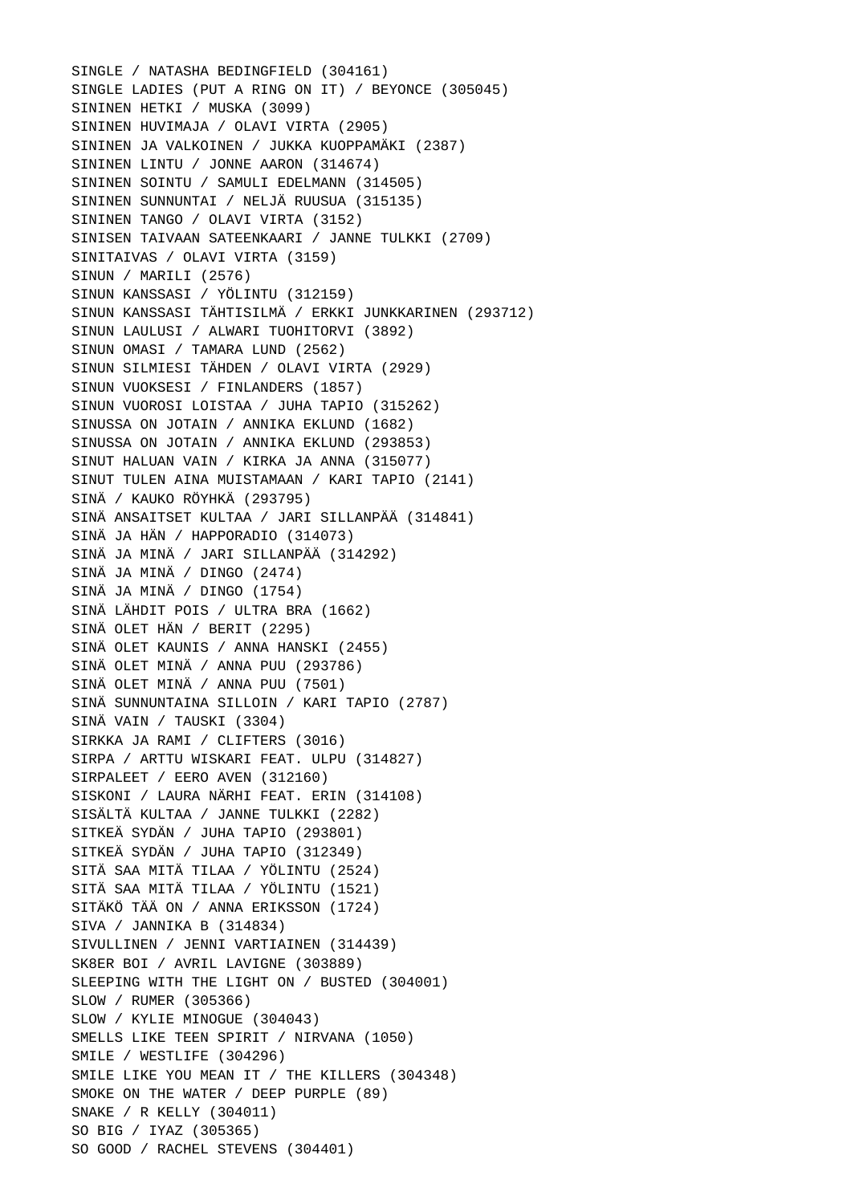SINGLE / NATASHA BEDINGFIELD (304161)
SINGLE LADIES (PUT A RING ON IT) / BEYONCE (305045)
SININEN HETKI / MUSKA (3099)
SININEN HUVIMAJA / OLAVI VIRTA (2905)
SININEN JA VALKOINEN / JUKKA KUOPPAMÄKI (2387)
SININEN LINTU / JONNE AARON (314674)
SININEN SOINTU / SAMULI EDELMANN (314505)
SININEN SUNNUNTAI / NELJÄ RUUSUA (315135)
SININEN TANGO / OLAVI VIRTA (3152)
SINISEN TAIVAAN SATEENKAARI / JANNE TULKKI (2709)
SINITAIVAS / OLAVI VIRTA (3159)
SINUN / MARILI (2576)
SINUN KANSSASI / YÖLINTU (312159)
SINUN KANSSASI TÄHTISILMÄ / ERKKI JUNKKARINEN (293712)
SINUN LAULUSI / ALWARI TUOHITORVI (3892)
SINUN OMASI / TAMARA LUND (2562)
SINUN SILMIESI TÄHDEN / OLAVI VIRTA (2929)
SINUN VUOKSESI / FINLANDERS (1857)
SINUN VUOROSI LOISTAA / JUHA TAPIO (315262)
SINUSSA ON JOTAIN / ANNIKA EKLUND (1682)
SINUSSA ON JOTAIN / ANNIKA EKLUND (293853)
SINUT HALUAN VAIN / KIRKA JA ANNA (315077)
SINUT TULEN AINA MUISTAMAAN / KARI TAPIO (2141)
SINÄ / KAUKO RÖYHKÄ (293795)
SINÄ ANSAITSET KULTAA / JARI SILLANPÄÄ (314841)
SINÄ JA HÄN / HAPPORADIO (314073)
SINÄ JA MINÄ / JARI SILLANPÄÄ (314292)
SINÄ JA MINÄ / DINGO (2474)
SINÄ JA MINÄ / DINGO (1754)
SINÄ LÄHDIT POIS / ULTRA BRA (1662)
SINÄ OLET HÄN / BERIT (2295)
SINÄ OLET KAUNIS / ANNA HANSKI (2455)
SINÄ OLET MINÄ / ANNA PUU (293786)
SINÄ OLET MINÄ / ANNA PUU (7501)
SINÄ SUNNUNTAINA SILLOIN / KARI TAPIO (2787)
SINÄ VAIN / TAUSKI (3304)
SIRKKA JA RAMI / CLIFTERS (3016)
SIRPA / ARTTU WISKARI FEAT. ULPU (314827)
SIRPALEET / EERO AVEN (312160)
SISKONI / LAURA NÄRHI FEAT. ERIN (314108)
SISÄLTÄ KULTAA / JANNE TULKKI (2282)
SITKEÄ SYDÄN / JUHA TAPIO (293801)
SITKEÄ SYDÄN / JUHA TAPIO (312349)
SITÄ SAA MITÄ TILAA / YÖLINTU (2524)
SITÄ SAA MITÄ TILAA / YÖLINTU (1521)
SITÄKÖ TÄÄ ON / ANNA ERIKSSON (1724)
SIVA / JANNIKA B (314834)
SIVULLINEN / JENNI VARTIAINEN (314439)
SK8ER BOI / AVRIL LAVIGNE (303889)
SLEEPING WITH THE LIGHT ON / BUSTED (304001)
SLOW / RUMER (305366)
SLOW / KYLIE MINOGUE (304043)
SMELLS LIKE TEEN SPIRIT / NIRVANA (1050)
SMILE / WESTLIFE (304296)
SMILE LIKE YOU MEAN IT / THE KILLERS (304348)
SMOKE ON THE WATER / DEEP PURPLE (89)
SNAKE / R KELLY (304011)
SO BIG / IYAZ (305365)
SO GOOD / RACHEL STEVENS (304401)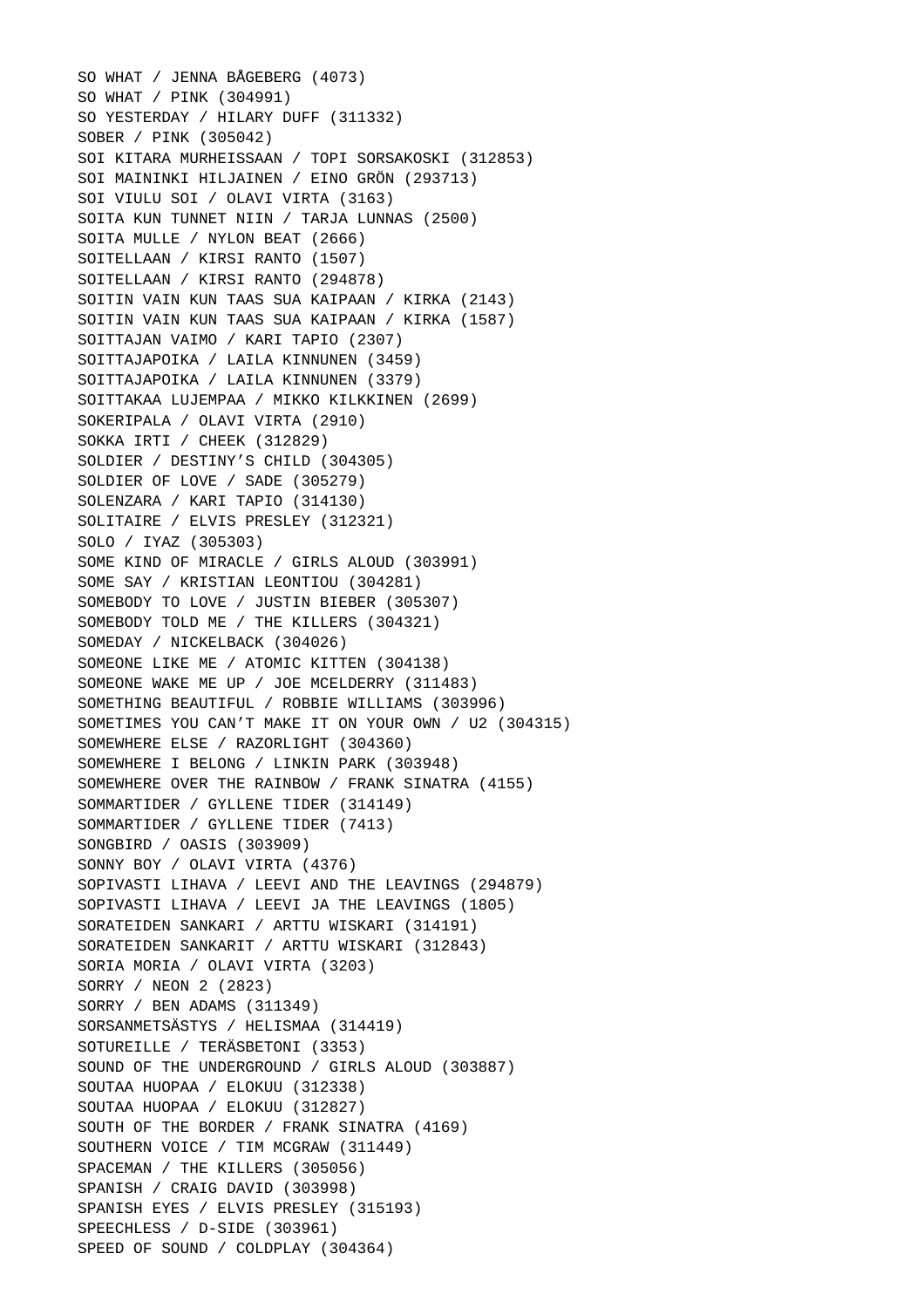SO WHAT / JENNA BÅGEBERG (4073)
SO WHAT / PINK (304991)
SO YESTERDAY / HILARY DUFF (311332)
SOBER / PINK (305042)
SOI KITARA MURHEISSAAN / TOPI SORSAKOSKI (312853)
SOI MAININKI HILJAINEN / EINO GRÖN (293713)
SOI VIULU SOI / OLAVI VIRTA (3163)
SOITA KUN TUNNET NIIN / TARJA LUNNAS (2500)
SOITA MULLE / NYLON BEAT (2666)
SOITELLAAN / KIRSI RANTO (1507)
SOITELLAAN / KIRSI RANTO (294878)
SOITIN VAIN KUN TAAS SUA KAIPAAN / KIRKA (2143)
SOITIN VAIN KUN TAAS SUA KAIPAAN / KIRKA (1587)
SOITTAJAN VAIMO / KARI TAPIO (2307)
SOITTAJAPOIKA / LAILA KINNUNEN (3459)
SOITTAJAPOIKA / LAILA KINNUNEN (3379)
SOITTAKAA LUJEMPAA / MIKKO KILKKINEN (2699)
SOKERIPALA / OLAVI VIRTA (2910)
SOKKA IRTI / CHEEK (312829)
SOLDIER / DESTINY’S CHILD (304305)
SOLDIER OF LOVE / SADE (305279)
SOLENZARA / KARI TAPIO (314130)
SOLITAIRE / ELVIS PRESLEY (312321)
SOLO / IYAZ (305303)
SOME KIND OF MIRACLE / GIRLS ALOUD (303991)
SOME SAY / KRISTIAN LEONTIOU (304281)
SOMEBODY TO LOVE / JUSTIN BIEBER (305307)
SOMEBODY TOLD ME / THE KILLERS (304321)
SOMEDAY / NICKELBACK (304026)
SOMEONE LIKE ME / ATOMIC KITTEN (304138)
SOMEONE WAKE ME UP / JOE MCELDERRY (311483)
SOMETHING BEAUTIFUL / ROBBIE WILLIAMS (303996)
SOMETIMES YOU CAN’T MAKE IT ON YOUR OWN / U2 (304315)
SOMEWHERE ELSE / RAZORLIGHT (304360)
SOMEWHERE I BELONG / LINKIN PARK (303948)
SOMEWHERE OVER THE RAINBOW / FRANK SINATRA (4155)
SOMMARTIDER / GYLLENE TIDER (314149)
SOMMARTIDER / GYLLENE TIDER (7413)
SONGBIRD / OASIS (303909)
SONNY BOY / OLAVI VIRTA (4376)
SOPIVASTI LIHAVA / LEEVI AND THE LEAVINGS (294879)
SOPIVASTI LIHAVA / LEEVI JA THE LEAVINGS (1805)
SORATEIDEN SANKARI / ARTTU WISKARI (314191)
SORATEIDEN SANKARIT / ARTTU WISKARI (312843)
SORIA MORIA / OLAVI VIRTA (3203)
SORRY / NEON 2 (2823)
SORRY / BEN ADAMS (311349)
SORSANMETSÄSTYS / HELISMAA (314419)
SOTUREILLE / TERÄSBETONI (3353)
SOUND OF THE UNDERGROUND / GIRLS ALOUD (303887)
SOUTAA HUOPAA / ELOKUU (312338)
SOUTAA HUOPAA / ELOKUU (312827)
SOUTH OF THE BORDER / FRANK SINATRA (4169)
SOUTHERN VOICE / TIM MCGRAW (311449)
SPACEMAN / THE KILLERS (305056)
SPANISH / CRAIG DAVID (303998)
SPANISH EYES / ELVIS PRESLEY (315193)
SPEECHLESS / D-SIDE (303961)
SPEED OF SOUND / COLDPLAY (304364)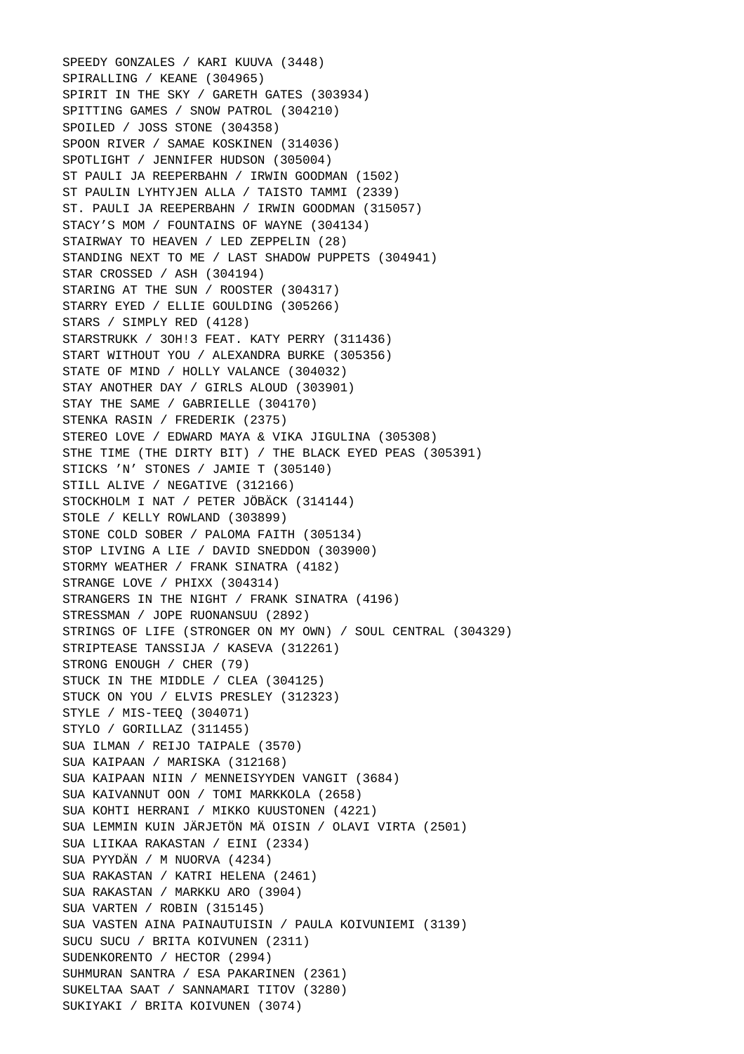SPEEDY GONZALES / KARI KUUVA (3448)
SPIRALLING / KEANE (304965)
SPIRIT IN THE SKY / GARETH GATES (303934)
SPITTING GAMES / SNOW PATROL (304210)
SPOILED / JOSS STONE (304358)
SPOON RIVER / SAMAE KOSKINEN (314036)
SPOTLIGHT / JENNIFER HUDSON (305004)
ST PAULI JA REEPERBAHN / IRWIN GOODMAN (1502)
ST PAULIN LYHTYJEN ALLA / TAISTO TAMMI (2339)
ST. PAULI JA REEPERBAHN / IRWIN GOODMAN (315057)
STACY’S MOM / FOUNTAINS OF WAYNE (304134)
STAIRWAY TO HEAVEN / LED ZEPPELIN (28)
STANDING NEXT TO ME / LAST SHADOW PUPPETS (304941)
STAR CROSSED / ASH (304194)
STARING AT THE SUN / ROOSTER (304317)
STARRY EYED / ELLIE GOULDING (305266)
STARS / SIMPLY RED (4128)
STARSTRUKK / 3OH!3 FEAT. KATY PERRY (311436)
START WITHOUT YOU / ALEXANDRA BURKE (305356)
STATE OF MIND / HOLLY VALANCE (304032)
STAY ANOTHER DAY / GIRLS ALOUD (303901)
STAY THE SAME / GABRIELLE (304170)
STENKA RASIN / FREDERIK (2375)
STEREO LOVE / EDWARD MAYA & VIKA JIGULINA (305308)
STHE TIME (THE DIRTY BIT) / THE BLACK EYED PEAS (305391)
STICKS ’N’ STONES / JAMIE T (305140)
STILL ALIVE / NEGATIVE (312166)
STOCKHOLM I NAT / PETER JÖBÄCK (314144)
STOLE / KELLY ROWLAND (303899)
STONE COLD SOBER / PALOMA FAITH (305134)
STOP LIVING A LIE / DAVID SNEDDON (303900)
STORMY WEATHER / FRANK SINATRA (4182)
STRANGE LOVE / PHIXX (304314)
STRANGERS IN THE NIGHT / FRANK SINATRA (4196)
STRESSMAN / JOPE RUONANSUU (2892)
STRINGS OF LIFE (STRONGER ON MY OWN) / SOUL CENTRAL (304329)
STRIPTEASE TANSSIJA / KASEVA (312261)
STRONG ENOUGH / CHER (79)
STUCK IN THE MIDDLE / CLEA (304125)
STUCK ON YOU / ELVIS PRESLEY (312323)
STYLE / MIS-TEEQ (304071)
STYLO / GORILLAZ (311455)
SUA ILMAN / REIJO TAIPALE (3570)
SUA KAIPAAN / MARISKA (312168)
SUA KAIPAAN NIIN / MENNEISYYDEN VANGIT (3684)
SUA KAIVANNUT OON / TOMI MARKKOLA (2658)
SUA KOHTI HERRANI / MIKKO KUUSTONEN (4221)
SUA LEMMIN KUIN JÄRJETÖN MÄ OISIN / OLAVI VIRTA (2501)
SUA LIIKAA RAKASTAN / EINI (2334)
SUA PYYDÄN / M NUORVA (4234)
SUA RAKASTAN / KATRI HELENA (2461)
SUA RAKASTAN / MARKKU ARO (3904)
SUA VARTEN / ROBIN (315145)
SUA VASTEN AINA PAINAUTUISIN / PAULA KOIVUNIEMI (3139)
SUCU SUCU / BRITA KOIVUNEN (2311)
SUDENKORENTO / HECTOR (2994)
SUHMURAN SANTRA / ESA PAKARINEN (2361)
SUKELTAA SAAT / SANNAMARI TITOV (3280)
SUKIYAKI / BRITA KOIVUNEN (3074)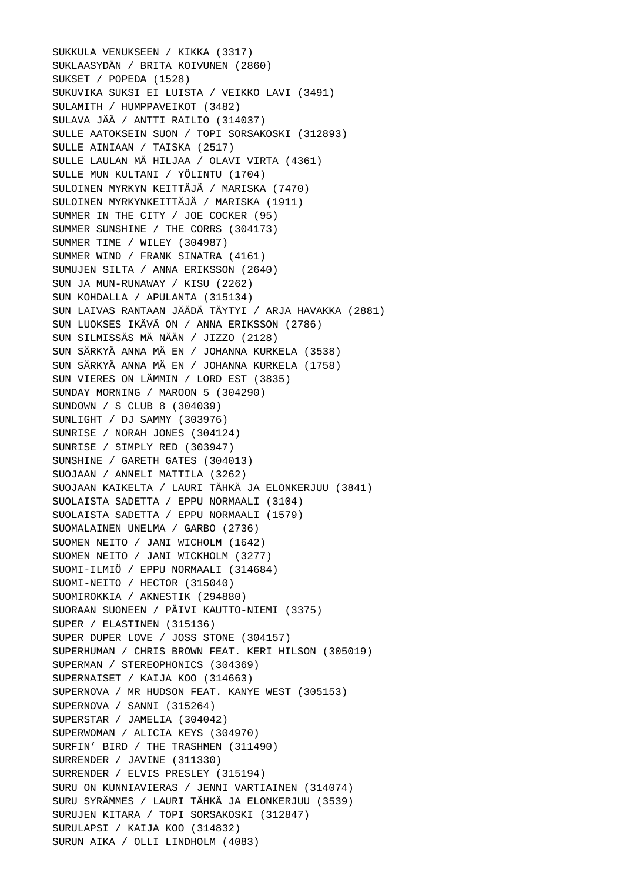SUKKULA VENUKSEEN / KIKKA (3317)
SUKLAASYDÄN / BRITA KOIVUNEN (2860)
SUKSET / POPEDA (1528)
SUKUVIKA SUKSI EI LUISTA / VEIKKO LAVI (3491)
SULAMITH / HUMPPAVEIKOT (3482)
SULAVA JÄÄ / ANTTI RAILIO (314037)
SULLE AATOKSEIN SUON / TOPI SORSAKOSKI (312893)
SULLE AINIAAN / TAISKA (2517)
SULLE LAULAN MÄ HILJAA / OLAVI VIRTA (4361)
SULLE MUN KULTANI / YÖLINTU (1704)
SULOINEN MYRKYN KEITTÄJÄ / MARISKA (7470)
SULOINEN MYRKYNKEITTÄJÄ / MARISKA (1911)
SUMMER IN THE CITY / JOE COCKER (95)
SUMMER SUNSHINE / THE CORRS (304173)
SUMMER TIME / WILEY (304987)
SUMMER WIND / FRANK SINATRA (4161)
SUMUJEN SILTA / ANNA ERIKSSON (2640)
SUN JA MUN-RUNAWAY / KISU (2262)
SUN KOHDALLA / APULANTA (315134)
SUN LAIVAS RANTAAN JÄÄDÄ TÄYTYI / ARJA HAVAKKA (2881)
SUN LUOKSES IKÄVÄ ON / ANNA ERIKSSON (2786)
SUN SILMISSÄS MÄ NÄÄN / JIZZO (2128)
SUN SÄRKYÄ ANNA MÄ EN / JOHANNA KURKELA (3538)
SUN SÄRKYÄ ANNA MÄ EN / JOHANNA KURKELA (1758)
SUN VIERES ON LÄMMIN / LORD EST (3835)
SUNDAY MORNING / MAROON 5 (304290)
SUNDOWN / S CLUB 8 (304039)
SUNLIGHT / DJ SAMMY (303976)
SUNRISE / NORAH JONES (304124)
SUNRISE / SIMPLY RED (303947)
SUNSHINE / GARETH GATES (304013)
SUOJAAN / ANNELI MATTILA (3262)
SUOJAAN KAIKELTA / LAURI TÄHKÄ JA ELONKERJUU (3841)
SUOLAISTA SADETTA / EPPU NORMAALI (3104)
SUOLAISTA SADETTA / EPPU NORMAALI (1579)
SUOMALAINEN UNELMA / GARBO (2736)
SUOMEN NEITO / JANI WICHOLM (1642)
SUOMEN NEITO / JANI WICKHOLM (3277)
SUOMI-ILMIÖ / EPPU NORMAALI (314684)
SUOMI-NEITO / HECTOR (315040)
SUOMIROKKIA / AKNESTIK (294880)
SUORAAN SUONEEN / PÄIVI KAUTTO-NIEMI (3375)
SUPER / ELASTINEN (315136)
SUPER DUPER LOVE / JOSS STONE (304157)
SUPERHUMAN / CHRIS BROWN FEAT. KERI HILSON (305019)
SUPERMAN / STEREOPHONICS (304369)
SUPERNAISET / KAIJA KOO (314663)
SUPERNOVA / MR HUDSON FEAT. KANYE WEST (305153)
SUPERNOVA / SANNI (315264)
SUPERSTAR / JAMELIA (304042)
SUPERWOMAN / ALICIA KEYS (304970)
SURFIN' BIRD / THE TRASHMEN (311490)
SURRENDER / JAVINE (311330)
SURRENDER / ELVIS PRESLEY (315194)
SURU ON KUNNIAVIERAS / JENNI VARTIAINEN (314074)
SURU SYRÄMMES / LAURI TÄHKÄ JA ELONKERJUU (3539)
SURUJEN KITARA / TOPI SORSAKOSKI (312847)
SURULAPSI / KAIJA KOO (314832)
SURUN AIKA / OLLI LINDHOLM (4083)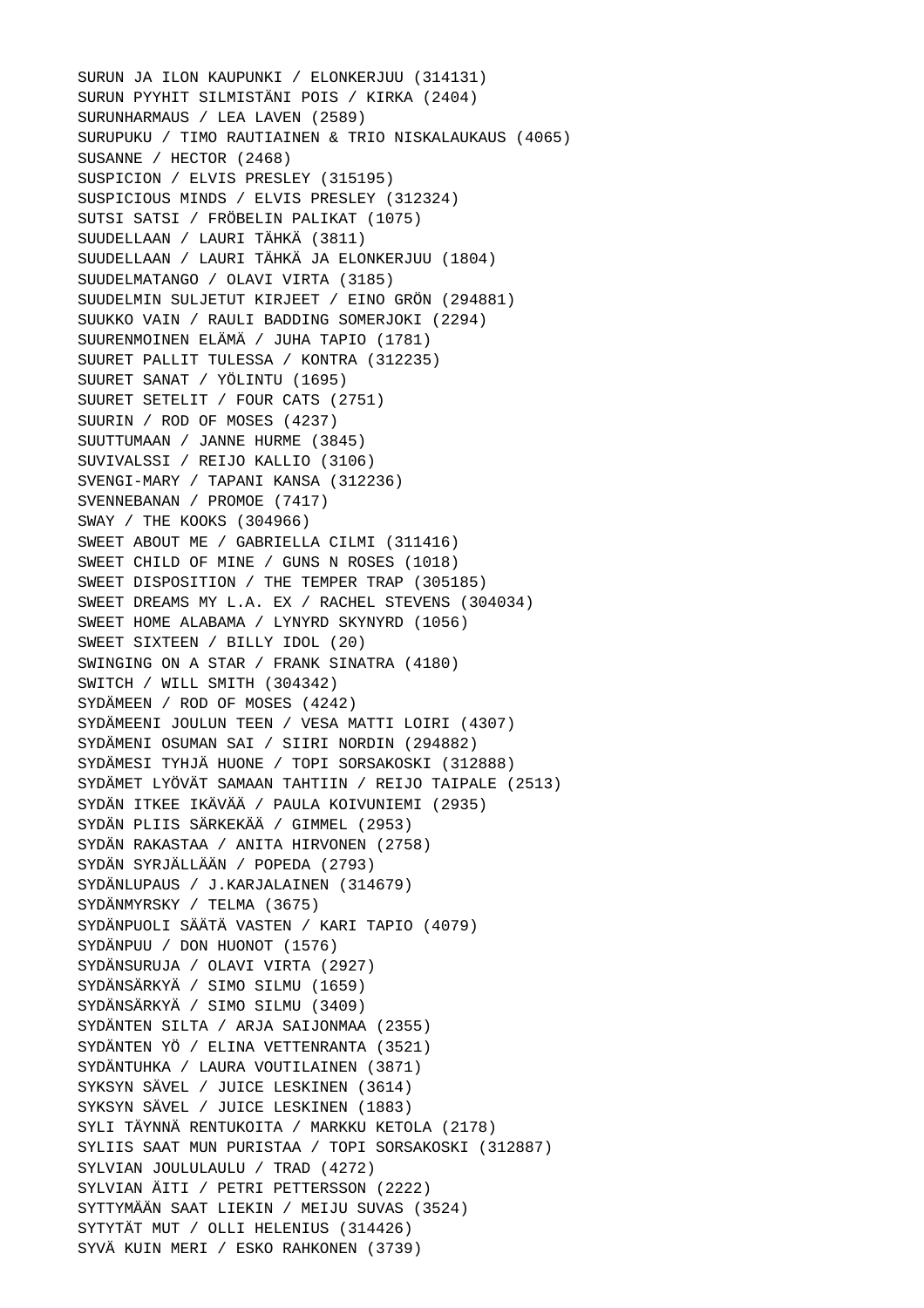SURUN JA ILON KAUPUNKI / ELONKERJUU (314131)
SURUN PYYHIT SILMISTÄNI POIS / KIRKA (2404)
SURUNHARMAUS / LEA LAVEN (2589)
SURUPUKU / TIMO RAUTIAINEN & TRIO NISKALAUKAUS (4065)
SUSANNE / HECTOR (2468)
SUSPICION / ELVIS PRESLEY (315195)
SUSPICIOUS MINDS / ELVIS PRESLEY (312324)
SUTSI SATSI / FRÖBELIN PALIKAT (1075)
SUUDELLAAN / LAURI TÄHKÄ (3811)
SUUDELLAAN / LAURI TÄHKÄ JA ELONKERJUU (1804)
SUUDELMATANGO / OLAVI VIRTA (3185)
SUUDELMIN SULJETUT KIRJEET / EINO GRÖN (294881)
SUUKKO VAIN / RAULI BADDING SOMERJOKI (2294)
SUURENMOINEN ELÄMÄ / JUHA TAPIO (1781)
SUURET PALLIT TULESSA / KONTRA (312235)
SUURET SANAT / YÖLINTU (1695)
SUURET SETELIT / FOUR CATS (2751)
SUURIN / ROD OF MOSES (4237)
SUUTTUMAAN / JANNE HURME (3845)
SUVIVALSSI / REIJO KALLIO (3106)
SVENGI-MARY / TAPANI KANSA (312236)
SVENNEBANAN / PROMOE (7417)
SWAY / THE KOOKS (304966)
SWEET ABOUT ME / GABRIELLA CILMI (311416)
SWEET CHILD OF MINE / GUNS N ROSES (1018)
SWEET DISPOSITION / THE TEMPER TRAP (305185)
SWEET DREAMS MY L.A. EX / RACHEL STEVENS (304034)
SWEET HOME ALABAMA / LYNYRD SKYNYRD (1056)
SWEET SIXTEEN / BILLY IDOL (20)
SWINGING ON A STAR / FRANK SINATRA (4180)
SWITCH / WILL SMITH (304342)
SYDÄMEEN / ROD OF MOSES (4242)
SYDÄMEENI JOULUN TEEN / VESA MATTI LOIRI (4307)
SYDÄMENI OSUMAN SAI / SIIRI NORDIN (294882)
SYDÄMESI TYHJÄ HUONE / TOPI SORSAKOSKI (312888)
SYDÄMET LYÖVÄT SAMAAN TAHTIIN / REIJO TAIPALE (2513)
SYDÄN ITKEE IKÄVÄÄ / PAULA KOIVUNIEMI (2935)
SYDÄN PLIIS SÄRKEKÄÄ / GIMMEL (2953)
SYDÄN RAKASTAA / ANITA HIRVONEN (2758)
SYDÄN SYRJÄLLÄÄN / POPEDA (2793)
SYDÄNLUPAUS / J.KARJALAINEN (314679)
SYDÄNMYRSKY / TELMA (3675)
SYDÄNPUOLI SÄÄTÄ VASTEN / KARI TAPIO (4079)
SYDÄNPUU / DON HUONOT (1576)
SYDÄNSURUJA / OLAVI VIRTA (2927)
SYDÄNSÄRKYÄ / SIMO SILMU (1659)
SYDÄNSÄRKYÄ / SIMO SILMU (3409)
SYDÄNTEN SILTA / ARJA SAIJONMAA (2355)
SYDÄNTEN YÖ / ELINA VETTENRANTA (3521)
SYDÄNTUHKA / LAURA VOUTILAINEN (3871)
SYKSYN SÄVEL / JUICE LESKINEN (3614)
SYKSYN SÄVEL / JUICE LESKINEN (1883)
SYLI TÄYNNÄ RENTUKOITA / MARKKU KETOLA (2178)
SYLIIS SAAT MUN PURISTAA / TOPI SORSAKOSKI (312887)
SYLVIAN JOULULAULU / TRAD (4272)
SYLVIAN ÄITI / PETRI PETTERSSON (2222)
SYTTYMÄÄN SAAT LIEKIN / MEIJU SUVAS (3524)
SYTYTÄT MUT / OLLI HELENIUS (314426)
SYVÄ KUIN MERI / ESKO RAHKONEN (3739)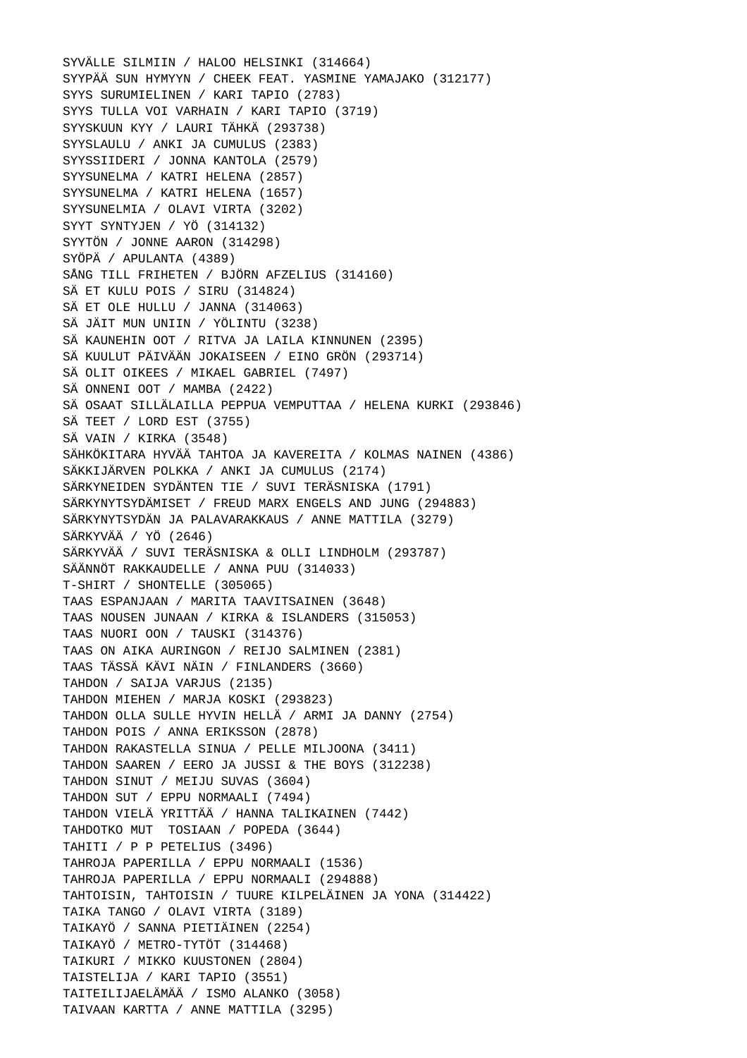SYVÄLLE SILMIIN / HALOO HELSINKI (314664)
SYYPÄÄ SUN HYMYYN / CHEEK FEAT. YASMINE YAMAJAKO (312177)
SYYS SURUMIELINEN / KARI TAPIO (2783)
SYYS TULLA VOI VARHAIN / KARI TAPIO (3719)
SYYSKUUN KYY / LAURI TÄHKÄ (293738)
SYYSLAULU / ANKI JA CUMULUS (2383)
SYYSSIIDERI / JONNA KANTOLA (2579)
SYYSUNELMA / KATRI HELENA (2857)
SYYSUNELMA / KATRI HELENA (1657)
SYYSUNELMIA / OLAVI VIRTA (3202)
SYYT SYNTYJEN / YÖ (314132)
SYYTÖN / JONNE AARON (314298)
SYÖPÄ / APULANTA (4389)
SÅNG TILL FRIHETEN / BJÖRN AFZELIUS (314160)
SÄ ET KULU POIS / SIRU (314824)
SÄ ET OLE HULLU / JANNA (314063)
SÄ JÄIT MUN UNIIN / YÖLINTU (3238)
SÄ KAUNEHIN OOT / RITVA JA LAILA KINNUNEN (2395)
SÄ KUULUT PÄIVÄÄN JOKAISEEN / EINO GRÖN (293714)
SÄ OLIT OIKEES / MIKAEL GABRIEL (7497)
SÄ ONNENI OOT / MAMBA (2422)
SÄ OSAAT SILLÄLAILLA PEPPUA VEMPUTTAA / HELENA KURKI (293846)
SÄ TEET / LORD EST (3755)
SÄ VAIN / KIRKA (3548)
SÄHKÖKITARA HYVÄÄ TAHTOA JA KAVEREITA / KOLMAS NAINEN (4386)
SÄKKIJÄRVEN POLKKA / ANKI JA CUMULUS (2174)
SÄRKYNEIDEN SYDÄNTEN TIE / SUVI TERÄSNISKA (1791)
SÄRKYNYTSYDÄMISET / FREUD MARX ENGELS AND JUNG (294883)
SÄRKYNYTSYDÄN JA PALAVARAKKAUS / ANNE MATTILA (3279)
SÄRKYVÄÄ / YÖ (2646)
SÄRKYVÄÄ / SUVI TERÄSNISKA & OLLI LINDHOLM (293787)
SÄÄNNÖT RAKKAUDELLE / ANNA PUU (314033)
T-SHIRT / SHONTELLE (305065)
TAAS ESPANJAAN / MARITA TAAVITSAINEN (3648)
TAAS NOUSEN JUNAAN / KIRKA & ISLANDERS (315053)
TAAS NUORI OON / TAUSKI (314376)
TAAS ON AIKA AURINGON / REIJO SALMINEN (2381)
TAAS TÄSSÄ KÄVI NÄIN / FINLANDERS (3660)
TAHDON / SAIJA VARJUS (2135)
TAHDON MIEHEN / MARJA KOSKI (293823)
TAHDON OLLA SULLE HYVIN HELLÄ / ARMI JA DANNY (2754)
TAHDON POIS / ANNA ERIKSSON (2878)
TAHDON RAKASTELLA SINUA / PELLE MILJOONA (3411)
TAHDON SAAREN / EERO JA JUSSI & THE BOYS (312238)
TAHDON SINUT / MEIJU SUVAS (3604)
TAHDON SUT / EPPU NORMAALI (7494)
TAHDON VIELÄ YRITTÄÄ / HANNA TALIKAINEN (7442)
TAHDOTKO MUT  TOSIAAN / POPEDA (3644)
TAHITI / P P PETELIUS (3496)
TAHROJA PAPERILLA / EPPU NORMAALI (1536)
TAHROJA PAPERILLA / EPPU NORMAALI (294888)
TAHTOISIN, TAHTOISIN / TUURE KILPELÄINEN JA YONA (314422)
TAIKA TANGO / OLAVI VIRTA (3189)
TAIKAYÖ / SANNA PIETIÄINEN (2254)
TAIKAYÖ / METRO-TYTÖT (314468)
TAIKURI / MIKKO KUUSTONEN (2804)
TAISTELIJA / KARI TAPIO (3551)
TAITEILIJAELÄMÄÄ / ISMO ALANKO (3058)
TAIVAAN KARTTA / ANNE MATTILA (3295)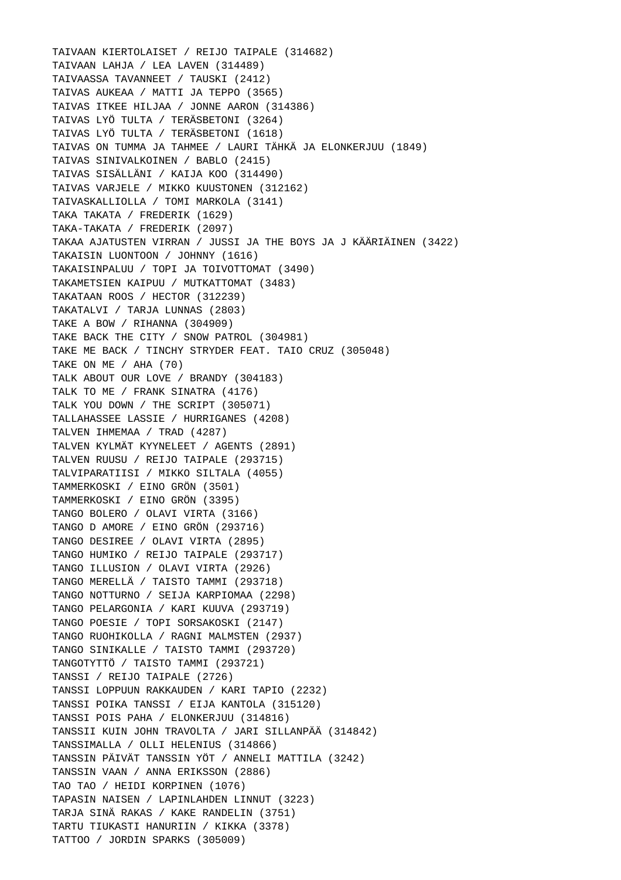TAIVAAN KIERTOLAISET / REIJO TAIPALE (314682)
TAIVAAN LAHJA / LEA LAVEN (314489)
TAIVAASSA TAVANNEET / TAUSKI (2412)
TAIVAS AUKEAA / MATTI JA TEPPO (3565)
TAIVAS ITKEE HILJAA / JONNE AARON (314386)
TAIVAS LYÖ TULTA / TERÄSBETONI (3264)
TAIVAS LYÖ TULTA / TERÄSBETONI (1618)
TAIVAS ON TUMMA JA TAHMEE / LAURI TÄHKÄ JA ELONKERJUU (1849)
TAIVAS SINIVALKOINEN / BABLO (2415)
TAIVAS SISÄLLÄNI / KAIJA KOO (314490)
TAIVAS VARJELE / MIKKO KUUSTONEN (312162)
TAIVASKALLIOLLA / TOMI MARKOLA (3141)
TAKA TAKATA / FREDERIK (1629)
TAKA-TAKATA / FREDERIK (2097)
TAKAA AJATUSTEN VIRRAN / JUSSI JA THE BOYS JA J KÄÄRIÄINEN (3422)
TAKAISIN LUONTOON / JOHNNY (1616)
TAKAISINPALUU / TOPI JA TOIVOTTOMAT (3490)
TAKAMETSIEN KAIPUU / MUTKATTOMAT (3483)
TAKATAAN ROOS / HECTOR (312239)
TAKATALVI / TARJA LUNNAS (2803)
TAKE A BOW / RIHANNA (304909)
TAKE BACK THE CITY / SNOW PATROL (304981)
TAKE ME BACK / TINCHY STRYDER FEAT. TAIO CRUZ (305048)
TAKE ON ME / AHA (70)
TALK ABOUT OUR LOVE / BRANDY (304183)
TALK TO ME / FRANK SINATRA (4176)
TALK YOU DOWN / THE SCRIPT (305071)
TALLAHASSEE LASSIE / HURRIGANES (4208)
TALVEN IHMEMAA / TRAD (4287)
TALVEN KYLMÄT KYYNELEET / AGENTS (2891)
TALVEN RUUSU / REIJO TAIPALE (293715)
TALVIPARATIISI / MIKKO SILTALA (4055)
TAMMERKOSKI / EINO GRÖN (3501)
TAMMERKOSKI / EINO GRÖN (3395)
TANGO BOLERO / OLAVI VIRTA (3166)
TANGO D AMORE / EINO GRÖN (293716)
TANGO DESIREE / OLAVI VIRTA (2895)
TANGO HUMIKO / REIJO TAIPALE (293717)
TANGO ILLUSION / OLAVI VIRTA (2926)
TANGO MERELLÄ / TAISTO TAMMI (293718)
TANGO NOTTURNO / SEIJA KARPIOMAA (2298)
TANGO PELARGONIA / KARI KUUVA (293719)
TANGO POESIE / TOPI SORSAKOSKI (2147)
TANGO RUOHIKOLLA / RAGNI MALMSTEN (2937)
TANGO SINIKALLE / TAISTO TAMMI (293720)
TANGOTYTTÖ / TAISTO TAMMI (293721)
TANSSI / REIJO TAIPALE (2726)
TANSSI LOPPUUN RAKKAUDEN / KARI TAPIO (2232)
TANSSI POIKA TANSSI / EIJA KANTOLA (315120)
TANSSI POIS PAHA / ELONKERJUU (314816)
TANSSII KUIN JOHN TRAVOLTA / JARI SILLANPÄÄ (314842)
TANSSIMALLA / OLLI HELENIUS (314866)
TANSSIN PÄIVÄT TANSSIN YÖT / ANNELI MATTILA (3242)
TANSSIN VAAN / ANNA ERIKSSON (2886)
TAO TAO / HEIDI KORPINEN (1076)
TAPASIN NAISEN / LAPINLAHDEN LINNUT (3223)
TARJA SINÄ RAKAS / KAKE RANDELIN (3751)
TARTU TIUKASTI HANURIIN / KIKKA (3378)
TATTOO / JORDIN SPARKS (305009)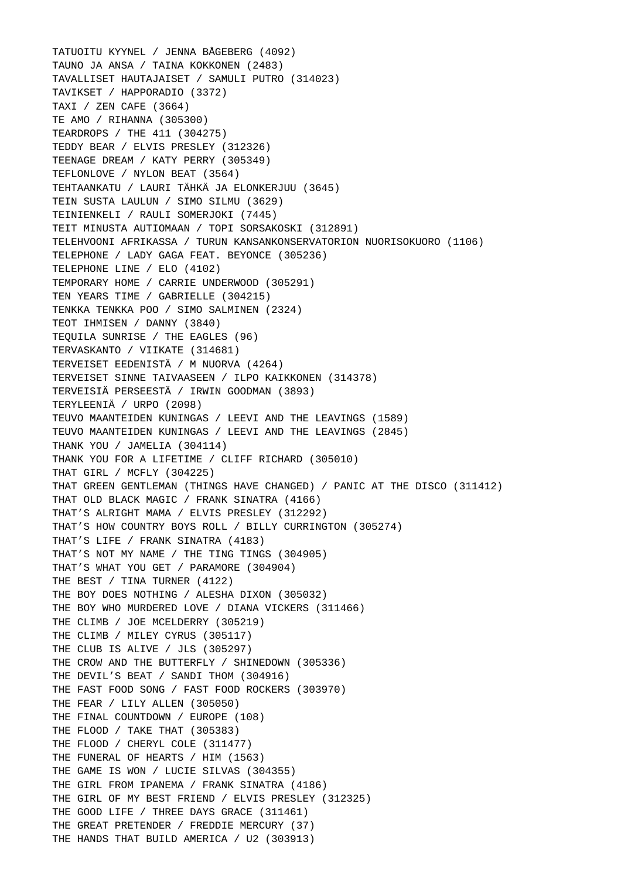TATUOITU KYYNEL / JENNA BÅGEBERG (4092)
TAUNO JA ANSA / TAINA KOKKONEN (2483)
TAVALLISET HAUTAJAISET / SAMULI PUTRO (314023)
TAVIKSET / HAPPORADIO (3372)
TAXI / ZEN CAFE (3664)
TE AMO / RIHANNA (305300)
TEARDROPS / THE 411 (304275)
TEDDY BEAR / ELVIS PRESLEY (312326)
TEENAGE DREAM / KATY PERRY (305349)
TEFLONLOVE / NYLON BEAT (3564)
TEHTAANKATU / LAURI TÄHKÄ JA ELONKERJUU (3645)
TEIN SUSTA LAULUN / SIMO SILMU (3629)
TEINIENKELI / RAULI SOMERJOKI (7445)
TEIT MINUSTA AUTIOMAAN / TOPI SORSAKOSKI (312891)
TELEHVOONI AFRIKASSA / TURUN KANSANKONSERVATORION NUORISOKUORO (1106)
TELEPHONE / LADY GAGA FEAT. BEYONCE (305236)
TELEPHONE LINE / ELO (4102)
TEMPORARY HOME / CARRIE UNDERWOOD (305291)
TEN YEARS TIME / GABRIELLE (304215)
TENKKA TENKKA POO / SIMO SALMINEN (2324)
TEOT IHMISEN / DANNY (3840)
TEQUILA SUNRISE / THE EAGLES (96)
TERVASKANTO / VIIKATE (314681)
TERVEISET EEDENISTÄ / M NUORVA (4264)
TERVEISET SINNE TAIVAASEEN / ILPO KAIKKONEN (314378)
TERVEISIÄ PERSEESTÄ / IRWIN GOODMAN (3893)
TERYLEENIÄ / URPO (2098)
TEUVO MAANTEIDEN KUNINGAS / LEEVI AND THE LEAVINGS (1589)
TEUVO MAANTEIDEN KUNINGAS / LEEVI AND THE LEAVINGS (2845)
THANK YOU / JAMELIA (304114)
THANK YOU FOR A LIFETIME / CLIFF RICHARD (305010)
THAT GIRL / MCFLY (304225)
THAT GREEN GENTLEMAN (THINGS HAVE CHANGED) / PANIC AT THE DISCO (311412)
THAT OLD BLACK MAGIC / FRANK SINATRA (4166)
THAT'S ALRIGHT MAMA / ELVIS PRESLEY (312292)
THAT'S HOW COUNTRY BOYS ROLL / BILLY CURRINGTON (305274)
THAT'S LIFE / FRANK SINATRA (4183)
THAT'S NOT MY NAME / THE TING TINGS (304905)
THAT'S WHAT YOU GET / PARAMORE (304904)
THE BEST / TINA TURNER (4122)
THE BOY DOES NOTHING / ALESHA DIXON (305032)
THE BOY WHO MURDERED LOVE / DIANA VICKERS (311466)
THE CLIMB / JOE MCELDERRY (305219)
THE CLIMB / MILEY CYRUS (305117)
THE CLUB IS ALIVE / JLS (305297)
THE CROW AND THE BUTTERFLY / SHINEDOWN (305336)
THE DEVIL'S BEAT / SANDI THOM (304916)
THE FAST FOOD SONG / FAST FOOD ROCKERS (303970)
THE FEAR / LILY ALLEN (305050)
THE FINAL COUNTDOWN / EUROPE (108)
THE FLOOD / TAKE THAT (305383)
THE FLOOD / CHERYL COLE (311477)
THE FUNERAL OF HEARTS / HIM (1563)
THE GAME IS WON / LUCIE SILVAS (304355)
THE GIRL FROM IPANEMA / FRANK SINATRA (4186)
THE GIRL OF MY BEST FRIEND / ELVIS PRESLEY (312325)
THE GOOD LIFE / THREE DAYS GRACE (311461)
THE GREAT PRETENDER / FREDDIE MERCURY (37)
THE HANDS THAT BUILD AMERICA / U2 (303913)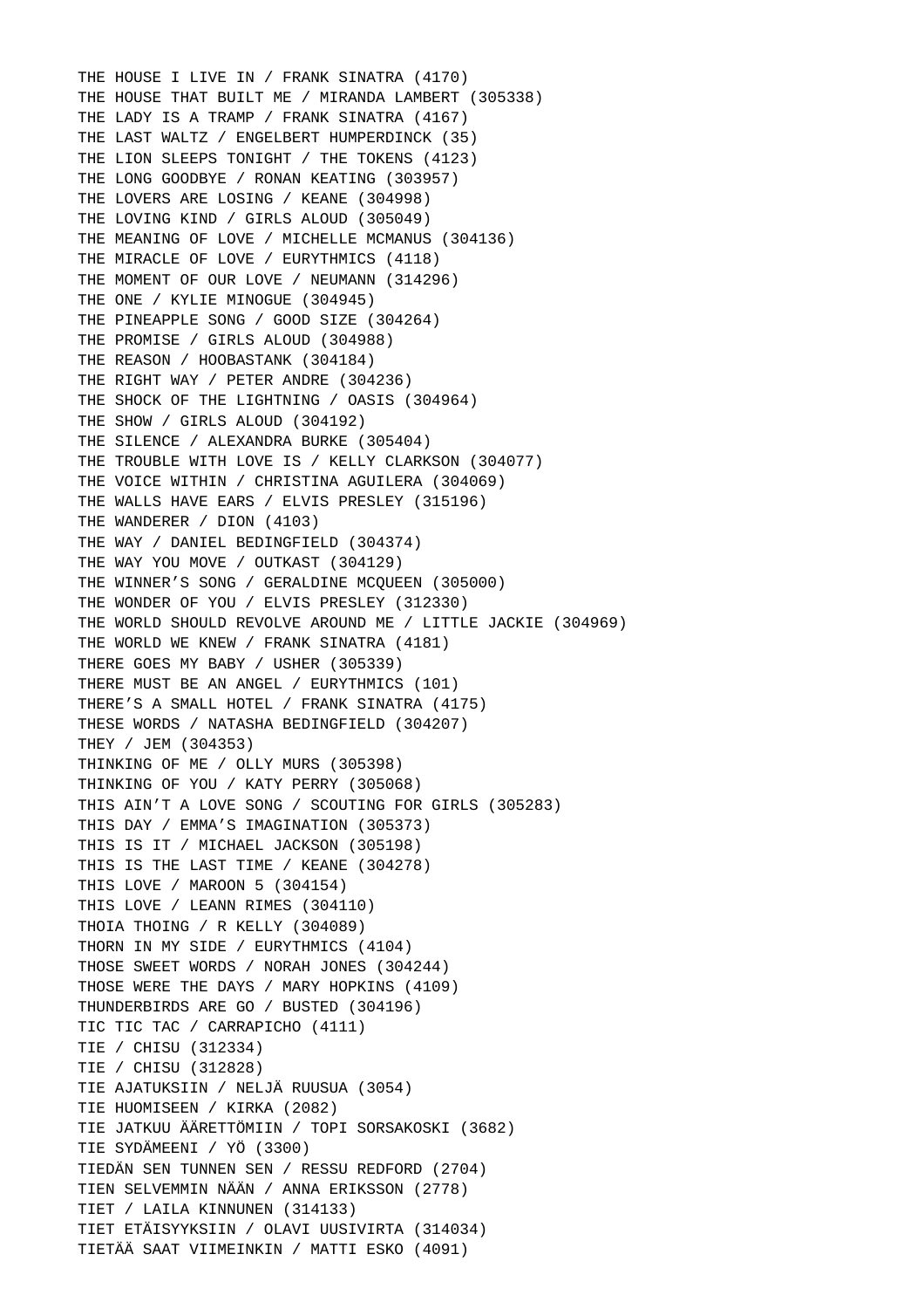THE HOUSE I LIVE IN / FRANK SINATRA (4170)
THE HOUSE THAT BUILT ME / MIRANDA LAMBERT (305338)
THE LADY IS A TRAMP / FRANK SINATRA (4167)
THE LAST WALTZ / ENGELBERT HUMPERDINCK (35)
THE LION SLEEPS TONIGHT / THE TOKENS (4123)
THE LONG GOODBYE / RONAN KEATING (303957)
THE LOVERS ARE LOSING / KEANE (304998)
THE LOVING KIND / GIRLS ALOUD (305049)
THE MEANING OF LOVE / MICHELLE MCMANUS (304136)
THE MIRACLE OF LOVE / EURYTHMICS (4118)
THE MOMENT OF OUR LOVE / NEUMANN (314296)
THE ONE / KYLIE MINOGUE (304945)
THE PINEAPPLE SONG / GOOD SIZE (304264)
THE PROMISE / GIRLS ALOUD (304988)
THE REASON / HOOBASTANK (304184)
THE RIGHT WAY / PETER ANDRE (304236)
THE SHOCK OF THE LIGHTNING / OASIS (304964)
THE SHOW / GIRLS ALOUD (304192)
THE SILENCE / ALEXANDRA BURKE (305404)
THE TROUBLE WITH LOVE IS / KELLY CLARKSON (304077)
THE VOICE WITHIN / CHRISTINA AGUILERA (304069)
THE WALLS HAVE EARS / ELVIS PRESLEY (315196)
THE WANDERER / DION (4103)
THE WAY / DANIEL BEDINGFIELD (304374)
THE WAY YOU MOVE / OUTKAST (304129)
THE WINNER’S SONG / GERALDINE MCQUEEN (305000)
THE WONDER OF YOU / ELVIS PRESLEY (312330)
THE WORLD SHOULD REVOLVE AROUND ME / LITTLE JACKIE (304969)
THE WORLD WE KNEW / FRANK SINATRA (4181)
THERE GOES MY BABY / USHER (305339)
THERE MUST BE AN ANGEL / EURYTHMICS (101)
THERE’S A SMALL HOTEL / FRANK SINATRA (4175)
THESE WORDS / NATASHA BEDINGFIELD (304207)
THEY / JEM (304353)
THINKING OF ME / OLLY MURS (305398)
THINKING OF YOU / KATY PERRY (305068)
THIS AIN’T A LOVE SONG / SCOUTING FOR GIRLS (305283)
THIS DAY / EMMA’S IMAGINATION (305373)
THIS IS IT / MICHAEL JACKSON (305198)
THIS IS THE LAST TIME / KEANE (304278)
THIS LOVE / MAROON 5 (304154)
THIS LOVE / LEANN RIMES (304110)
THOIA THOING / R KELLY (304089)
THORN IN MY SIDE / EURYTHMICS (4104)
THOSE SWEET WORDS / NORAH JONES (304244)
THOSE WERE THE DAYS / MARY HOPKINS (4109)
THUNDERBIRDS ARE GO / BUSTED (304196)
TIC TIC TAC / CARRAPICHO (4111)
TIE / CHISU (312334)
TIE / CHISU (312828)
TIE AJATUKSIIN / NELJÄ RUUSUA (3054)
TIE HUOMISEEN / KIRKA (2082)
TIE JATKUU ÄÄRETTÖMIIN / TOPI SORSAKOSKI (3682)
TIE SYDÄMEENI / YÖ (3300)
TIEDÄN SEN TUNNEN SEN / RESSU REDFORD (2704)
TIEN SELVEMMIN NÄÄN / ANNA ERIKSSON (2778)
TIET / LAILA KINNUNEN (314133)
TIET ETÄISYYKSIIN / OLAVI UUSIVIRTA (314034)
TIETÄÄ SAAT VIIMEINKIN / MATTI ESKO (4091)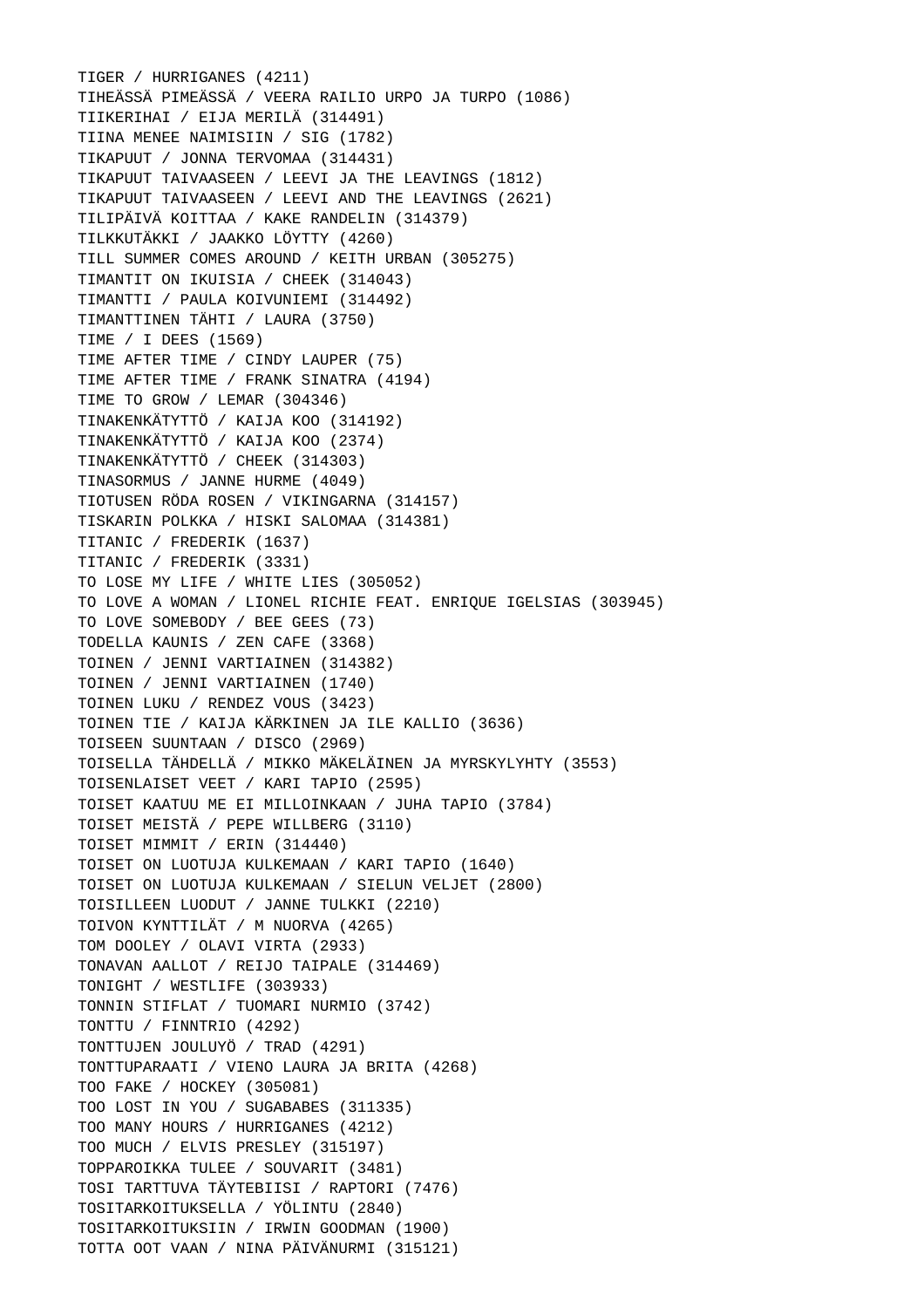TIGER / HURRIGANES (4211)
TIHEÄSSÄ PIMEÄSSÄ / VEERA RAILIO URPO JA TURPO (1086)
TIIKERIHAI / EIJA MERILÄ (314491)
TIINA MENEE NAIMISIIN / SIG (1782)
TIKAPUUT / JONNA TERVOMAA (314431)
TIKAPUUT TAIVAASEEN / LEEVI JA THE LEAVINGS (1812)
TIKAPUUT TAIVAASEEN / LEEVI AND THE LEAVINGS (2621)
TILIPÄIVÄ KOITTAA / KAKE RANDELIN (314379)
TILKKUTÄKKI / JAAKKO LÖYTTY (4260)
TILL SUMMER COMES AROUND / KEITH URBAN (305275)
TIMANTIT ON IKUISIA / CHEEK (314043)
TIMANTTI / PAULA KOIVUNIEMI (314492)
TIMANTTINEN TÄHTI / LAURA (3750)
TIME / I DEES (1569)
TIME AFTER TIME / CINDY LAUPER (75)
TIME AFTER TIME / FRANK SINATRA (4194)
TIME TO GROW / LEMAR (304346)
TINAKENKÄTYTTÖ / KAIJA KOO (314192)
TINAKENKÄTYTTÖ / KAIJA KOO (2374)
TINAKENKÄTYTTÖ / CHEEK (314303)
TINASORMUS / JANNE HURME (4049)
TIOTUSEN RÖDA ROSEN / VIKINGARNA (314157)
TISKARIN POLKKA / HISKI SALOMAA (314381)
TITANIC / FREDERIK (1637)
TITANIC / FREDERIK (3331)
TO LOSE MY LIFE / WHITE LIES (305052)
TO LOVE A WOMAN / LIONEL RICHIE FEAT. ENRIQUE IGELSIAS (303945)
TO LOVE SOMEBODY / BEE GEES (73)
TODELLA KAUNIS / ZEN CAFE (3368)
TOINEN / JENNI VARTIAINEN (314382)
TOINEN / JENNI VARTIAINEN (1740)
TOINEN LUKU / RENDEZ VOUS (3423)
TOINEN TIE / KAIJA KÄRKINEN JA ILE KALLIO (3636)
TOISEEN SUUNTAAN / DISCO (2969)
TOISELLA TÄHDELLÄ / MIKKO MÄKELÄINEN JA MYRSKYLYHTY (3553)
TOISENLAISET VEET / KARI TAPIO (2595)
TOISET KAATUU ME EI MILLOINKAAN / JUHA TAPIO (3784)
TOISET MEISTÄ / PEPE WILLBERG (3110)
TOISET MIMMIT / ERIN (314440)
TOISET ON LUOTUJA KULKEMAAN / KARI TAPIO (1640)
TOISET ON LUOTUJA KULKEMAAN / SIELUN VELJET (2800)
TOISILLEEN LUODUT / JANNE TULKKI (2210)
TOIVON KYNTTILÄT / M NUORVA (4265)
TOM DOOLEY / OLAVI VIRTA (2933)
TONAVAN AALLOT / REIJO TAIPALE (314469)
TONIGHT / WESTLIFE (303933)
TONNIN STIFLAT / TUOMARI NURMIO (3742)
TONTTU / FINNTRIO (4292)
TONTTUJEN JOULUYÖ / TRAD (4291)
TONTTUPARAATI / VIENO LAURA JA BRITA (4268)
TOO FAKE / HOCKEY (305081)
TOO LOST IN YOU / SUGABABES (311335)
TOO MANY HOURS / HURRIGANES (4212)
TOO MUCH / ELVIS PRESLEY (315197)
TOPPAROIKKA TULEE / SOUVARIT (3481)
TOSI TARTTUVA TÄYTEBIISI / RAPTORI (7476)
TOSITARKOITUKSELLA / YÖLINTU (2840)
TOSITARKOITUKSIIN / IRWIN GOODMAN (1900)
TOTTA OOT VAAN / NINA PÄIVÄNURMI (315121)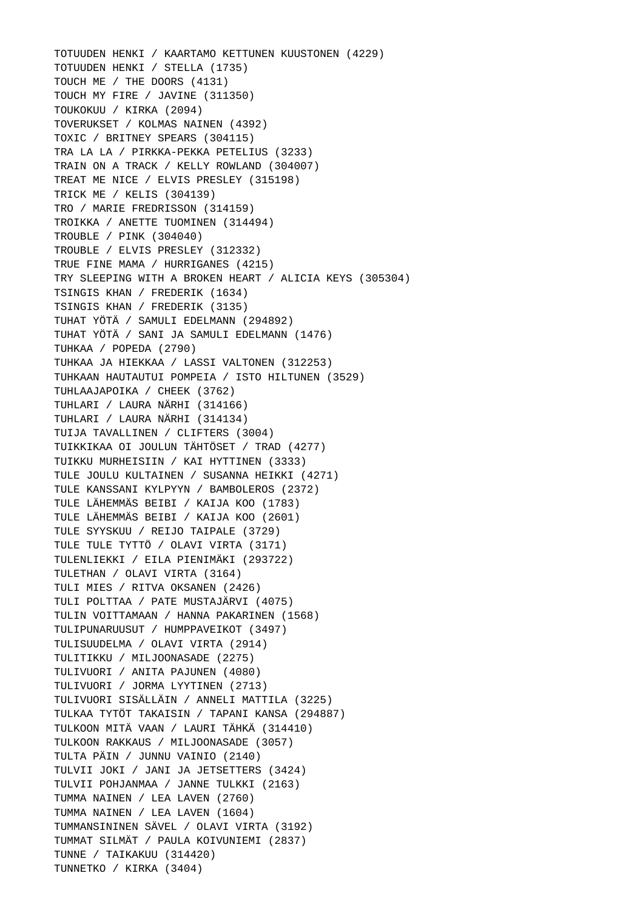TOTUUDEN HENKI / KAARTAMO KETTUNEN KUUSTONEN (4229)
TOTUUDEN HENKI / STELLA (1735)
TOUCH ME / THE DOORS (4131)
TOUCH MY FIRE / JAVINE (311350)
TOUKOKUU / KIRKA (2094)
TOVERUKSET / KOLMAS NAINEN (4392)
TOXIC / BRITNEY SPEARS (304115)
TRA LA LA / PIRKKA-PEKKA PETELIUS (3233)
TRAIN ON A TRACK / KELLY ROWLAND (304007)
TREAT ME NICE / ELVIS PRESLEY (315198)
TRICK ME / KELIS (304139)
TRO / MARIE FREDRISSON (314159)
TROIKKA / ANETTE TUOMINEN (314494)
TROUBLE / PINK (304040)
TROUBLE / ELVIS PRESLEY (312332)
TRUE FINE MAMA / HURRIGANES (4215)
TRY SLEEPING WITH A BROKEN HEART / ALICIA KEYS (305304)
TSINGIS KHAN / FREDERIK (1634)
TSINGIS KHAN / FREDERIK (3135)
TUHAT YÖTÄ / SAMULI EDELMANN (294892)
TUHAT YÖTÄ / SANI JA SAMULI EDELMANN (1476)
TUHKAA / POPEDA (2790)
TUHKAA JA HIEKKAA / LASSI VALTONEN (312253)
TUHKAAN HAUTAUTUI POMPEIA / ISTO HILTUNEN (3529)
TUHLAAJAPOIKA / CHEEK (3762)
TUHLARI / LAURA NÄRHI (314166)
TUHLARI / LAURA NÄRHI (314134)
TUIJA TAVALLINEN / CLIFTERS (3004)
TUIKKIKAA OI JOULUN TÄHTÖSET / TRAD (4277)
TUIKKU MURHEISIIN / KAI HYTTINEN (3333)
TULE JOULU KULTAINEN / SUSANNA HEIKKI (4271)
TULE KANSSANI KYLPYYN / BAMBOLEROS (2372)
TULE LÄHEMMÄS BEIBI / KAIJA KOO (1783)
TULE LÄHEMMÄS BEIBI / KAIJA KOO (2601)
TULE SYYSKUU / REIJO TAIPALE (3729)
TULE TULE TYTTÖ / OLAVI VIRTA (3171)
TULENLIEKKI / EILA PIENIMÄKI (293722)
TULETHAN / OLAVI VIRTA (3164)
TULI MIES / RITVA OKSANEN (2426)
TULI POLTTAA / PATE MUSTAJÄRVI (4075)
TULIN VOITTAMAAN / HANNA PAKARINEN (1568)
TULIPUNARUUSUT / HUMPPAVEIKOT (3497)
TULISUUDELMA / OLAVI VIRTA (2914)
TULITIKKU / MILJOONASADE (2275)
TULIVUORI / ANITA PAJUNEN (4080)
TULIVUORI / JORMA LYYTINEN (2713)
TULIVUORI SISÄLLÄIN / ANNELI MATTILA (3225)
TULKAA TYTÖT TAKAISIN / TAPANI KANSA (294887)
TULKOON MITÄ VAAN / LAURI TÄHKÄ (314410)
TULKOON RAKKAUS / MILJOONASADE (3057)
TULTA PÄIN / JUNNU VAINIO (2140)
TULVII JOKI / JANI JA JETSETTERS (3424)
TULVII POHJANMAA / JANNE TULKKI (2163)
TUMMA NAINEN / LEA LAVEN (2760)
TUMMA NAINEN / LEA LAVEN (1604)
TUMMANSININEN SÄVEL / OLAVI VIRTA (3192)
TUMMAT SILMÄT / PAULA KOIVUNIEMI (2837)
TUNNE / TAIKAKUU (314420)
TUNNETKO / KIRKA (3404)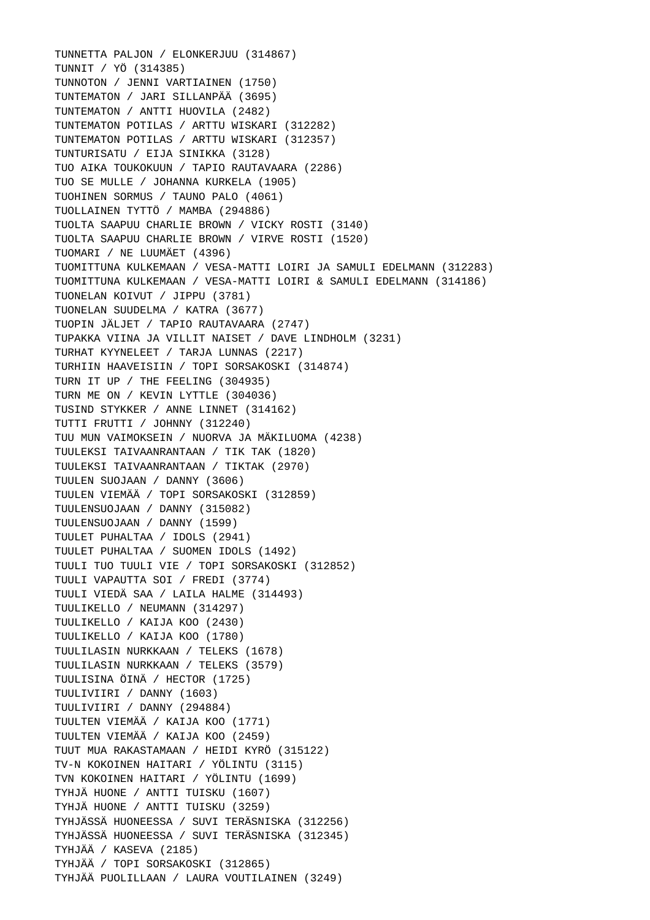TUNNETTA PALJON / ELONKERJUU (314867)
TUNNIT / YÖ (314385)
TUNNOTON / JENNI VARTIAINEN (1750)
TUNTEMATON / JARI SILLANPÄÄ (3695)
TUNTEMATON / ANTTI HUOVILA (2482)
TUNTEMATON POTILAS / ARTTU WISKARI (312282)
TUNTEMATON POTILAS / ARTTU WISKARI (312357)
TUNTURISATU / EIJA SINIKKA (3128)
TUO AIKA TOUKOKUUN / TAPIO RAUTAVAARA (2286)
TUO SE MULLE / JOHANNA KURKELA (1905)
TUOHINEN SORMUS / TAUNO PALO (4061)
TUOLLAINEN TYTTÖ / MAMBA (294886)
TUOLTA SAAPUU CHARLIE BROWN / VICKY ROSTI (3140)
TUOLTA SAAPUU CHARLIE BROWN / VIRVE ROSTI (1520)
TUOMARI / NE LUUMÄET (4396)
TUOMITTUNA KULKEMAAN / VESA-MATTI LOIRI JA SAMULI EDELMANN (312283)
TUOMITTUNA KULKEMAAN / VESA-MATTI LOIRI & SAMULI EDELMANN (314186)
TUONELAN KOIVUT / JIPPU (3781)
TUONELAN SUUDELMA / KATRA (3677)
TUOPIN JÄLJET / TAPIO RAUTAVAARA (2747)
TUPAKKA VIINA JA VILLIT NAISET / DAVE LINDHOLM (3231)
TURHAT KYYNELEET / TARJA LUNNAS (2217)
TURHIIN HAAVEISIIN / TOPI SORSAKOSKI (314874)
TURN IT UP / THE FEELING (304935)
TURN ME ON / KEVIN LYTTLE (304036)
TUSIND STYKKER / ANNE LINNET (314162)
TUTTI FRUTTI / JOHNNY (312240)
TUU MUN VAIMOKSEIN / NUORVA JA MÄKILUOMA (4238)
TUULEKSI TAIVAANRANTAAN / TIK TAK (1820)
TUULEKSI TAIVAANRANTAAN / TIKTAK (2970)
TUULEN SUOJAAN / DANNY (3606)
TUULEN VIEMÄÄ / TOPI SORSAKOSKI (312859)
TUULENSUOJAAN / DANNY (315082)
TUULENSUOJAAN / DANNY (1599)
TUULET PUHALTAA / IDOLS (2941)
TUULET PUHALTAA / SUOMEN IDOLS (1492)
TUULI TUO TUULI VIE / TOPI SORSAKOSKI (312852)
TUULI VAPAUTTA SOI / FREDI (3774)
TUULI VIEDÄ SAA / LAILA HALME (314493)
TUULIKELLO / NEUMANN (314297)
TUULIKELLO / KAIJA KOO (2430)
TUULIKELLO / KAIJA KOO (1780)
TUULILASIN NURKKAAN / TELEKS (1678)
TUULILASIN NURKKAAN / TELEKS (3579)
TUULISINA ÖINÄ / HECTOR (1725)
TUULIVIIRI / DANNY (1603)
TUULIVIIRI / DANNY (294884)
TUULTEN VIEMÄÄ / KAIJA KOO (1771)
TUULTEN VIEMÄÄ / KAIJA KOO (2459)
TUUT MUA RAKASTAMAAN / HEIDI KYRÖ (315122)
TV-N KOKOINEN HAITARI / YÖLINTU (3115)
TVN KOKOINEN HAITARI / YÖLINTU (1699)
TYHJÄ HUONE / ANTTI TUISKU (1607)
TYHJÄ HUONE / ANTTI TUISKU (3259)
TYHJÄSSÄ HUONEESSA / SUVI TERÄSNISKA (312256)
TYHJÄSSÄ HUONEESSA / SUVI TERÄSNISKA (312345)
TYHJÄÄ / KASEVA (2185)
TYHJÄÄ / TOPI SORSAKOSKI (312865)
TYHJÄÄ PUOLILLAAN / LAURA VOUTILAINEN (3249)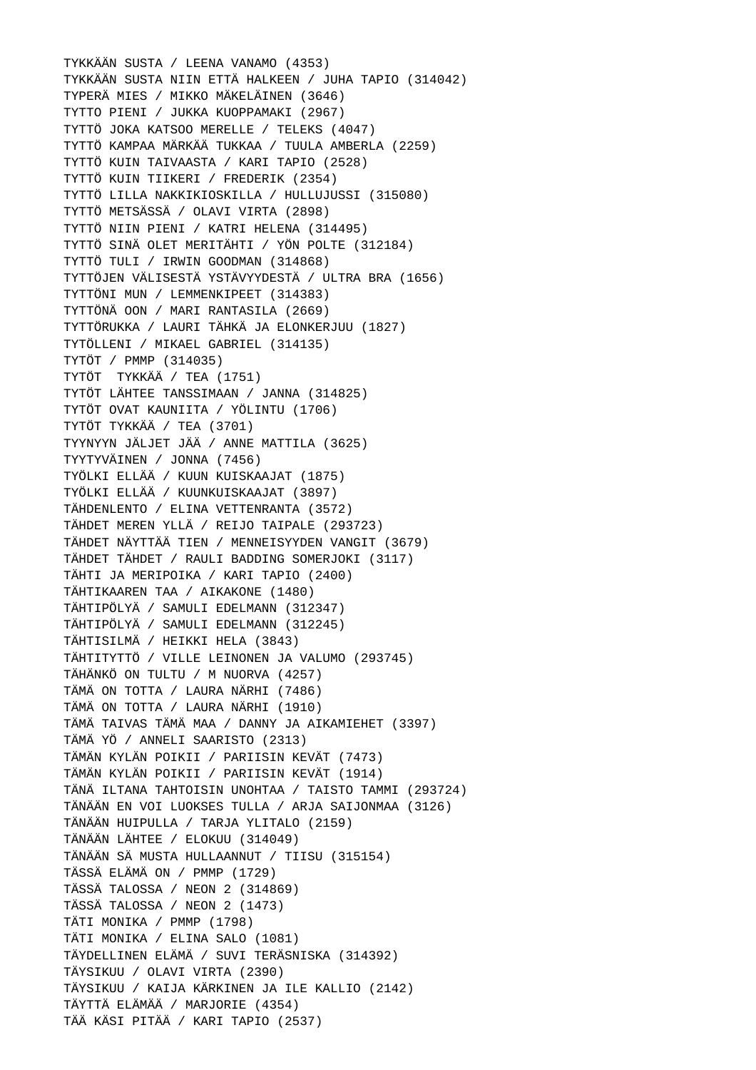TYKKÄÄN SUSTA / LEENA VANAMO (4353)
TYKKÄÄN SUSTA NIIN ETTÄ HALKEEN / JUHA TAPIO (314042)
TYPERÄ MIES / MIKKO MÄKELÄINEN (3646)
TYTTO PIENI / JUKKA KUOPPAMAKI (2967)
TYTTÖ JOKA KATSOO MERELLE / TELEKS (4047)
TYTTÖ KAMPAA MÄRKÄÄ TUKKAA / TUULA AMBERLA (2259)
TYTTÖ KUIN TAIVAASTA / KARI TAPIO (2528)
TYTTÖ KUIN TIIKERI / FREDERIK (2354)
TYTTÖ LILLA NAKKIKIOSKILLA / HULLUJUSSI (315080)
TYTTÖ METSÄSSÄ / OLAVI VIRTA (2898)
TYTTÖ NIIN PIENI / KATRI HELENA (314495)
TYTTÖ SINÄ OLET MERITÄHTI / YÖN POLTE (312184)
TYTTÖ TULI / IRWIN GOODMAN (314868)
TYTTÖJEN VÄLISESTÄ YSTÄVYYDESTÄ / ULTRA BRA (1656)
TYTTÖNI MUN / LEMMENKIPEET (314383)
TYTTÖNÄ OON / MARI RANTASILA (2669)
TYTTÖRUKKA / LAURI TÄHKÄ JA ELONKERJUU (1827)
TYTÖLLENI / MIKAEL GABRIEL (314135)
TYTÖT / PMMP (314035)
TYTÖT  TYKKÄÄ / TEA (1751)
TYTÖT LÄHTEE TANSSIMAAN / JANNA (314825)
TYTÖT OVAT KAUNIITA / YÖLINTU (1706)
TYTÖT TYKKÄÄ / TEA (3701)
TYYNYYN JÄLJET JÄÄ / ANNE MATTILA (3625)
TYYTYVÄINEN / JONNA (7456)
TYÖLKI ELLÄÄ / KUUN KUISKAAJAT (1875)
TYÖLKI ELLÄÄ / KUUNKUISKAAJAT (3897)
TÄHDENLENTO / ELINA VETTENRANTA (3572)
TÄHDET MEREN YLLÄ / REIJO TAIPALE (293723)
TÄHDET NÄYTTÄÄ TIEN / MENNEISYYDEN VANGIT (3679)
TÄHDET TÄHDET / RAULI BADDING SOMERJOKI (3117)
TÄHTI JA MERIPOIKA / KARI TAPIO (2400)
TÄHTIKAAREN TAA / AIKAKONE (1480)
TÄHTIPÖLYÄ / SAMULI EDELMANN (312347)
TÄHTIPÖLYÄ / SAMULI EDELMANN (312245)
TÄHTISILMÄ / HEIKKI HELA (3843)
TÄHTITYTTÖ / VILLE LEINONEN JA VALUMO (293745)
TÄHÄNKÖ ON TULTU / M NUORVA (4257)
TÄMÄ ON TOTTA / LAURA NÄRHI (7486)
TÄMÄ ON TOTTA / LAURA NÄRHI (1910)
TÄMÄ TAIVAS TÄMÄ MAA / DANNY JA AIKAMIEHET (3397)
TÄMÄ YÖ / ANNELI SAARISTO (2313)
TÄMÄN KYLÄN POIKII / PARIISIN KEVÄT (7473)
TÄMÄN KYLÄN POIKII / PARIISIN KEVÄT (1914)
TÄNÄ ILTANA TAHTOISIN UNOHTAA / TAISTO TAMMI (293724)
TÄNÄÄN EN VOI LUOKSES TULLA / ARJA SAIJONMAA (3126)
TÄNÄÄN HUIPULLA / TARJA YLITALO (2159)
TÄNÄÄN LÄHTEE / ELOKUU (314049)
TÄNÄÄN SÄ MUSTA HULLAANNUT / TIISU (315154)
TÄSSÄ ELÄMÄ ON / PMMP (1729)
TÄSSÄ TALOSSA / NEON 2 (314869)
TÄSSÄ TALOSSA / NEON 2 (1473)
TÄTI MONIKA / PMMP (1798)
TÄTI MONIKA / ELINA SALO (1081)
TÄYDELLINEN ELÄMÄ / SUVI TERÄSNISKA (314392)
TÄYSIKUU / OLAVI VIRTA (2390)
TÄYSIKUU / KAIJA KÄRKINEN JA ILE KALLIO (2142)
TÄYTTÄ ELÄMÄÄ / MARJORIE (4354)
TÄÄ KÄSI PITÄÄ / KARI TAPIO (2537)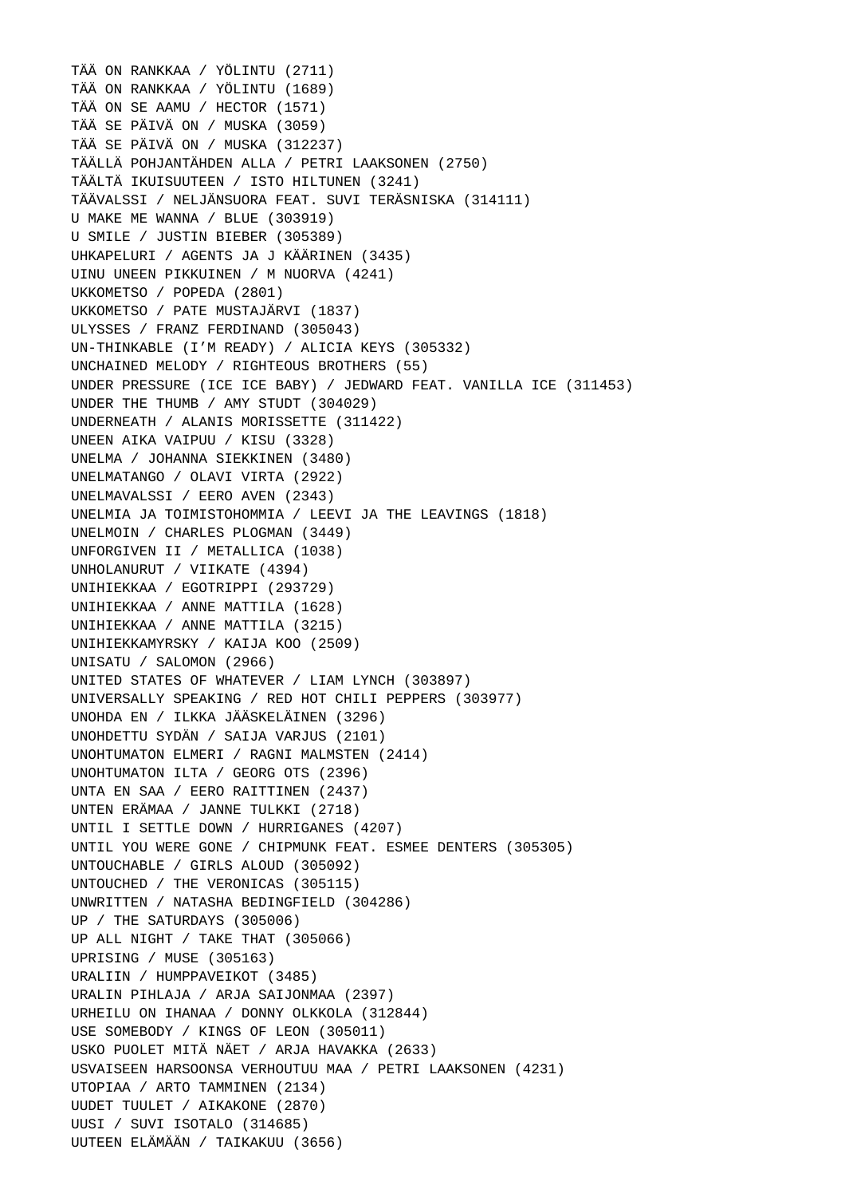TÄÄ ON RANKKAA / YÖLINTU (2711)
TÄÄ ON RANKKAA / YÖLINTU (1689)
TÄÄ ON SE AAMU / HECTOR (1571)
TÄÄ SE PÄIVÄ ON / MUSKA (3059)
TÄÄ SE PÄIVÄ ON / MUSKA (312237)
TÄÄLLÄ POHJANTÄHDEN ALLA / PETRI LAAKSONEN (2750)
TÄÄLTÄ IKUISUUTEEN / ISTO HILTUNEN (3241)
TÄÄVALSSI / NELJÄNSUORA FEAT. SUVI TERÄSNISKA (314111)
U MAKE ME WANNA / BLUE (303919)
U SMILE / JUSTIN BIEBER (305389)
UHKAPELURI / AGENTS JA J KÄÄRINEN (3435)
UINU UNEEN PIKKUINEN / M NUORVA (4241)
UKKOMETSO / POPEDA (2801)
UKKOMETSO / PATE MUSTAJÄRVI (1837)
ULYSSES / FRANZ FERDINAND (305043)
UN-THINKABLE (I'M READY) / ALICIA KEYS (305332)
UNCHAINED MELODY / RIGHTEOUS BROTHERS (55)
UNDER PRESSURE (ICE ICE BABY) / JEDWARD FEAT. VANILLA ICE (311453)
UNDER THE THUMB / AMY STUDT (304029)
UNDERNEATH / ALANIS MORISSETTE (311422)
UNEEN AIKA VAIPUU / KISU (3328)
UNELMA / JOHANNA SIEKKINEN (3480)
UNELMATANGO / OLAVI VIRTA (2922)
UNELMAVALSSI / EERO AVEN (2343)
UNELMIA JA TOIMISTOHOMMIA / LEEVI JA THE LEAVINGS (1818)
UNELMOIN / CHARLES PLOGMAN (3449)
UNFORGIVEN II / METALLICA (1038)
UNHOLANURUT / VIIKATE (4394)
UNIHIEKKAA / EGOTRIPPI (293729)
UNIHIEKKAA / ANNE MATTILA (1628)
UNIHIEKKAA / ANNE MATTILA (3215)
UNIHIEKKAMYRSKY / KAIJA KOO (2509)
UNISATU / SALOMON (2966)
UNITED STATES OF WHATEVER / LIAM LYNCH (303897)
UNIVERSALLY SPEAKING / RED HOT CHILI PEPPERS (303977)
UNOHDA EN / ILKKA JÄÄSKELÄINEN (3296)
UNOHDETTU SYDÄN / SAIJA VARJUS (2101)
UNOHTUMATON ELMERI / RAGNI MALMSTEN (2414)
UNOHTUMATON ILTA / GEORG OTS (2396)
UNTA EN SAA / EERO RAITTINEN (2437)
UNTEN ERÄMAA / JANNE TULKKI (2718)
UNTIL I SETTLE DOWN / HURRIGANES (4207)
UNTIL YOU WERE GONE / CHIPMUNK FEAT. ESMEE DENTERS (305305)
UNTOUCHABLE / GIRLS ALOUD (305092)
UNTOUCHED / THE VERONICAS (305115)
UNWRITTEN / NATASHA BEDINGFIELD (304286)
UP / THE SATURDAYS (305006)
UP ALL NIGHT / TAKE THAT (305066)
UPRISING / MUSE (305163)
URALIIN / HUMPPAVEIKOT (3485)
URALIN PIHLAJA / ARJA SAIJONMAA (2397)
URHEILU ON IHANAA / DONNY OLKKOLA (312844)
USE SOMEBODY / KINGS OF LEON (305011)
USKO PUOLET MITÄ NÄET / ARJA HAVAKKA (2633)
USVAISEEN HARSOONSA VERHOUTUU MAA / PETRI LAAKSONEN (4231)
UTOPIAA / ARTO TAMMINEN (2134)
UUDET TUULET / AIKAKONE (2870)
UUSI / SUVI ISOTALO (314685)
UUTEEN ELÄMÄÄN / TAIKAKUU (3656)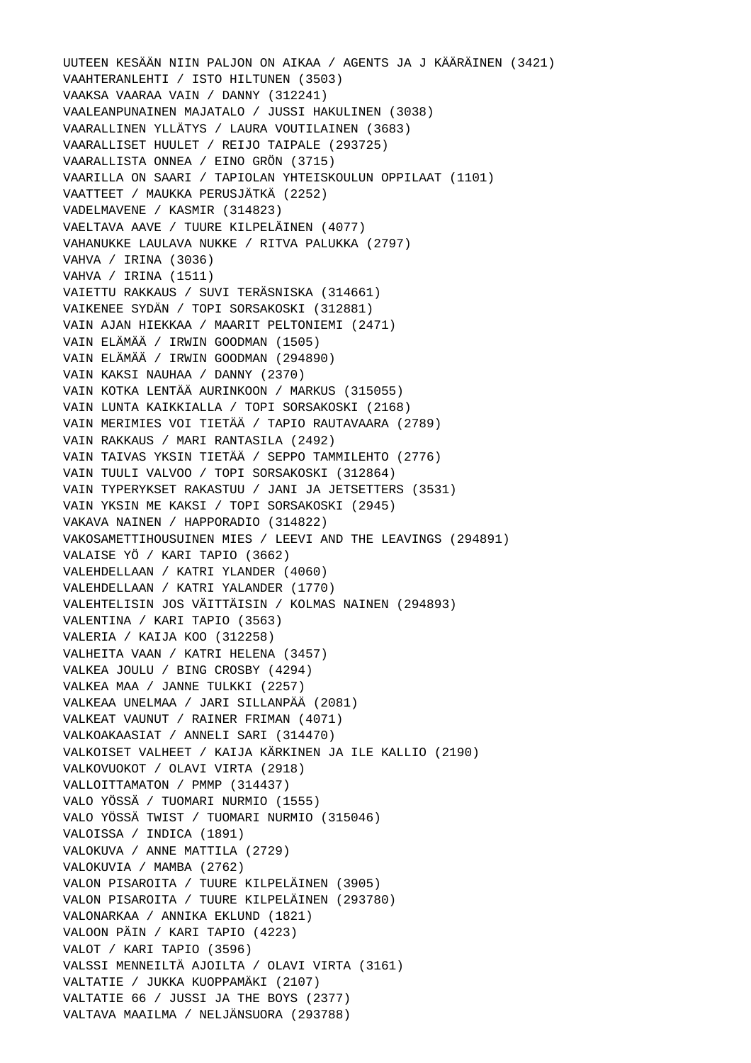UUTEEN KESÄÄN NIIN PALJON ON AIKAA / AGENTS JA J KÄÄRÄINEN (3421)
VAAHTERANLEHTI / ISTO HILTUNEN (3503)
VAAKSA VAARAA VAIN / DANNY (312241)
VAALEANPUNAINEN MAJATALO / JUSSI HAKULINEN (3038)
VAARALLINEN YLLÄTYS / LAURA VOUTILAINEN (3683)
VAARALLISET HUULET / REIJO TAIPALE (293725)
VAARALLISTA ONNEA / EINO GRÖN (3715)
VAARILLA ON SAARI / TAPIOLAN YHTEISKOULUN OPPILAAT (1101)
VAATTEET / MAUKKA PERUSJÄTKÄ (2252)
VADELMAVENE / KASMIR (314823)
VAELTAVA AAVE / TUURE KILPELÄINEN (4077)
VAHANUKKE LAULAVA NUKKE / RITVA PALUKKA (2797)
VAHVA / IRINA (3036)
VAHVA / IRINA (1511)
VAIETTU RAKKAUS / SUVI TERÄSNISKA (314661)
VAIKENEE SYDÄN / TOPI SORSAKOSKI (312881)
VAIN AJAN HIEKKAA / MAARIT PELTONIEMI (2471)
VAIN ELÄMÄÄ / IRWIN GOODMAN (1505)
VAIN ELÄMÄÄ / IRWIN GOODMAN (294890)
VAIN KAKSI NAUHAA / DANNY (2370)
VAIN KOTKA LENTÄÄ AURINKOON / MARKUS (315055)
VAIN LUNTA KAIKKIALLA / TOPI SORSAKOSKI (2168)
VAIN MERIMIES VOI TIETÄÄ / TAPIO RAUTAVAARA (2789)
VAIN RAKKAUS / MARI RANTASILA (2492)
VAIN TAIVAS YKSIN TIETÄÄ / SEPPO TAMMILEHTO (2776)
VAIN TUULI VALVOO / TOPI SORSAKOSKI (312864)
VAIN TYPERYKSET RAKASTUU / JANI JA JETSETTERS (3531)
VAIN YKSIN ME KAKSI / TOPI SORSAKOSKI (2945)
VAKAVA NAINEN / HAPPORADIO (314822)
VAKOSAMETTIHOUSUINEN MIES / LEEVI AND THE LEAVINGS (294891)
VALAISE YÖ / KARI TAPIO (3662)
VALEHDELLAAN / KATRI YLANDER (4060)
VALEHDELLAAN / KATRI YALANDER (1770)
VALEHTELISIN JOS VÄITTÄISIN / KOLMAS NAINEN (294893)
VALENTINA / KARI TAPIO (3563)
VALERIA / KAIJA KOO (312258)
VALHEITA VAAN / KATRI HELENA (3457)
VALKEA JOULU / BING CROSBY (4294)
VALKEA MAA / JANNE TULKKI (2257)
VALKEAA UNELMAA / JARI SILLANPÄÄ (2081)
VALKEAT VAUNUT / RAINER FRIMAN (4071)
VALKOAKAASIAT / ANNELI SARI (314470)
VALKOISET VALHEET / KAIJA KÄRKINEN JA ILE KALLIO (2190)
VALKOVUOKOT / OLAVI VIRTA (2918)
VALLOITTAMATON / PMMP (314437)
VALO YÖSSÄ / TUOMARI NURMIO (1555)
VALO YÖSSÄ TWIST / TUOMARI NURMIO (315046)
VALOISSA / INDICA (1891)
VALOKUVA / ANNE MATTILA (2729)
VALOKUVIA / MAMBA (2762)
VALON PISAROITA / TUURE KILPELÄINEN (3905)
VALON PISAROITA / TUURE KILPELÄINEN (293780)
VALONARKAA / ANNIKA EKLUND (1821)
VALOON PÄIN / KARI TAPIO (4223)
VALOT / KARI TAPIO (3596)
VALSSI MENNEILTÄ AJOILTA / OLAVI VIRTA (3161)
VALTATIE / JUKKA KUOPPAMÄKI (2107)
VALTATIE 66 / JUSSI JA THE BOYS (2377)
VALTAVA MAAILMA / NELJÄNSUORA (293788)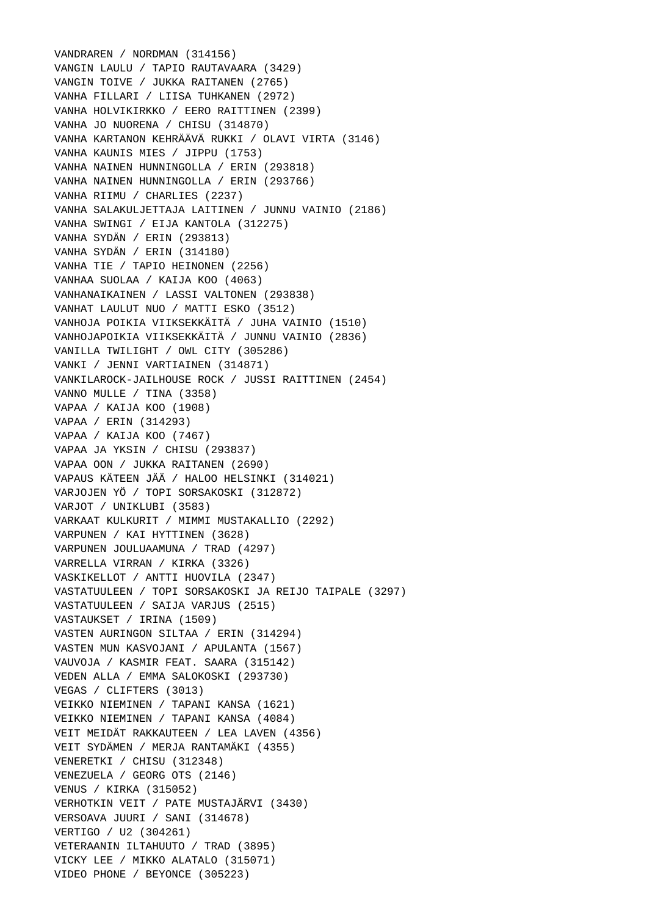VANDRAREN / NORDMAN (314156)
VANGIN LAULU / TAPIO RAUTAVAARA (3429)
VANGIN TOIVE / JUKKA RAITANEN (2765)
VANHA FILLARI / LIISA TUHKANEN (2972)
VANHA HOLVIKIRKKO / EERO RAITTINEN (2399)
VANHA JO NUORENA / CHISU (314870)
VANHA KARTANON KEHRÄÄVÄ RUKKI / OLAVI VIRTA (3146)
VANHA KAUNIS MIES / JIPPU (1753)
VANHA NAINEN HUNNINGOLLA / ERIN (293818)
VANHA NAINEN HUNNINGOLLA / ERIN (293766)
VANHA RIIMU / CHARLIES (2237)
VANHA SALAKULJETTAJA LAITINEN / JUNNU VAINIO (2186)
VANHA SWINGI / EIJA KANTOLA (312275)
VANHA SYDÄN / ERIN (293813)
VANHA SYDÄN / ERIN (314180)
VANHA TIE / TAPIO HEINONEN (2256)
VANHAA SUOLAA / KAIJA KOO (4063)
VANHANAIKAINEN / LASSI VALTONEN (293838)
VANHAT LAULUT NUO / MATTI ESKO (3512)
VANHOJA POIKIA VIIKSEKKÄITÄ / JUHA VAINIO (1510)
VANHOJAPOIKIA VIIKSEKKÄITÄ / JUNNU VAINIO (2836)
VANILLA TWILIGHT / OWL CITY (305286)
VANKI / JENNI VARTIAINEN (314871)
VANKILAROCK-JAILHOUSE ROCK / JUSSI RAITTINEN (2454)
VANNO MULLE / TINA (3358)
VAPAA / KAIJA KOO (1908)
VAPAA / ERIN (314293)
VAPAA / KAIJA KOO (7467)
VAPAA JA YKSIN / CHISU (293837)
VAPAA OON / JUKKA RAITANEN (2690)
VAPAUS KÄTEEN JÄÄ / HALOO HELSINKI (314021)
VARJOJEN YÖ / TOPI SORSAKOSKI (312872)
VARJOT / UNIKLUBI (3583)
VARKAAT KULKURIT / MIMMI MUSTAKALLIO (2292)
VARPUNEN / KAI HYTTINEN (3628)
VARPUNEN JOULUAAMUNA / TRAD (4297)
VARRELLA VIRRAN / KIRKA (3326)
VASKIKELLOT / ANTTI HUOVILA (2347)
VASTATUULEEN / TOPI SORSAKOSKI JA REIJO TAIPALE (3297)
VASTATUULEEN / SAIJA VARJUS (2515)
VASTAUKSET / IRINA (1509)
VASTEN AURINGON SILTAA / ERIN (314294)
VASTEN MUN KASVOJANI / APULANTA (1567)
VAUVOJA / KASMIR FEAT. SAARA (315142)
VEDEN ALLA / EMMA SALOKOSKI (293730)
VEGAS / CLIFTERS (3013)
VEIKKO NIEMINEN / TAPANI KANSA (1621)
VEIKKO NIEMINEN / TAPANI KANSA (4084)
VEIT MEIDÄT RAKKAUTEEN / LEA LAVEN (4356)
VEIT SYDÄMEN / MERJA RANTAMÄKI (4355)
VENERETKI / CHISU (312348)
VENEZUELA / GEORG OTS (2146)
VENUS / KIRKA (315052)
VERHOTKIN VEIT / PATE MUSTAJÄRVI (3430)
VERSOAVA JUURI / SANI (314678)
VERTIGO / U2 (304261)
VETERAANIN ILTAHUUTO / TRAD (3895)
VICKY LEE / MIKKO ALATALO (315071)
VIDEO PHONE / BEYONCE (305223)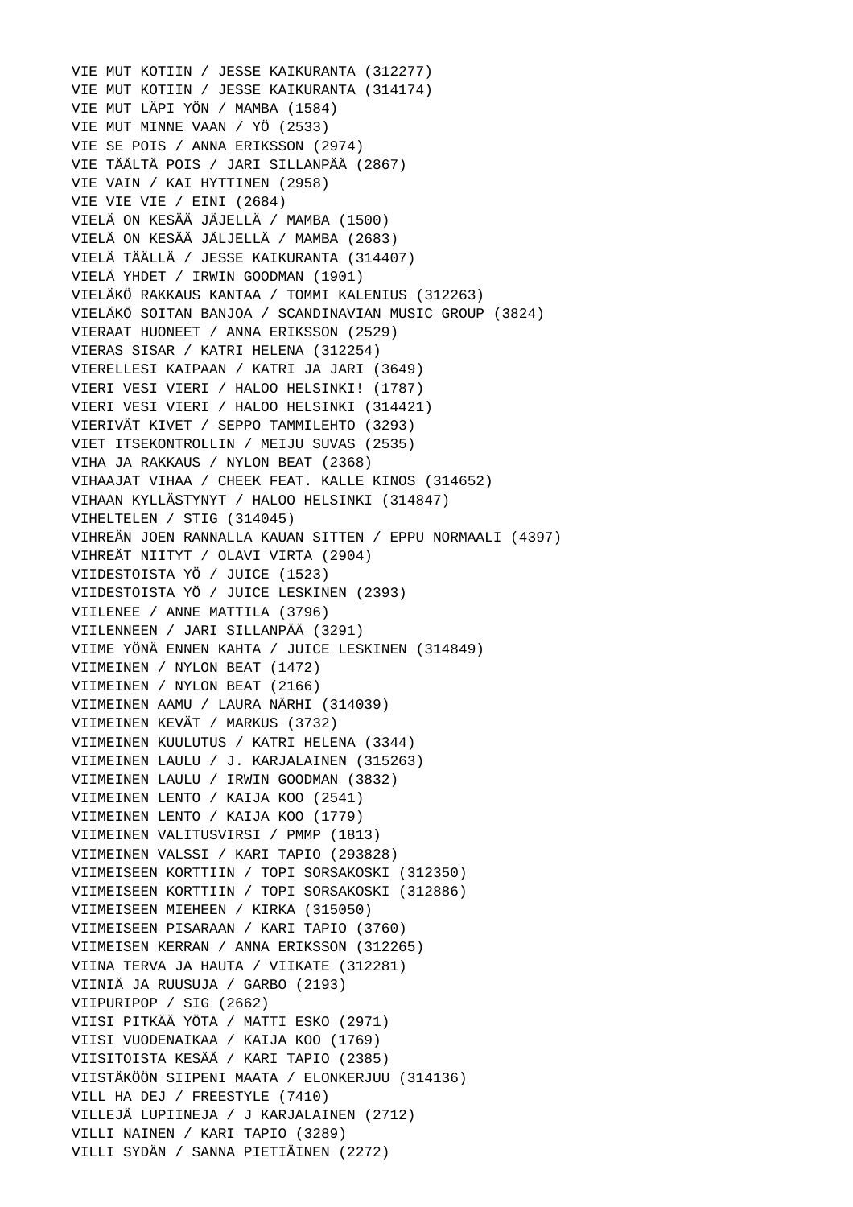VIE MUT KOTIIN / JESSE KAIKURANTA (312277)
VIE MUT KOTIIN / JESSE KAIKURANTA (314174)
VIE MUT LÄPI YÖN / MAMBA (1584)
VIE MUT MINNE VAAN / YÖ (2533)
VIE SE POIS / ANNA ERIKSSON (2974)
VIE TÄÄLTÄ POIS / JARI SILLANPÄÄ (2867)
VIE VAIN / KAI HYTTINEN (2958)
VIE VIE VIE / EINI (2684)
VIELÄ ON KESÄÄ JÄJELLÄ / MAMBA (1500)
VIELÄ ON KESÄÄ JÄLJELLÄ / MAMBA (2683)
VIELÄ TÄÄLLÄ / JESSE KAIKURANTA (314407)
VIELÄ YHDET / IRWIN GOODMAN (1901)
VIELÄKÖ RAKKAUS KANTAA / TOMMI KALENIUS (312263)
VIELÄKÖ SOITAN BANJOA / SCANDINAVIAN MUSIC GROUP (3824)
VIERAAT HUONEET / ANNA ERIKSSON (2529)
VIERAS SISAR / KATRI HELENA (312254)
VIERELLESI KAIPAAN / KATRI JA JARI (3649)
VIERI VESI VIERI / HALOO HELSINKI! (1787)
VIERI VESI VIERI / HALOO HELSINKI (314421)
VIERIVÄT KIVET / SEPPO TAMMILEHTO (3293)
VIET ITSEKONTROLLIN / MEIJU SUVAS (2535)
VIHA JA RAKKAUS / NYLON BEAT (2368)
VIHAAJAT VIHAA / CHEEK FEAT. KALLE KINOS (314652)
VIHAAN KYLLÄSTYNYT / HALOO HELSINKI (314847)
VIHELTELEN / STIG (314045)
VIHREÄN JOEN RANNALLA KAUAN SITTEN / EPPU NORMAALI (4397)
VIHREÄT NIITYT / OLAVI VIRTA (2904)
VIIDESTOISTA YÖ / JUICE (1523)
VIIDESTOISTA YÖ / JUICE LESKINEN (2393)
VIILENEE / ANNE MATTILA (3796)
VIILENNEEN / JARI SILLANPÄÄ (3291)
VIIME YÖNÄ ENNEN KAHTA / JUICE LESKINEN (314849)
VIIMEINEN / NYLON BEAT (1472)
VIIMEINEN / NYLON BEAT (2166)
VIIMEINEN AAMU / LAURA NÄRHI (314039)
VIIMEINEN KEVÄT / MARKUS (3732)
VIIMEINEN KUULUTUS / KATRI HELENA (3344)
VIIMEINEN LAULU / J. KARJALAINEN (315263)
VIIMEINEN LAULU / IRWIN GOODMAN (3832)
VIIMEINEN LENTO / KAIJA KOO (2541)
VIIMEINEN LENTO / KAIJA KOO (1779)
VIIMEINEN VALITUSVIRSI / PMMP (1813)
VIIMEINEN VALSSI / KARI TAPIO (293828)
VIIMEISEEN KORTTIIN / TOPI SORSAKOSKI (312350)
VIIMEISEEN KORTTIIN / TOPI SORSAKOSKI (312886)
VIIMEISEEN MIEHEEN / KIRKA (315050)
VIIMEISEEN PISARAAN / KARI TAPIO (3760)
VIIMEISEN KERRAN / ANNA ERIKSSON (312265)
VIINA TERVA JA HAUTA / VIIKATE (312281)
VIINIÄ JA RUUSUJA / GARBO (2193)
VIIPURIPOP / SIG (2662)
VIISI PITKÄÄ YÖTA / MATTI ESKO (2971)
VIISI VUODENAIKAA / KAIJA KOO (1769)
VIISITOISTA KESÄÄ / KARI TAPIO (2385)
VIISTÄKÖÖN SIIPENI MAATA / ELONKERJUU (314136)
VILL HA DEJ / FREESTYLE (7410)
VILLEJÄ LUPIINEJA / J KARJALAINEN (2712)
VILLI NAINEN / KARI TAPIO (3289)
VILLI SYDÄN / SANNA PIETIÄINEN (2272)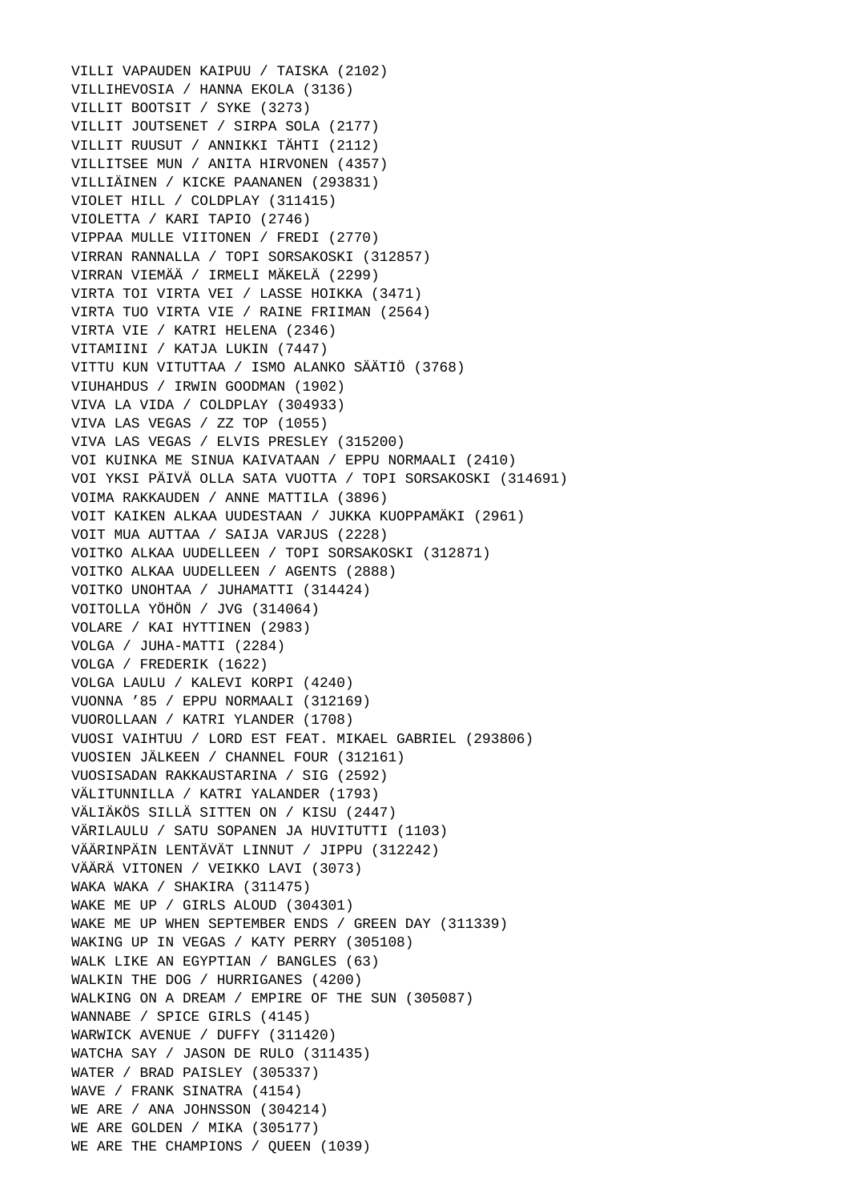VILLI VAPAUDEN KAIPUU / TAISKA (2102)
VILLIHEVOSIA / HANNA EKOLA (3136)
VILLIT BOOTSIT / SYKE (3273)
VILLIT JOUTSENET / SIRPA SOLA (2177)
VILLIT RUUSUT / ANNIKKI TÄHTI (2112)
VILLITSEE MUN / ANITA HIRVONEN (4357)
VILLIÄINEN / KICKE PAANANEN (293831)
VIOLET HILL / COLDPLAY (311415)
VIOLETTA / KARI TAPIO (2746)
VIPPAA MULLE VIITONEN / FREDI (2770)
VIRRAN RANNALLA / TOPI SORSAKOSKI (312857)
VIRRAN VIEMÄÄ / IRMELI MÄKELÄ (2299)
VIRTA TOI VIRTA VEI / LASSE HOIKKA (3471)
VIRTA TUO VIRTA VIE / RAINE FRIIMAN (2564)
VIRTA VIE / KATRI HELENA (2346)
VITAMIINI / KATJA LUKIN (7447)
VITTU KUN VITUTTAA / ISMO ALANKO SÄÄTIÖ (3768)
VIUHAHDUS / IRWIN GOODMAN (1902)
VIVA LA VIDA / COLDPLAY (304933)
VIVA LAS VEGAS / ZZ TOP (1055)
VIVA LAS VEGAS / ELVIS PRESLEY (315200)
VOI KUINKA ME SINUA KAIVATAAN / EPPU NORMAALI (2410)
VOI YKSI PÄIVÄ OLLA SATA VUOTTA / TOPI SORSAKOSKI (314691)
VOIMA RAKKAUDEN / ANNE MATTILA (3896)
VOIT KAIKEN ALKAA UUDESTAAN / JUKKA KUOPPAMÄKI (2961)
VOIT MUA AUTTAA / SAIJA VARJUS (2228)
VOITKO ALKAA UUDELLEEN / TOPI SORSAKOSKI (312871)
VOITKO ALKAA UUDELLEEN / AGENTS (2888)
VOITKO UNOHTAA / JUHAMATTI (314424)
VOITOLLA YÖHÖN / JVG (314064)
VOLARE / KAI HYTTINEN (2983)
VOLGA / JUHA-MATTI (2284)
VOLGA / FREDERIK (1622)
VOLGA LAULU / KALEVI KORPI (4240)
VUONNA ’85 / EPPU NORMAALI (312169)
VUOROLLAAN / KATRI YLANDER (1708)
VUOSI VAIHTUU / LORD EST FEAT. MIKAEL GABRIEL (293806)
VUOSIEN JÄLKEEN / CHANNEL FOUR (312161)
VUOSISADAN RAKKAUSTARINA / SIG (2592)
VÄLITUNNILLA / KATRI YALANDER (1793)
VÄLIÄKÖS SILLÄ SITTEN ON / KISU (2447)
VÄRILAULU / SATU SOPANEN JA HUVITUTTI (1103)
VÄÄRINPÄIN LENTÄVÄT LINNUT / JIPPU (312242)
VÄÄRÄ VITONEN / VEIKKO LAVI (3073)
WAKA WAKA / SHAKIRA (311475)
WAKE ME UP / GIRLS ALOUD (304301)
WAKE ME UP WHEN SEPTEMBER ENDS / GREEN DAY (311339)
WAKING UP IN VEGAS / KATY PERRY (305108)
WALK LIKE AN EGYPTIAN / BANGLES (63)
WALKIN THE DOG / HURRIGANES (4200)
WALKING ON A DREAM / EMPIRE OF THE SUN (305087)
WANNABE / SPICE GIRLS (4145)
WARWICK AVENUE / DUFFY (311420)
WATCHA SAY / JASON DE RULO (311435)
WATER / BRAD PAISLEY (305337)
WAVE / FRANK SINATRA (4154)
WE ARE / ANA JOHNSSON (304214)
WE ARE GOLDEN / MIKA (305177)
WE ARE THE CHAMPIONS / QUEEN (1039)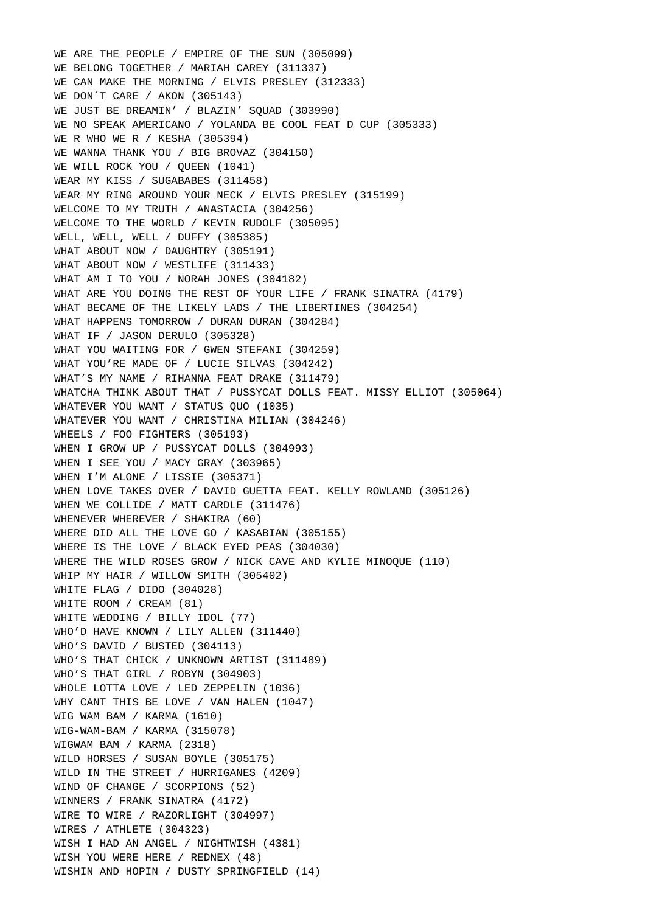WE ARE THE PEOPLE / EMPIRE OF THE SUN (305099)
WE BELONG TOGETHER / MARIAH CAREY (311337)
WE CAN MAKE THE MORNING / ELVIS PRESLEY (312333)
WE DON´T CARE / AKON (305143)
WE JUST BE DREAMIN’ / BLAZIN’ SQUAD (303990)
WE NO SPEAK AMERICANO / YOLANDA BE COOL FEAT D CUP (305333)
WE R WHO WE R / KESHA (305394)
WE WANNA THANK YOU / BIG BROVAZ (304150)
WE WILL ROCK YOU / QUEEN (1041)
WEAR MY KISS / SUGABABES (311458)
WEAR MY RING AROUND YOUR NECK / ELVIS PRESLEY (315199)
WELCOME TO MY TRUTH / ANASTACIA (304256)
WELCOME TO THE WORLD / KEVIN RUDOLF (305095)
WELL, WELL, WELL / DUFFY (305385)
WHAT ABOUT NOW / DAUGHTRY (305191)
WHAT ABOUT NOW / WESTLIFE (311433)
WHAT AM I TO YOU / NORAH JONES (304182)
WHAT ARE YOU DOING THE REST OF YOUR LIFE / FRANK SINATRA (4179)
WHAT BECAME OF THE LIKELY LADS / THE LIBERTINES (304254)
WHAT HAPPENS TOMORROW / DURAN DURAN (304284)
WHAT IF / JASON DERULO (305328)
WHAT YOU WAITING FOR / GWEN STEFANI (304259)
WHAT YOU’RE MADE OF / LUCIE SILVAS (304242)
WHAT’S MY NAME / RIHANNA FEAT DRAKE (311479)
WHATCHA THINK ABOUT THAT / PUSSYCAT DOLLS FEAT. MISSY ELLIOT (305064)
WHATEVER YOU WANT / STATUS QUO (1035)
WHATEVER YOU WANT / CHRISTINA MILIAN (304246)
WHEELS / FOO FIGHTERS (305193)
WHEN I GROW UP / PUSSYCAT DOLLS (304993)
WHEN I SEE YOU / MACY GRAY (303965)
WHEN I’M ALONE / LISSIE (305371)
WHEN LOVE TAKES OVER / DAVID GUETTA FEAT. KELLY ROWLAND (305126)
WHEN WE COLLIDE / MATT CARDLE (311476)
WHENEVER WHEREVER / SHAKIRA (60)
WHERE DID ALL THE LOVE GO / KASABIAN (305155)
WHERE IS THE LOVE / BLACK EYED PEAS (304030)
WHERE THE WILD ROSES GROW / NICK CAVE AND KYLIE MINOQUE (110)
WHIP MY HAIR / WILLOW SMITH (305402)
WHITE FLAG / DIDO (304028)
WHITE ROOM / CREAM (81)
WHITE WEDDING / BILLY IDOL (77)
WHO’D HAVE KNOWN / LILY ALLEN (311440)
WHO’S DAVID / BUSTED (304113)
WHO’S THAT CHICK / UNKNOWN ARTIST (311489)
WHO’S THAT GIRL / ROBYN (304903)
WHOLE LOTTA LOVE / LED ZEPPELIN (1036)
WHY CANT THIS BE LOVE / VAN HALEN (1047)
WIG WAM BAM / KARMA (1610)
WIG-WAM-BAM / KARMA (315078)
WIGWAM BAM / KARMA (2318)
WILD HORSES / SUSAN BOYLE (305175)
WILD IN THE STREET / HURRIGANES (4209)
WIND OF CHANGE / SCORPIONS (52)
WINNERS / FRANK SINATRA (4172)
WIRE TO WIRE / RAZORLIGHT (304997)
WIRES / ATHLETE (304323)
WISH I HAD AN ANGEL / NIGHTWISH (4381)
WISH YOU WERE HERE / REDNEX (48)
WISHIN AND HOPIN / DUSTY SPRINGFIELD (14)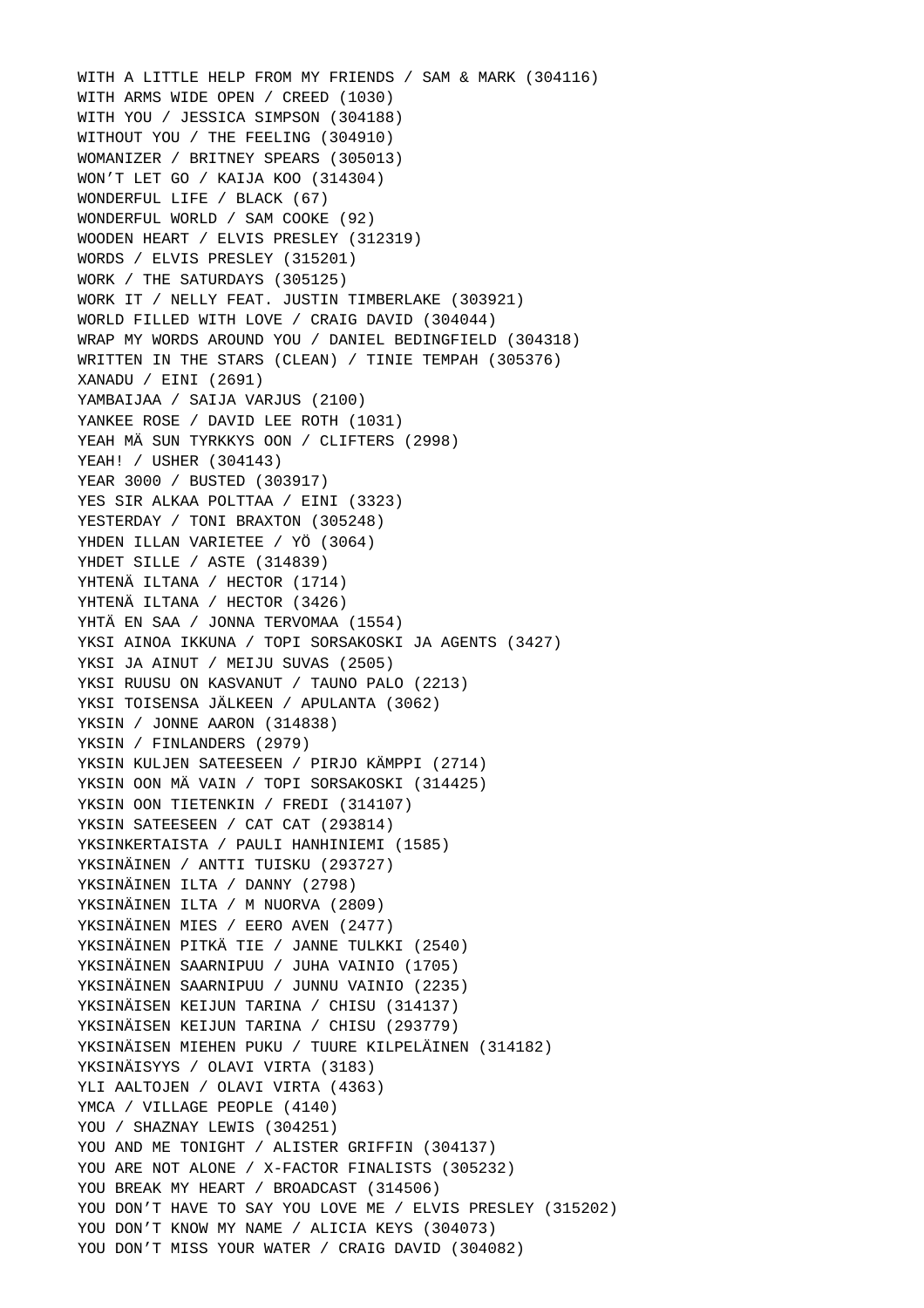WITH A LITTLE HELP FROM MY FRIENDS / SAM & MARK (304116)
WITH ARMS WIDE OPEN / CREED (1030)
WITH YOU / JESSICA SIMPSON (304188)
WITHOUT YOU / THE FEELING (304910)
WOMANIZER / BRITNEY SPEARS (305013)
WON'T LET GO / KAIJA KOO (314304)
WONDERFUL LIFE / BLACK (67)
WONDERFUL WORLD / SAM COOKE (92)
WOODEN HEART / ELVIS PRESLEY (312319)
WORDS / ELVIS PRESLEY (315201)
WORK / THE SATURDAYS (305125)
WORK IT / NELLY FEAT. JUSTIN TIMBERLAKE (303921)
WORLD FILLED WITH LOVE / CRAIG DAVID (304044)
WRAP MY WORDS AROUND YOU / DANIEL BEDINGFIELD (304318)
WRITTEN IN THE STARS (CLEAN) / TINIE TEMPAH (305376)
XANADU / EINI (2691)
YAMBAIJAA / SAIJA VARJUS (2100)
YANKEE ROSE / DAVID LEE ROTH (1031)
YEAH MÄ SUN TYRKKYS OON / CLIFTERS (2998)
YEAH! / USHER (304143)
YEAR 3000 / BUSTED (303917)
YES SIR ALKAA POLTTAA / EINI (3323)
YESTERDAY / TONI BRAXTON (305248)
YHDEN ILLAN VARIETEE / YÖ (3064)
YHDET SILLE / ASTE (314839)
YHTENÄ ILTANA / HECTOR (1714)
YHTENÄ ILTANA / HECTOR (3426)
YHTÄ EN SAA / JONNA TERVOMAA (1554)
YKSI AINOA IKKUNA / TOPI SORSAKOSKI JA AGENTS (3427)
YKSI JA AINUT / MEIJU SUVAS (2505)
YKSI RUUSU ON KASVANUT / TAUNO PALO (2213)
YKSI TOISENSA JÄLKEEN / APULANTA (3062)
YKSIN / JONNE AARON (314838)
YKSIN / FINLANDERS (2979)
YKSIN KULJEN SATEESEEN / PIRJO KÄMPPI (2714)
YKSIN OON MÄ VAIN / TOPI SORSAKOSKI (314425)
YKSIN OON TIETENKIN / FREDI (314107)
YKSIN SATEESEEN / CAT CAT (293814)
YKSINKERTAISTA / PAULI HANHINIEMI (1585)
YKSINÄINEN / ANTTI TUISKU (293727)
YKSINÄINEN ILTA / DANNY (2798)
YKSINÄINEN ILTA / M NUORVA (2809)
YKSINÄINEN MIES / EERO AVEN (2477)
YKSINÄINEN PITKÄ TIE / JANNE TULKKI (2540)
YKSINÄINEN SAARNIPUU / JUHA VAINIO (1705)
YKSINÄINEN SAARNIPUU / JUNNU VAINIO (2235)
YKSINÄISEN KEIJUN TARINA / CHISU (314137)
YKSINÄISEN KEIJUN TARINA / CHISU (293779)
YKSINÄISEN MIEHEN PUKU / TUURE KILPELÄINEN (314182)
YKSINÄISYYS / OLAVI VIRTA (3183)
YLI AALTOJEN / OLAVI VIRTA (4363)
YMCA / VILLAGE PEOPLE (4140)
YOU / SHAZNAY LEWIS (304251)
YOU AND ME TONIGHT / ALISTER GRIFFIN (304137)
YOU ARE NOT ALONE / X-FACTOR FINALISTS (305232)
YOU BREAK MY HEART / BROADCAST (314506)
YOU DON'T HAVE TO SAY YOU LOVE ME / ELVIS PRESLEY (315202)
YOU DON'T KNOW MY NAME / ALICIA KEYS (304073)
YOU DON'T MISS YOUR WATER / CRAIG DAVID (304082)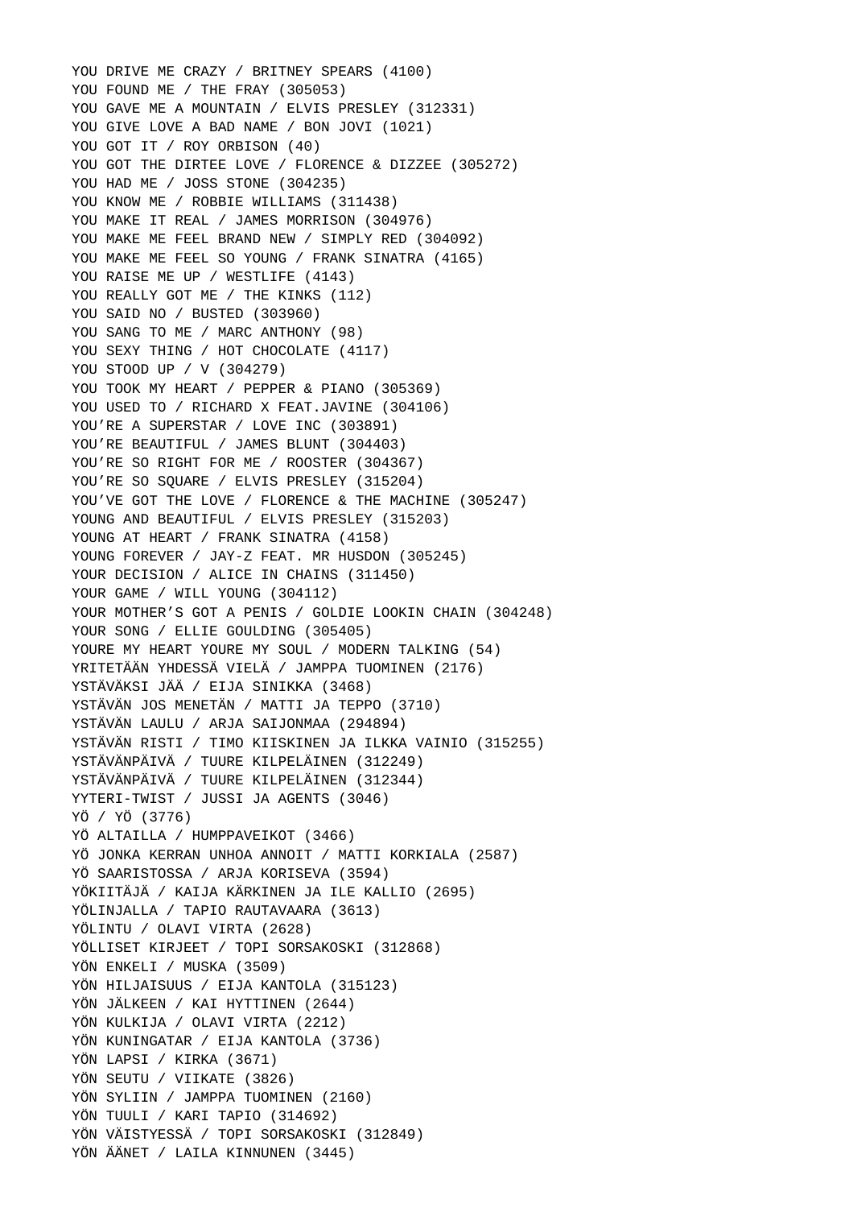YOU DRIVE ME CRAZY / BRITNEY SPEARS (4100)
YOU FOUND ME / THE FRAY (305053)
YOU GAVE ME A MOUNTAIN / ELVIS PRESLEY (312331)
YOU GIVE LOVE A BAD NAME / BON JOVI (1021)
YOU GOT IT / ROY ORBISON (40)
YOU GOT THE DIRTEE LOVE / FLORENCE & DIZZEE (305272)
YOU HAD ME / JOSS STONE (304235)
YOU KNOW ME / ROBBIE WILLIAMS (311438)
YOU MAKE IT REAL / JAMES MORRISON (304976)
YOU MAKE ME FEEL BRAND NEW / SIMPLY RED (304092)
YOU MAKE ME FEEL SO YOUNG / FRANK SINATRA (4165)
YOU RAISE ME UP / WESTLIFE (4143)
YOU REALLY GOT ME / THE KINKS (112)
YOU SAID NO / BUSTED (303960)
YOU SANG TO ME / MARC ANTHONY (98)
YOU SEXY THING / HOT CHOCOLATE (4117)
YOU STOOD UP / V (304279)
YOU TOOK MY HEART / PEPPER & PIANO (305369)
YOU USED TO / RICHARD X FEAT.JAVINE (304106)
YOU'RE A SUPERSTAR / LOVE INC (303891)
YOU'RE BEAUTIFUL / JAMES BLUNT (304403)
YOU'RE SO RIGHT FOR ME / ROOSTER (304367)
YOU'RE SO SQUARE / ELVIS PRESLEY (315204)
YOU'VE GOT THE LOVE / FLORENCE & THE MACHINE (305247)
YOUNG AND BEAUTIFUL / ELVIS PRESLEY (315203)
YOUNG AT HEART / FRANK SINATRA (4158)
YOUNG FOREVER / JAY-Z FEAT. MR HUSDON (305245)
YOUR DECISION / ALICE IN CHAINS (311450)
YOUR GAME / WILL YOUNG (304112)
YOUR MOTHER'S GOT A PENIS / GOLDIE LOOKIN CHAIN (304248)
YOUR SONG / ELLIE GOULDING (305405)
YOURE MY HEART YOURE MY SOUL / MODERN TALKING (54)
YRITETÄÄN YHDESSÄ VIELÄ / JAMPPA TUOMINEN (2176)
YSTÄVÄKSI JÄÄ / EIJA SINIKKA (3468)
YSTÄVÄN JOS MENETÄN / MATTI JA TEPPO (3710)
YSTÄVÄN LAULU / ARJA SAIJONMAA (294894)
YSTÄVÄN RISTI / TIMO KIISKINEN JA ILKKA VAINIO (315255)
YSTÄVÄNPÄIVÄ / TUURE KILPELÄINEN (312249)
YSTÄVÄNPÄIVÄ / TUURE KILPELÄINEN (312344)
YYTERI-TWIST / JUSSI JA AGENTS (3046)
YÖ / YÖ (3776)
YÖ ALTAILLA / HUMPPAVEIKOT (3466)
YÖ JONKA KERRAN UNHOA ANNOIT / MATTI KORKIALA (2587)
YÖ SAARISTOSSA / ARJA KORISEVA (3594)
YÖKIITÄJÄ / KAIJA KÄRKINEN JA ILE KALLIO (2695)
YÖLINJALLA / TAPIO RAUTAVAARA (3613)
YÖLINTU / OLAVI VIRTA (2628)
YÖLLISET KIRJEET / TOPI SORSAKOSKI (312868)
YÖN ENKELI / MUSKA (3509)
YÖN HILJAISUUS / EIJA KANTOLA (315123)
YÖN JÄLKEEN / KAI HYTTINEN (2644)
YÖN KULKIJA / OLAVI VIRTA (2212)
YÖN KUNINGATAR / EIJA KANTOLA (3736)
YÖN LAPSI / KIRKA (3671)
YÖN SEUTU / VIIKATE (3826)
YÖN SYLIIN / JAMPPA TUOMINEN (2160)
YÖN TUULI / KARI TAPIO (314692)
YÖN VÄISTYESSÄ / TOPI SORSAKOSKI (312849)
YÖN ÄÄNET / LAILA KINNUNEN (3445)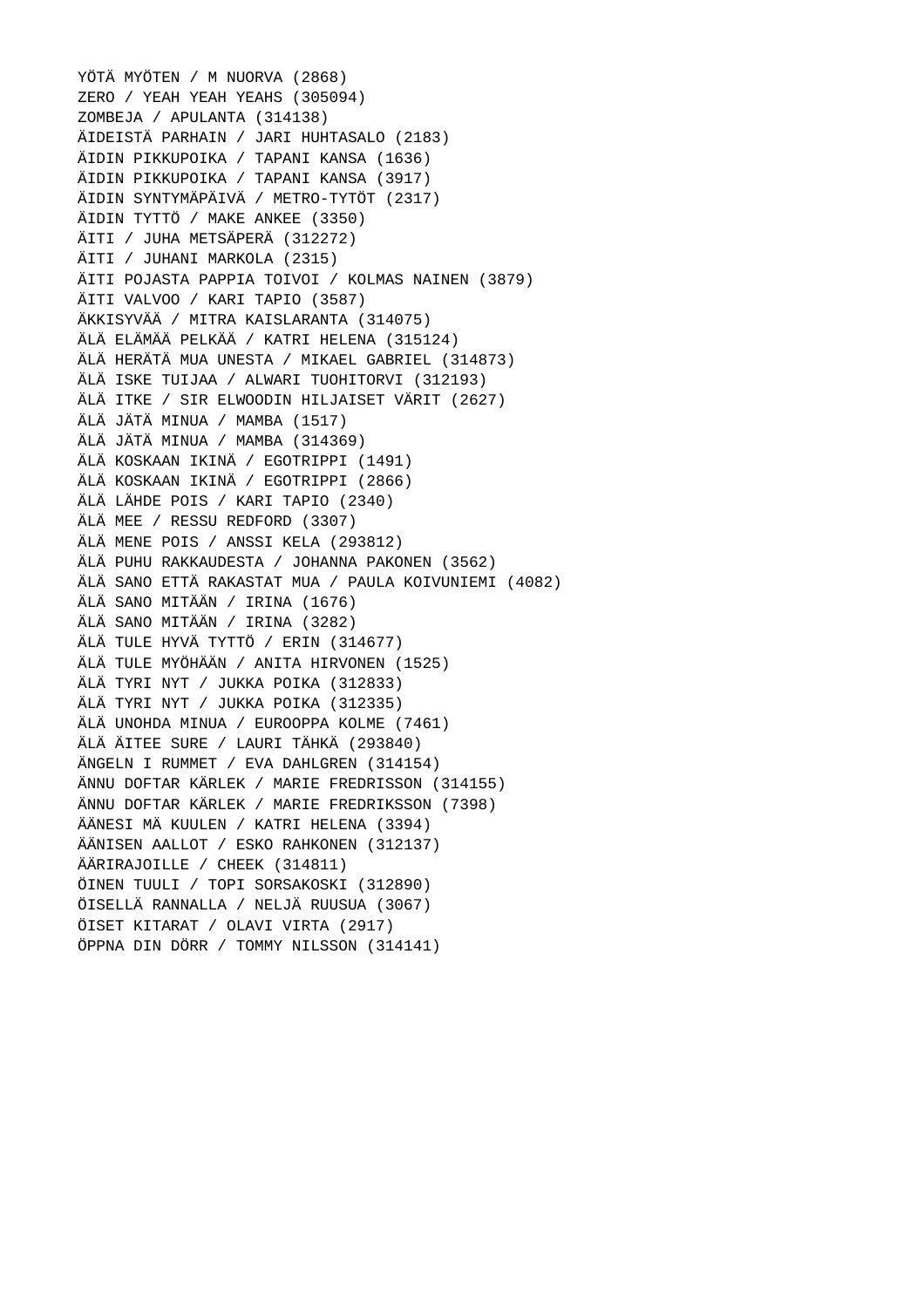YÖTÄ MYÖTEN / M NUORVA (2868)
ZERO / YEAH YEAH YEAHS (305094)
ZOMBEJA / APULANTA (314138)
ÄIDEISTÄ PARHAIN / JARI HUHTASALO (2183)
ÄIDIN PIKKUPOIKA / TAPANI KANSA (1636)
ÄIDIN PIKKUPOIKA / TAPANI KANSA (3917)
ÄIDIN SYNTYMÄPÄIVÄ / METRO-TYTÖT (2317)
ÄIDIN TYTTÖ / MAKE ANKEE (3350)
ÄITI / JUHA METSÄPERÄ (312272)
ÄITI / JUHANI MARKOLA (2315)
ÄITI POJASTA PAPPIA TOIVOI / KOLMAS NAINEN (3879)
ÄITI VALVOO / KARI TAPIO (3587)
ÄKKISYVÄÄ / MITRA KAISLARANTA (314075)
ÄLÄ ELÄMÄÄ PELKÄÄ / KATRI HELENA (315124)
ÄLÄ HERÄTÄ MUA UNESTA / MIKAEL GABRIEL (314873)
ÄLÄ ISKE TUIJAA / ALWARI TUOHITORVI (312193)
ÄLÄ ITKE / SIR ELWOODIN HILJAISET VÄRIT (2627)
ÄLÄ JÄTÄ MINUA / MAMBA (1517)
ÄLÄ JÄTÄ MINUA / MAMBA (314369)
ÄLÄ KOSKAAN IKINÄ / EGOTRIPPI (1491)
ÄLÄ KOSKAAN IKINÄ / EGOTRIPPI (2866)
ÄLÄ LÄHDE POIS / KARI TAPIO (2340)
ÄLÄ MEE / RESSU REDFORD (3307)
ÄLÄ MENE POIS / ANSSI KELA (293812)
ÄLÄ PUHU RAKKAUDESTA / JOHANNA PAKONEN (3562)
ÄLÄ SANO ETTÄ RAKASTAT MUA / PAULA KOIVUNIEMI (4082)
ÄLÄ SANO MITÄÄN / IRINA (1676)
ÄLÄ SANO MITÄÄN / IRINA (3282)
ÄLÄ TULE HYVÄ TYTTÖ / ERIN (314677)
ÄLÄ TULE MYÖHÄÄN / ANITA HIRVONEN (1525)
ÄLÄ TYRI NYT / JUKKA POIKA (312833)
ÄLÄ TYRI NYT / JUKKA POIKA (312335)
ÄLÄ UNOHDA MINUA / EUROOPPA KOLME (7461)
ÄLÄ ÄITEE SURE / LAURI TÄHKÄ (293840)
ÄNGELN I RUMMET / EVA DAHLGREN (314154)
ÄNNU DOFTAR KÄRLEK / MARIE FREDRISSON (314155)
ÄNNU DOFTAR KÄRLEK / MARIE FREDRIKSSON (7398)
ÄÄNESI MÄ KUULEN / KATRI HELENA (3394)
ÄÄNISEN AALLOT / ESKO RAHKONEN (312137)
ÄÄRIRAJOILLE / CHEEK (314811)
ÖINEN TUULI / TOPI SORSAKOSKI (312890)
ÖISELLÄ RANNALLA / NELJÄ RUUSUA (3067)
ÖISET KITARAT / OLAVI VIRTA (2917)
ÖPPNA DIN DÖRR / TOMMY NILSSON (314141)